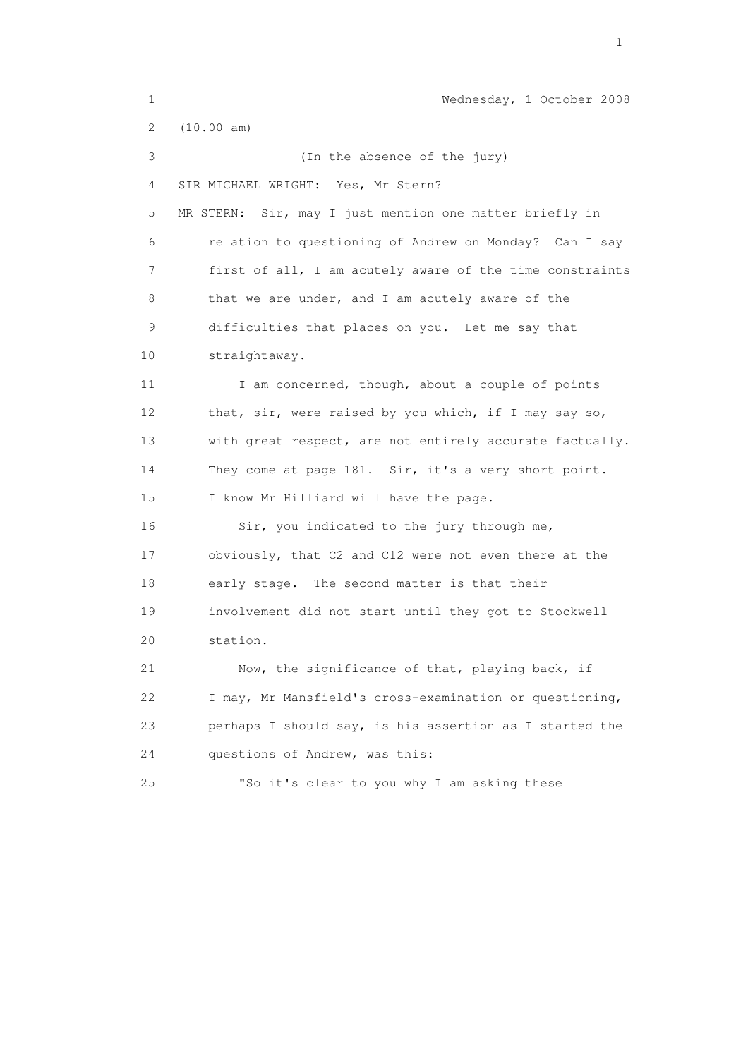Wednesday, 1 October 2008

(10.00 am)

(In the absence of the jury)

SIR MICHAEL WRIGHT: Yes, Mr Stern?

MR STERN: Sir, may I just mention one matter briefly in relation to questioning of Andrew on Monday? Can I say first of all, I am acutely aware of the time constraints that we are under, and I am acutely aware of the difficulties that places on you. Let me say that straightaway.

I am concerned, though, about a couple of points that, sir, were raised by you which, if I may say so, with great respect, are not entirely accurate factually. They come at page 181. Sir, it's a very short point. I know Mr Hilliard will have the page.

Sir, you indicated to the jury through me, obviously, that C2 and C12 were not even there at the early stage. The second matter is that their involvement did not start until they got to Stockwell station.

Now, the significance of that, playing back, if I may, Mr Mansfield's cross-examination or questioning, perhaps I should say, is his assertion as I started the questions of Andrew, was this:

"So it's clear to you why I am asking these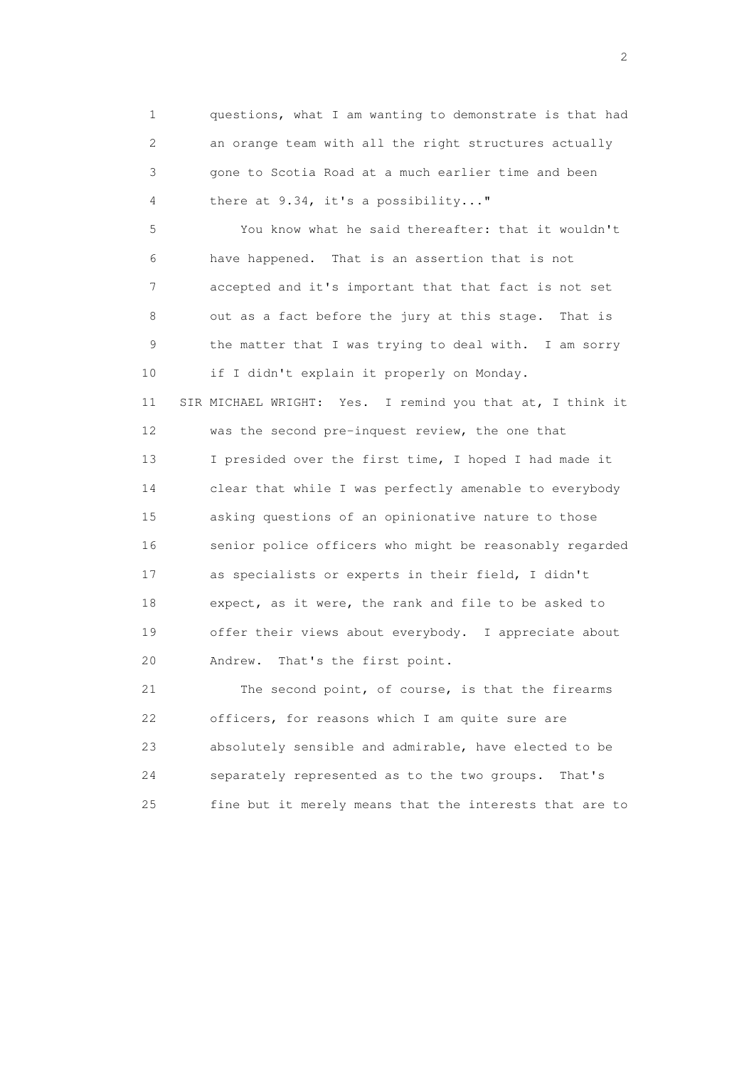questions, what I am wanting to demonstrate is that had an orange team with all the right structures actually gone to Scotia Road at a much earlier time and been there at 9.34, it's a possibility..."

You know what he said thereafter: that it wouldn't have happened. That is an assertion that is not accepted and it's important that that fact is not set out as a fact before the jury at this stage. That is the matter that I was trying to deal with. I am sorry if I didn't explain it properly on Monday.

SIR MICHAEL WRIGHT: Yes. I remind you that at, I think it was the second pre-inquest review, the one that I presided over the first time, I hoped I had made it clear that while I was perfectly amenable to everybody asking questions of an opinionative nature to those senior police officers who might be reasonably regarded as specialists or experts in their field, I didn't expect, as it were, the rank and file to be asked to offer their views about everybody. I appreciate about Andrew. That's the first point.

The second point, of course, is that the firearms officers, for reasons which I am quite sure are absolutely sensible and admirable, have elected to be separately represented as to the two groups. That's fine but it merely means that the interests that are to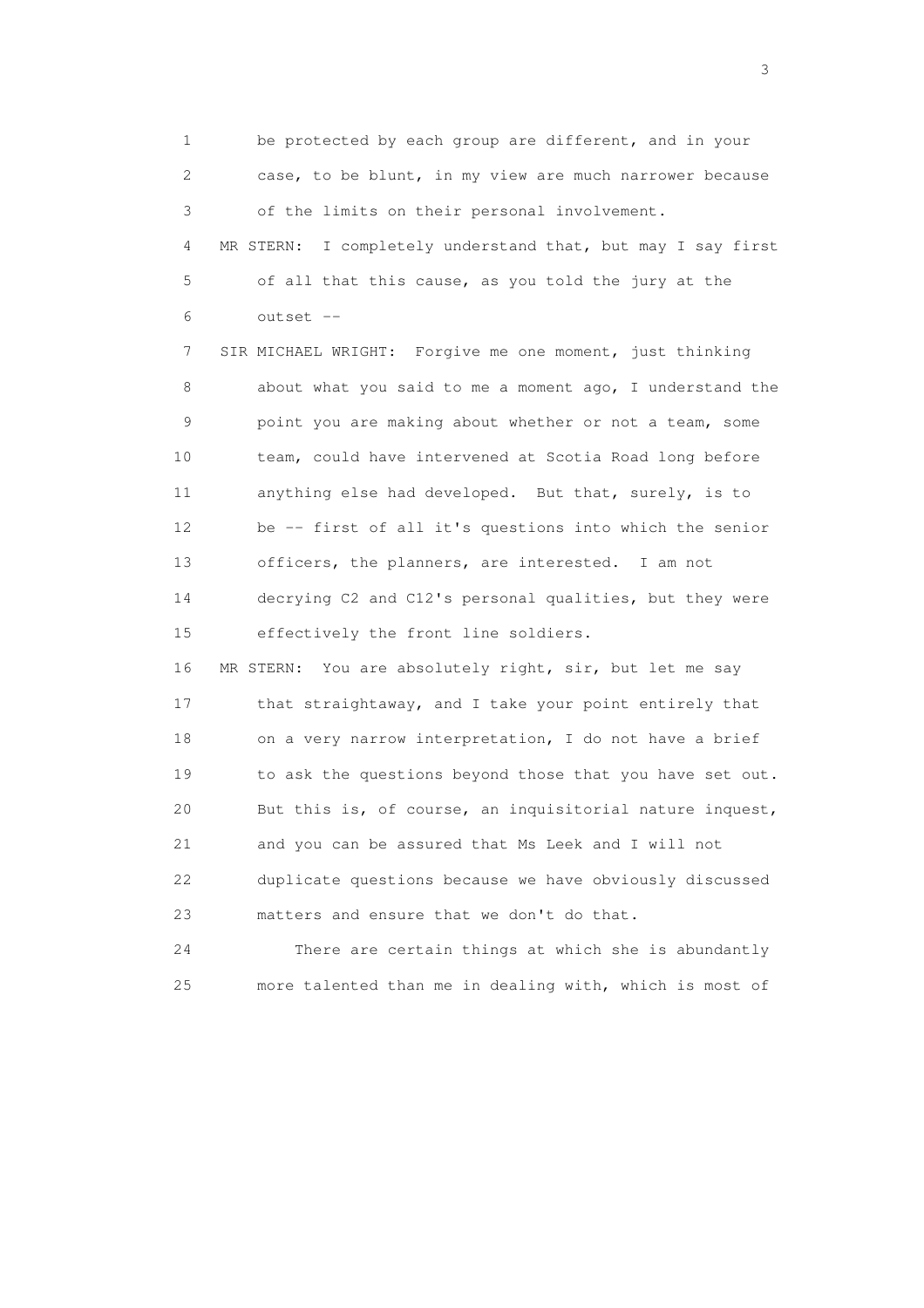1 be protected by each group are different, and in your
2 case, to be blunt, in my view are much narrower because
3 of the limits on their personal involvement.

4 MR STERN: I completely understand that, but may I say first
5 of all that this cause, as you told the jury at the
6 outset --

7 SIR MICHAEL WRIGHT: Forgive me one moment, just thinking
8 about what you said to me a moment ago, I understand the
9 point you are making about whether or not a team, some
10 team, could have intervened at Scotia Road long before
11 anything else had developed. But that, surely, is to
12 be -- first of all it's questions into which the senior
13 officers, the planners, are interested. I am not
14 decrying C2 and C12's personal qualities, but they were
15 effectively the front line soldiers.

16 MR STERN: You are absolutely right, sir, but let me say
17 that straightaway, and I take your point entirely that
18 on a very narrow interpretation, I do not have a brief
19 to ask the questions beyond those that you have set out.
20 But this is, of course, an inquisitorial nature inquest,
21 and you can be assured that Ms Leek and I will not
22 duplicate questions because we have obviously discussed
23 matters and ensure that we don't do that.

24 There are certain things at which she is abundantly
25 more talented than me in dealing with, which is most of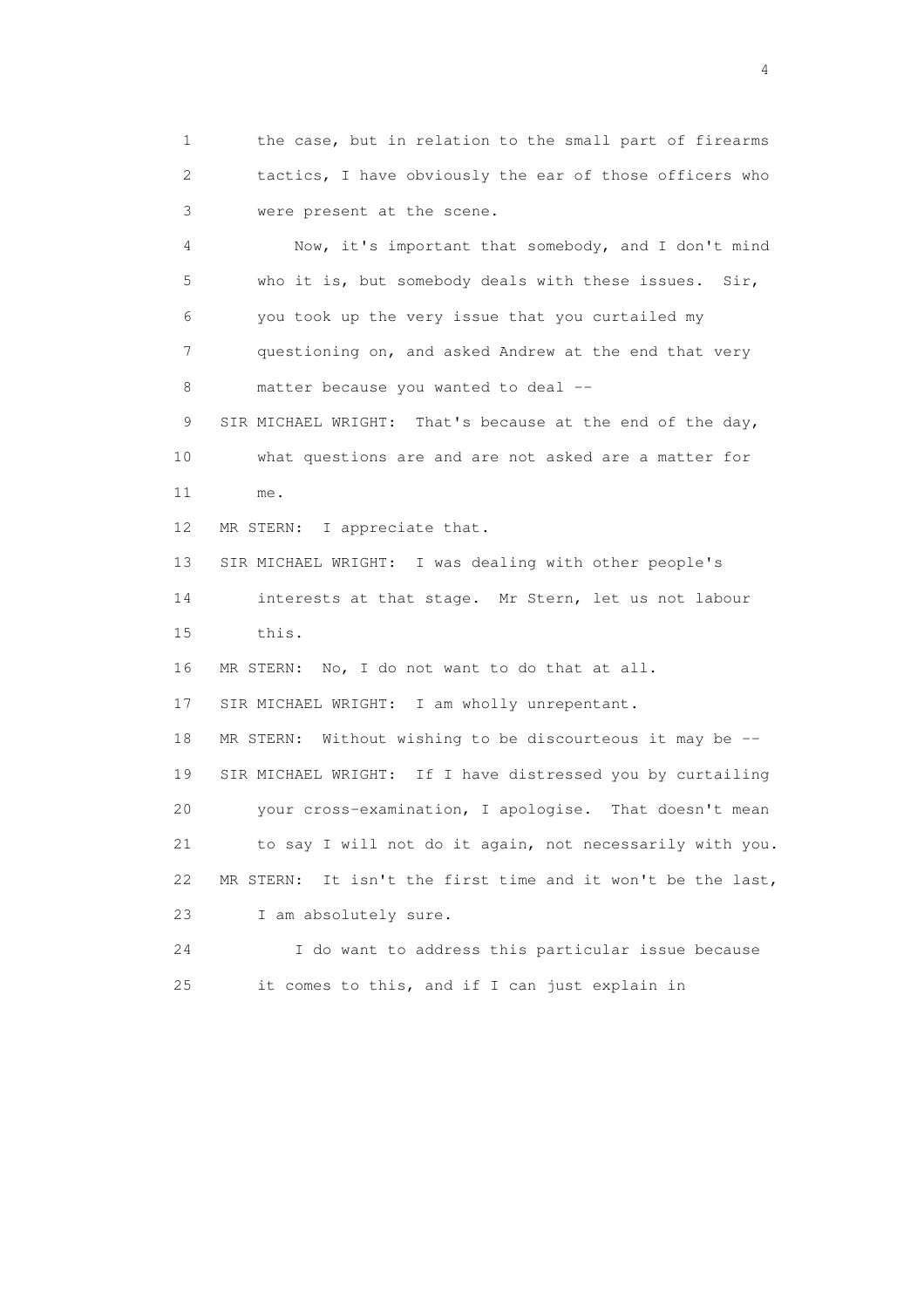1 the case, but in relation to the small part of firearms
2 tactics, I have obviously the ear of those officers who
3 were present at the scene.

4 Now, it's important that somebody, and I don't mind
5 who it is, but somebody deals with these issues. Sir,
6 you took up the very issue that you curtailed my
7 questioning on, and asked Andrew at the end that very
8 matter because you wanted to deal --

9 SIR MICHAEL WRIGHT: That's because at the end of the day,
10 what questions are and are not asked are a matter for
11 me.

12 MR STERN: I appreciate that.

13 SIR MICHAEL WRIGHT: I was dealing with other people's
14 interests at that stage. Mr Stern, let us not labour
15 this.

16 MR STERN: No, I do not want to do that at all.

17 SIR MICHAEL WRIGHT: I am wholly unrepentant.

18 MR STERN: Without wishing to be discourteous it may be --

19 SIR MICHAEL WRIGHT: If I have distressed you by curtailing
20 your cross-examination, I apologise. That doesn't mean
21 to say I will not do it again, not necessarily with you.

22 MR STERN: It isn't the first time and it won't be the last,
23 I am absolutely sure.

24 I do want to address this particular issue because
25 it comes to this, and if I can just explain in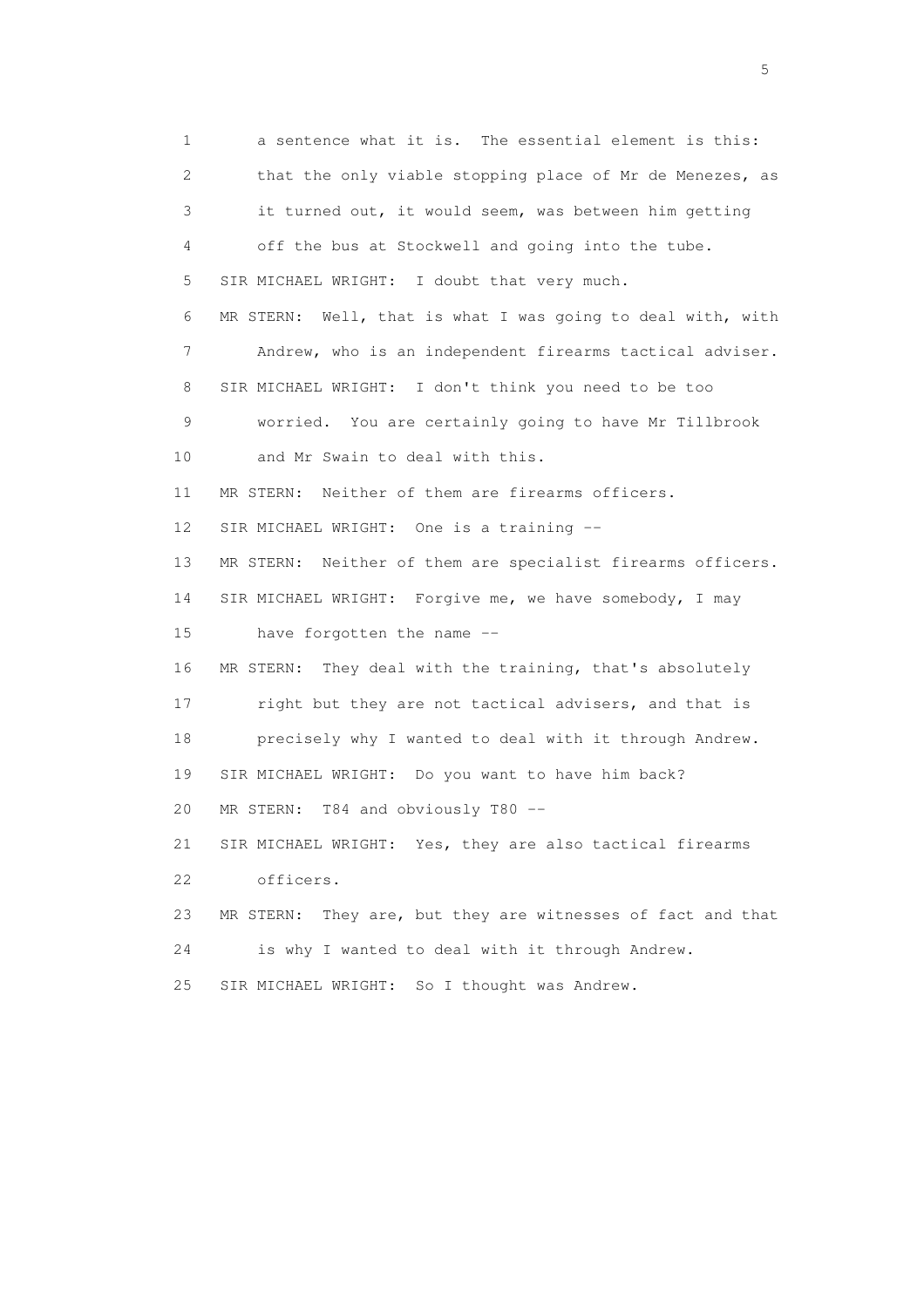1 a sentence what it is. The essential element is this:
2 that the only viable stopping place of Mr de Menezes, as
3 it turned out, it would seem, was between him getting
4 off the bus at Stockwell and going into the tube.
5 SIR MICHAEL WRIGHT: I doubt that very much.
6 MR STERN: Well, that is what I was going to deal with, with
7 Andrew, who is an independent firearms tactical adviser.
8 SIR MICHAEL WRIGHT: I don't think you need to be too
9 worried. You are certainly going to have Mr Tillbrook
10 and Mr Swain to deal with this.
11 MR STERN: Neither of them are firearms officers.
12 SIR MICHAEL WRIGHT: One is a training --
13 MR STERN: Neither of them are specialist firearms officers.
14 SIR MICHAEL WRIGHT: Forgive me, we have somebody, I may
15 have forgotten the name --
16 MR STERN: They deal with the training, that's absolutely
17 right but they are not tactical advisers, and that is
18 precisely why I wanted to deal with it through Andrew.
19 SIR MICHAEL WRIGHT: Do you want to have him back?
20 MR STERN: T84 and obviously T80 --
21 SIR MICHAEL WRIGHT: Yes, they are also tactical firearms
22 officers.
23 MR STERN: They are, but they are witnesses of fact and that
24 is why I wanted to deal with it through Andrew.
25 SIR MICHAEL WRIGHT: So I thought was Andrew.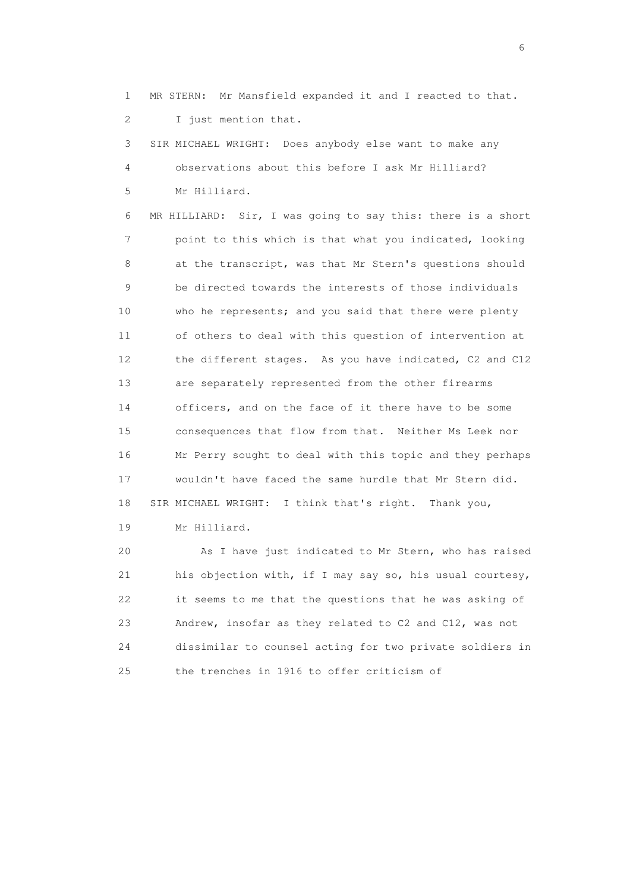1 MR STERN: Mr Mansfield expanded it and I reacted to that.
2 I just mention that.
3 SIR MICHAEL WRIGHT: Does anybody else want to make any
4 observations about this before I ask Mr Hilliard?
5 Mr Hilliard.
6 MR HILLIARD: Sir, I was going to say this: there is a short
7 point to this which is that what you indicated, looking
8 at the transcript, was that Mr Stern's questions should
9 be directed towards the interests of those individuals
10 who he represents; and you said that there were plenty
11 of others to deal with this question of intervention at
12 the different stages. As you have indicated, C2 and C12
13 are separately represented from the other firearms
14 officers, and on the face of it there have to be some
15 consequences that flow from that. Neither Ms Leek nor
16 Mr Perry sought to deal with this topic and they perhaps
17 wouldn't have faced the same hurdle that Mr Stern did.
18 SIR MICHAEL WRIGHT: I think that's right. Thank you,
19 Mr Hilliard.
20 As I have just indicated to Mr Stern, who has raised
21 his objection with, if I may say so, his usual courtesy,
22 it seems to me that the questions that he was asking of
23 Andrew, insofar as they related to C2 and C12, was not
24 dissimilar to counsel acting for two private soldiers in
25 the trenches in 1916 to offer criticism of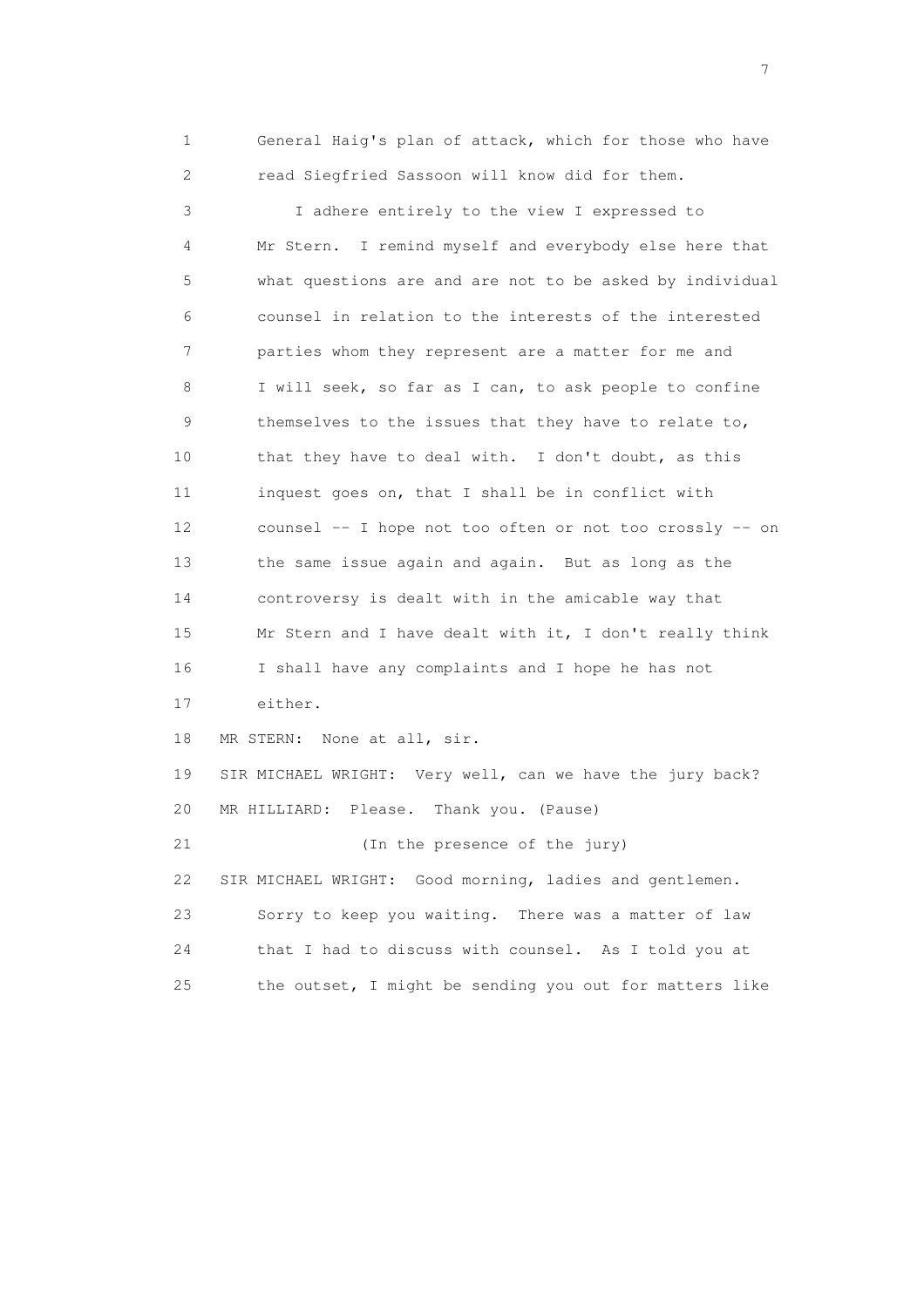1 General Haig's plan of attack, which for those who have
2 read Siegfried Sassoon will know did for them.

3 I adhere entirely to the view I expressed to
4 Mr Stern. I remind myself and everybody else here that
5 what questions are and are not to be asked by individual
6 counsel in relation to the interests of the interested
7 parties whom they represent are a matter for me and
8 I will seek, so far as I can, to ask people to confine
9 themselves to the issues that they have to relate to,
10 that they have to deal with. I don't doubt, as this
11 inquest goes on, that I shall be in conflict with
12 counsel -- I hope not too often or not too crossly -- on
13 the same issue again and again. But as long as the
14 controversy is dealt with in the amicable way that
15 Mr Stern and I have dealt with it, I don't really think
16 I shall have any complaints and I hope he has not
17 either.

18 MR STERN: None at all, sir.

19 SIR MICHAEL WRIGHT: Very well, can we have the jury back?

20 MR HILLIARD: Please. Thank you. (Pause)

21 (In the presence of the jury)

22 SIR MICHAEL WRIGHT: Good morning, ladies and gentlemen.
23 Sorry to keep you waiting. There was a matter of law
24 that I had to discuss with counsel. As I told you at
25 the outset, I might be sending you out for matters like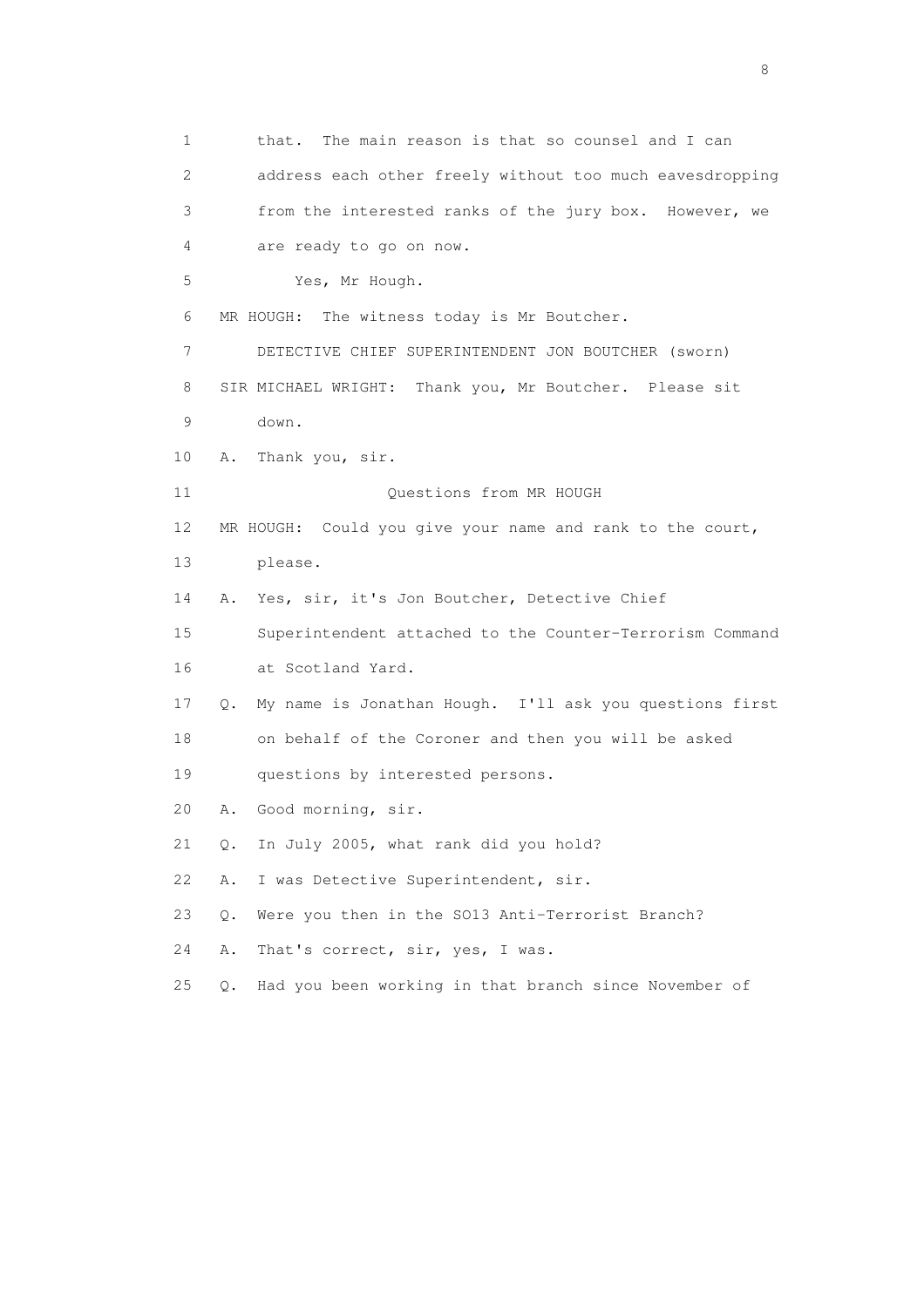1 that. The main reason is that so counsel and I can
2 address each other freely without too much eavesdropping
3 from the interested ranks of the jury box. However, we
4 are ready to go on now.
5 Yes, Mr Hough.
6 MR HOUGH: The witness today is Mr Boutcher.
7 DETECTIVE CHIEF SUPERINTENDENT JON BOUTCHER (sworn)
8 SIR MICHAEL WRIGHT: Thank you, Mr Boutcher. Please sit
9 down.
10 A. Thank you, sir.
11 Questions from MR HOUGH
12 MR HOUGH: Could you give your name and rank to the court,
13 please.
14 A. Yes, sir, it's Jon Boutcher, Detective Chief
15 Superintendent attached to the Counter-Terrorism Command
16 at Scotland Yard.
17 Q. My name is Jonathan Hough. I'll ask you questions first
18 on behalf of the Coroner and then you will be asked
19 questions by interested persons.
20 A. Good morning, sir.
21 Q. In July 2005, what rank did you hold?
22 A. I was Detective Superintendent, sir.
23 Q. Were you then in the SO13 Anti-Terrorist Branch?
24 A. That's correct, sir, yes, I was.
25 Q. Had you been working in that branch since November of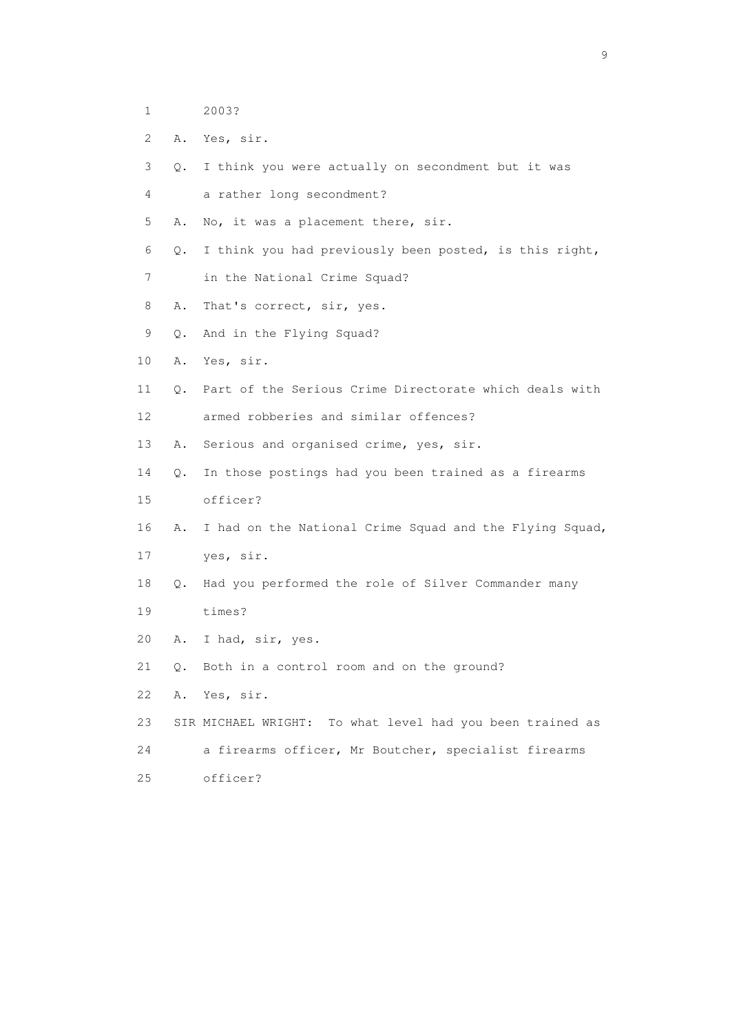1 2003?

2 A. Yes, sir.

3 Q. I think you were actually on secondment but it was

4 a rather long secondment?

5 A. No, it was a placement there, sir.

6 Q. I think you had previously been posted, is this right,

7 in the National Crime Squad?

8 A. That's correct, sir, yes.

9 Q. And in the Flying Squad?

10 A. Yes, sir.

11 Q. Part of the Serious Crime Directorate which deals with

12 armed robberies and similar offences?

13 A. Serious and organised crime, yes, sir.

14 Q. In those postings had you been trained as a firearms

15 officer?

16 A. I had on the National Crime Squad and the Flying Squad,

17 yes, sir.

18 Q. Had you performed the role of Silver Commander many

19 times?

20 A. I had, sir, yes.

21 Q. Both in a control room and on the ground?

22 A. Yes, sir.

23 SIR MICHAEL WRIGHT: To what level had you been trained as

24 a firearms officer, Mr Boutcher, specialist firearms

25 officer?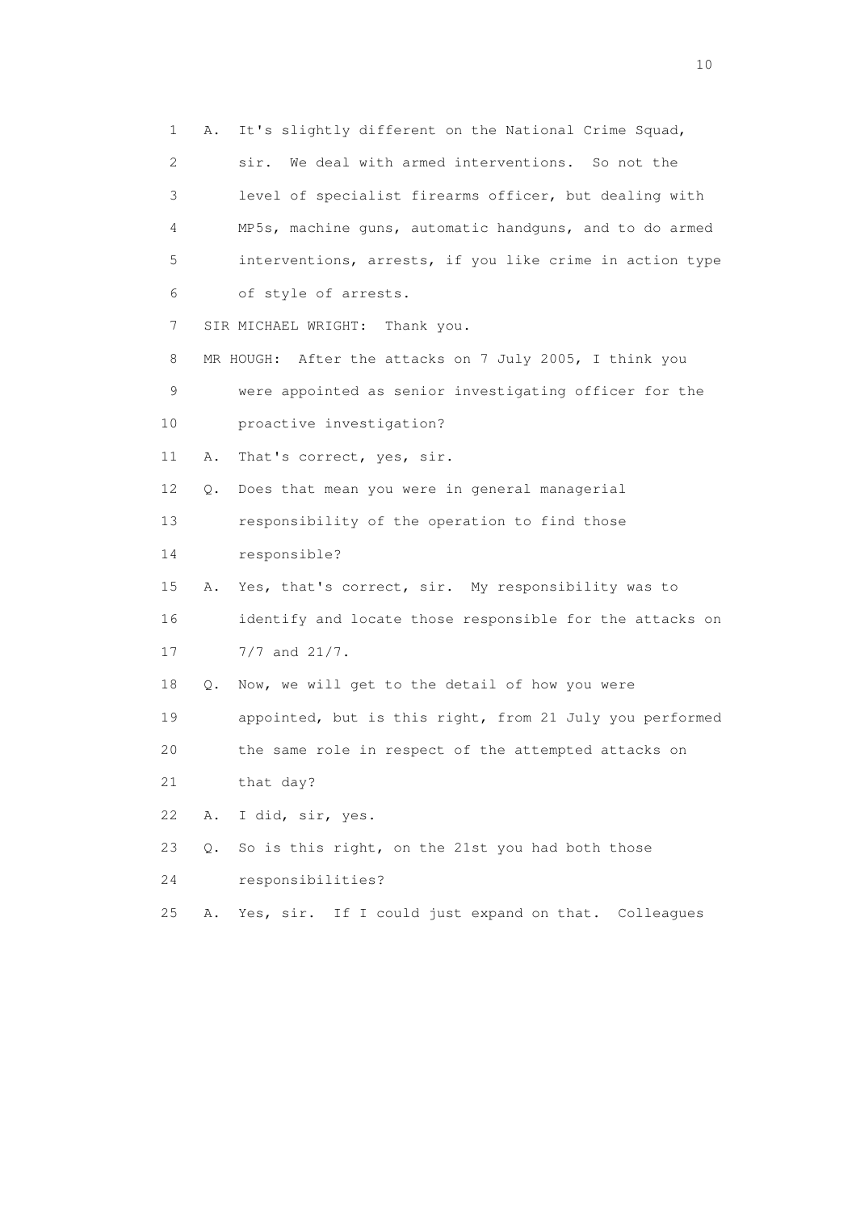1 A. It's slightly different on the National Crime Squad,
2 sir. We deal with armed interventions. So not the
3 level of specialist firearms officer, but dealing with
4 MP5s, machine guns, automatic handguns, and to do armed
5 interventions, arrests, if you like crime in action type
6 of style of arrests.
7 SIR MICHAEL WRIGHT: Thank you.
8 MR HOUGH: After the attacks on 7 July 2005, I think you
9 were appointed as senior investigating officer for the
10 proactive investigation?
11 A. That's correct, yes, sir.
12 Q. Does that mean you were in general managerial
13 responsibility of the operation to find those
14 responsible?
15 A. Yes, that's correct, sir. My responsibility was to
16 identify and locate those responsible for the attacks on
17 7/7 and 21/7.
18 Q. Now, we will get to the detail of how you were
19 appointed, but is this right, from 21 July you performed
20 the same role in respect of the attempted attacks on
21 that day?
22 A. I did, sir, yes.
23 Q. So is this right, on the 21st you had both those
24 responsibilities?
25 A. Yes, sir. If I could just expand on that. Colleagues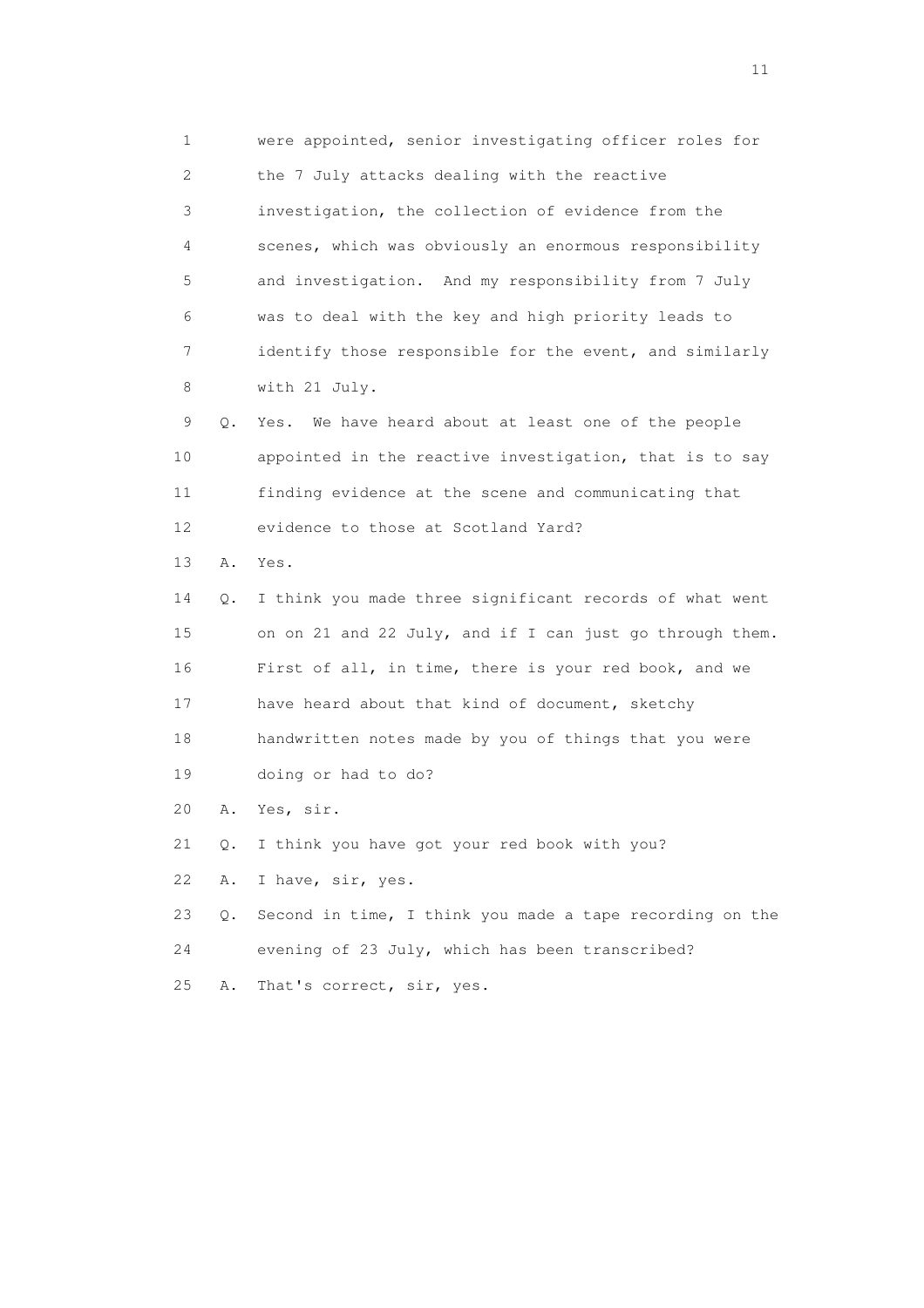1 were appointed, senior investigating officer roles for
2 the 7 July attacks dealing with the reactive
3 investigation, the collection of evidence from the
4 scenes, which was obviously an enormous responsibility
5 and investigation. And my responsibility from 7 July
6 was to deal with the key and high priority leads to
7 identify those responsible for the event, and similarly
8 with 21 July.

9 Q. Yes. We have heard about at least one of the people
10 appointed in the reactive investigation, that is to say
11 finding evidence at the scene and communicating that
12 evidence to those at Scotland Yard?

13 A. Yes.

14 Q. I think you made three significant records of what went
15 on on 21 and 22 July, and if I can just go through them.
16 First of all, in time, there is your red book, and we
17 have heard about that kind of document, sketchy
18 handwritten notes made by you of things that you were
19 doing or had to do?

20 A. Yes, sir.

21 Q. I think you have got your red book with you?

22 A. I have, sir, yes.

23 Q. Second in time, I think you made a tape recording on the
24 evening of 23 July, which has been transcribed?

25 A. That's correct, sir, yes.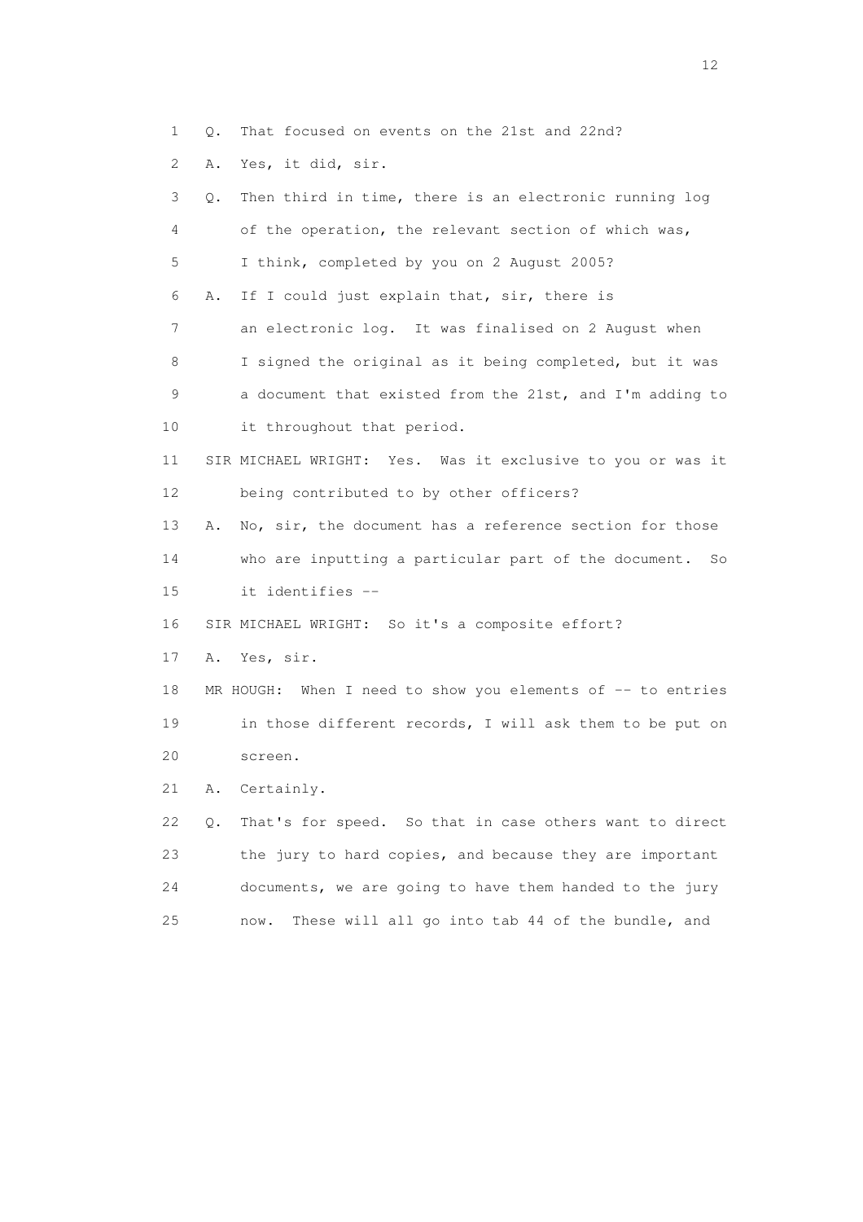1 Q. That focused on events on the 21st and 22nd?

2 A. Yes, it did, sir.

3 Q. Then third in time, there is an electronic running log

4 of the operation, the relevant section of which was,

5 I think, completed by you on 2 August 2005?

6 A. If I could just explain that, sir, there is

7 an electronic log. It was finalised on 2 August when

8 I signed the original as it being completed, but it was

9 a document that existed from the 21st, and I'm adding to

10 it throughout that period.

11 SIR MICHAEL WRIGHT: Yes. Was it exclusive to you or was it

12 being contributed to by other officers?

13 A. No, sir, the document has a reference section for those

14 who are inputting a particular part of the document. So

15 it identifies --

16 SIR MICHAEL WRIGHT: So it's a composite effort?

17 A. Yes, sir.

18 MR HOUGH: When I need to show you elements of -- to entries

19 in those different records, I will ask them to be put on

20 screen.

21 A. Certainly.

22 Q. That's for speed. So that in case others want to direct

23 the jury to hard copies, and because they are important

24 documents, we are going to have them handed to the jury

25 now. These will all go into tab 44 of the bundle, and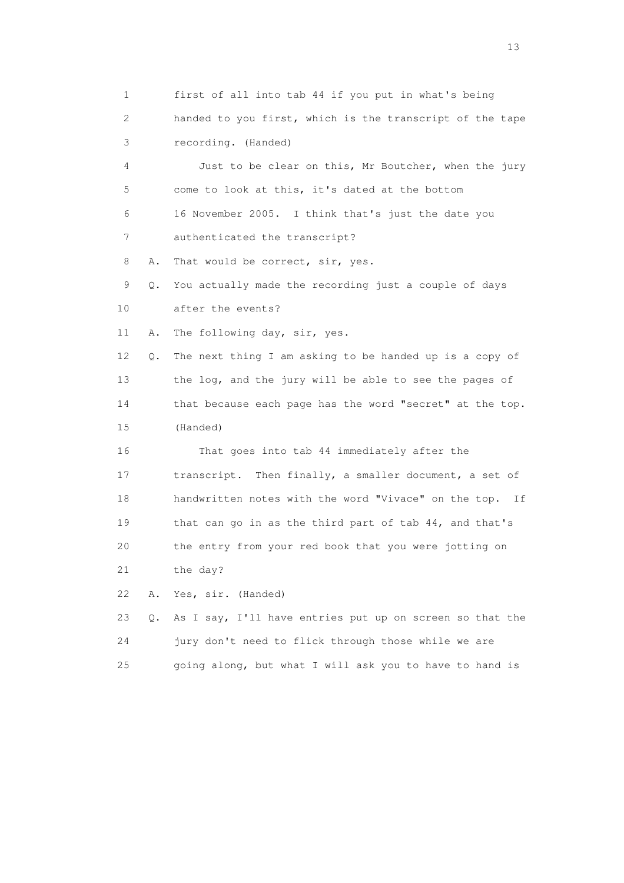1 first of all into tab 44 if you put in what's being
2 handed to you first, which is the transcript of the tape
3 recording. (Handed)
4 Just to be clear on this, Mr Boutcher, when the jury
5 come to look at this, it's dated at the bottom
6 16 November 2005. I think that's just the date you
7 authenticated the transcript?
8 A. That would be correct, sir, yes.
9 Q. You actually made the recording just a couple of days
10 after the events?
11 A. The following day, sir, yes.
12 Q. The next thing I am asking to be handed up is a copy of
13 the log, and the jury will be able to see the pages of
14 that because each page has the word "secret" at the top.
15 (Handed)
16 That goes into tab 44 immediately after the
17 transcript. Then finally, a smaller document, a set of
18 handwritten notes with the word "Vivace" on the top. If
19 that can go in as the third part of tab 44, and that's
20 the entry from your red book that you were jotting on
21 the day?
22 A. Yes, sir. (Handed)
23 Q. As I say, I'll have entries put up on screen so that the
24 jury don't need to flick through those while we are
25 going along, but what I will ask you to have to hand is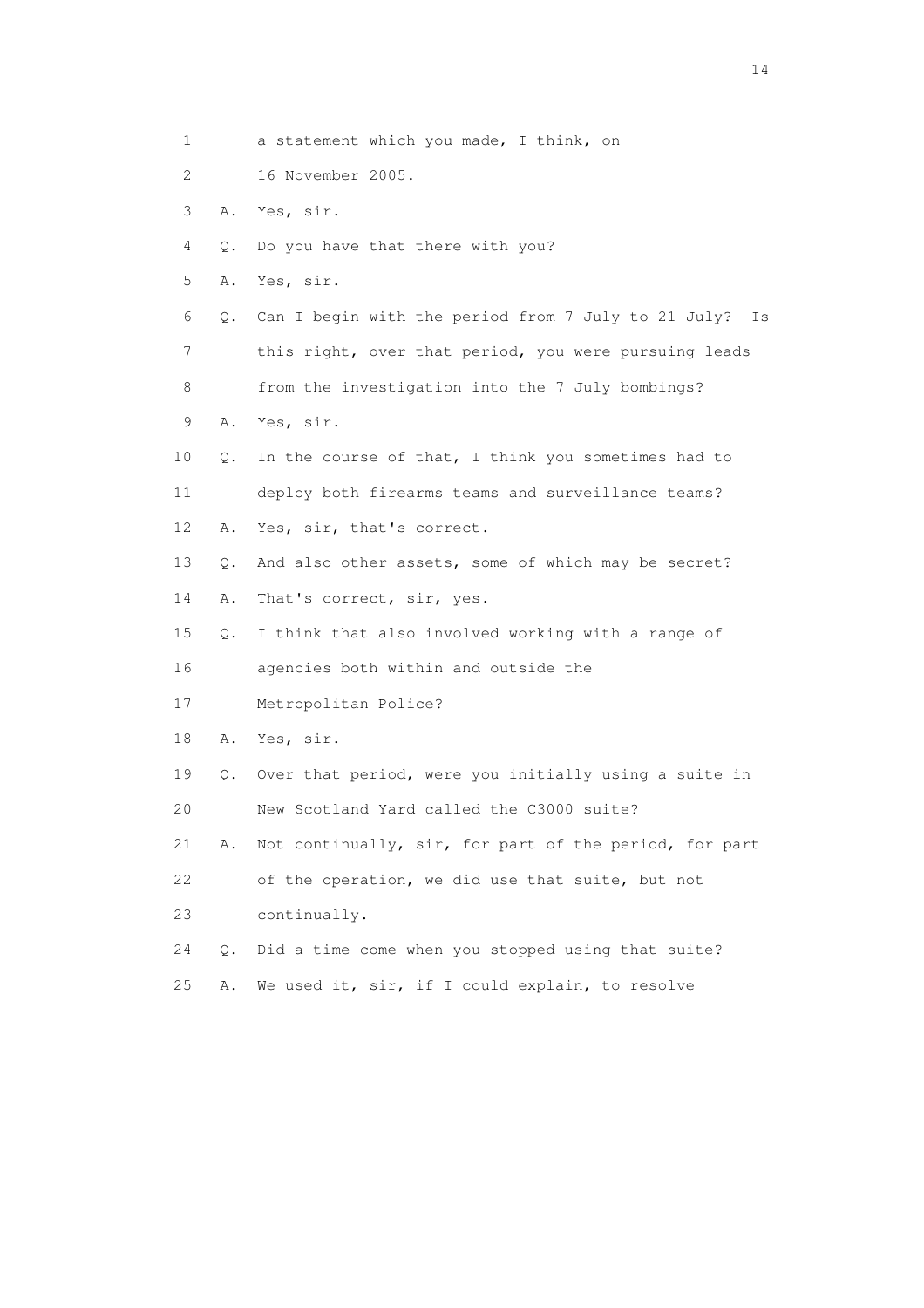1 a statement which you made, I think, on

2 16 November 2005.

3 A. Yes, sir.

4 Q. Do you have that there with you?

5 A. Yes, sir.

6 Q. Can I begin with the period from 7 July to 21 July? Is

7 this right, over that period, you were pursuing leads

8 from the investigation into the 7 July bombings?

9 A. Yes, sir.

10 Q. In the course of that, I think you sometimes had to

11 deploy both firearms teams and surveillance teams?

12 A. Yes, sir, that's correct.

13 Q. And also other assets, some of which may be secret?

14 A. That's correct, sir, yes.

15 Q. I think that also involved working with a range of

16 agencies both within and outside the

17 Metropolitan Police?

18 A. Yes, sir.

19 Q. Over that period, were you initially using a suite in

20 New Scotland Yard called the C3000 suite?

21 A. Not continually, sir, for part of the period, for part

22 of the operation, we did use that suite, but not

23 continually.

24 Q. Did a time come when you stopped using that suite?

25 A. We used it, sir, if I could explain, to resolve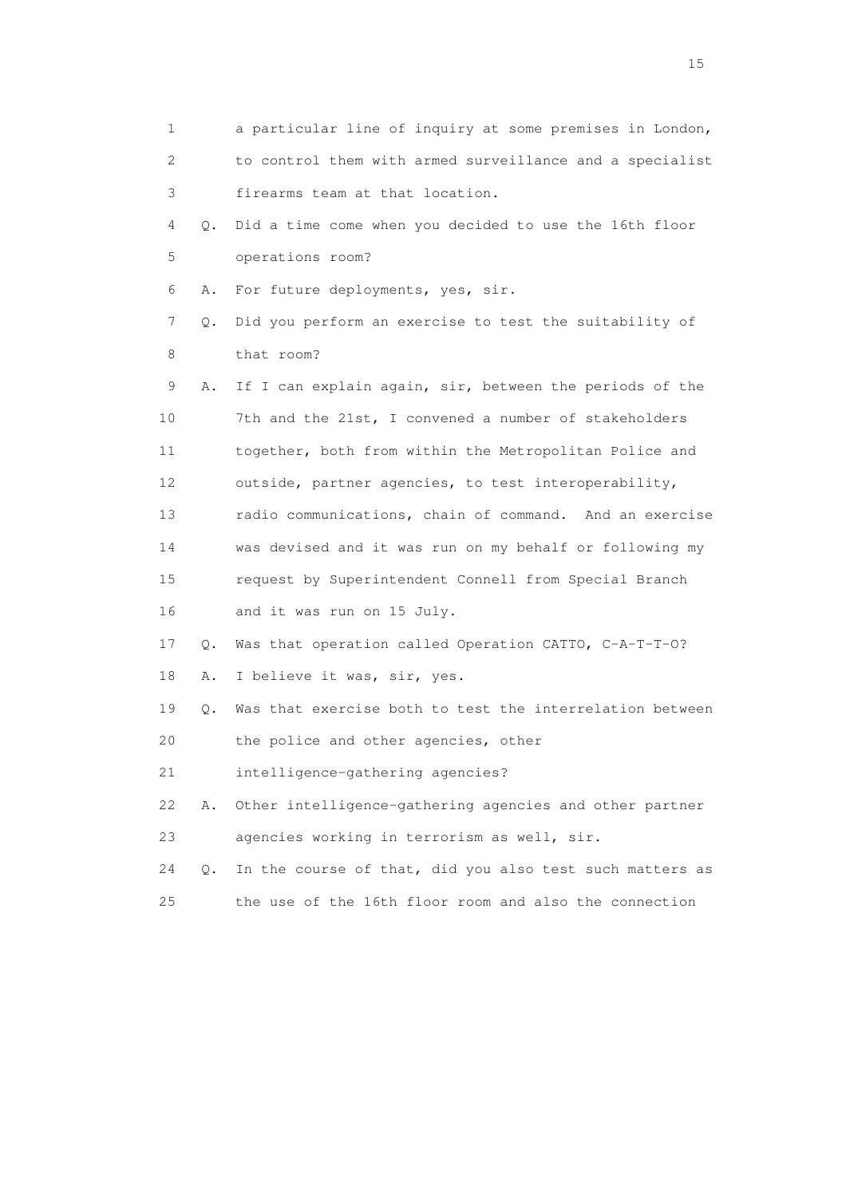1 a particular line of inquiry at some premises in London,
2 to control them with armed surveillance and a specialist
3 firearms team at that location.

4 Q. Did a time come when you decided to use the 16th floor
5 operations room?

6 A. For future deployments, yes, sir.

7 Q. Did you perform an exercise to test the suitability of
8 that room?

9 A. If I can explain again, sir, between the periods of the
10 7th and the 21st, I convened a number of stakeholders
11 together, both from within the Metropolitan Police and
12 outside, partner agencies, to test interoperability,
13 radio communications, chain of command. And an exercise
14 was devised and it was run on my behalf or following my
15 request by Superintendent Connell from Special Branch
16 and it was run on 15 July.

17 Q. Was that operation called Operation CATTO, C-A-T-T-O?

18 A. I believe it was, sir, yes.

19 Q. Was that exercise both to test the interrelation between
20 the police and other agencies, other
21 intelligence-gathering agencies?

22 A. Other intelligence-gathering agencies and other partner
23 agencies working in terrorism as well, sir.

24 Q. In the course of that, did you also test such matters as
25 the use of the 16th floor room and also the connection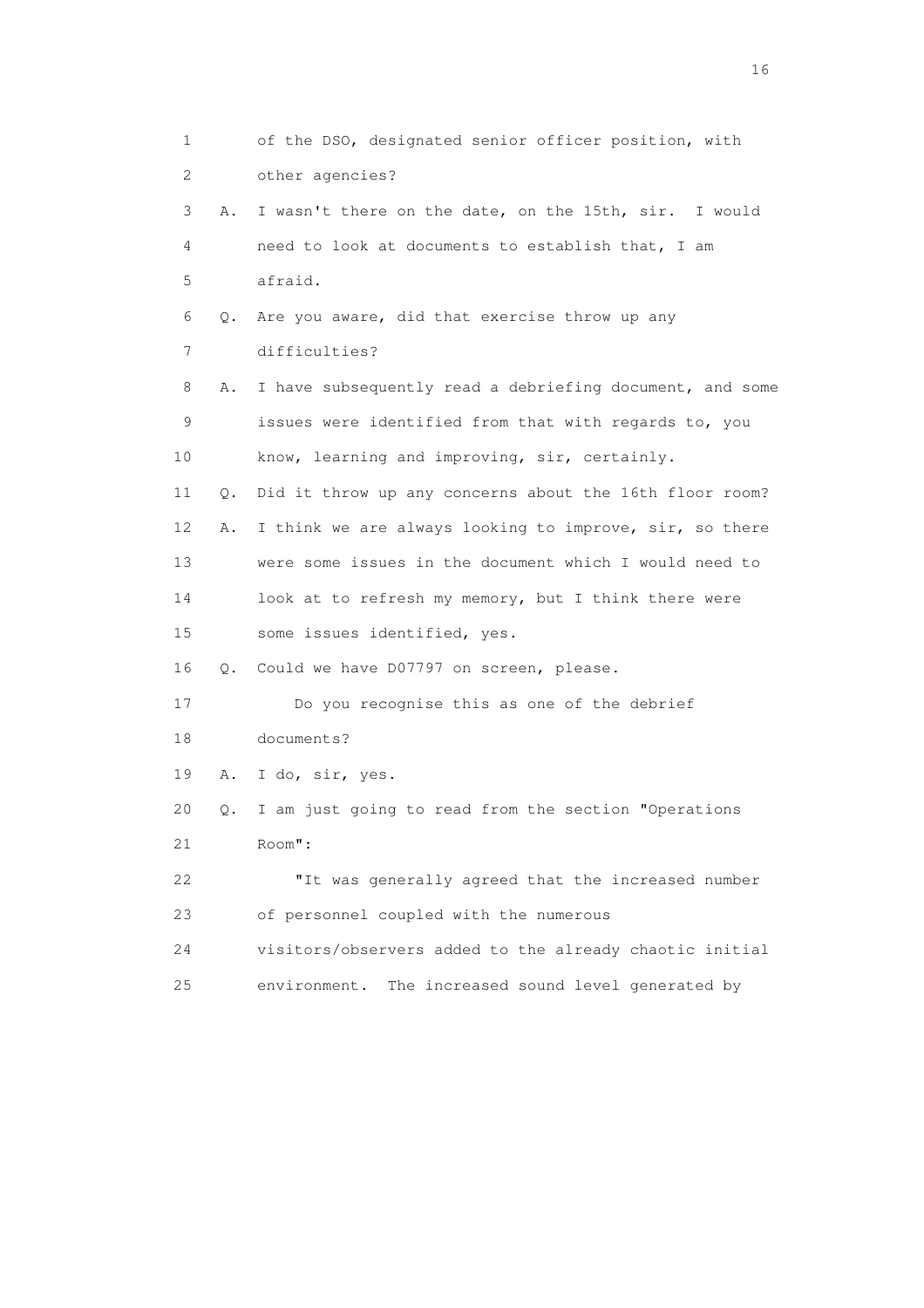1 of the DSO, designated senior officer position, with
2 other agencies?
3 A. I wasn't there on the date, on the 15th, sir. I would
4 need to look at documents to establish that, I am
5 afraid.
6 Q. Are you aware, did that exercise throw up any
7 difficulties?
8 A. I have subsequently read a debriefing document, and some
9 issues were identified from that with regards to, you
10 know, learning and improving, sir, certainly.
11 Q. Did it throw up any concerns about the 16th floor room?
12 A. I think we are always looking to improve, sir, so there
13 were some issues in the document which I would need to
14 look at to refresh my memory, but I think there were
15 some issues identified, yes.
16 Q. Could we have D07797 on screen, please.
17 Do you recognise this as one of the debrief
18 documents?
19 A. I do, sir, yes.
20 Q. I am just going to read from the section "Operations
21 Room":
22 "It was generally agreed that the increased number
23 of personnel coupled with the numerous
24 visitors/observers added to the already chaotic initial
25 environment. The increased sound level generated by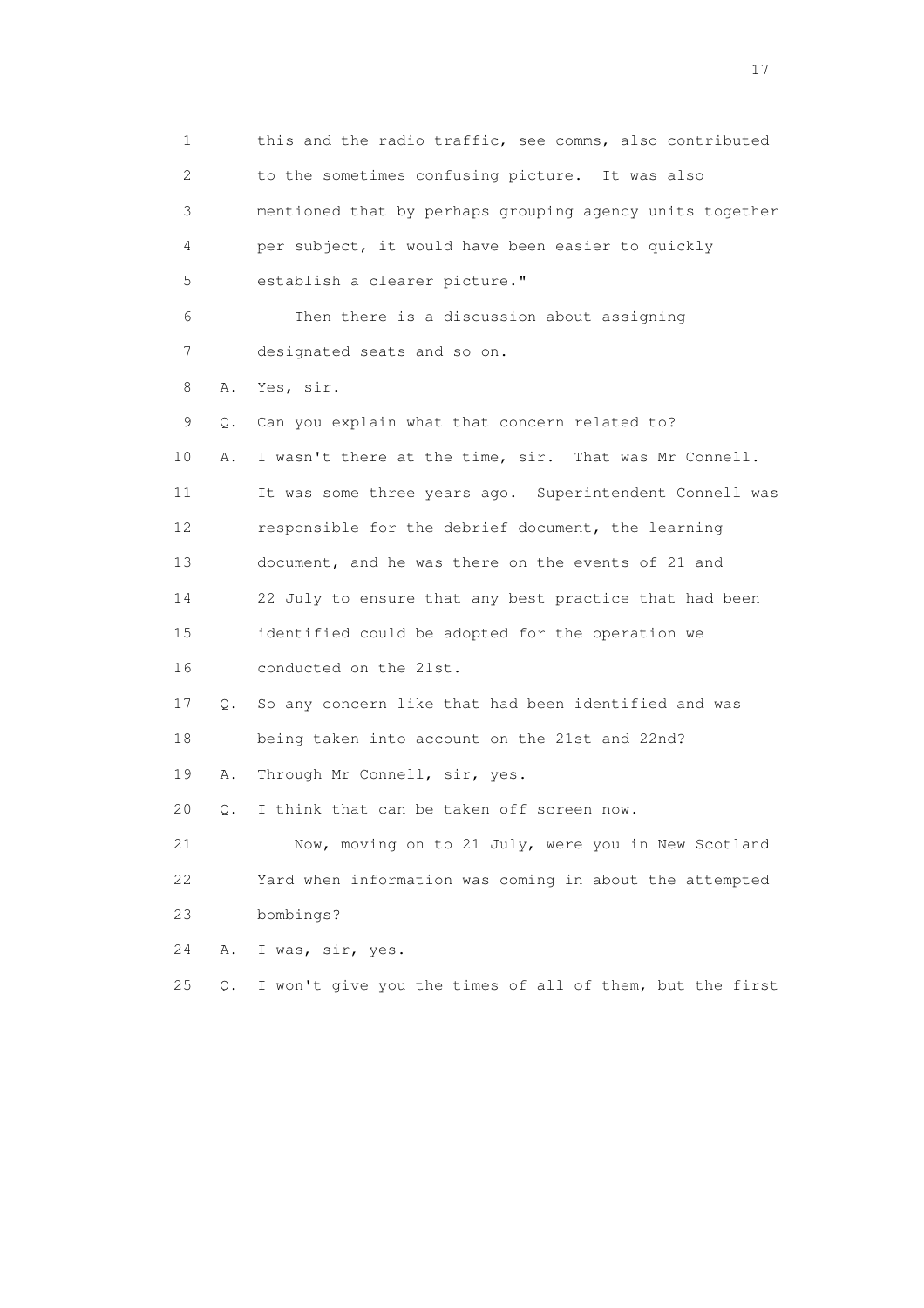1 this and the radio traffic, see comms, also contributed
2 to the sometimes confusing picture. It was also
3 mentioned that by perhaps grouping agency units together
4 per subject, it would have been easier to quickly
5 establish a clearer picture."
6 Then there is a discussion about assigning
7 designated seats and so on.
8 A. Yes, sir.
9 Q. Can you explain what that concern related to?
10 A. I wasn't there at the time, sir. That was Mr Connell.
11 It was some three years ago. Superintendent Connell was
12 responsible for the debrief document, the learning
13 document, and he was there on the events of 21 and
14 22 July to ensure that any best practice that had been
15 identified could be adopted for the operation we
16 conducted on the 21st.
17 Q. So any concern like that had been identified and was
18 being taken into account on the 21st and 22nd?
19 A. Through Mr Connell, sir, yes.
20 Q. I think that can be taken off screen now.
21 Now, moving on to 21 July, were you in New Scotland
22 Yard when information was coming in about the attempted
23 bombings?
24 A. I was, sir, yes.
25 Q. I won't give you the times of all of them, but the first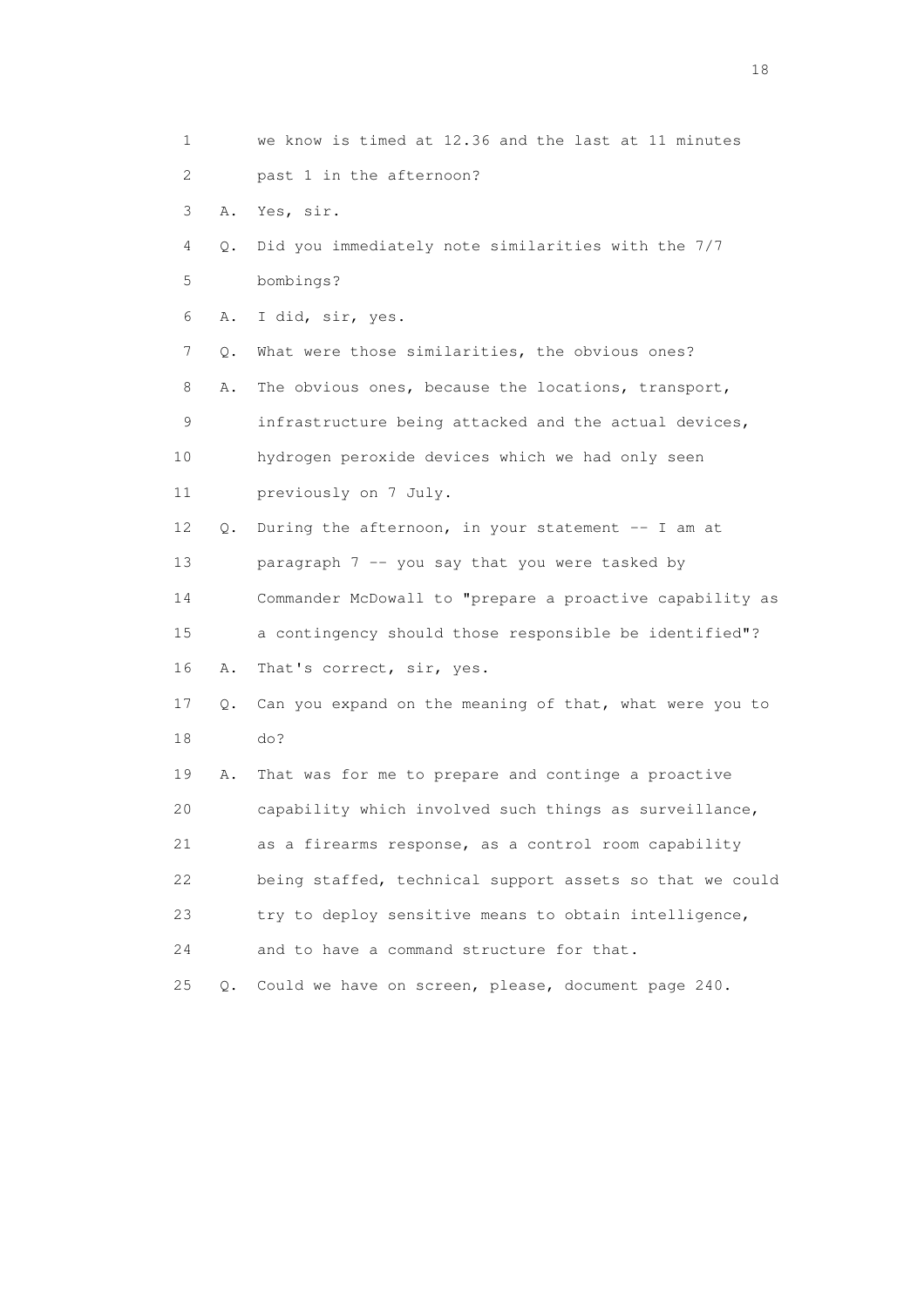1 we know is timed at 12.36 and the last at 11 minutes
2 past 1 in the afternoon?
3 A. Yes, sir.
4 Q. Did you immediately note similarities with the 7/7
5 bombings?
6 A. I did, sir, yes.
7 Q. What were those similarities, the obvious ones?
8 A. The obvious ones, because the locations, transport,
9 infrastructure being attacked and the actual devices,
10 hydrogen peroxide devices which we had only seen
11 previously on 7 July.
12 Q. During the afternoon, in your statement -- I am at
13 paragraph 7 -- you say that you were tasked by
14 Commander McDowall to "prepare a proactive capability as
15 a contingency should those responsible be identified"?
16 A. That's correct, sir, yes.
17 Q. Can you expand on the meaning of that, what were you to
18 do?
19 A. That was for me to prepare and continge a proactive
20 capability which involved such things as surveillance,
21 as a firearms response, as a control room capability
22 being staffed, technical support assets so that we could
23 try to deploy sensitive means to obtain intelligence,
24 and to have a command structure for that.
25 Q. Could we have on screen, please, document page 240.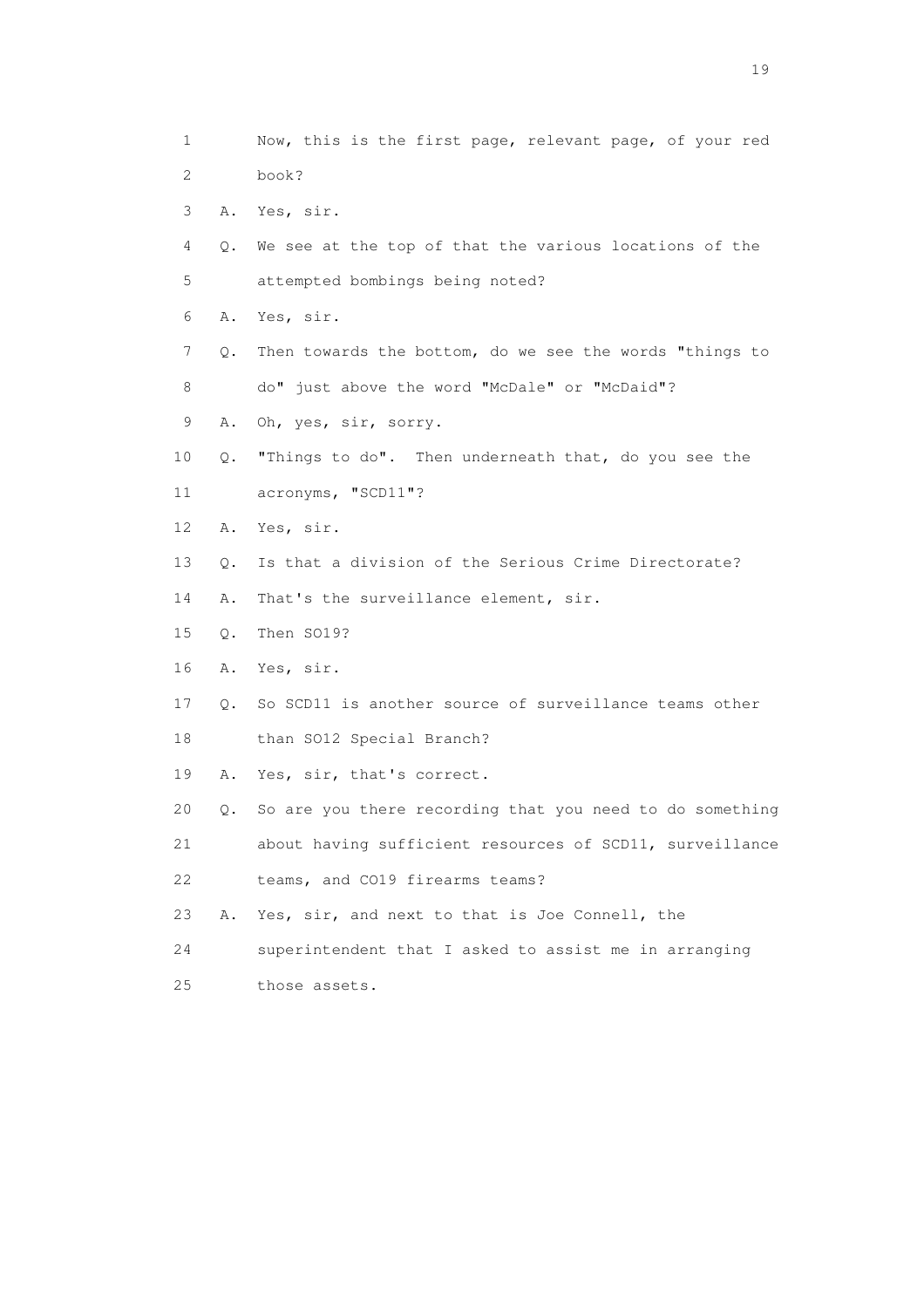1 Now, this is the first page, relevant page, of your red
2 book?
3 A. Yes, sir.
4 Q. We see at the top of that the various locations of the
5 attempted bombings being noted?
6 A. Yes, sir.
7 Q. Then towards the bottom, do we see the words "things to
8 do" just above the word "McDale" or "McDaid"?
9 A. Oh, yes, sir, sorry.
10 Q. "Things to do". Then underneath that, do you see the
11 acronyms, "SCD11"?
12 A. Yes, sir.
13 Q. Is that a division of the Serious Crime Directorate?
14 A. That's the surveillance element, sir.
15 Q. Then SO19?
16 A. Yes, sir.
17 Q. So SCD11 is another source of surveillance teams other
18 than SO12 Special Branch?
19 A. Yes, sir, that's correct.
20 Q. So are you there recording that you need to do something
21 about having sufficient resources of SCD11, surveillance
22 teams, and CO19 firearms teams?
23 A. Yes, sir, and next to that is Joe Connell, the
24 superintendent that I asked to assist me in arranging
25 those assets.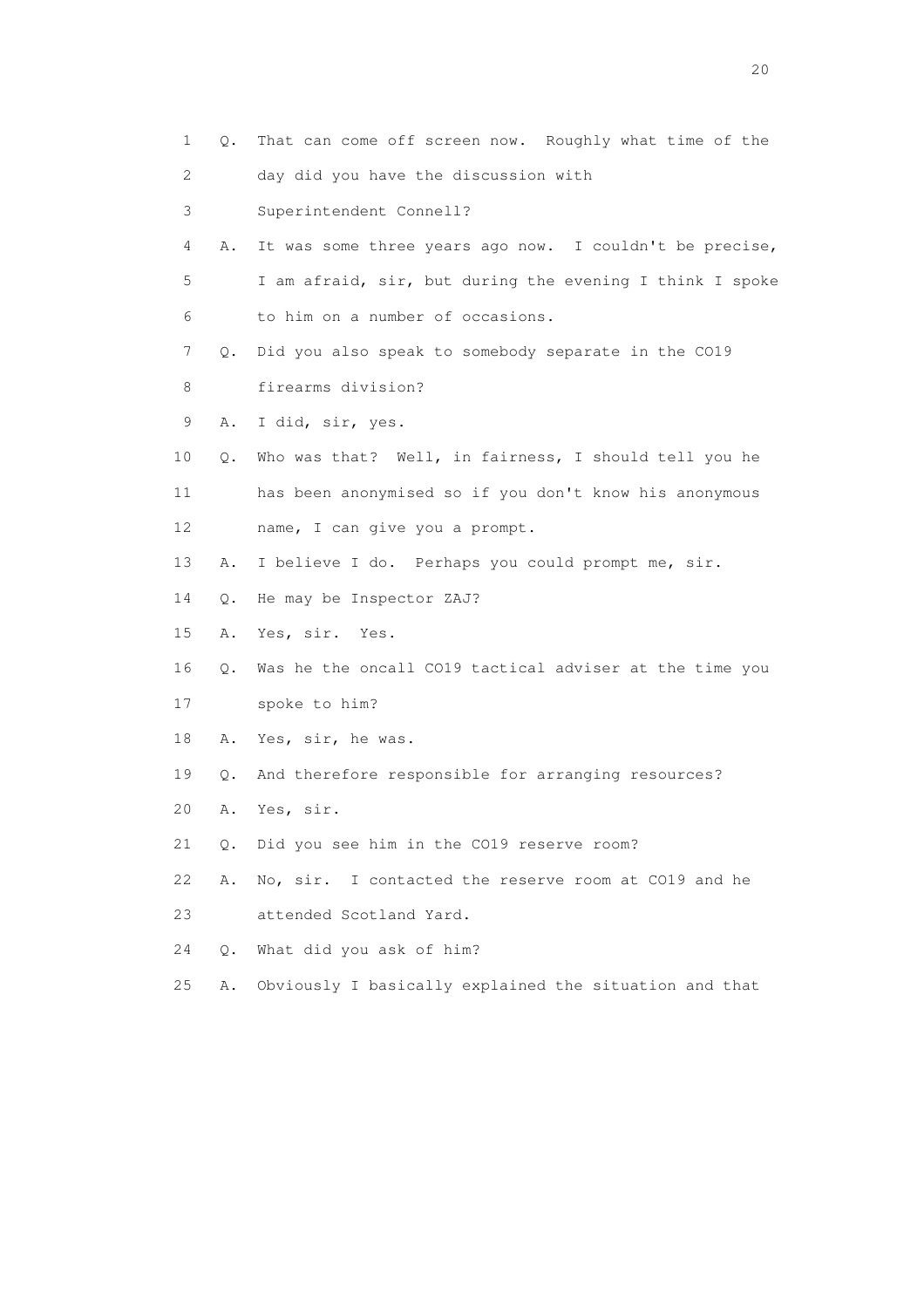1 Q. That can come off screen now. Roughly what time of the
2 day did you have the discussion with
3 Superintendent Connell?
4 A. It was some three years ago now. I couldn't be precise,
5 I am afraid, sir, but during the evening I think I spoke
6 to him on a number of occasions.
7 Q. Did you also speak to somebody separate in the CO19
8 firearms division?
9 A. I did, sir, yes.
10 Q. Who was that? Well, in fairness, I should tell you he
11 has been anonymised so if you don't know his anonymous
12 name, I can give you a prompt.
13 A. I believe I do. Perhaps you could prompt me, sir.
14 Q. He may be Inspector ZAJ?
15 A. Yes, sir. Yes.
16 Q. Was he the oncall CO19 tactical adviser at the time you
17 spoke to him?
18 A. Yes, sir, he was.
19 Q. And therefore responsible for arranging resources?
20 A. Yes, sir.
21 Q. Did you see him in the CO19 reserve room?
22 A. No, sir. I contacted the reserve room at CO19 and he
23 attended Scotland Yard.
24 Q. What did you ask of him?
25 A. Obviously I basically explained the situation and that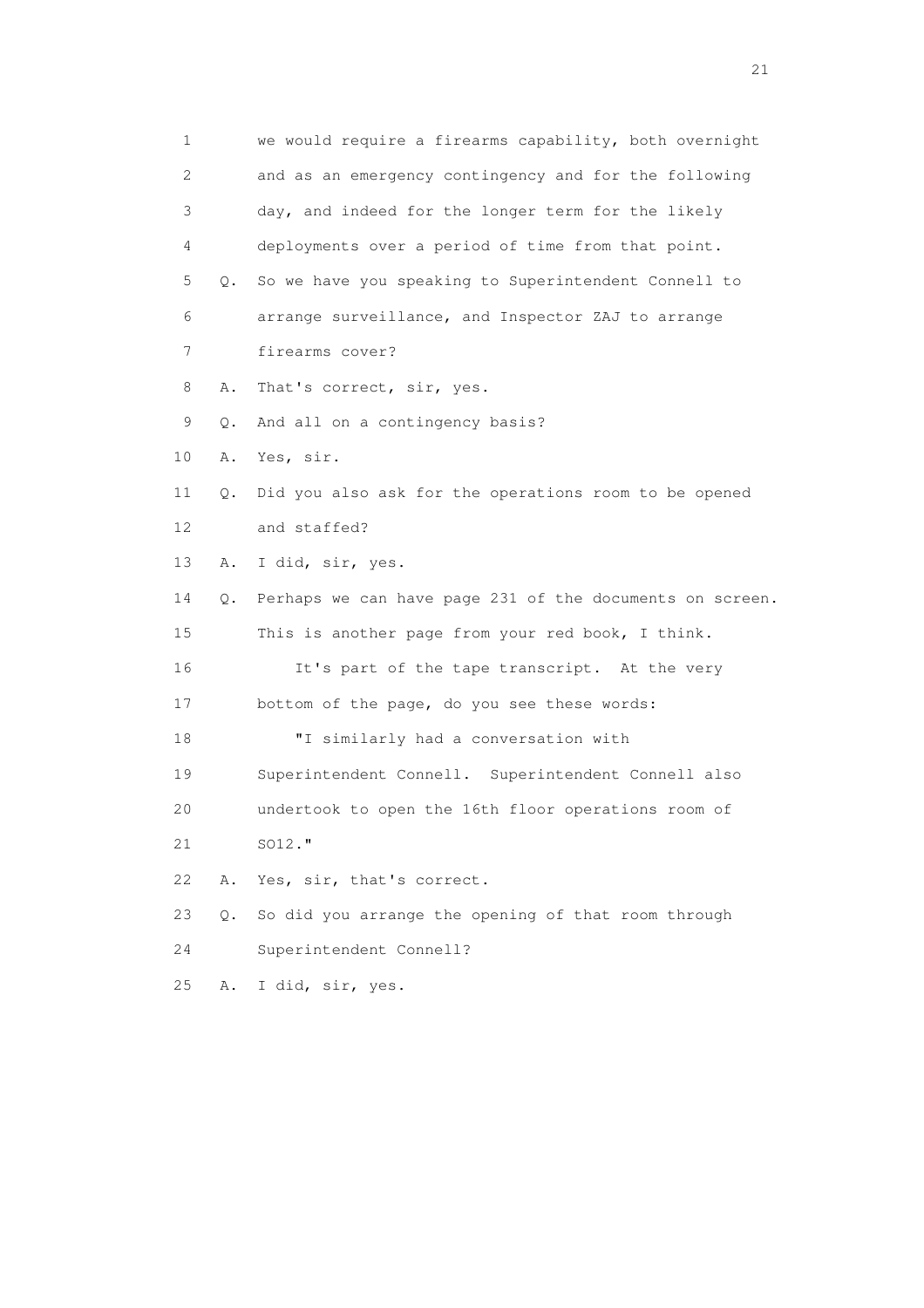1 we would require a firearms capability, both overnight
2 and as an emergency contingency and for the following
3 day, and indeed for the longer term for the likely
4 deployments over a period of time from that point.

5 Q. So we have you speaking to Superintendent Connell to
6 arrange surveillance, and Inspector ZAJ to arrange
7 firearms cover?

8 A. That's correct, sir, yes.

9 Q. And all on a contingency basis?

10 A. Yes, sir.

11 Q. Did you also ask for the operations room to be opened
12 and staffed?

13 A. I did, sir, yes.

14 Q. Perhaps we can have page 231 of the documents on screen.
15 This is another page from your red book, I think.
16 It's part of the tape transcript. At the very
17 bottom of the page, do you see these words:
18 "I similarly had a conversation with
19 Superintendent Connell. Superintendent Connell also
20 undertook to open the 16th floor operations room of
21 SO12."

22 A. Yes, sir, that's correct.

23 Q. So did you arrange the opening of that room through
24 Superintendent Connell?

25 A. I did, sir, yes.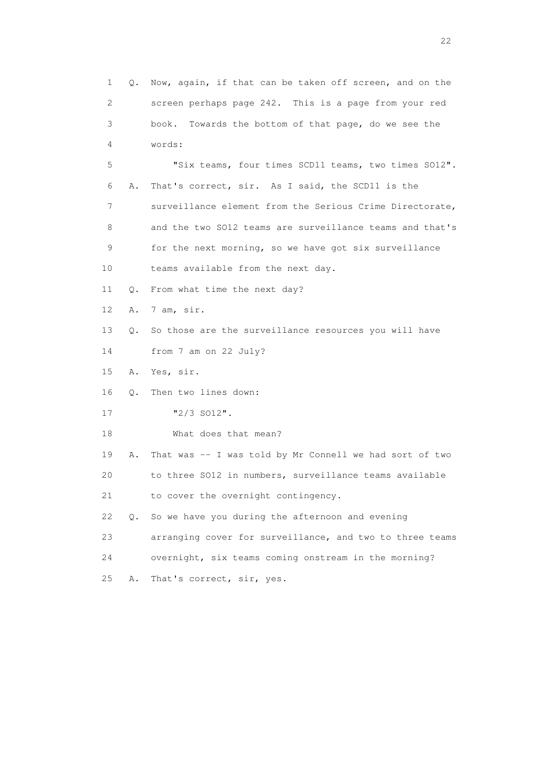1 Q. Now, again, if that can be taken off screen, and on the
2 screen perhaps page 242. This is a page from your red
3 book. Towards the bottom of that page, do we see the
4 words:
5 "Six teams, four times SCD11 teams, two times SO12".
6 A. That's correct, sir. As I said, the SCD11 is the
7 surveillance element from the Serious Crime Directorate,
8 and the two SO12 teams are surveillance teams and that's
9 for the next morning, so we have got six surveillance
10 teams available from the next day.
11 Q. From what time the next day?
12 A. 7 am, sir.
13 Q. So those are the surveillance resources you will have
14 from 7 am on 22 July?
15 A. Yes, sir.
16 Q. Then two lines down:
17 "2/3 SO12".
18 What does that mean?
19 A. That was -- I was told by Mr Connell we had sort of two
20 to three SO12 in numbers, surveillance teams available
21 to cover the overnight contingency.
22 Q. So we have you during the afternoon and evening
23 arranging cover for surveillance, and two to three teams
24 overnight, six teams coming onstream in the morning?
25 A. That's correct, sir, yes.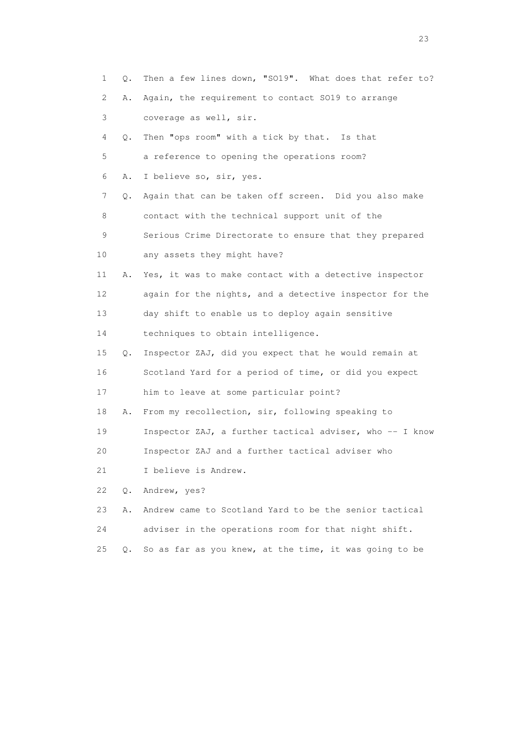1 Q. Then a few lines down, "SO19". What does that refer to?
2 A. Again, the requirement to contact SO19 to arrange
3 coverage as well, sir.
4 Q. Then "ops room" with a tick by that. Is that
5 a reference to opening the operations room?
6 A. I believe so, sir, yes.
7 Q. Again that can be taken off screen. Did you also make
8 contact with the technical support unit of the
9 Serious Crime Directorate to ensure that they prepared
10 any assets they might have?
11 A. Yes, it was to make contact with a detective inspector
12 again for the nights, and a detective inspector for the
13 day shift to enable us to deploy again sensitive
14 techniques to obtain intelligence.
15 Q. Inspector ZAJ, did you expect that he would remain at
16 Scotland Yard for a period of time, or did you expect
17 him to leave at some particular point?
18 A. From my recollection, sir, following speaking to
19 Inspector ZAJ, a further tactical adviser, who -- I know
20 Inspector ZAJ and a further tactical adviser who
21 I believe is Andrew.
22 Q. Andrew, yes?
23 A. Andrew came to Scotland Yard to be the senior tactical
24 adviser in the operations room for that night shift.
25 Q. So as far as you knew, at the time, it was going to be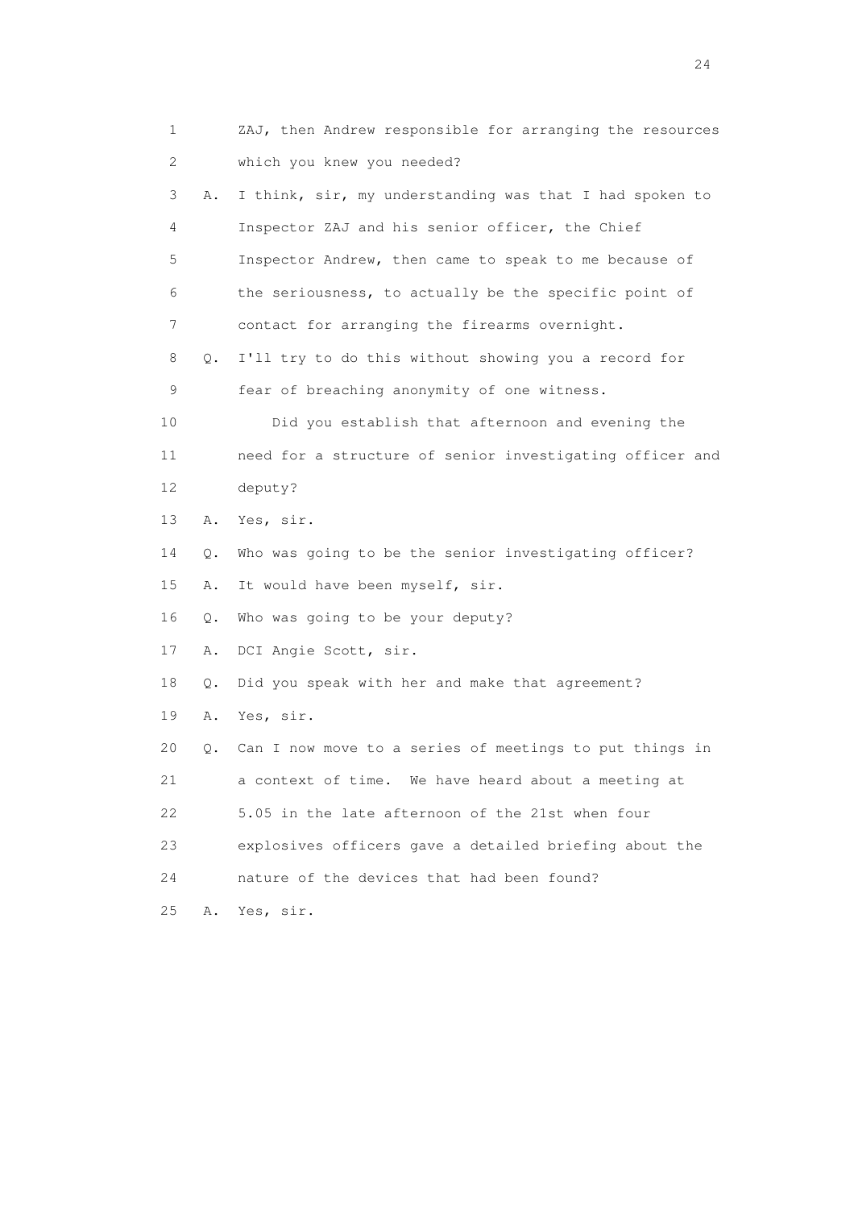1 ZAJ, then Andrew responsible for arranging the resources
2 which you knew you needed?
3 A. I think, sir, my understanding was that I had spoken to
4 Inspector ZAJ and his senior officer, the Chief
5 Inspector Andrew, then came to speak to me because of
6 the seriousness, to actually be the specific point of
7 contact for arranging the firearms overnight.
8 Q. I'll try to do this without showing you a record for
9 fear of breaching anonymity of one witness.
10 Did you establish that afternoon and evening the
11 need for a structure of senior investigating officer and
12 deputy?
13 A. Yes, sir.
14 Q. Who was going to be the senior investigating officer?
15 A. It would have been myself, sir.
16 Q. Who was going to be your deputy?
17 A. DCI Angie Scott, sir.
18 Q. Did you speak with her and make that agreement?
19 A. Yes, sir.
20 Q. Can I now move to a series of meetings to put things in
21 a context of time. We have heard about a meeting at
22 5.05 in the late afternoon of the 21st when four
23 explosives officers gave a detailed briefing about the
24 nature of the devices that had been found?
25 A. Yes, sir.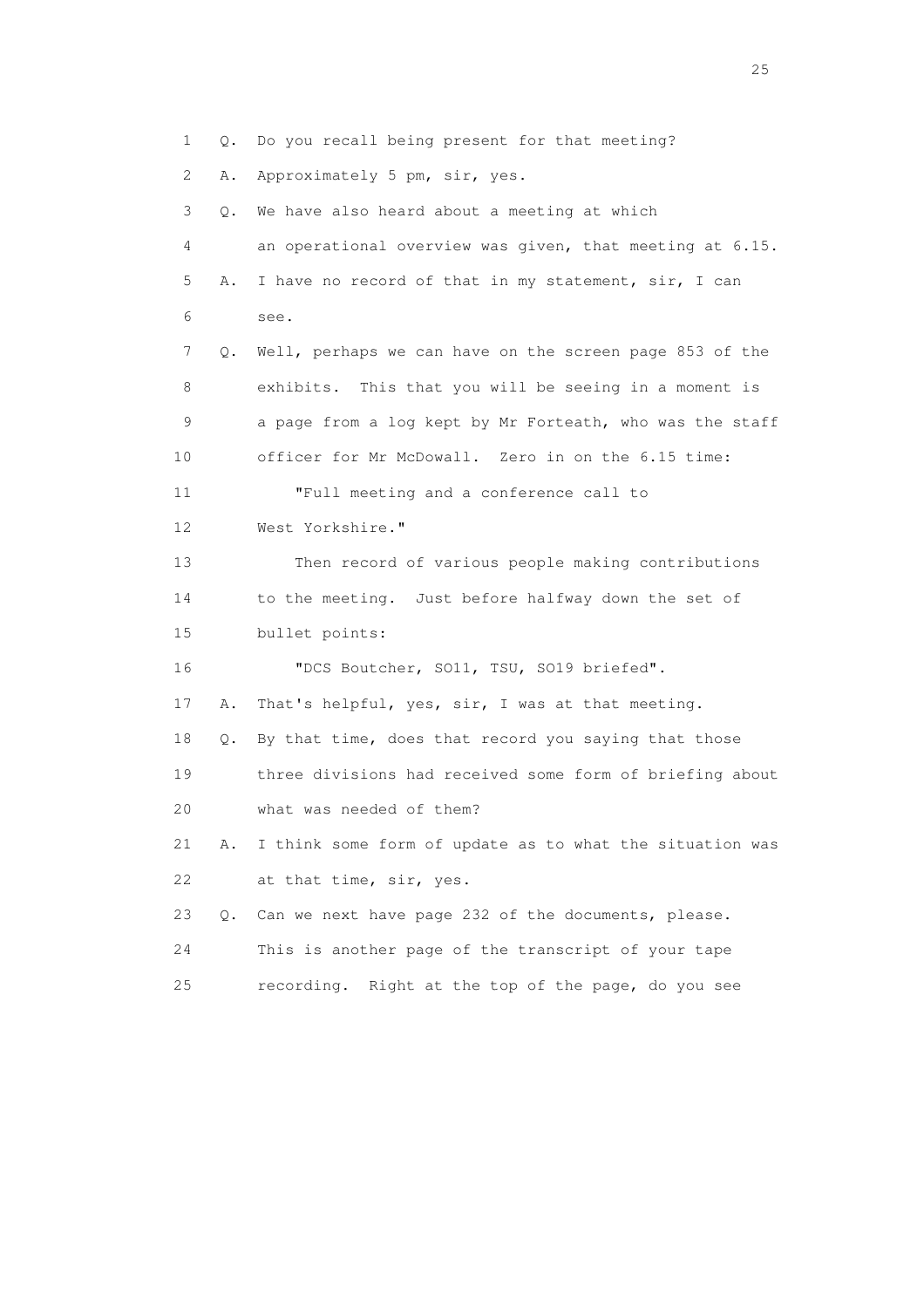1 Q. Do you recall being present for that meeting?

2 A. Approximately 5 pm, sir, yes.

3 Q. We have also heard about a meeting at which

4 an operational overview was given, that meeting at 6.15.

5 A. I have no record of that in my statement, sir, I can

6 see.

7 Q. Well, perhaps we can have on the screen page 853 of the

8 exhibits. This that you will be seeing in a moment is

9 a page from a log kept by Mr Forteath, who was the staff

10 officer for Mr McDowall. Zero in on the 6.15 time:

11 "Full meeting and a conference call to

12 West Yorkshire."

13 Then record of various people making contributions

14 to the meeting. Just before halfway down the set of

15 bullet points:

16 "DCS Boutcher, SO11, TSU, SO19 briefed".

17 A. That's helpful, yes, sir, I was at that meeting.

18 Q. By that time, does that record you saying that those

19 three divisions had received some form of briefing about

20 what was needed of them?

21 A. I think some form of update as to what the situation was

22 at that time, sir, yes.

23 Q. Can we next have page 232 of the documents, please.

24 This is another page of the transcript of your tape

25 recording. Right at the top of the page, do you see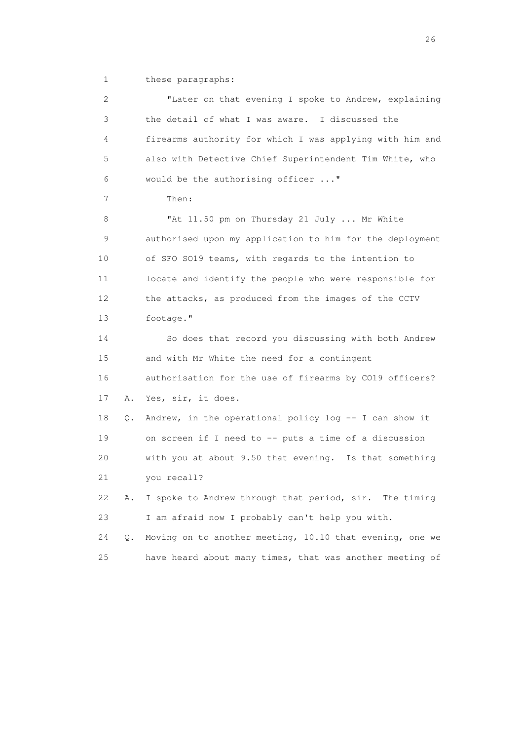1 these paragraphs:

2 "Later on that evening I spoke to Andrew, explaining
3 the detail of what I was aware. I discussed the
4 firearms authority for which I was applying with him and
5 also with Detective Chief Superintendent Tim White, who
6 would be the authorising officer ..."

7 Then:

8 "At 11.50 pm on Thursday 21 July ... Mr White
9 authorised upon my application to him for the deployment
10 of SFO SO19 teams, with regards to the intention to
11 locate and identify the people who were responsible for
12 the attacks, as produced from the images of the CCTV
13 footage."

14 So does that record you discussing with both Andrew
15 and with Mr White the need for a contingent
16 authorisation for the use of firearms by CO19 officers?

17 A. Yes, sir, it does.

18 Q. Andrew, in the operational policy log -- I can show it
19 on screen if I need to -- puts a time of a discussion
20 with you at about 9.50 that evening. Is that something
21 you recall?

22 A. I spoke to Andrew through that period, sir. The timing
23 I am afraid now I probably can't help you with.

24 Q. Moving on to another meeting, 10.10 that evening, one we
25 have heard about many times, that was another meeting of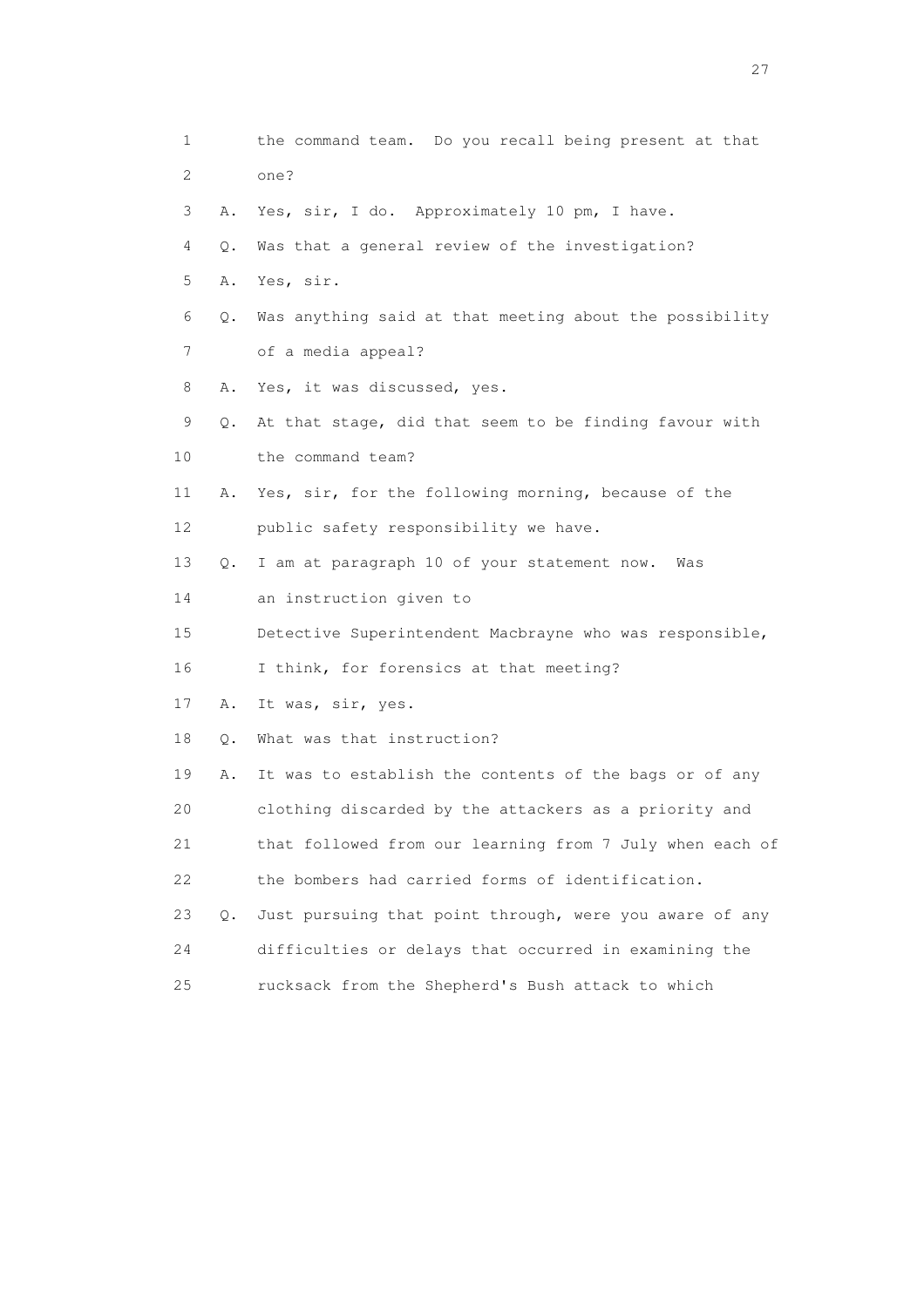1 the command team. Do you recall being present at that
2 one?
3 A. Yes, sir, I do. Approximately 10 pm, I have.
4 Q. Was that a general review of the investigation?
5 A. Yes, sir.
6 Q. Was anything said at that meeting about the possibility
7 of a media appeal?
8 A. Yes, it was discussed, yes.
9 Q. At that stage, did that seem to be finding favour with
10 the command team?
11 A. Yes, sir, for the following morning, because of the
12 public safety responsibility we have.
13 Q. I am at paragraph 10 of your statement now. Was
14 an instruction given to
15 Detective Superintendent Macbrayne who was responsible,
16 I think, for forensics at that meeting?
17 A. It was, sir, yes.
18 Q. What was that instruction?
19 A. It was to establish the contents of the bags or of any
20 clothing discarded by the attackers as a priority and
21 that followed from our learning from 7 July when each of
22 the bombers had carried forms of identification.
23 Q. Just pursuing that point through, were you aware of any
24 difficulties or delays that occurred in examining the
25 rucksack from the Shepherd's Bush attack to which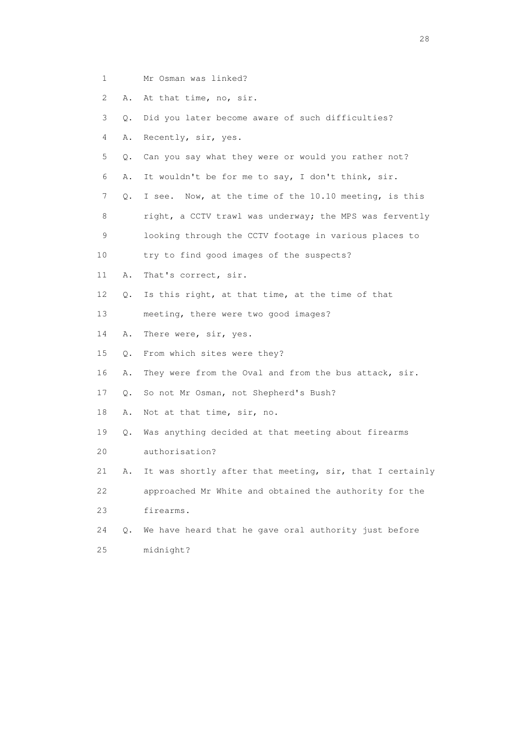1 Mr Osman was linked?

2 A. At that time, no, sir.

3 Q. Did you later become aware of such difficulties?

4 A. Recently, sir, yes.

5 Q. Can you say what they were or would you rather not?

6 A. It wouldn't be for me to say, I don't think, sir.

7 Q. I see. Now, at the time of the 10.10 meeting, is this

8 right, a CCTV trawl was underway; the MPS was fervently

9 looking through the CCTV footage in various places to

10 try to find good images of the suspects?

11 A. That's correct, sir.

12 Q. Is this right, at that time, at the time of that

13 meeting, there were two good images?

14 A. There were, sir, yes.

15 Q. From which sites were they?

16 A. They were from the Oval and from the bus attack, sir.

17 Q. So not Mr Osman, not Shepherd's Bush?

18 A. Not at that time, sir, no.

19 Q. Was anything decided at that meeting about firearms

20 authorisation?

21 A. It was shortly after that meeting, sir, that I certainly

22 approached Mr White and obtained the authority for the

23 firearms.

24 Q. We have heard that he gave oral authority just before

25 midnight?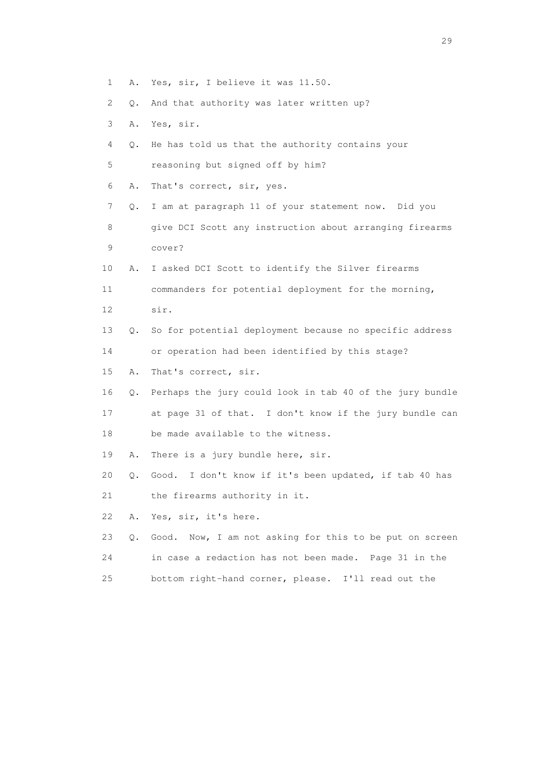1 A. Yes, sir, I believe it was 11.50.

2 Q. And that authority was later written up?

3 A. Yes, sir.

4 Q. He has told us that the authority contains your

5 reasoning but signed off by him?

6 A. That's correct, sir, yes.

7 Q. I am at paragraph 11 of your statement now. Did you

8 give DCI Scott any instruction about arranging firearms

9 cover?

10 A. I asked DCI Scott to identify the Silver firearms

11 commanders for potential deployment for the morning,

12 sir.

13 Q. So for potential deployment because no specific address

14 or operation had been identified by this stage?

15 A. That's correct, sir.

16 Q. Perhaps the jury could look in tab 40 of the jury bundle

17 at page 31 of that. I don't know if the jury bundle can

18 be made available to the witness.

19 A. There is a jury bundle here, sir.

20 Q. Good. I don't know if it's been updated, if tab 40 has

21 the firearms authority in it.

22 A. Yes, sir, it's here.

23 Q. Good. Now, I am not asking for this to be put on screen

24 in case a redaction has not been made. Page 31 in the

25 bottom right-hand corner, please. I'll read out the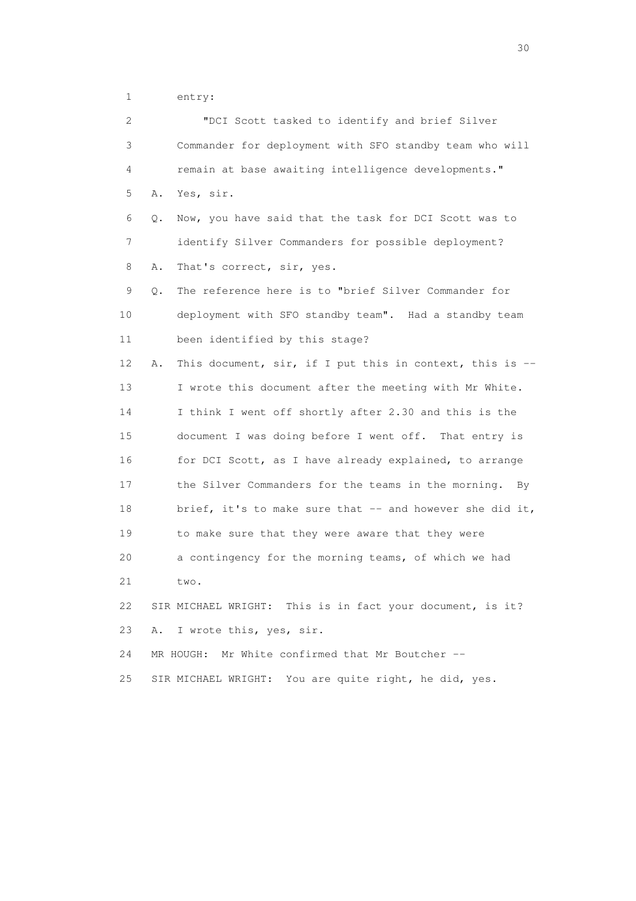1 entry:

2 "DCI Scott tasked to identify and brief Silver

3 Commander for deployment with SFO standby team who will

4 remain at base awaiting intelligence developments."

5 A. Yes, sir.

6 Q. Now, you have said that the task for DCI Scott was to

7 identify Silver Commanders for possible deployment?

8 A. That's correct, sir, yes.

9 Q. The reference here is to "brief Silver Commander for

10 deployment with SFO standby team". Had a standby team

11 been identified by this stage?

12 A. This document, sir, if I put this in context, this is --

13 I wrote this document after the meeting with Mr White.

14 I think I went off shortly after 2.30 and this is the

15 document I was doing before I went off. That entry is

16 for DCI Scott, as I have already explained, to arrange

17 the Silver Commanders for the teams in the morning. By

18 brief, it's to make sure that -- and however she did it,

19 to make sure that they were aware that they were

20 a contingency for the morning teams, of which we had

21 two.

22 SIR MICHAEL WRIGHT: This is in fact your document, is it?

23 A. I wrote this, yes, sir.

24 MR HOUGH: Mr White confirmed that Mr Boutcher --

25 SIR MICHAEL WRIGHT: You are quite right, he did, yes.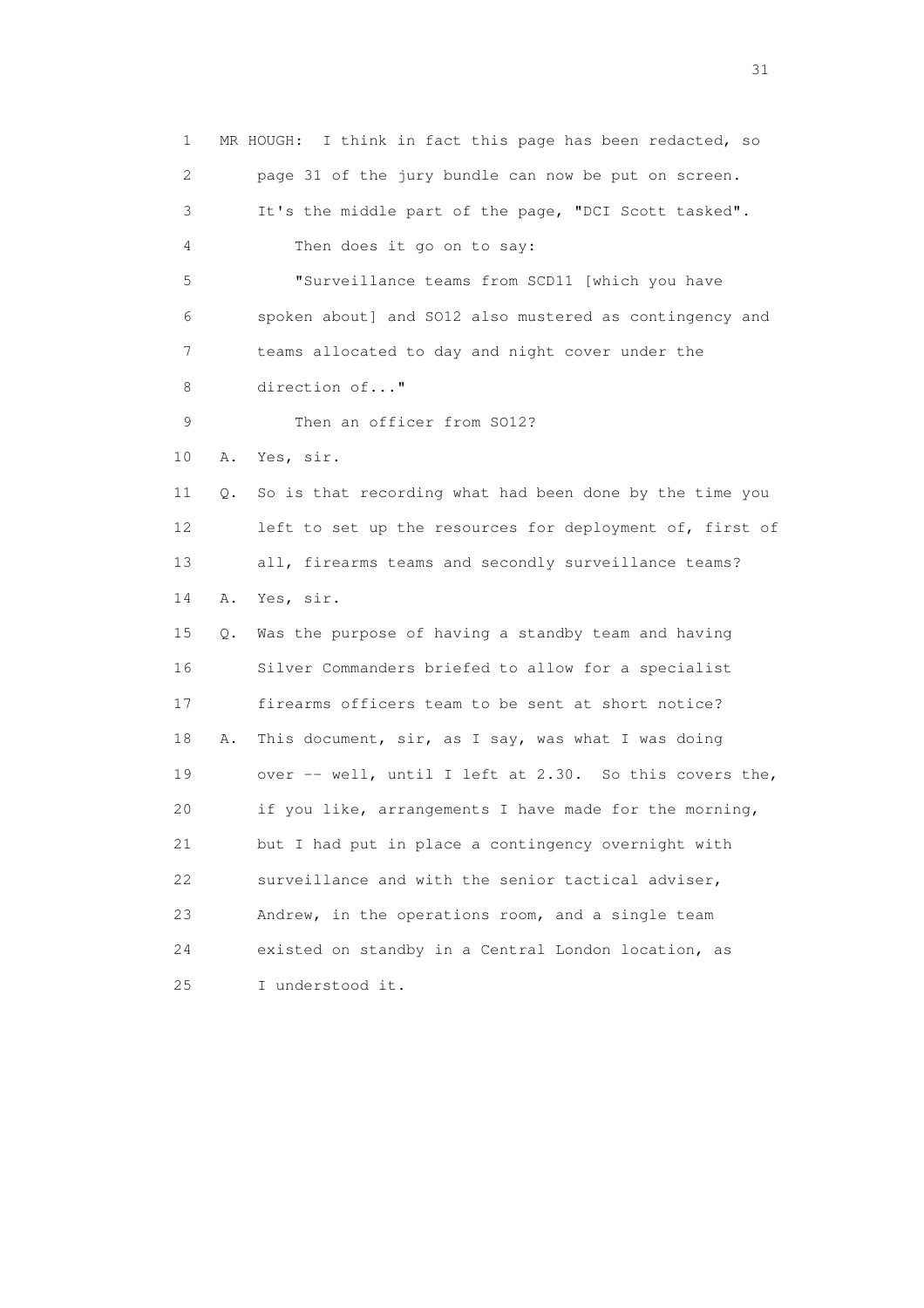1 MR HOUGH: I think in fact this page has been redacted, so
2 page 31 of the jury bundle can now be put on screen.
3 It's the middle part of the page, "DCI Scott tasked".
4 Then does it go on to say:
5 "Surveillance teams from SCD11 [which you have
6 spoken about] and SO12 also mustered as contingency and
7 teams allocated to day and night cover under the
8 direction of..."
9 Then an officer from SO12?
10 A. Yes, sir.
11 Q. So is that recording what had been done by the time you
12 left to set up the resources for deployment of, first of
13 all, firearms teams and secondly surveillance teams?
14 A. Yes, sir.
15 Q. Was the purpose of having a standby team and having
16 Silver Commanders briefed to allow for a specialist
17 firearms officers team to be sent at short notice?
18 A. This document, sir, as I say, was what I was doing
19 over -- well, until I left at 2.30. So this covers the,
20 if you like, arrangements I have made for the morning,
21 but I had put in place a contingency overnight with
22 surveillance and with the senior tactical adviser,
23 Andrew, in the operations room, and a single team
24 existed on standby in a Central London location, as
25 I understood it.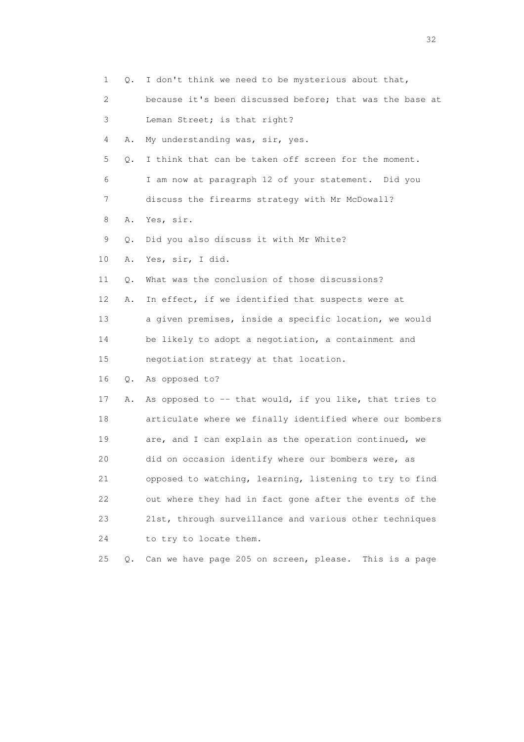1 Q. I don't think we need to be mysterious about that,

2 because it's been discussed before; that was the base at

3 Leman Street; is that right?

4 A. My understanding was, sir, yes.

5 Q. I think that can be taken off screen for the moment.

6 I am now at paragraph 12 of your statement. Did you

7 discuss the firearms strategy with Mr McDowall?

8 A. Yes, sir.

9 Q. Did you also discuss it with Mr White?

10 A. Yes, sir, I did.

11 Q. What was the conclusion of those discussions?

12 A. In effect, if we identified that suspects were at

13 a given premises, inside a specific location, we would

14 be likely to adopt a negotiation, a containment and

15 negotiation strategy at that location.

16 Q. As opposed to?

17 A. As opposed to -- that would, if you like, that tries to

18 articulate where we finally identified where our bombers

19 are, and I can explain as the operation continued, we

20 did on occasion identify where our bombers were, as

21 opposed to watching, learning, listening to try to find

22 out where they had in fact gone after the events of the

23 21st, through surveillance and various other techniques

24 to try to locate them.

25 Q. Can we have page 205 on screen, please. This is a page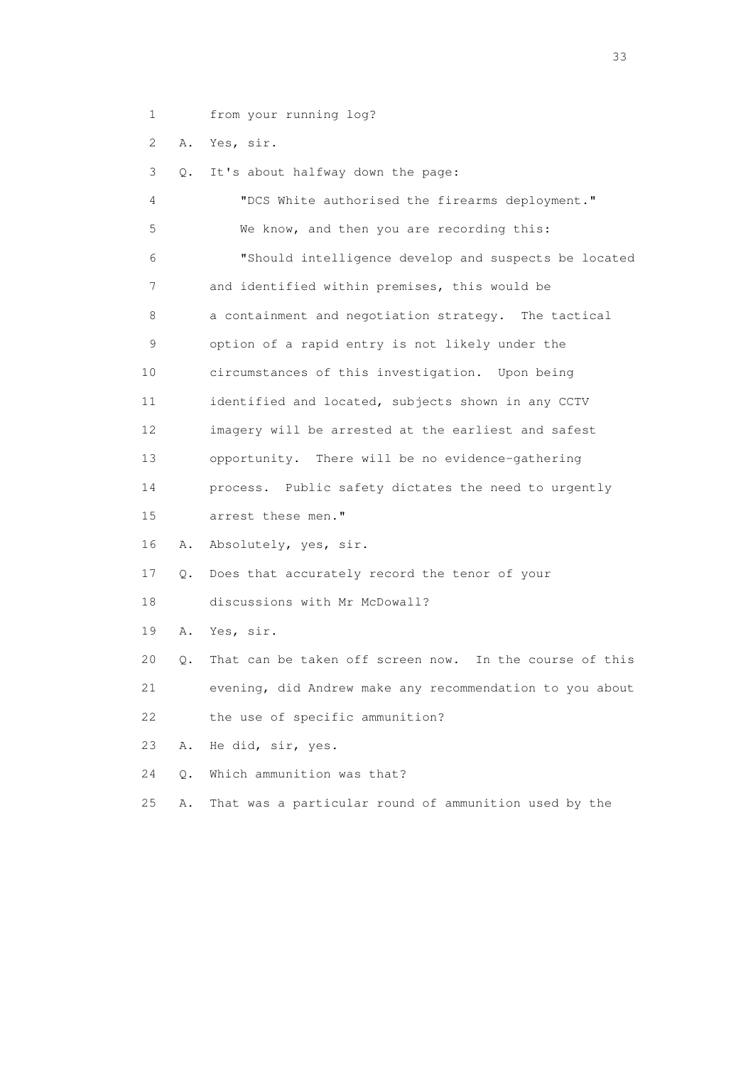1 from your running log?

2 A. Yes, sir.

3 Q. It's about halfway down the page:

4 "DCS White authorised the firearms deployment."

5 We know, and then you are recording this:

6 "Should intelligence develop and suspects be located

7 and identified within premises, this would be

8 a containment and negotiation strategy. The tactical

9 option of a rapid entry is not likely under the

10 circumstances of this investigation. Upon being

11 identified and located, subjects shown in any CCTV

12 imagery will be arrested at the earliest and safest

13 opportunity. There will be no evidence-gathering

14 process. Public safety dictates the need to urgently

15 arrest these men."

16 A. Absolutely, yes, sir.

17 Q. Does that accurately record the tenor of your

18 discussions with Mr McDowall?

19 A. Yes, sir.

20 Q. That can be taken off screen now. In the course of this

21 evening, did Andrew make any recommendation to you about

22 the use of specific ammunition?

23 A. He did, sir, yes.

24 Q. Which ammunition was that?

25 A. That was a particular round of ammunition used by the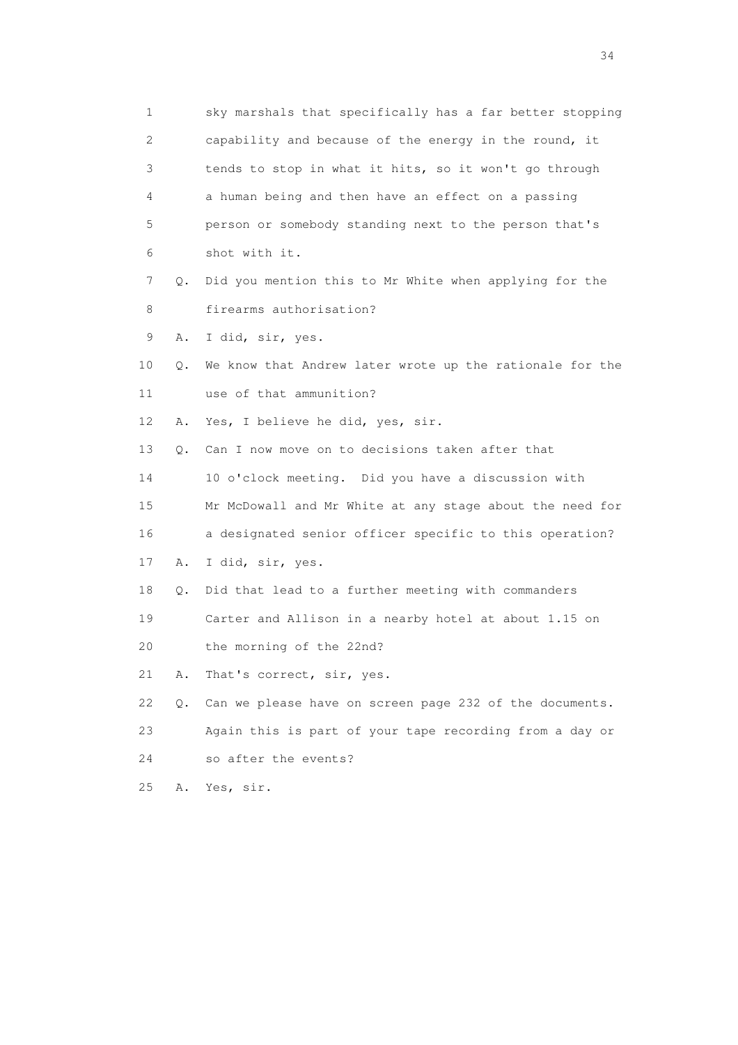1 sky marshals that specifically has a far better stopping
2 capability and because of the energy in the round, it
3 tends to stop in what it hits, so it won't go through
4 a human being and then have an effect on a passing
5 person or somebody standing next to the person that's
6 shot with it.
7 Q. Did you mention this to Mr White when applying for the
8 firearms authorisation?
9 A. I did, sir, yes.
10 Q. We know that Andrew later wrote up the rationale for the
11 use of that ammunition?
12 A. Yes, I believe he did, yes, sir.
13 Q. Can I now move on to decisions taken after that
14 10 o'clock meeting. Did you have a discussion with
15 Mr McDowall and Mr White at any stage about the need for
16 a designated senior officer specific to this operation?
17 A. I did, sir, yes.
18 Q. Did that lead to a further meeting with commanders
19 Carter and Allison in a nearby hotel at about 1.15 on
20 the morning of the 22nd?
21 A. That's correct, sir, yes.
22 Q. Can we please have on screen page 232 of the documents.
23 Again this is part of your tape recording from a day or
24 so after the events?
25 A. Yes, sir.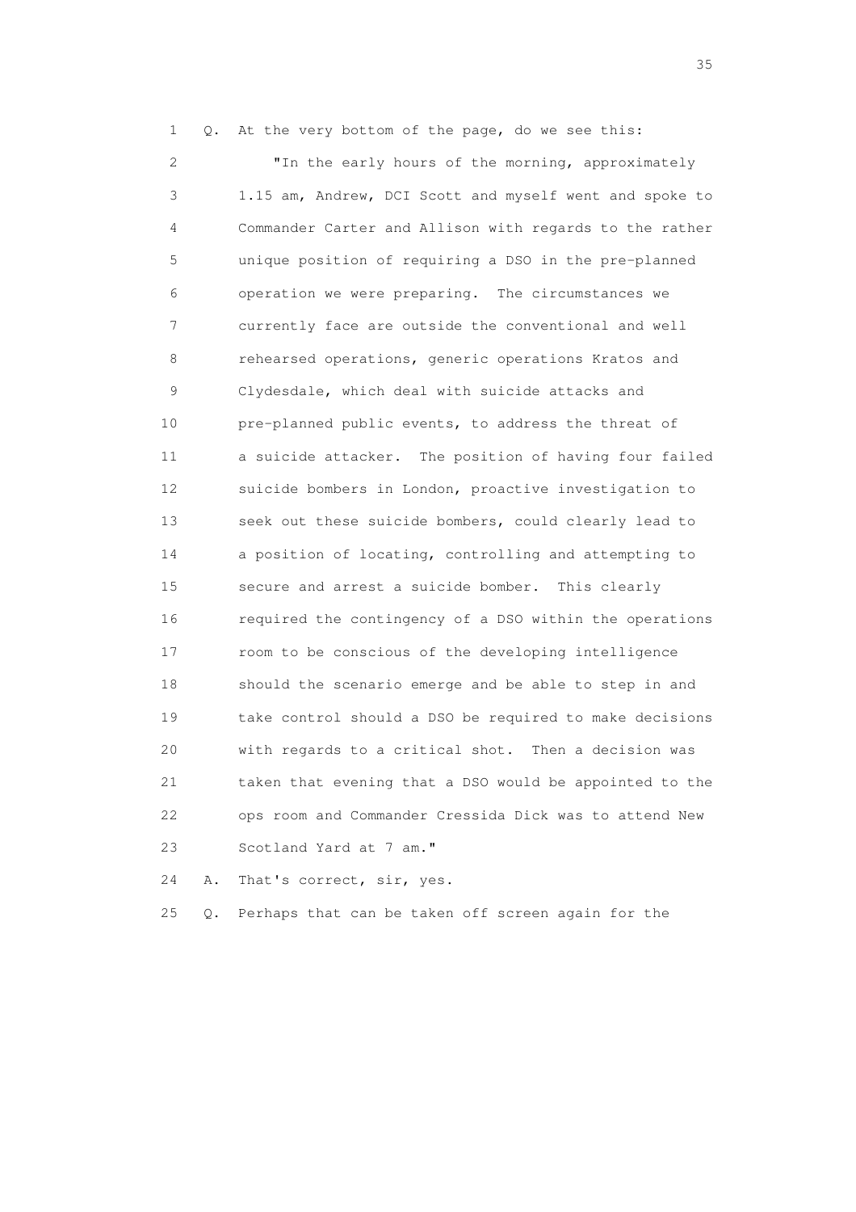1 Q. At the very bottom of the page, do we see this:

2 "In the early hours of the morning, approximately
3 1.15 am, Andrew, DCI Scott and myself went and spoke to
4 Commander Carter and Allison with regards to the rather
5 unique position of requiring a DSO in the pre-planned
6 operation we were preparing. The circumstances we
7 currently face are outside the conventional and well
8 rehearsed operations, generic operations Kratos and
9 Clydesdale, which deal with suicide attacks and
10 pre-planned public events, to address the threat of
11 a suicide attacker. The position of having four failed
12 suicide bombers in London, proactive investigation to
13 seek out these suicide bombers, could clearly lead to
14 a position of locating, controlling and attempting to
15 secure and arrest a suicide bomber. This clearly
16 required the contingency of a DSO within the operations
17 room to be conscious of the developing intelligence
18 should the scenario emerge and be able to step in and
19 take control should a DSO be required to make decisions
20 with regards to a critical shot. Then a decision was
21 taken that evening that a DSO would be appointed to the
22 ops room and Commander Cressida Dick was to attend New
23 Scotland Yard at 7 am."

24 A. That's correct, sir, yes.

25 Q. Perhaps that can be taken off screen again for the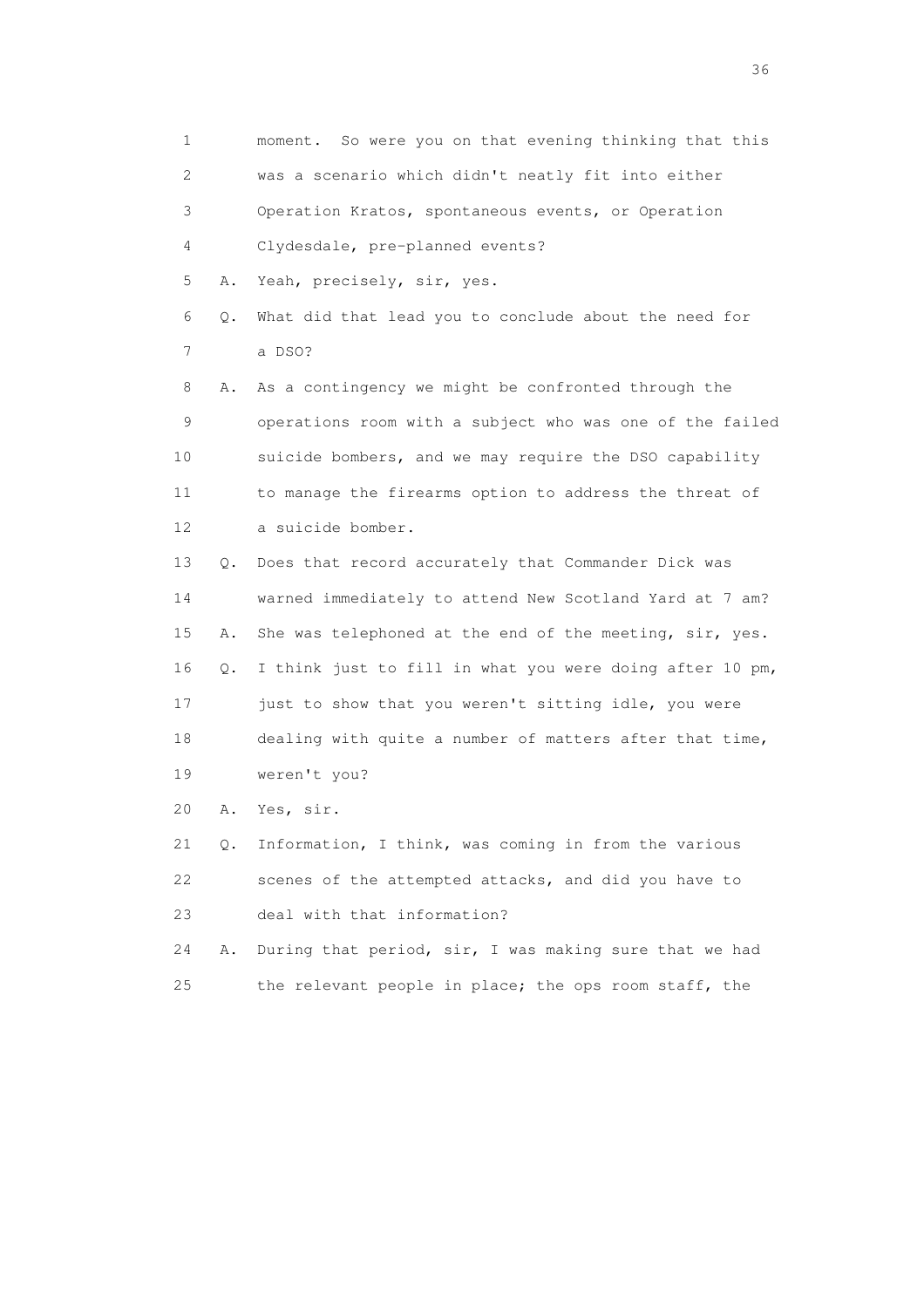1 moment. So were you on that evening thinking that this
2 was a scenario which didn't neatly fit into either
3 Operation Kratos, spontaneous events, or Operation
4 Clydesdale, pre-planned events?

5 A. Yeah, precisely, sir, yes.

6 Q. What did that lead you to conclude about the need for
7 a DSO?

8 A. As a contingency we might be confronted through the
9 operations room with a subject who was one of the failed
10 suicide bombers, and we may require the DSO capability
11 to manage the firearms option to address the threat of
12 a suicide bomber.

13 Q. Does that record accurately that Commander Dick was
14 warned immediately to attend New Scotland Yard at 7 am?

15 A. She was telephoned at the end of the meeting, sir, yes.

16 Q. I think just to fill in what you were doing after 10 pm,
17 just to show that you weren't sitting idle, you were
18 dealing with quite a number of matters after that time,
19 weren't you?

20 A. Yes, sir.

21 Q. Information, I think, was coming in from the various
22 scenes of the attempted attacks, and did you have to
23 deal with that information?

24 A. During that period, sir, I was making sure that we had
25 the relevant people in place; the ops room staff, the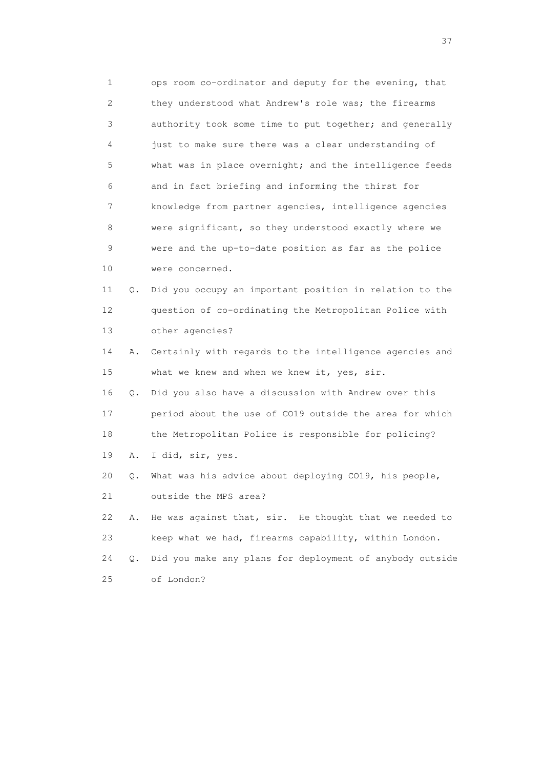1 ops room co-ordinator and deputy for the evening, that
2 they understood what Andrew's role was; the firearms
3 authority took some time to put together; and generally
4 just to make sure there was a clear understanding of
5 what was in place overnight; and the intelligence feeds
6 and in fact briefing and informing the thirst for
7 knowledge from partner agencies, intelligence agencies
8 were significant, so they understood exactly where we
9 were and the up-to-date position as far as the police
10 were concerned.

11 Q. Did you occupy an important position in relation to the
12 question of co-ordinating the Metropolitan Police with
13 other agencies?

14 A. Certainly with regards to the intelligence agencies and
15 what we knew and when we knew it, yes, sir.

16 Q. Did you also have a discussion with Andrew over this
17 period about the use of CO19 outside the area for which
18 the Metropolitan Police is responsible for policing?

19 A. I did, sir, yes.

20 Q. What was his advice about deploying CO19, his people,
21 outside the MPS area?

22 A. He was against that, sir. He thought that we needed to
23 keep what we had, firearms capability, within London.

24 Q. Did you make any plans for deployment of anybody outside
25 of London?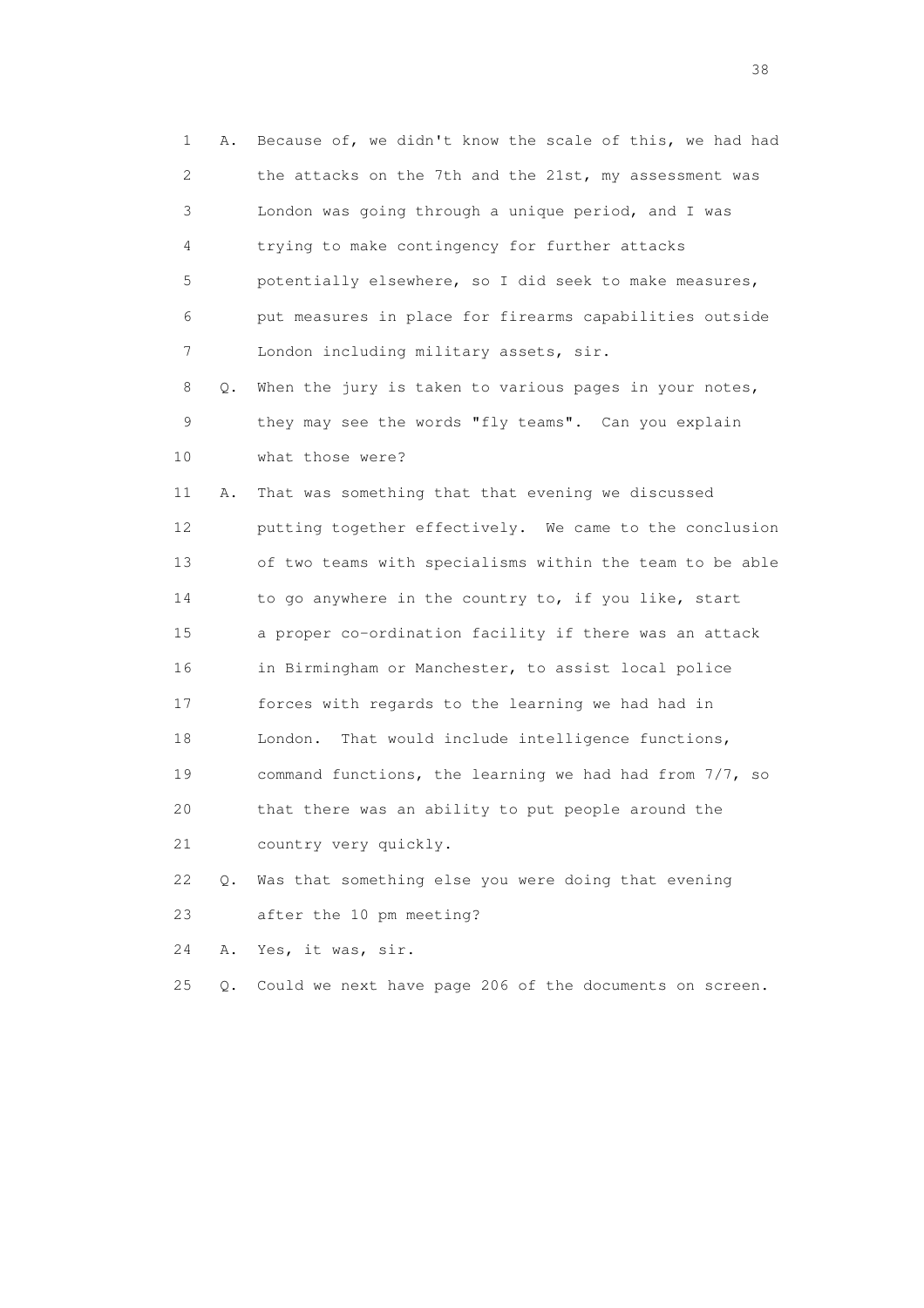1 A. Because of, we didn't know the scale of this, we had had
2 the attacks on the 7th and the 21st, my assessment was
3 London was going through a unique period, and I was
4 trying to make contingency for further attacks
5 potentially elsewhere, so I did seek to make measures,
6 put measures in place for firearms capabilities outside
7 London including military assets, sir.
8 Q. When the jury is taken to various pages in your notes,
9 they may see the words "fly teams". Can you explain
10 what those were?
11 A. That was something that that evening we discussed
12 putting together effectively. We came to the conclusion
13 of two teams with specialisms within the team to be able
14 to go anywhere in the country to, if you like, start
15 a proper co-ordination facility if there was an attack
16 in Birmingham or Manchester, to assist local police
17 forces with regards to the learning we had had in
18 London. That would include intelligence functions,
19 command functions, the learning we had had from 7/7, so
20 that there was an ability to put people around the
21 country very quickly.
22 Q. Was that something else you were doing that evening
23 after the 10 pm meeting?
24 A. Yes, it was, sir.
25 Q. Could we next have page 206 of the documents on screen.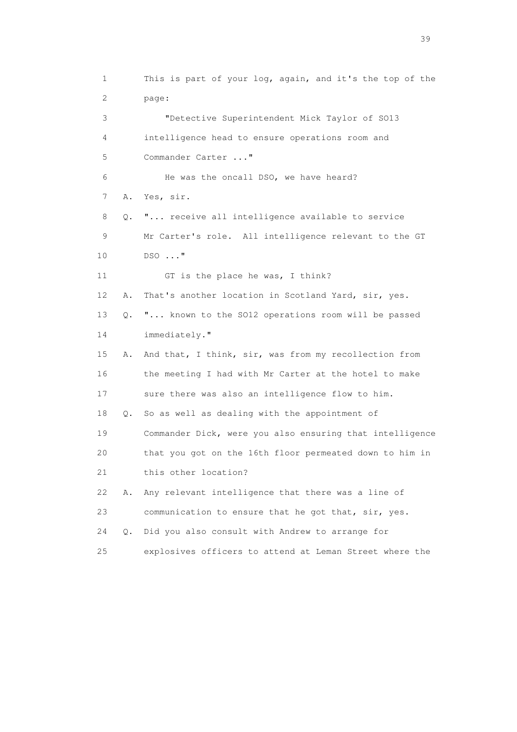1 This is part of your log, again, and it's the top of the
2 page:
3 "Detective Superintendent Mick Taylor of SO13
4 intelligence head to ensure operations room and
5 Commander Carter ..."
6 He was the oncall DSO, we have heard?
7 A. Yes, sir.
8 Q. "... receive all intelligence available to service
9 Mr Carter's role. All intelligence relevant to the GT
10 DSO ..."
11 GT is the place he was, I think?
12 A. That's another location in Scotland Yard, sir, yes.
13 Q. "... known to the SO12 operations room will be passed
14 immediately."
15 A. And that, I think, sir, was from my recollection from
16 the meeting I had with Mr Carter at the hotel to make
17 sure there was also an intelligence flow to him.
18 Q. So as well as dealing with the appointment of
19 Commander Dick, were you also ensuring that intelligence
20 that you got on the 16th floor permeated down to him in
21 this other location?
22 A. Any relevant intelligence that there was a line of
23 communication to ensure that he got that, sir, yes.
24 Q. Did you also consult with Andrew to arrange for
25 explosives officers to attend at Leman Street where the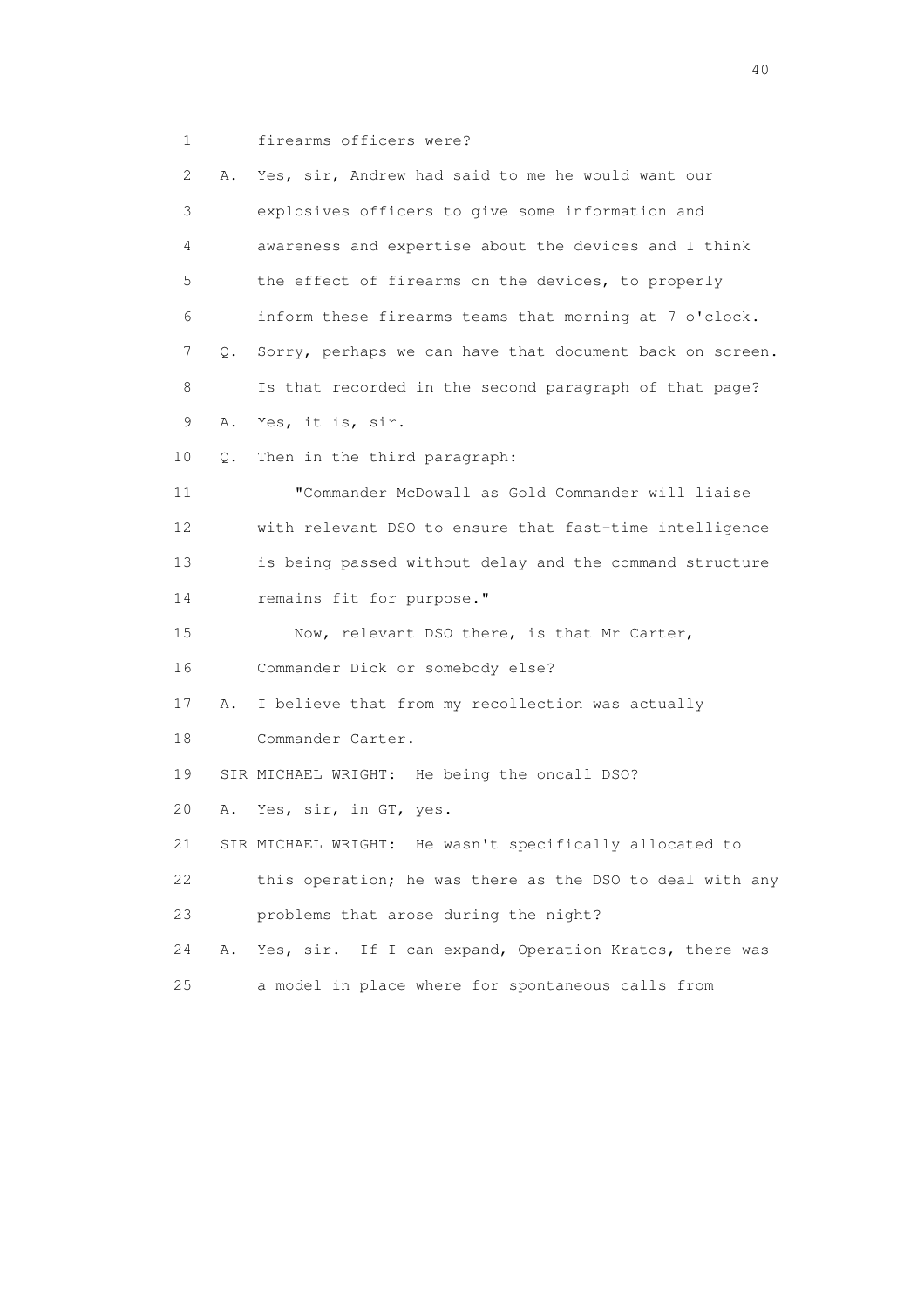1 firearms officers were?

2 A. Yes, sir, Andrew had said to me he would want our

3 explosives officers to give some information and

4 awareness and expertise about the devices and I think

5 the effect of firearms on the devices, to properly

6 inform these firearms teams that morning at 7 o'clock.

7 Q. Sorry, perhaps we can have that document back on screen.

8 Is that recorded in the second paragraph of that page?

9 A. Yes, it is, sir.

10 Q. Then in the third paragraph:

11 "Commander McDowall as Gold Commander will liaise

12 with relevant DSO to ensure that fast-time intelligence

13 is being passed without delay and the command structure

14 remains fit for purpose."

15 Now, relevant DSO there, is that Mr Carter,

16 Commander Dick or somebody else?

17 A. I believe that from my recollection was actually

18 Commander Carter.

19 SIR MICHAEL WRIGHT: He being the oncall DSO?

20 A. Yes, sir, in GT, yes.

21 SIR MICHAEL WRIGHT: He wasn't specifically allocated to

22 this operation; he was there as the DSO to deal with any

23 problems that arose during the night?

24 A. Yes, sir. If I can expand, Operation Kratos, there was

25 a model in place where for spontaneous calls from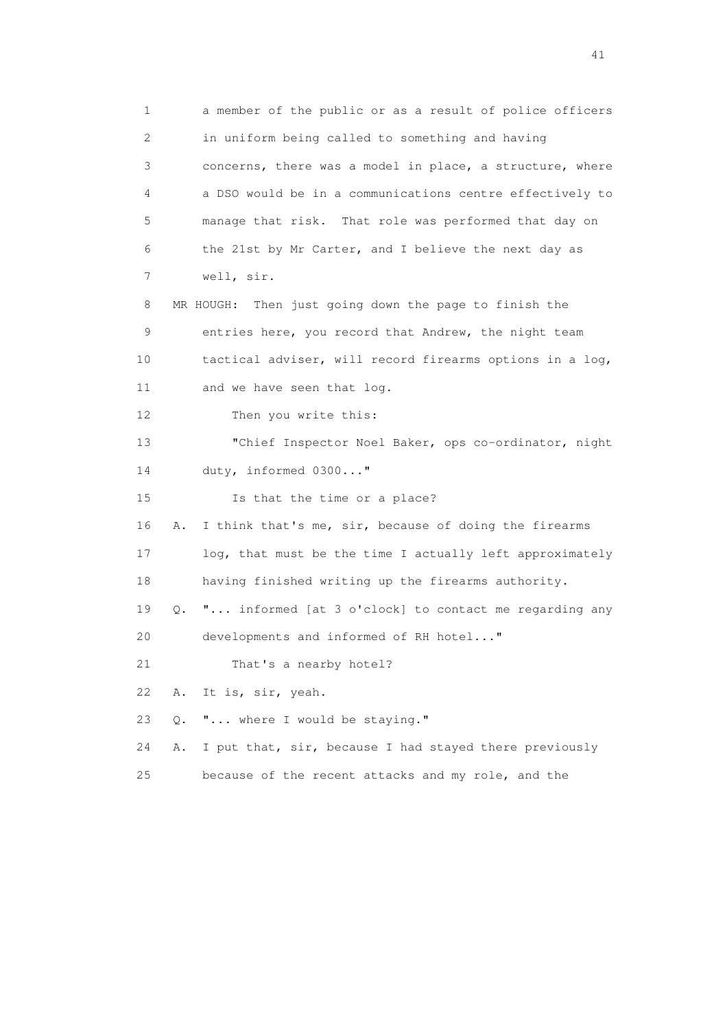1 a member of the public or as a result of police officers
2 in uniform being called to something and having
3 concerns, there was a model in place, a structure, where
4 a DSO would be in a communications centre effectively to
5 manage that risk. That role was performed that day on
6 the 21st by Mr Carter, and I believe the next day as
7 well, sir.

8 MR HOUGH: Then just going down the page to finish the
9 entries here, you record that Andrew, the night team
10 tactical adviser, will record firearms options in a log,
11 and we have seen that log.

12 Then you write this:

13 "Chief Inspector Noel Baker, ops co-ordinator, night
14 duty, informed 0300..."

15 Is that the time or a place?

16 A. I think that's me, sir, because of doing the firearms
17 log, that must be the time I actually left approximately
18 having finished writing up the firearms authority.

19 Q. "... informed [at 3 o'clock] to contact me regarding any
20 developments and informed of RH hotel..."

21 That's a nearby hotel?

22 A. It is, sir, yeah.

23 Q. "... where I would be staying."

24 A. I put that, sir, because I had stayed there previously
25 because of the recent attacks and my role, and the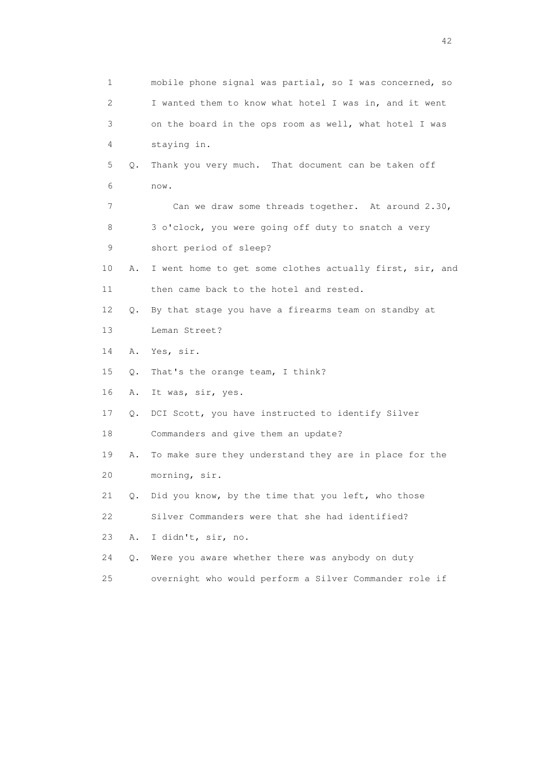1 mobile phone signal was partial, so I was concerned, so
2 I wanted them to know what hotel I was in, and it went
3 on the board in the ops room as well, what hotel I was
4 staying in.
5 Q. Thank you very much. That document can be taken off
6 now.
7 Can we draw some threads together. At around 2.30,
8 3 o'clock, you were going off duty to snatch a very
9 short period of sleep?
10 A. I went home to get some clothes actually first, sir, and
11 then came back to the hotel and rested.
12 Q. By that stage you have a firearms team on standby at
13 Leman Street?
14 A. Yes, sir.
15 Q. That's the orange team, I think?
16 A. It was, sir, yes.
17 Q. DCI Scott, you have instructed to identify Silver
18 Commanders and give them an update?
19 A. To make sure they understand they are in place for the
20 morning, sir.
21 Q. Did you know, by the time that you left, who those
22 Silver Commanders were that she had identified?
23 A. I didn't, sir, no.
24 Q. Were you aware whether there was anybody on duty
25 overnight who would perform a Silver Commander role if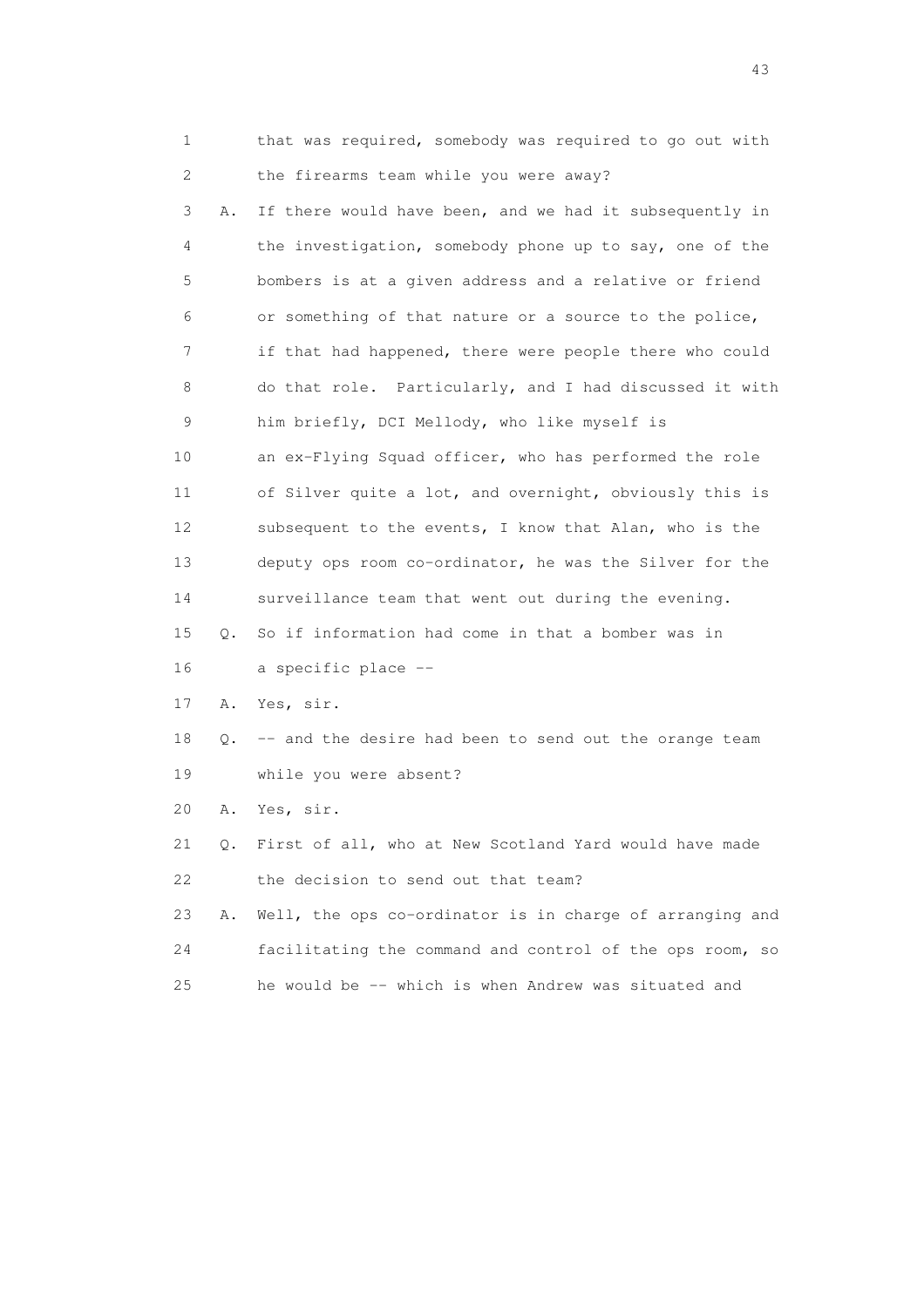1 that was required, somebody was required to go out with
2 the firearms team while you were away?
3 A. If there would have been, and we had it subsequently in
4 the investigation, somebody phone up to say, one of the
5 bombers is at a given address and a relative or friend
6 or something of that nature or a source to the police,
7 if that had happened, there were people there who could
8 do that role. Particularly, and I had discussed it with
9 him briefly, DCI Mellody, who like myself is
10 an ex-Flying Squad officer, who has performed the role
11 of Silver quite a lot, and overnight, obviously this is
12 subsequent to the events, I know that Alan, who is the
13 deputy ops room co-ordinator, he was the Silver for the
14 surveillance team that went out during the evening.
15 Q. So if information had come in that a bomber was in
16 a specific place --
17 A. Yes, sir.
18 Q. -- and the desire had been to send out the orange team
19 while you were absent?
20 A. Yes, sir.
21 Q. First of all, who at New Scotland Yard would have made
22 the decision to send out that team?
23 A. Well, the ops co-ordinator is in charge of arranging and
24 facilitating the command and control of the ops room, so
25 he would be -- which is when Andrew was situated and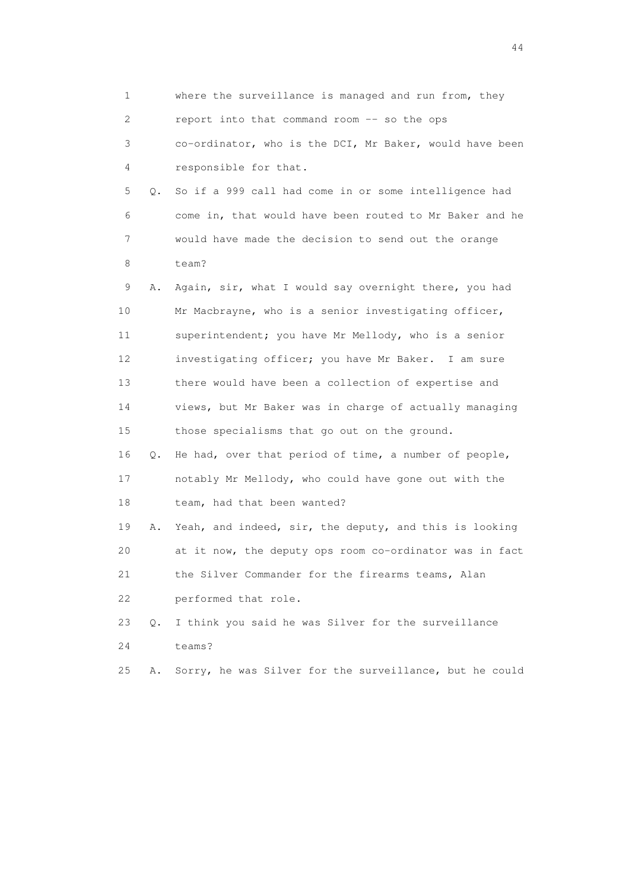1 where the surveillance is managed and run from, they
2 report into that command room -- so the ops
3 co-ordinator, who is the DCI, Mr Baker, would have been
4 responsible for that.

5 Q. So if a 999 call had come in or some intelligence had
6 come in, that would have been routed to Mr Baker and he
7 would have made the decision to send out the orange
8 team?

9 A. Again, sir, what I would say overnight there, you had
10 Mr Macbrayne, who is a senior investigating officer,
11 superintendent; you have Mr Mellody, who is a senior
12 investigating officer; you have Mr Baker. I am sure
13 there would have been a collection of expertise and
14 views, but Mr Baker was in charge of actually managing
15 those specialisms that go out on the ground.

16 Q. He had, over that period of time, a number of people,
17 notably Mr Mellody, who could have gone out with the
18 team, had that been wanted?

19 A. Yeah, and indeed, sir, the deputy, and this is looking
20 at it now, the deputy ops room co-ordinator was in fact
21 the Silver Commander for the firearms teams, Alan
22 performed that role.

23 Q. I think you said he was Silver for the surveillance
24 teams?

25 A. Sorry, he was Silver for the surveillance, but he could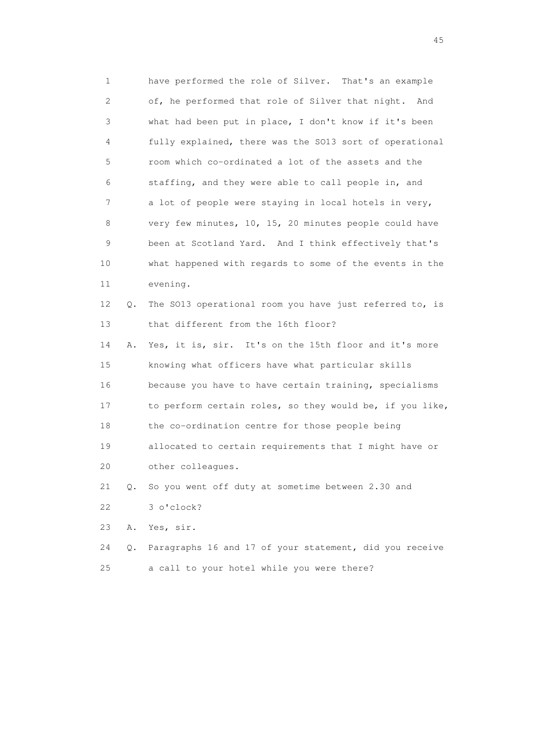1 have performed the role of Silver. That's an example
2 of, he performed that role of Silver that night. And
3 what had been put in place, I don't know if it's been
4 fully explained, there was the SO13 sort of operational
5 room which co-ordinated a lot of the assets and the
6 staffing, and they were able to call people in, and
7 a lot of people were staying in local hotels in very,
8 very few minutes, 10, 15, 20 minutes people could have
9 been at Scotland Yard. And I think effectively that's
10 what happened with regards to some of the events in the
11 evening.

12 Q. The SO13 operational room you have just referred to, is
13 that different from the 16th floor?

14 A. Yes, it is, sir. It's on the 15th floor and it's more
15 knowing what officers have what particular skills
16 because you have to have certain training, specialisms
17 to perform certain roles, so they would be, if you like,
18 the co-ordination centre for those people being
19 allocated to certain requirements that I might have or
20 other colleagues.

21 Q. So you went off duty at sometime between 2.30 and
22 3 o'clock?

23 A. Yes, sir.

24 Q. Paragraphs 16 and 17 of your statement, did you receive
25 a call to your hotel while you were there?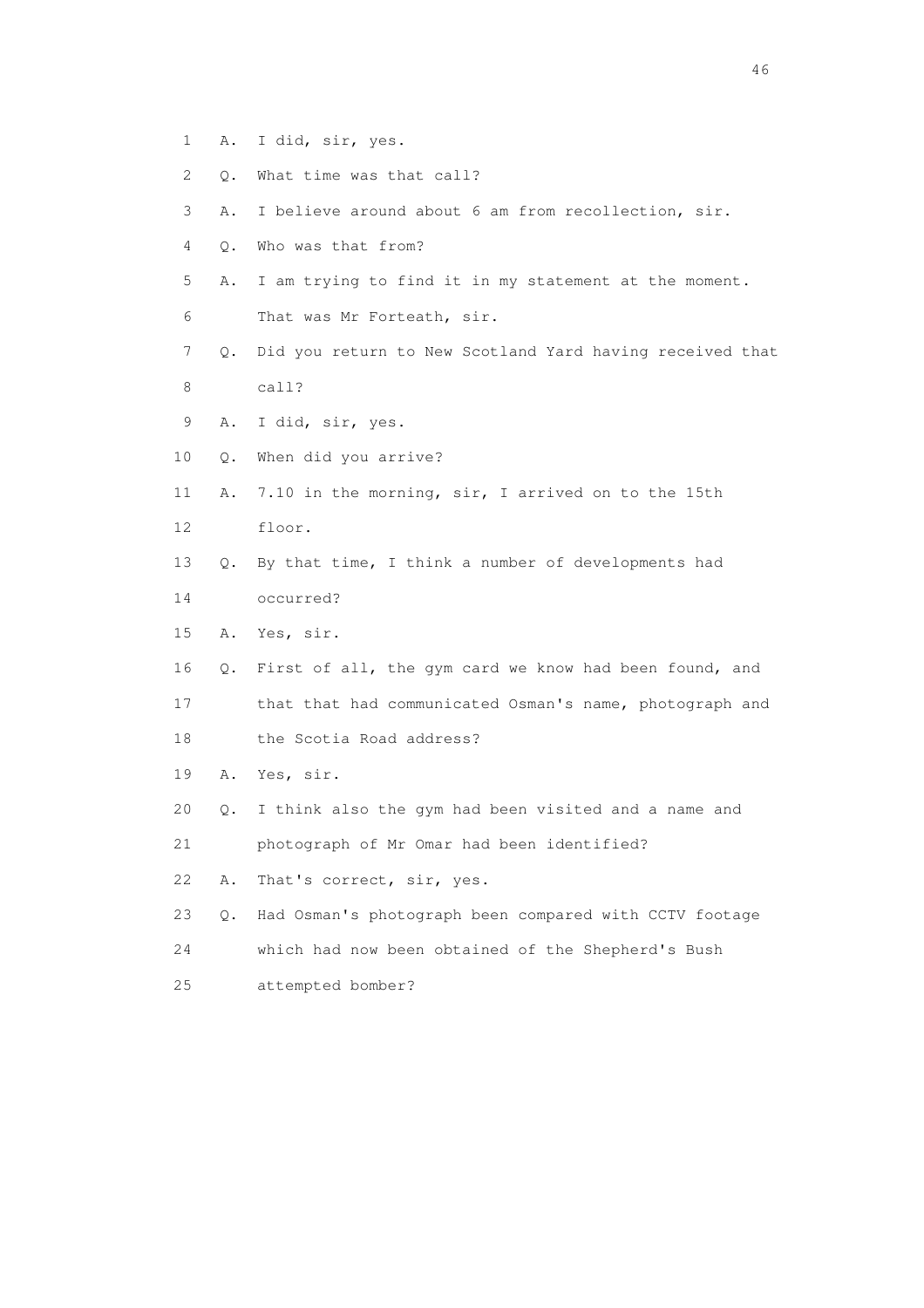1 A. I did, sir, yes.

2 Q. What time was that call?

3 A. I believe around about 6 am from recollection, sir.

4 Q. Who was that from?

5 A. I am trying to find it in my statement at the moment.

6 That was Mr Forteath, sir.

7 Q. Did you return to New Scotland Yard having received that

8 call?

9 A. I did, sir, yes.

10 Q. When did you arrive?

11 A. 7.10 in the morning, sir, I arrived on to the 15th

12 floor.

13 Q. By that time, I think a number of developments had

14 occurred?

15 A. Yes, sir.

16 Q. First of all, the gym card we know had been found, and

17 that that had communicated Osman's name, photograph and

18 the Scotia Road address?

19 A. Yes, sir.

20 Q. I think also the gym had been visited and a name and

21 photograph of Mr Omar had been identified?

22 A. That's correct, sir, yes.

23 Q. Had Osman's photograph been compared with CCTV footage

24 which had now been obtained of the Shepherd's Bush

25 attempted bomber?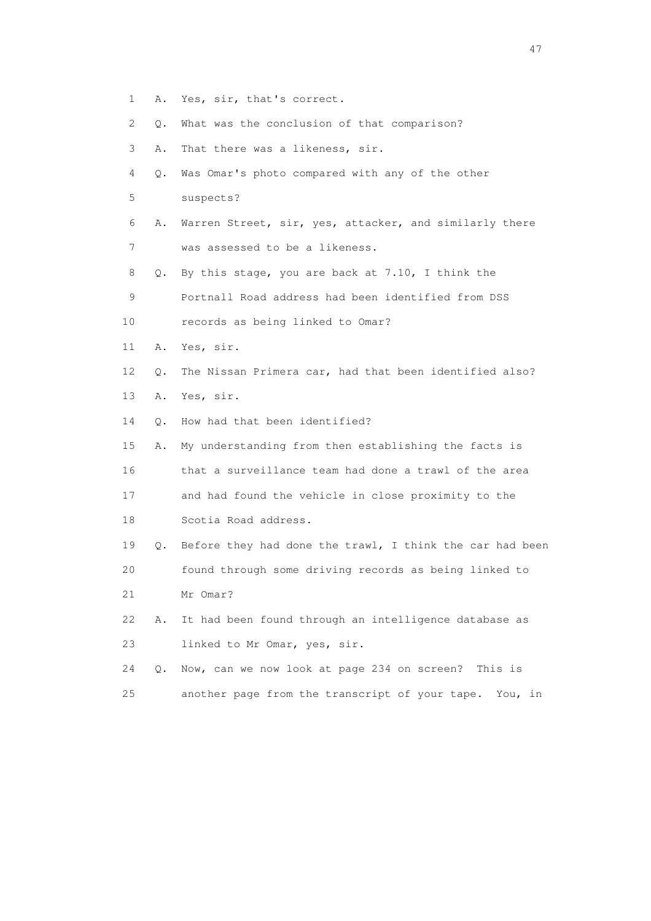1 A. Yes, sir, that's correct.

2 Q. What was the conclusion of that comparison?

3 A. That there was a likeness, sir.

4 Q. Was Omar's photo compared with any of the other

5 suspects?

6 A. Warren Street, sir, yes, attacker, and similarly there

7 was assessed to be a likeness.

8 Q. By this stage, you are back at 7.10, I think the

9 Portnall Road address had been identified from DSS

10 records as being linked to Omar?

11 A. Yes, sir.

12 Q. The Nissan Primera car, had that been identified also?

13 A. Yes, sir.

14 Q. How had that been identified?

15 A. My understanding from then establishing the facts is

16 that a surveillance team had done a trawl of the area

17 and had found the vehicle in close proximity to the

18 Scotia Road address.

19 Q. Before they had done the trawl, I think the car had been

20 found through some driving records as being linked to

21 Mr Omar?

22 A. It had been found through an intelligence database as

23 linked to Mr Omar, yes, sir.

24 Q. Now, can we now look at page 234 on screen? This is

25 another page from the transcript of your tape. You, in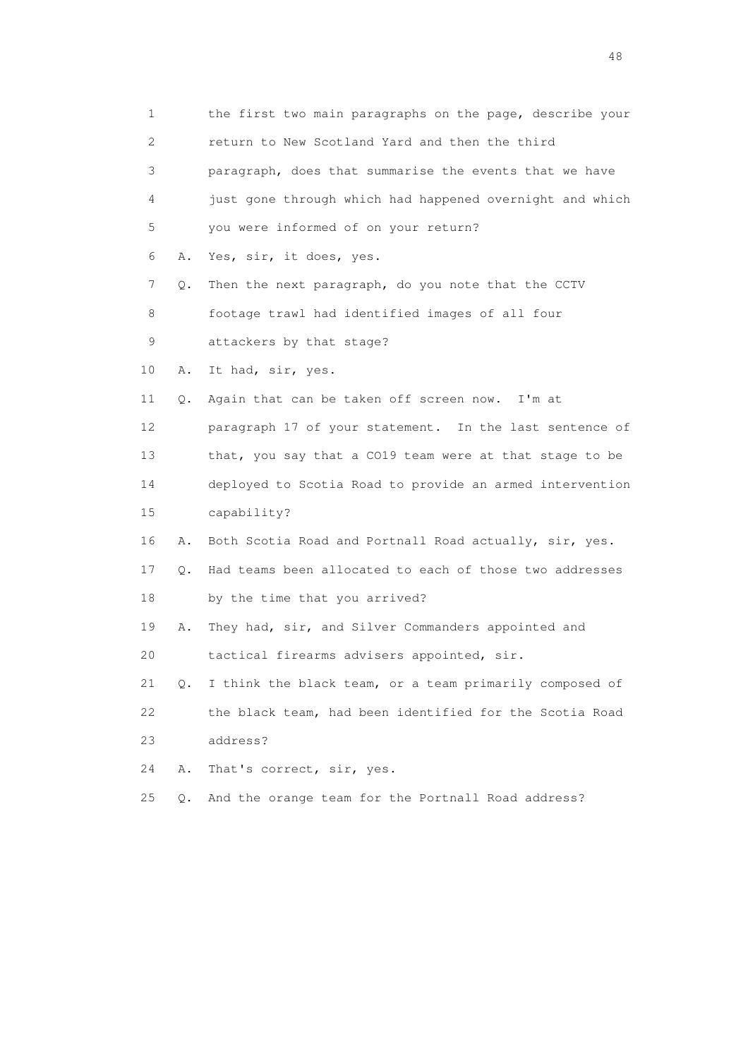1 the first two main paragraphs on the page, describe your
2 return to New Scotland Yard and then the third
3 paragraph, does that summarise the events that we have
4 just gone through which had happened overnight and which
5 you were informed of on your return?

6 A. Yes, sir, it does, yes.

7 Q. Then the next paragraph, do you note that the CCTV
8 footage trawl had identified images of all four
9 attackers by that stage?

10 A. It had, sir, yes.

11 Q. Again that can be taken off screen now. I'm at
12 paragraph 17 of your statement. In the last sentence of
13 that, you say that a CO19 team were at that stage to be
14 deployed to Scotia Road to provide an armed intervention
15 capability?

16 A. Both Scotia Road and Portnall Road actually, sir, yes.

17 Q. Had teams been allocated to each of those two addresses
18 by the time that you arrived?

19 A. They had, sir, and Silver Commanders appointed and
20 tactical firearms advisers appointed, sir.

21 Q. I think the black team, or a team primarily composed of
22 the black team, had been identified for the Scotia Road
23 address?

24 A. That's correct, sir, yes.

25 Q. And the orange team for the Portnall Road address?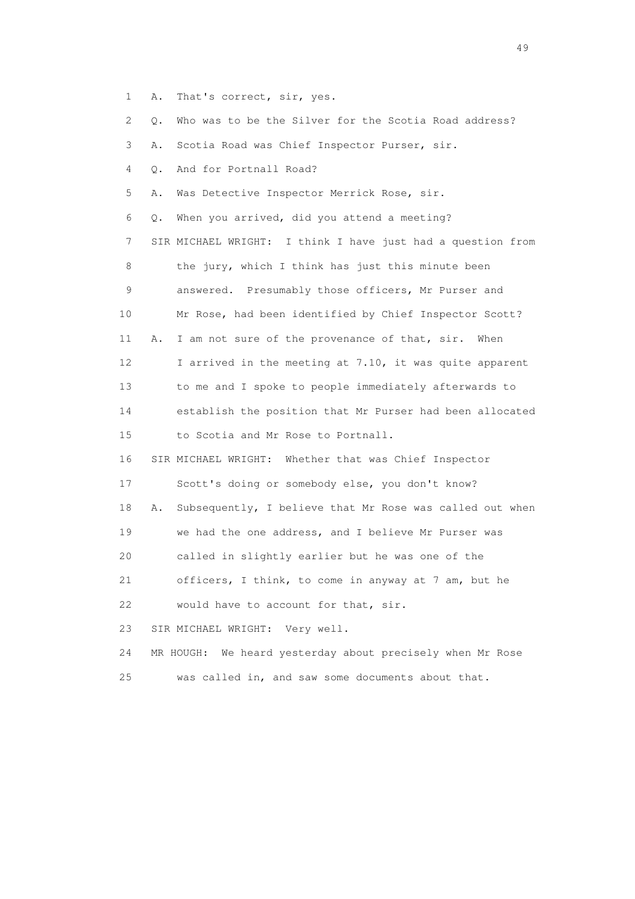1 A. That's correct, sir, yes.

2 Q. Who was to be the Silver for the Scotia Road address?

3 A. Scotia Road was Chief Inspector Purser, sir.

4 Q. And for Portnall Road?

5 A. Was Detective Inspector Merrick Rose, sir.

6 Q. When you arrived, did you attend a meeting?

7 SIR MICHAEL WRIGHT: I think I have just had a question from

8 the jury, which I think has just this minute been

9 answered. Presumably those officers, Mr Purser and

10 Mr Rose, had been identified by Chief Inspector Scott?

11 A. I am not sure of the provenance of that, sir. When

12 I arrived in the meeting at 7.10, it was quite apparent

13 to me and I spoke to people immediately afterwards to

14 establish the position that Mr Purser had been allocated

15 to Scotia and Mr Rose to Portnall.

16 SIR MICHAEL WRIGHT: Whether that was Chief Inspector

17 Scott's doing or somebody else, you don't know?

18 A. Subsequently, I believe that Mr Rose was called out when

19 we had the one address, and I believe Mr Purser was

20 called in slightly earlier but he was one of the

21 officers, I think, to come in anyway at 7 am, but he

22 would have to account for that, sir.

23 SIR MICHAEL WRIGHT: Very well.

24 MR HOUGH: We heard yesterday about precisely when Mr Rose

25 was called in, and saw some documents about that.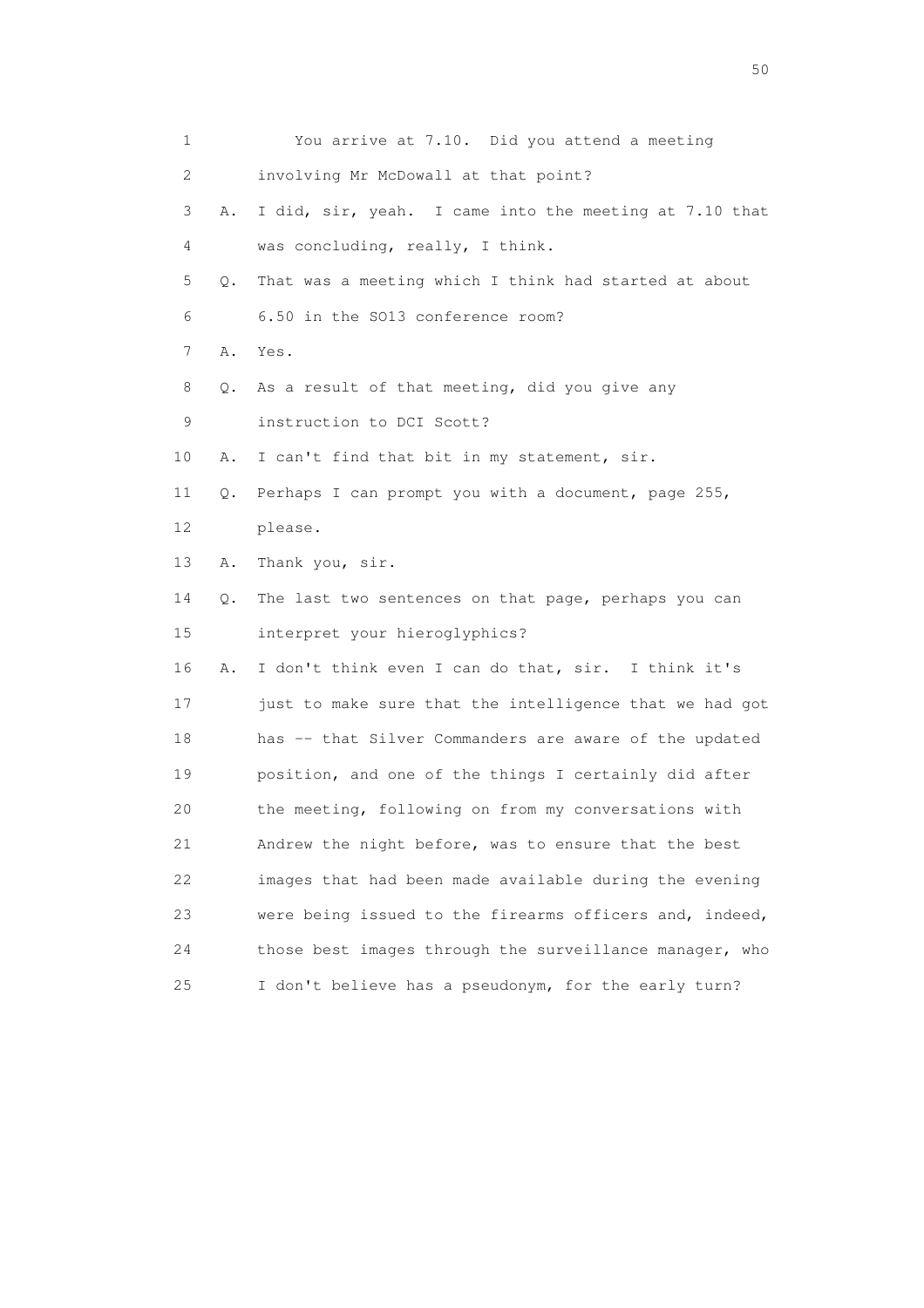1 You arrive at 7.10. Did you attend a meeting
2 involving Mr McDowall at that point?
3 A. I did, sir, yeah. I came into the meeting at 7.10 that
4 was concluding, really, I think.
5 Q. That was a meeting which I think had started at about
6 6.50 in the SO13 conference room?
7 A. Yes.
8 Q. As a result of that meeting, did you give any
9 instruction to DCI Scott?
10 A. I can't find that bit in my statement, sir.
11 Q. Perhaps I can prompt you with a document, page 255,
12 please.
13 A. Thank you, sir.
14 Q. The last two sentences on that page, perhaps you can
15 interpret your hieroglyphics?
16 A. I don't think even I can do that, sir. I think it's
17 just to make sure that the intelligence that we had got
18 has -- that Silver Commanders are aware of the updated
19 position, and one of the things I certainly did after
20 the meeting, following on from my conversations with
21 Andrew the night before, was to ensure that the best
22 images that had been made available during the evening
23 were being issued to the firearms officers and, indeed,
24 those best images through the surveillance manager, who
25 I don't believe has a pseudonym, for the early turn?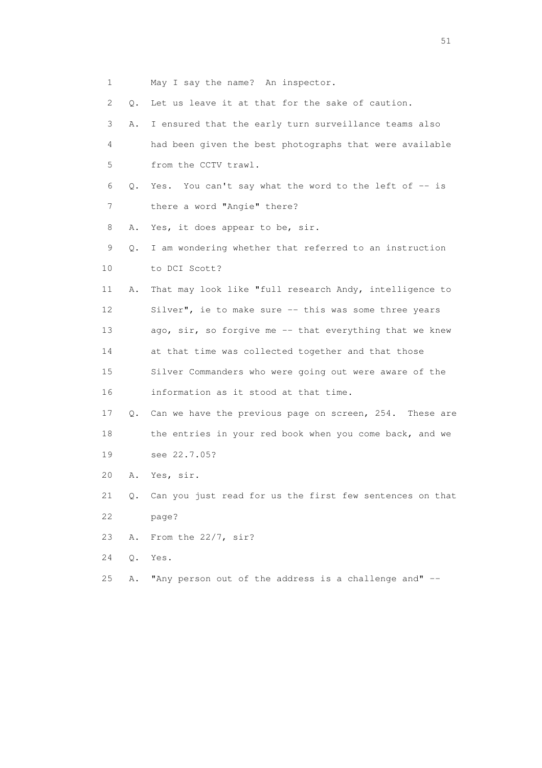1 May I say the name? An inspector.

2 Q. Let us leave it at that for the sake of caution.

3 A. I ensured that the early turn surveillance teams also

4 had been given the best photographs that were available

5 from the CCTV trawl.

6 Q. Yes. You can't say what the word to the left of -- is

7 there a word "Angie" there?

8 A. Yes, it does appear to be, sir.

9 Q. I am wondering whether that referred to an instruction

10 to DCI Scott?

11 A. That may look like "full research Andy, intelligence to

12 Silver", ie to make sure -- this was some three years

13 ago, sir, so forgive me -- that everything that we knew

14 at that time was collected together and that those

15 Silver Commanders who were going out were aware of the

16 information as it stood at that time.

17 Q. Can we have the previous page on screen, 254. These are

18 the entries in your red book when you come back, and we

19 see 22.7.05?

20 A. Yes, sir.

21 Q. Can you just read for us the first few sentences on that

22 page?

23 A. From the 22/7, sir?

24 Q. Yes.

25 A. "Any person out of the address is a challenge and" --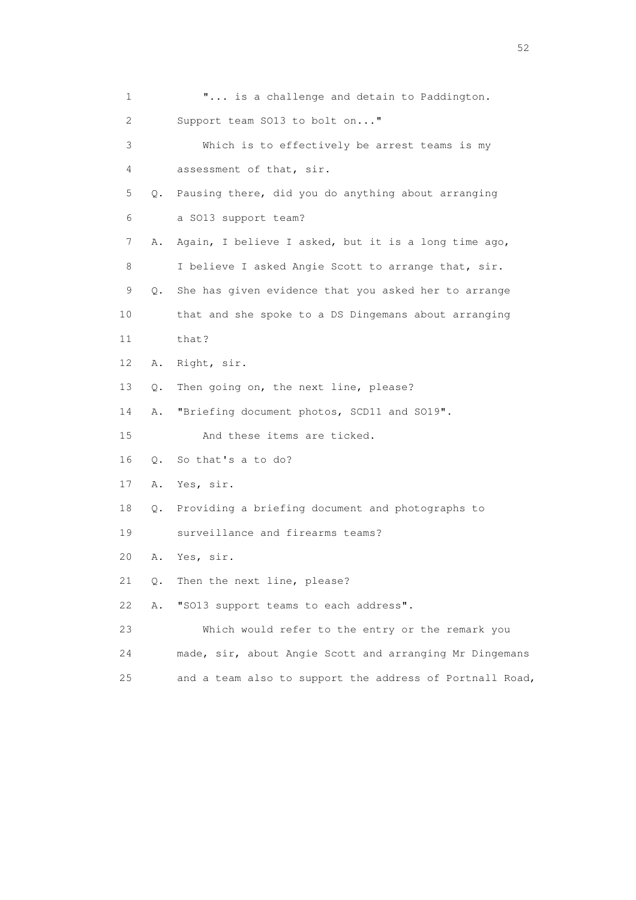1 "... is a challenge and detain to Paddington.
2 Support team SO13 to bolt on..."
3 Which is to effectively be arrest teams is my
4 assessment of that, sir.
5 Q. Pausing there, did you do anything about arranging
6 a SO13 support team?
7 A. Again, I believe I asked, but it is a long time ago,
8 I believe I asked Angie Scott to arrange that, sir.
9 Q. She has given evidence that you asked her to arrange
10 that and she spoke to a DS Dingemans about arranging
11 that?
12 A. Right, sir.
13 Q. Then going on, the next line, please?
14 A. "Briefing document photos, SCD11 and SO19".
15 And these items are ticked.
16 Q. So that's a to do?
17 A. Yes, sir.
18 Q. Providing a briefing document and photographs to
19 surveillance and firearms teams?
20 A. Yes, sir.
21 Q. Then the next line, please?
22 A. "SO13 support teams to each address".
23 Which would refer to the entry or the remark you
24 made, sir, about Angie Scott and arranging Mr Dingemans
25 and a team also to support the address of Portnall Road,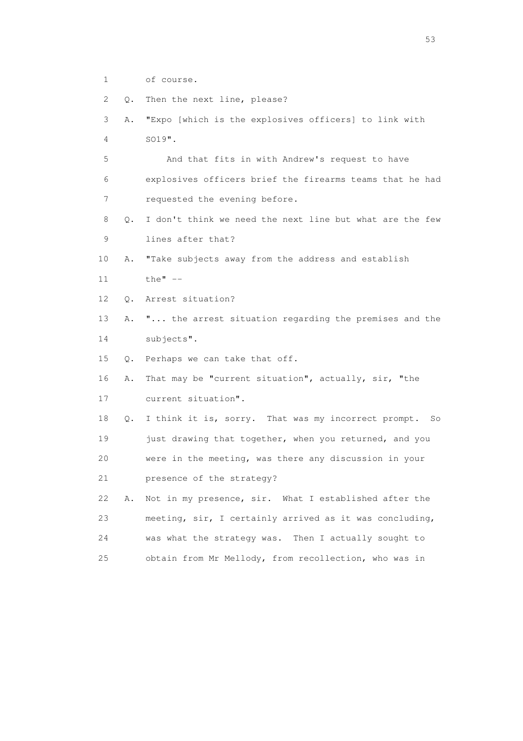1 of course.

2 Q. Then the next line, please?

3 A. "Expo [which is the explosives officers] to link with

4 SO19".

5 And that fits in with Andrew's request to have

6 explosives officers brief the firearms teams that he had

7 requested the evening before.

8 Q. I don't think we need the next line but what are the few

9 lines after that?

10 A. "Take subjects away from the address and establish

11 the" --

12 Q. Arrest situation?

13 A. "... the arrest situation regarding the premises and the

14 subjects".

15 Q. Perhaps we can take that off.

16 A. That may be "current situation", actually, sir, "the

17 current situation".

18 Q. I think it is, sorry. That was my incorrect prompt. So

19 just drawing that together, when you returned, and you

20 were in the meeting, was there any discussion in your

21 presence of the strategy?

22 A. Not in my presence, sir. What I established after the

23 meeting, sir, I certainly arrived as it was concluding,

24 was what the strategy was. Then I actually sought to

25 obtain from Mr Mellody, from recollection, who was in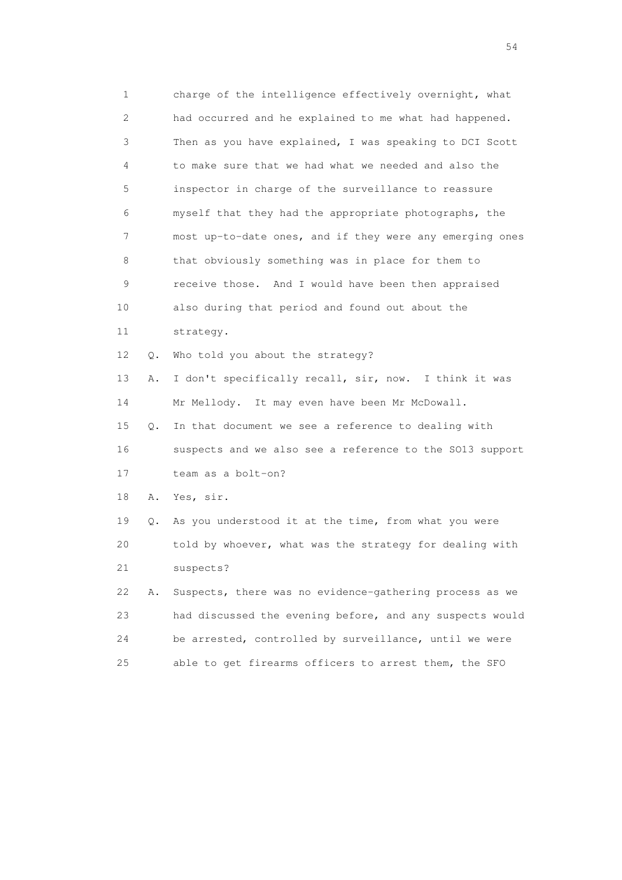1 charge of the intelligence effectively overnight, what
2 had occurred and he explained to me what had happened.
3 Then as you have explained, I was speaking to DCI Scott
4 to make sure that we had what we needed and also the
5 inspector in charge of the surveillance to reassure
6 myself that they had the appropriate photographs, the
7 most up-to-date ones, and if they were any emerging ones
8 that obviously something was in place for them to
9 receive those. And I would have been then appraised
10 also during that period and found out about the
11 strategy.

12 Q. Who told you about the strategy?

13 A. I don't specifically recall, sir, now. I think it was
14 Mr Mellody. It may even have been Mr McDowall.

15 Q. In that document we see a reference to dealing with
16 suspects and we also see a reference to the SO13 support
17 team as a bolt-on?

18 A. Yes, sir.

19 Q. As you understood it at the time, from what you were
20 told by whoever, what was the strategy for dealing with
21 suspects?

22 A. Suspects, there was no evidence-gathering process as we
23 had discussed the evening before, and any suspects would
24 be arrested, controlled by surveillance, until we were
25 able to get firearms officers to arrest them, the SFO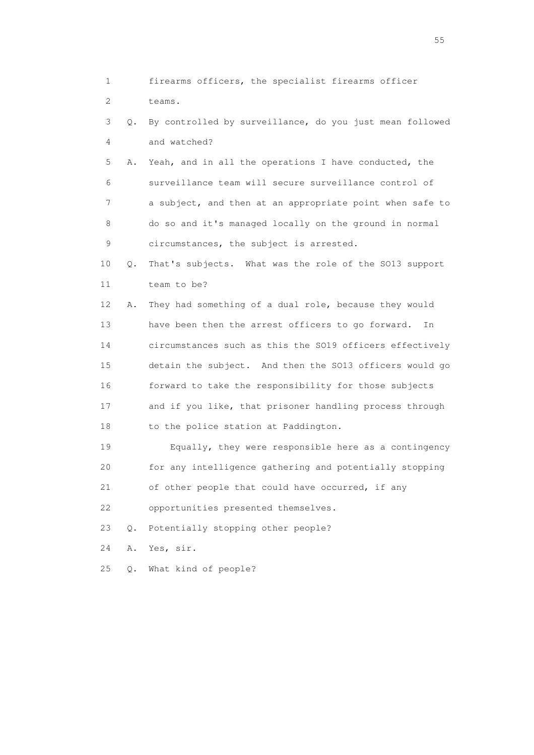1        firearms officers, the specialist firearms officer
2        teams.
3    Q.  By controlled by surveillance, do you just mean followed
4        and watched?
5    A.  Yeah, and in all the operations I have conducted, the
6        surveillance team will secure surveillance control of
7        a subject, and then at an appropriate point when safe to
8        do so and it's managed locally on the ground in normal
9        circumstances, the subject is arrested.
10   Q.  That's subjects.  What was the role of the SO13 support
11       team to be?
12   A.  They had something of a dual role, because they would
13       have been then the arrest officers to go forward.  In
14       circumstances such as this the SO19 officers effectively
15       detain the subject.  And then the SO13 officers would go
16       forward to take the responsibility for those subjects
17       and if you like, that prisoner handling process through
18       to the police station at Paddington.
19           Equally, they were responsible here as a contingency
20       for any intelligence gathering and potentially stopping
21       of other people that could have occurred, if any
22       opportunities presented themselves.
23   Q.  Potentially stopping other people?
24   A.  Yes, sir.
25   Q.  What kind of people?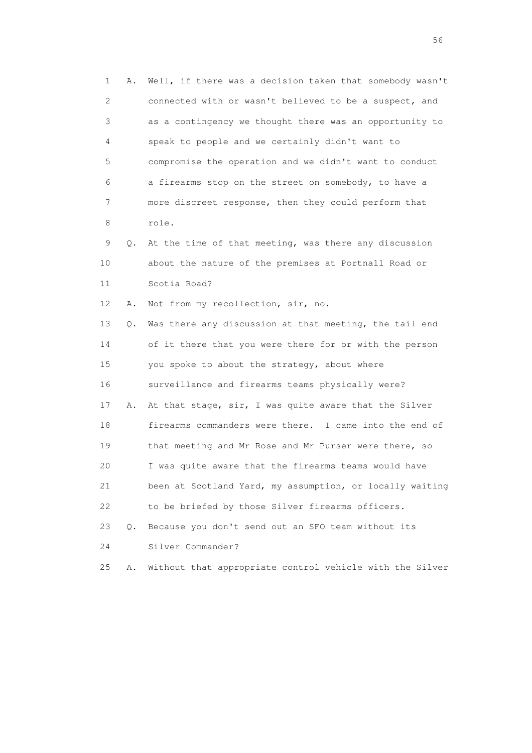1 A. Well, if there was a decision taken that somebody wasn't
2 connected with or wasn't believed to be a suspect, and
3 as a contingency we thought there was an opportunity to
4 speak to people and we certainly didn't want to
5 compromise the operation and we didn't want to conduct
6 a firearms stop on the street on somebody, to have a
7 more discreet response, then they could perform that
8 role.

9 Q. At the time of that meeting, was there any discussion
10 about the nature of the premises at Portnall Road or
11 Scotia Road?

12 A. Not from my recollection, sir, no.

13 Q. Was there any discussion at that meeting, the tail end
14 of it there that you were there for or with the person
15 you spoke to about the strategy, about where
16 surveillance and firearms teams physically were?

17 A. At that stage, sir, I was quite aware that the Silver
18 firearms commanders were there. I came into the end of
19 that meeting and Mr Rose and Mr Purser were there, so
20 I was quite aware that the firearms teams would have
21 been at Scotland Yard, my assumption, or locally waiting
22 to be briefed by those Silver firearms officers.

23 Q. Because you don't send out an SFO team without its
24 Silver Commander?

25 A. Without that appropriate control vehicle with the Silver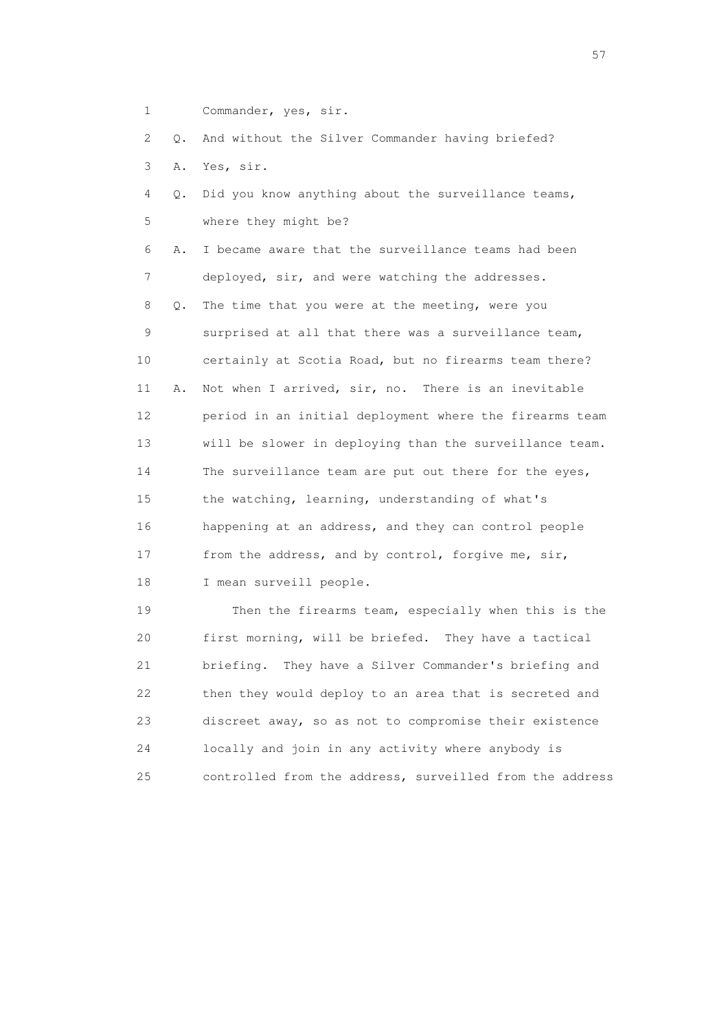1 Commander, yes, sir.

2 Q. And without the Silver Commander having briefed?

3 A. Yes, sir.

4 Q. Did you know anything about the surveillance teams,

5 where they might be?

6 A. I became aware that the surveillance teams had been

7 deployed, sir, and were watching the addresses.

8 Q. The time that you were at the meeting, were you

9 surprised at all that there was a surveillance team,

10 certainly at Scotia Road, but no firearms team there?

11 A. Not when I arrived, sir, no. There is an inevitable

12 period in an initial deployment where the firearms team

13 will be slower in deploying than the surveillance team.

14 The surveillance team are put out there for the eyes,

15 the watching, learning, understanding of what's

16 happening at an address, and they can control people

17 from the address, and by control, forgive me, sir,

18 I mean surveill people.

19 Then the firearms team, especially when this is the

20 first morning, will be briefed. They have a tactical

21 briefing. They have a Silver Commander's briefing and

22 then they would deploy to an area that is secreted and

23 discreet away, so as not to compromise their existence

24 locally and join in any activity where anybody is

25 controlled from the address, surveilled from the address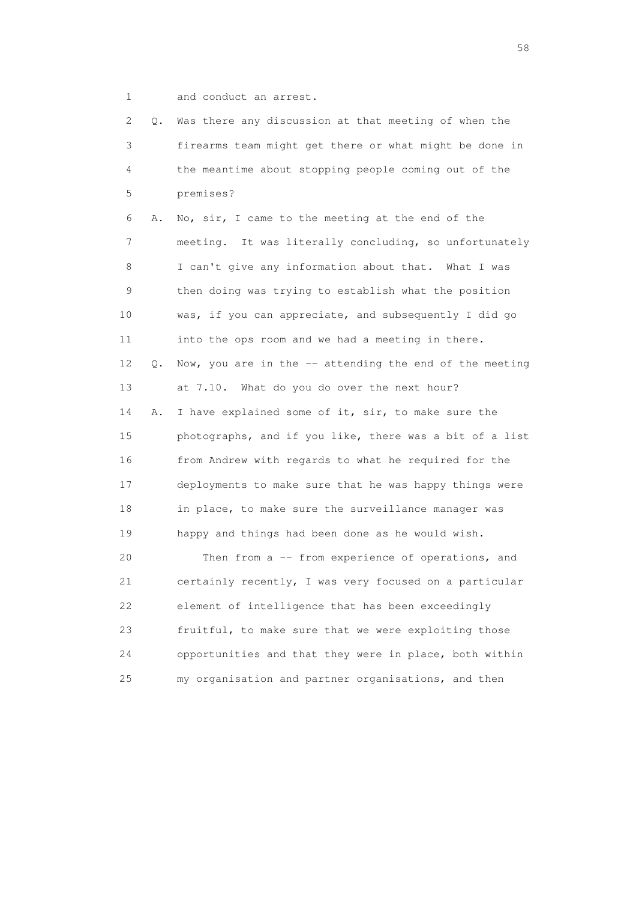1 and conduct an arrest.

2 Q. Was there any discussion at that meeting of when the
3 firearms team might get there or what might be done in
4 the meantime about stopping people coming out of the
5 premises?

6 A. No, sir, I came to the meeting at the end of the
7 meeting. It was literally concluding, so unfortunately
8 I can't give any information about that. What I was
9 then doing was trying to establish what the position
10 was, if you can appreciate, and subsequently I did go
11 into the ops room and we had a meeting in there.

12 Q. Now, you are in the -- attending the end of the meeting
13 at 7.10. What do you do over the next hour?

14 A. I have explained some of it, sir, to make sure the
15 photographs, and if you like, there was a bit of a list
16 from Andrew with regards to what he required for the
17 deployments to make sure that he was happy things were
18 in place, to make sure the surveillance manager was
19 happy and things had been done as he would wish.

20 Then from a -- from experience of operations, and
21 certainly recently, I was very focused on a particular
22 element of intelligence that has been exceedingly
23 fruitful, to make sure that we were exploiting those
24 opportunities and that they were in place, both within
25 my organisation and partner organisations, and then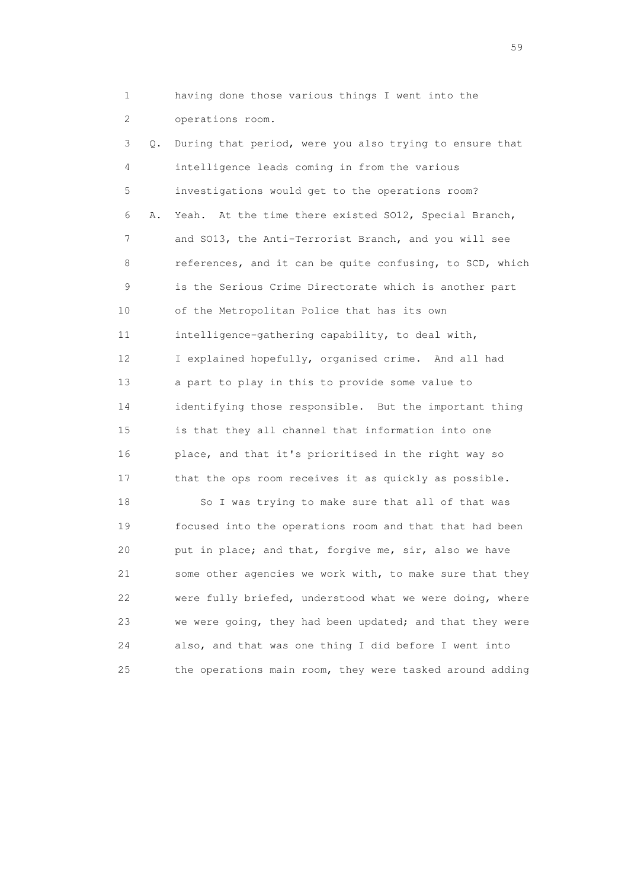1 having done those various things I went into the
2 operations room.

3 Q. During that period, were you also trying to ensure that
4 intelligence leads coming in from the various
5 investigations would get to the operations room?

6 A. Yeah. At the time there existed SO12, Special Branch,
7 and SO13, the Anti-Terrorist Branch, and you will see
8 references, and it can be quite confusing, to SCD, which
9 is the Serious Crime Directorate which is another part
10 of the Metropolitan Police that has its own
11 intelligence-gathering capability, to deal with,
12 I explained hopefully, organised crime. And all had
13 a part to play in this to provide some value to
14 identifying those responsible. But the important thing
15 is that they all channel that information into one
16 place, and that it's prioritised in the right way so
17 that the ops room receives it as quickly as possible.

18 So I was trying to make sure that all of that was
19 focused into the operations room and that that had been
20 put in place; and that, forgive me, sir, also we have
21 some other agencies we work with, to make sure that they
22 were fully briefed, understood what we were doing, where
23 we were going, they had been updated; and that they were
24 also, and that was one thing I did before I went into
25 the operations main room, they were tasked around adding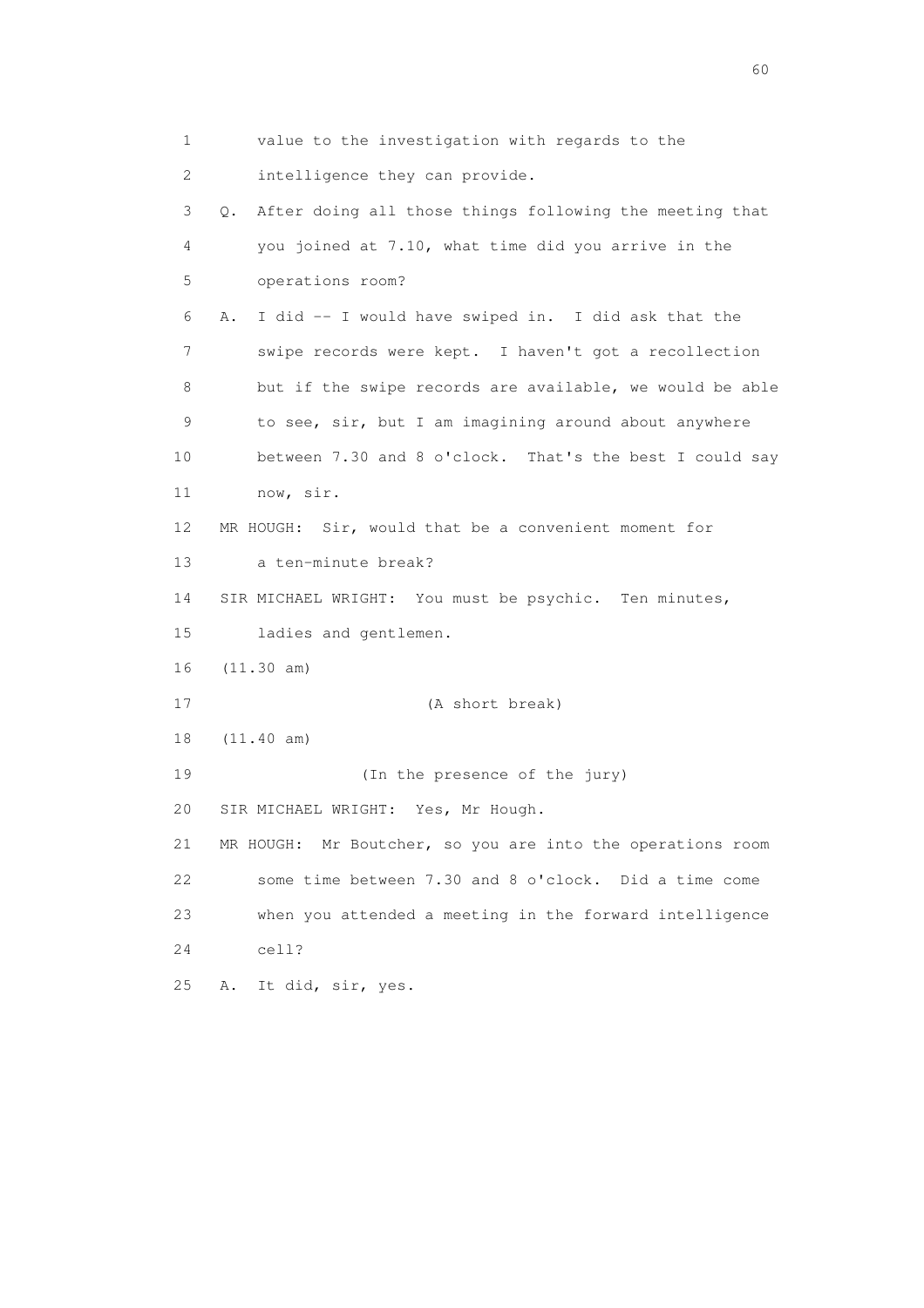1 value to the investigation with regards to the
2 intelligence they can provide.
3 Q. After doing all those things following the meeting that
4 you joined at 7.10, what time did you arrive in the
5 operations room?
6 A. I did -- I would have swiped in. I did ask that the
7 swipe records were kept. I haven't got a recollection
8 but if the swipe records are available, we would be able
9 to see, sir, but I am imagining around about anywhere
10 between 7.30 and 8 o'clock. That's the best I could say
11 now, sir.
12 MR HOUGH: Sir, would that be a convenient moment for
13 a ten-minute break?
14 SIR MICHAEL WRIGHT: You must be psychic. Ten minutes,
15 ladies and gentlemen.
16 (11.30 am)
17 (A short break)
18 (11.40 am)
19 (In the presence of the jury)
20 SIR MICHAEL WRIGHT: Yes, Mr Hough.
21 MR HOUGH: Mr Boutcher, so you are into the operations room
22 some time between 7.30 and 8 o'clock. Did a time come
23 when you attended a meeting in the forward intelligence
24 cell?
25 A. It did, sir, yes.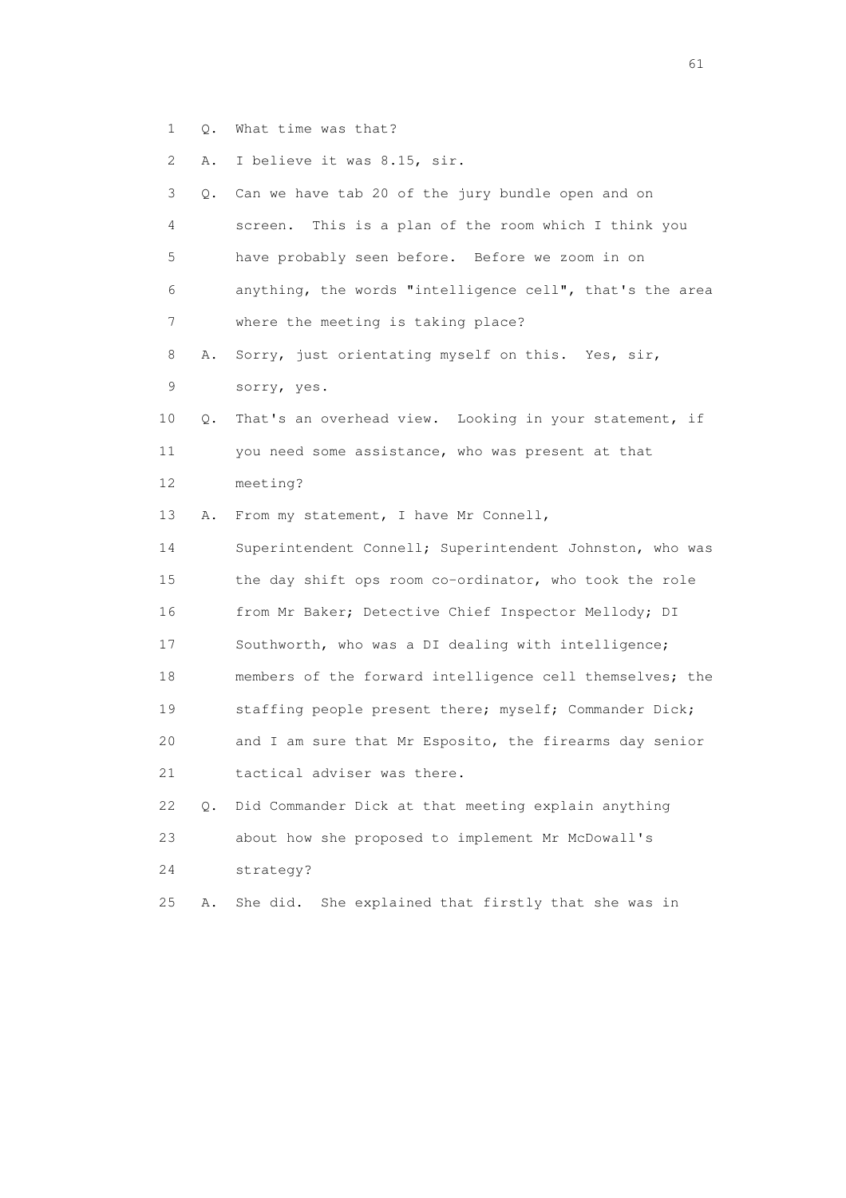1 Q. What time was that?

2 A. I believe it was 8.15, sir.

3 Q. Can we have tab 20 of the jury bundle open and on
4 screen. This is a plan of the room which I think you
5 have probably seen before. Before we zoom in on
6 anything, the words "intelligence cell", that's the area
7 where the meeting is taking place?

8 A. Sorry, just orientating myself on this. Yes, sir,
9 sorry, yes.

10 Q. That's an overhead view. Looking in your statement, if
11 you need some assistance, who was present at that
12 meeting?

13 A. From my statement, I have Mr Connell,
14 Superintendent Connell; Superintendent Johnston, who was
15 the day shift ops room co-ordinator, who took the role
16 from Mr Baker; Detective Chief Inspector Mellody; DI
17 Southworth, who was a DI dealing with intelligence;
18 members of the forward intelligence cell themselves; the
19 staffing people present there; myself; Commander Dick;
20 and I am sure that Mr Esposito, the firearms day senior
21 tactical adviser was there.

22 Q. Did Commander Dick at that meeting explain anything
23 about how she proposed to implement Mr McDowall's
24 strategy?

25 A. She did. She explained that firstly that she was in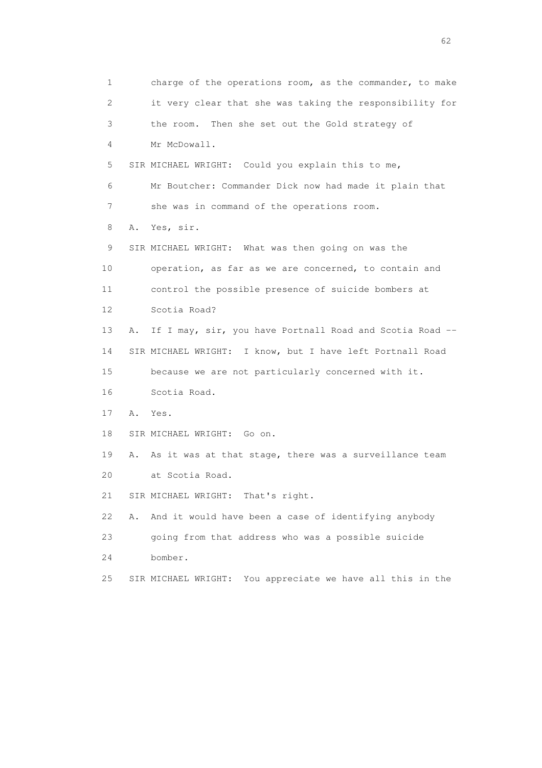1 charge of the operations room, as the commander, to make
2 it very clear that she was taking the responsibility for
3 the room. Then she set out the Gold strategy of
4 Mr McDowall.
5 SIR MICHAEL WRIGHT: Could you explain this to me,
6 Mr Boutcher: Commander Dick now had made it plain that
7 she was in command of the operations room.
8 A. Yes, sir.
9 SIR MICHAEL WRIGHT: What was then going on was the
10 operation, as far as we are concerned, to contain and
11 control the possible presence of suicide bombers at
12 Scotia Road?
13 A. If I may, sir, you have Portnall Road and Scotia Road --
14 SIR MICHAEL WRIGHT: I know, but I have left Portnall Road
15 because we are not particularly concerned with it.
16 Scotia Road.
17 A. Yes.
18 SIR MICHAEL WRIGHT: Go on.
19 A. As it was at that stage, there was a surveillance team
20 at Scotia Road.
21 SIR MICHAEL WRIGHT: That's right.
22 A. And it would have been a case of identifying anybody
23 going from that address who was a possible suicide
24 bomber.
25 SIR MICHAEL WRIGHT: You appreciate we have all this in the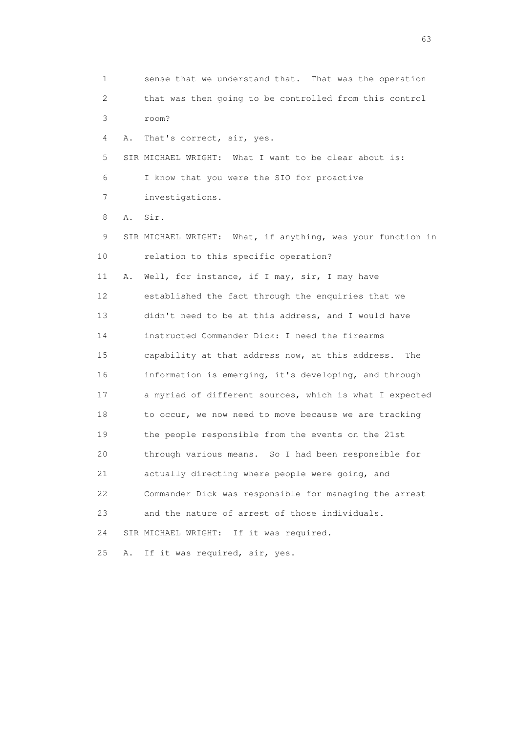1 sense that we understand that. That was the operation
2 that was then going to be controlled from this control
3 room?

4 A. That's correct, sir, yes.

5 SIR MICHAEL WRIGHT: What I want to be clear about is:
6 I know that you were the SIO for proactive
7 investigations.

8 A. Sir.

9 SIR MICHAEL WRIGHT: What, if anything, was your function in
10 relation to this specific operation?

11 A. Well, for instance, if I may, sir, I may have
12 established the fact through the enquiries that we
13 didn't need to be at this address, and I would have
14 instructed Commander Dick: I need the firearms
15 capability at that address now, at this address. The
16 information is emerging, it's developing, and through
17 a myriad of different sources, which is what I expected
18 to occur, we now need to move because we are tracking
19 the people responsible from the events on the 21st
20 through various means. So I had been responsible for
21 actually directing where people were going, and
22 Commander Dick was responsible for managing the arrest
23 and the nature of arrest of those individuals.

24 SIR MICHAEL WRIGHT: If it was required.

25 A. If it was required, sir, yes.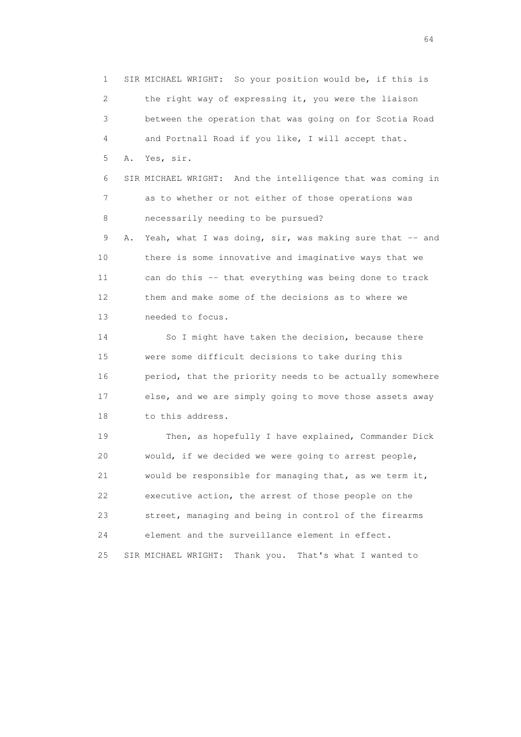1 SIR MICHAEL WRIGHT: So your position would be, if this is
2 the right way of expressing it, you were the liaison
3 between the operation that was going on for Scotia Road
4 and Portnall Road if you like, I will accept that.
5 A. Yes, sir.
6 SIR MICHAEL WRIGHT: And the intelligence that was coming in
7 as to whether or not either of those operations was
8 necessarily needing to be pursued?
9 A. Yeah, what I was doing, sir, was making sure that -- and
10 there is some innovative and imaginative ways that we
11 can do this -- that everything was being done to track
12 them and make some of the decisions as to where we
13 needed to focus.
14 So I might have taken the decision, because there
15 were some difficult decisions to take during this
16 period, that the priority needs to be actually somewhere
17 else, and we are simply going to move those assets away
18 to this address.
19 Then, as hopefully I have explained, Commander Dick
20 would, if we decided we were going to arrest people,
21 would be responsible for managing that, as we term it,
22 executive action, the arrest of those people on the
23 street, managing and being in control of the firearms
24 element and the surveillance element in effect.
25 SIR MICHAEL WRIGHT: Thank you. That's what I wanted to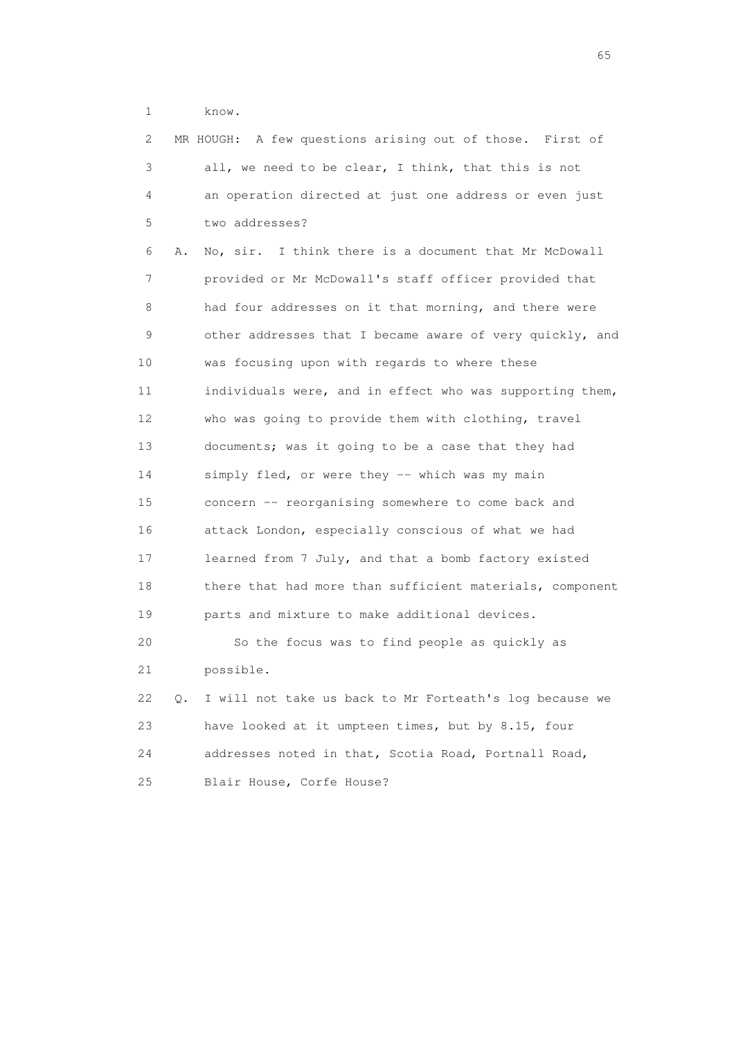1 know.

2 MR HOUGH: A few questions arising out of those. First of
3 all, we need to be clear, I think, that this is not
4 an operation directed at just one address or even just
5 two addresses?

6 A. No, sir. I think there is a document that Mr McDowall
7 provided or Mr McDowall's staff officer provided that
8 had four addresses on it that morning, and there were
9 other addresses that I became aware of very quickly, and
10 was focusing upon with regards to where these
11 individuals were, and in effect who was supporting them,
12 who was going to provide them with clothing, travel
13 documents; was it going to be a case that they had
14 simply fled, or were they -- which was my main
15 concern -- reorganising somewhere to come back and
16 attack London, especially conscious of what we had
17 learned from 7 July, and that a bomb factory existed
18 there that had more than sufficient materials, component
19 parts and mixture to make additional devices.

20 So the focus was to find people as quickly as
21 possible.

22 Q. I will not take us back to Mr Forteath's log because we
23 have looked at it umpteen times, but by 8.15, four
24 addresses noted in that, Scotia Road, Portnall Road,
25 Blair House, Corfe House?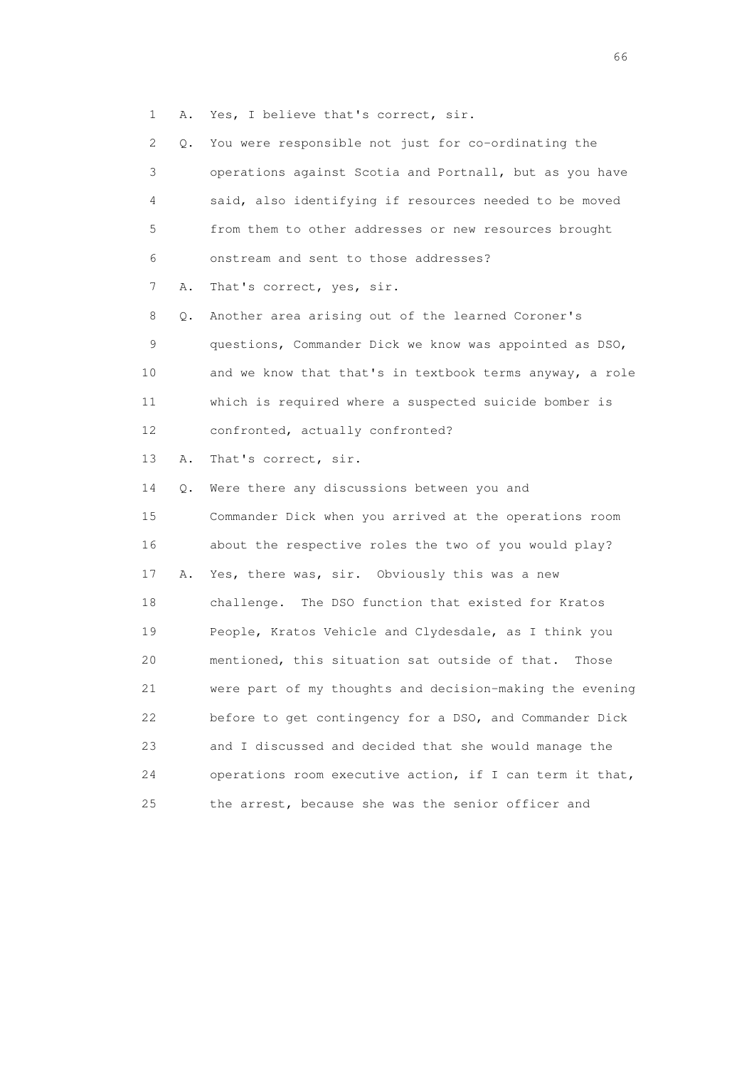1 A. Yes, I believe that's correct, sir.

2 Q. You were responsible not just for co-ordinating the

3 operations against Scotia and Portnall, but as you have

4 said, also identifying if resources needed to be moved

5 from them to other addresses or new resources brought

6 onstream and sent to those addresses?

7 A. That's correct, yes, sir.

8 Q. Another area arising out of the learned Coroner's

9 questions, Commander Dick we know was appointed as DSO,

10 and we know that that's in textbook terms anyway, a role

11 which is required where a suspected suicide bomber is

12 confronted, actually confronted?

13 A. That's correct, sir.

14 Q. Were there any discussions between you and

15 Commander Dick when you arrived at the operations room

16 about the respective roles the two of you would play?

17 A. Yes, there was, sir. Obviously this was a new

18 challenge. The DSO function that existed for Kratos

19 People, Kratos Vehicle and Clydesdale, as I think you

20 mentioned, this situation sat outside of that. Those

21 were part of my thoughts and decision-making the evening

22 before to get contingency for a DSO, and Commander Dick

23 and I discussed and decided that she would manage the

24 operations room executive action, if I can term it that,

25 the arrest, because she was the senior officer and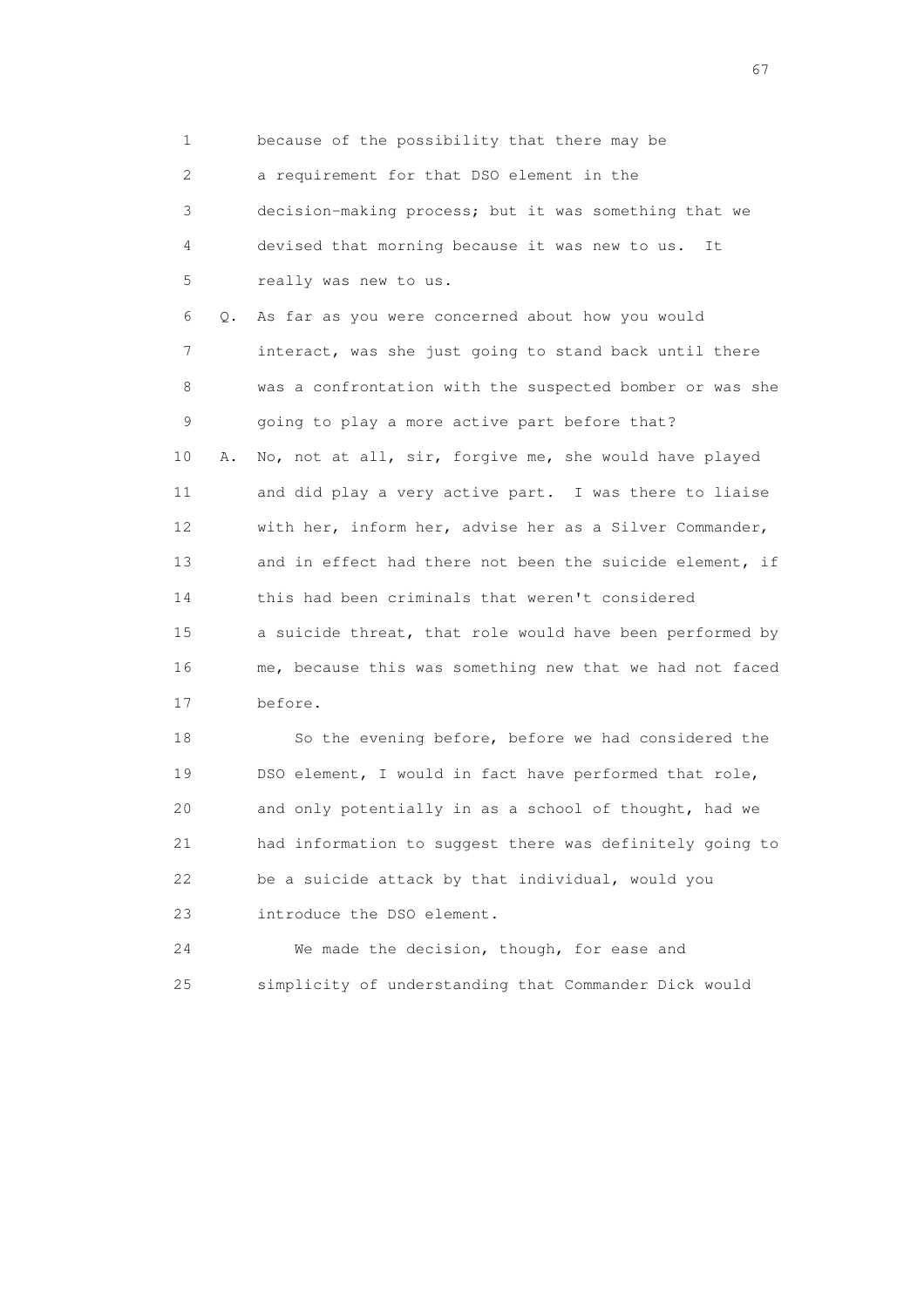1 because of the possibility that there may be
2 a requirement for that DSO element in the
3 decision-making process; but it was something that we
4 devised that morning because it was new to us. It
5 really was new to us.

6 Q. As far as you were concerned about how you would
7 interact, was she just going to stand back until there
8 was a confrontation with the suspected bomber or was she
9 going to play a more active part before that?

10 A. No, not at all, sir, forgive me, she would have played
11 and did play a very active part. I was there to liaise
12 with her, inform her, advise her as a Silver Commander,
13 and in effect had there not been the suicide element, if
14 this had been criminals that weren't considered
15 a suicide threat, that role would have been performed by
16 me, because this was something new that we had not faced
17 before.

18 So the evening before, before we had considered the
19 DSO element, I would in fact have performed that role,
20 and only potentially in as a school of thought, had we
21 had information to suggest there was definitely going to
22 be a suicide attack by that individual, would you
23 introduce the DSO element.

24 We made the decision, though, for ease and
25 simplicity of understanding that Commander Dick would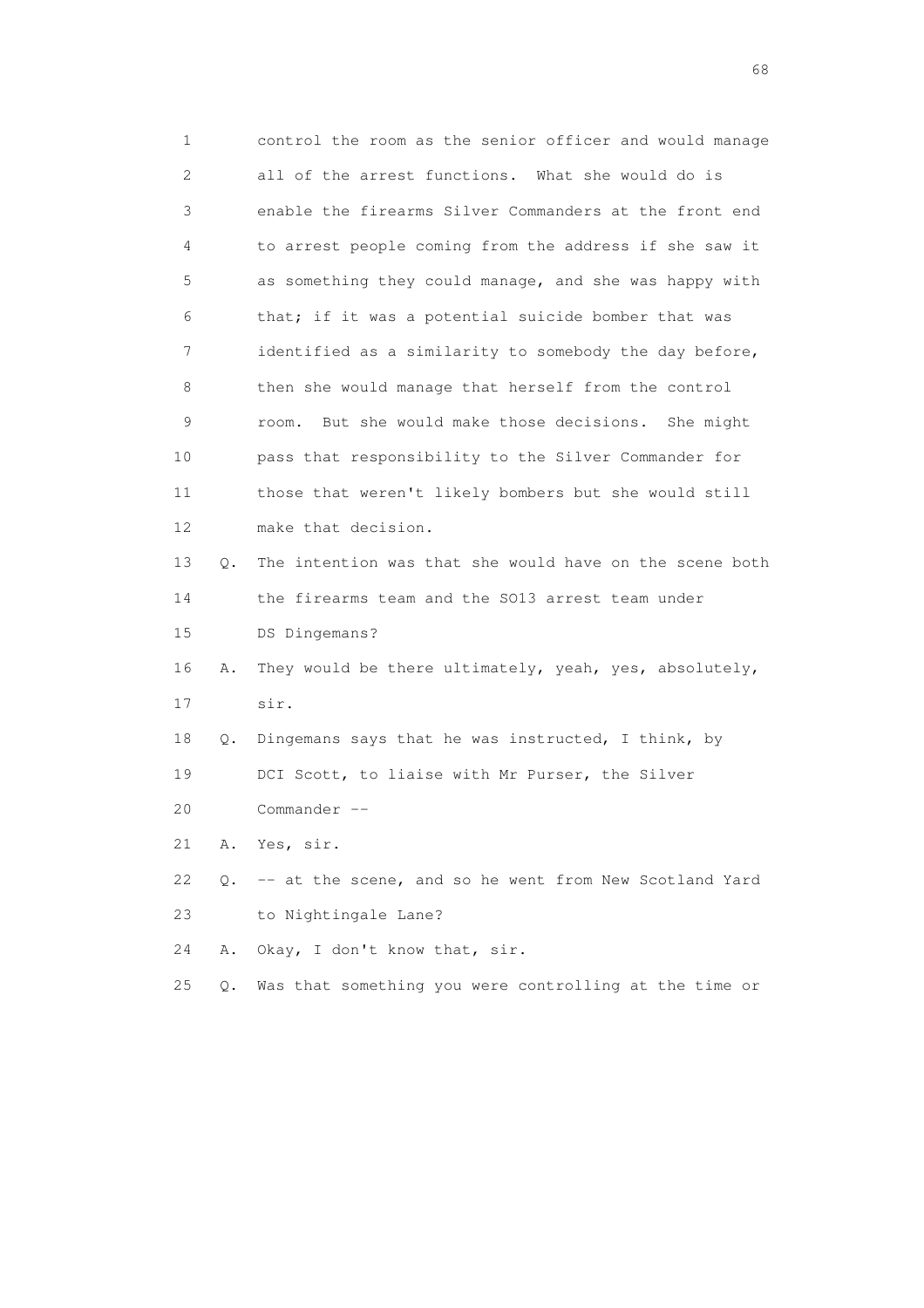1 control the room as the senior officer and would manage
2 all of the arrest functions. What she would do is
3 enable the firearms Silver Commanders at the front end
4 to arrest people coming from the address if she saw it
5 as something they could manage, and she was happy with
6 that; if it was a potential suicide bomber that was
7 identified as a similarity to somebody the day before,
8 then she would manage that herself from the control
9 room. But she would make those decisions. She might
10 pass that responsibility to the Silver Commander for
11 those that weren't likely bombers but she would still
12 make that decision.

13 Q. The intention was that she would have on the scene both
14 the firearms team and the SO13 arrest team under
15 DS Dingemans?

16 A. They would be there ultimately, yeah, yes, absolutely,
17 sir.

18 Q. Dingemans says that he was instructed, I think, by
19 DCI Scott, to liaise with Mr Purser, the Silver
20 Commander --

21 A. Yes, sir.

22 Q. -- at the scene, and so he went from New Scotland Yard
23 to Nightingale Lane?

24 A. Okay, I don't know that, sir.

25 Q. Was that something you were controlling at the time or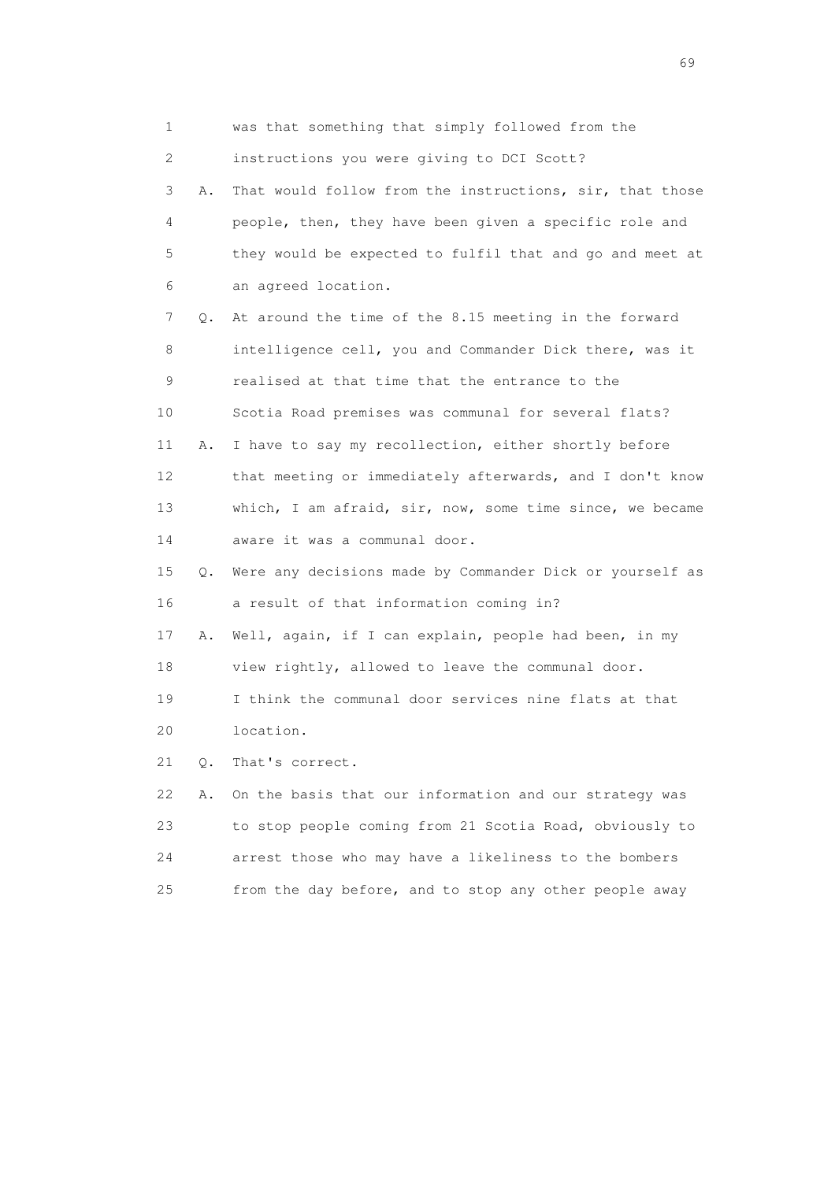1 was that something that simply followed from the
2 instructions you were giving to DCI Scott?
3 A. That would follow from the instructions, sir, that those
4 people, then, they have been given a specific role and
5 they would be expected to fulfil that and go and meet at
6 an agreed location.
7 Q. At around the time of the 8.15 meeting in the forward
8 intelligence cell, you and Commander Dick there, was it
9 realised at that time that the entrance to the
10 Scotia Road premises was communal for several flats?
11 A. I have to say my recollection, either shortly before
12 that meeting or immediately afterwards, and I don't know
13 which, I am afraid, sir, now, some time since, we became
14 aware it was a communal door.
15 Q. Were any decisions made by Commander Dick or yourself as
16 a result of that information coming in?
17 A. Well, again, if I can explain, people had been, in my
18 view rightly, allowed to leave the communal door.
19 I think the communal door services nine flats at that
20 location.
21 Q. That's correct.
22 A. On the basis that our information and our strategy was
23 to stop people coming from 21 Scotia Road, obviously to
24 arrest those who may have a likeliness to the bombers
25 from the day before, and to stop any other people away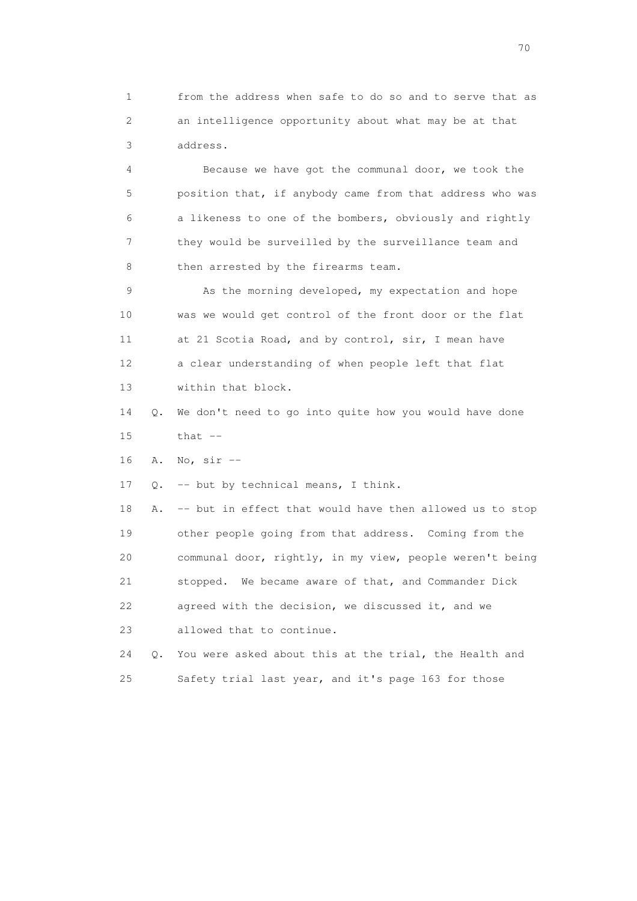1 from the address when safe to do so and to serve that as
2 an intelligence opportunity about what may be at that
3 address.

4 Because we have got the communal door, we took the
5 position that, if anybody came from that address who was
6 a likeness to one of the bombers, obviously and rightly
7 they would be surveilled by the surveillance team and
8 then arrested by the firearms team.

9 As the morning developed, my expectation and hope
10 was we would get control of the front door or the flat
11 at 21 Scotia Road, and by control, sir, I mean have
12 a clear understanding of when people left that flat
13 within that block.

14 Q. We don't need to go into quite how you would have done
15 that --

16 A. No, sir --

17 Q. -- but by technical means, I think.

18 A. -- but in effect that would have then allowed us to stop
19 other people going from that address. Coming from the
20 communal door, rightly, in my view, people weren't being
21 stopped. We became aware of that, and Commander Dick
22 agreed with the decision, we discussed it, and we
23 allowed that to continue.

24 Q. You were asked about this at the trial, the Health and
25 Safety trial last year, and it's page 163 for those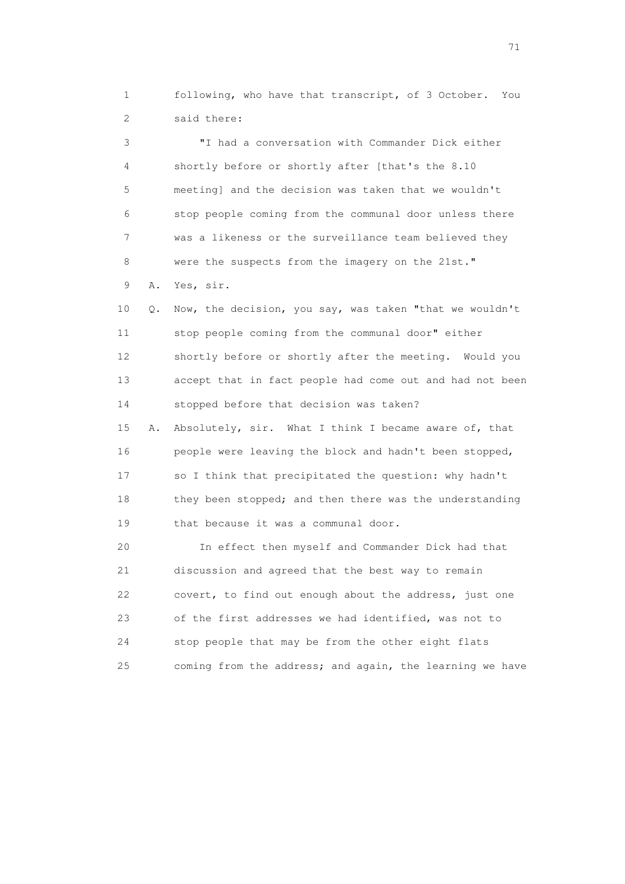1 following, who have that transcript, of 3 October. You
2 said there:

3 "I had a conversation with Commander Dick either
4 shortly before or shortly after [that's the 8.10
5 meeting] and the decision was taken that we wouldn't
6 stop people coming from the communal door unless there
7 was a likeness or the surveillance team believed they
8 were the suspects from the imagery on the 21st."

9 A. Yes, sir.

10 Q. Now, the decision, you say, was taken "that we wouldn't
11 stop people coming from the communal door" either
12 shortly before or shortly after the meeting. Would you
13 accept that in fact people had come out and had not been
14 stopped before that decision was taken?

15 A. Absolutely, sir. What I think I became aware of, that
16 people were leaving the block and hadn't been stopped,
17 so I think that precipitated the question: why hadn't
18 they been stopped; and then there was the understanding
19 that because it was a communal door.

20 In effect then myself and Commander Dick had that
21 discussion and agreed that the best way to remain
22 covert, to find out enough about the address, just one
23 of the first addresses we had identified, was not to
24 stop people that may be from the other eight flats
25 coming from the address; and again, the learning we have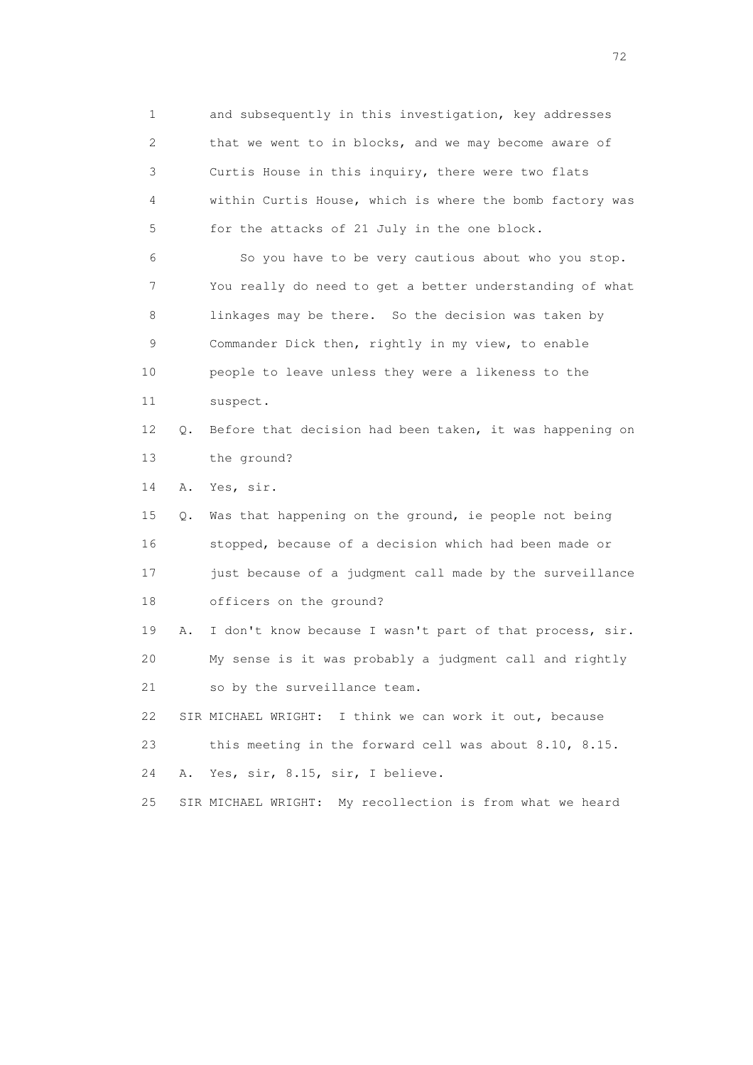1 and subsequently in this investigation, key addresses
2 that we went to in blocks, and we may become aware of
3 Curtis House in this inquiry, there were two flats
4 within Curtis House, which is where the bomb factory was
5 for the attacks of 21 July in the one block.

6 So you have to be very cautious about who you stop.
7 You really do need to get a better understanding of what
8 linkages may be there. So the decision was taken by
9 Commander Dick then, rightly in my view, to enable
10 people to leave unless they were a likeness to the
11 suspect.

12 Q. Before that decision had been taken, it was happening on
13 the ground?

14 A. Yes, sir.

15 Q. Was that happening on the ground, ie people not being
16 stopped, because of a decision which had been made or
17 just because of a judgment call made by the surveillance
18 officers on the ground?

19 A. I don't know because I wasn't part of that process, sir.
20 My sense is it was probably a judgment call and rightly
21 so by the surveillance team.

22 SIR MICHAEL WRIGHT: I think we can work it out, because
23 this meeting in the forward cell was about 8.10, 8.15.

24 A. Yes, sir, 8.15, sir, I believe.

25 SIR MICHAEL WRIGHT: My recollection is from what we heard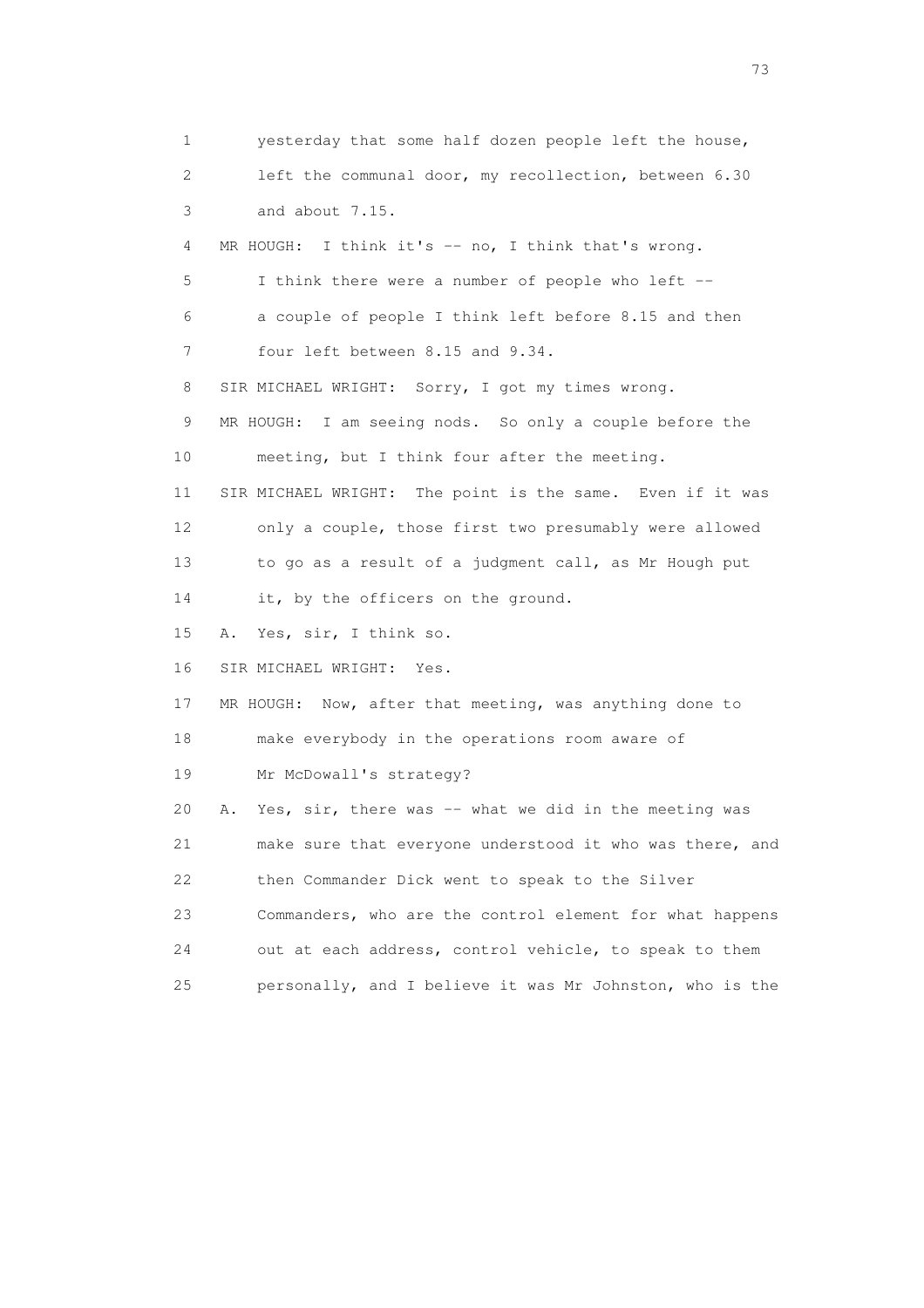1 yesterday that some half dozen people left the house,
2 left the communal door, my recollection, between 6.30
3 and about 7.15.
4 MR HOUGH: I think it's -- no, I think that's wrong.
5 I think there were a number of people who left --
6 a couple of people I think left before 8.15 and then
7 four left between 8.15 and 9.34.
8 SIR MICHAEL WRIGHT: Sorry, I got my times wrong.
9 MR HOUGH: I am seeing nods. So only a couple before the
10 meeting, but I think four after the meeting.
11 SIR MICHAEL WRIGHT: The point is the same. Even if it was
12 only a couple, those first two presumably were allowed
13 to go as a result of a judgment call, as Mr Hough put
14 it, by the officers on the ground.
15 A. Yes, sir, I think so.
16 SIR MICHAEL WRIGHT: Yes.
17 MR HOUGH: Now, after that meeting, was anything done to
18 make everybody in the operations room aware of
19 Mr McDowall's strategy?
20 A. Yes, sir, there was -- what we did in the meeting was
21 make sure that everyone understood it who was there, and
22 then Commander Dick went to speak to the Silver
23 Commanders, who are the control element for what happens
24 out at each address, control vehicle, to speak to them
25 personally, and I believe it was Mr Johnston, who is the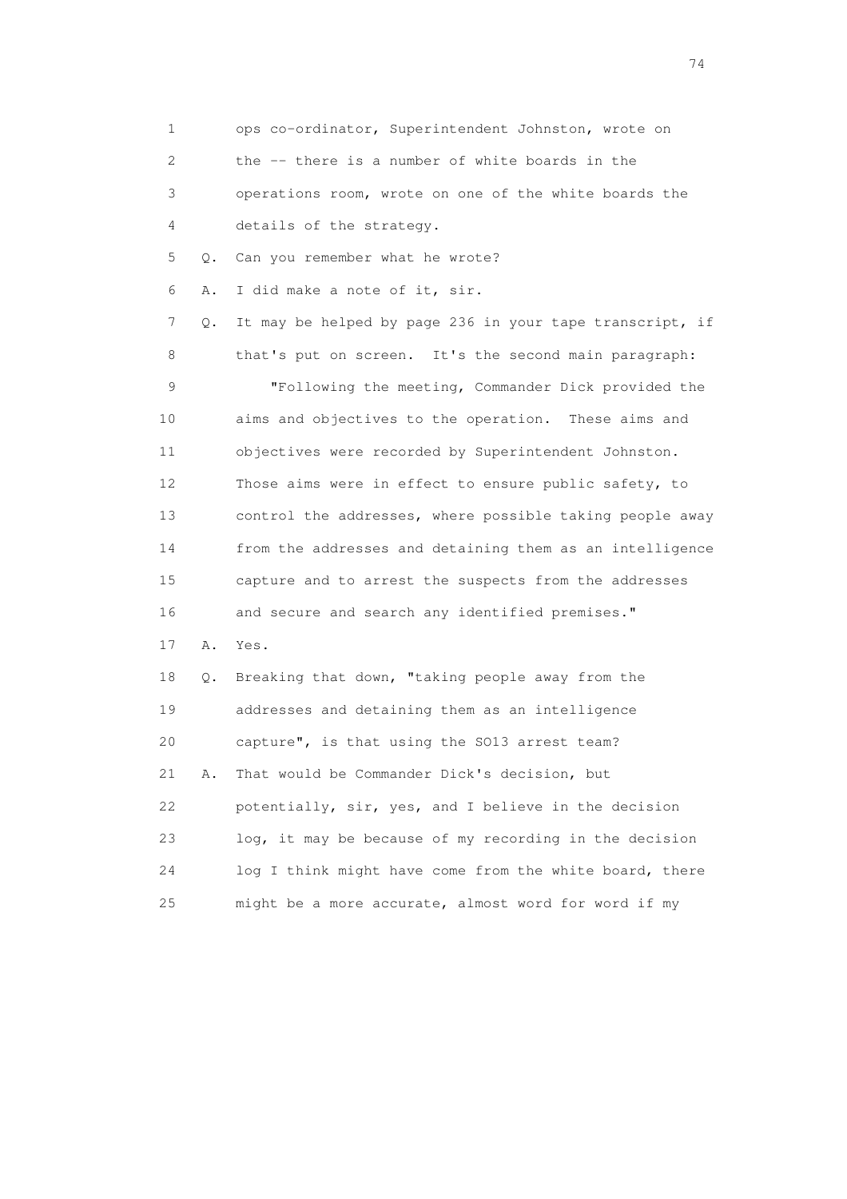1 ops co-ordinator, Superintendent Johnston, wrote on
2 the -- there is a number of white boards in the
3 operations room, wrote on one of the white boards the
4 details of the strategy.

5 Q. Can you remember what he wrote?

6 A. I did make a note of it, sir.

7 Q. It may be helped by page 236 in your tape transcript, if
8 that's put on screen. It's the second main paragraph:

9 "Following the meeting, Commander Dick provided the
10 aims and objectives to the operation. These aims and
11 objectives were recorded by Superintendent Johnston.
12 Those aims were in effect to ensure public safety, to
13 control the addresses, where possible taking people away
14 from the addresses and detaining them as an intelligence
15 capture and to arrest the suspects from the addresses
16 and secure and search any identified premises."

17 A. Yes.

18 Q. Breaking that down, "taking people away from the
19 addresses and detaining them as an intelligence
20 capture", is that using the SO13 arrest team?

21 A. That would be Commander Dick's decision, but
22 potentially, sir, yes, and I believe in the decision
23 log, it may be because of my recording in the decision
24 log I think might have come from the white board, there
25 might be a more accurate, almost word for word if my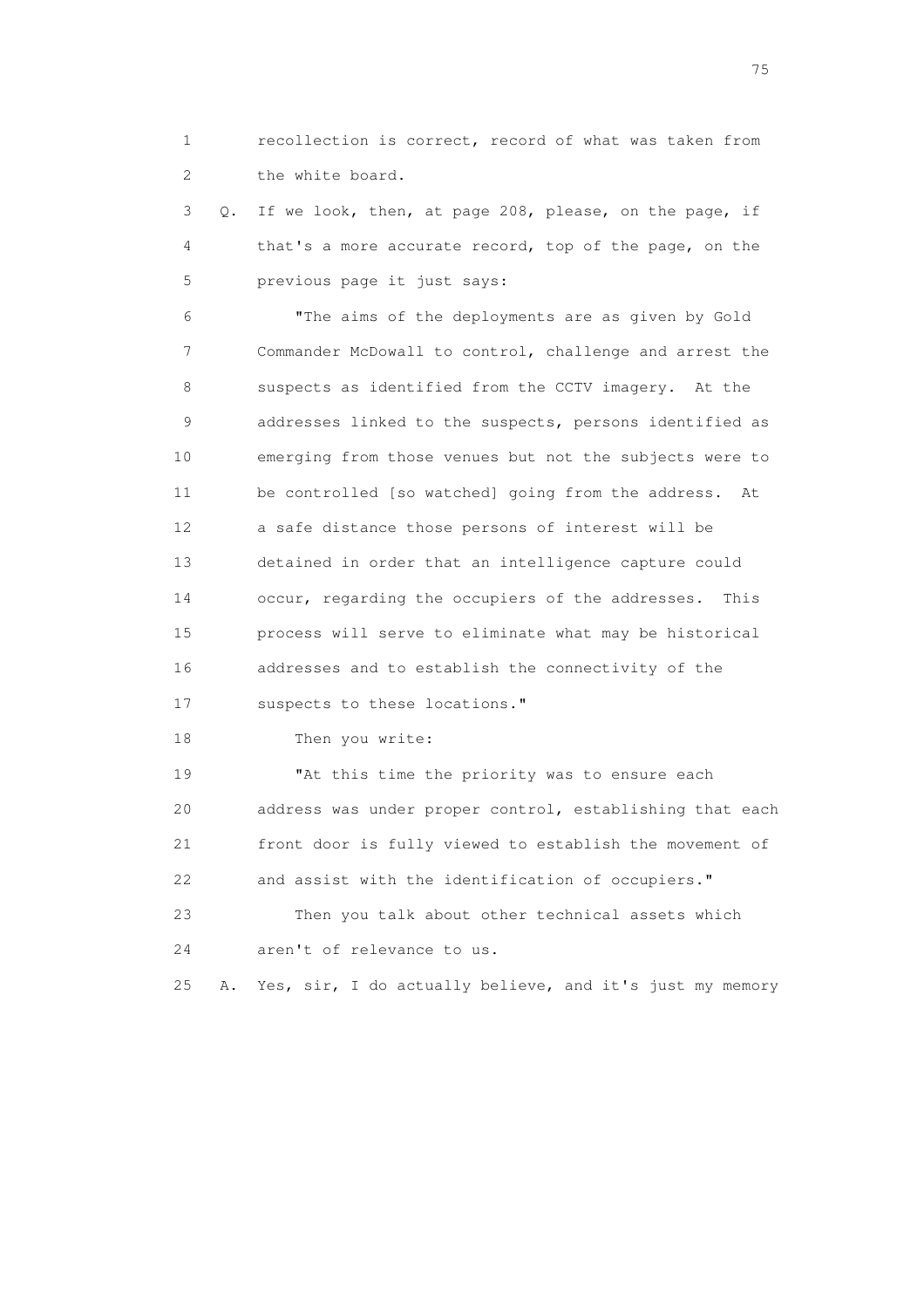1 recollection is correct, record of what was taken from
2 the white board.

3 Q. If we look, then, at page 208, please, on the page, if
4 that's a more accurate record, top of the page, on the
5 previous page it just says:

6 "The aims of the deployments are as given by Gold
7 Commander McDowall to control, challenge and arrest the
8 suspects as identified from the CCTV imagery. At the
9 addresses linked to the suspects, persons identified as
10 emerging from those venues but not the subjects were to
11 be controlled [so watched] going from the address. At
12 a safe distance those persons of interest will be
13 detained in order that an intelligence capture could
14 occur, regarding the occupiers of the addresses. This
15 process will serve to eliminate what may be historical
16 addresses and to establish the connectivity of the
17 suspects to these locations."

18 Then you write:

19 "At this time the priority was to ensure each
20 address was under proper control, establishing that each
21 front door is fully viewed to establish the movement of
22 and assist with the identification of occupiers."

23 Then you talk about other technical assets which
24 aren't of relevance to us.

25 A. Yes, sir, I do actually believe, and it's just my memory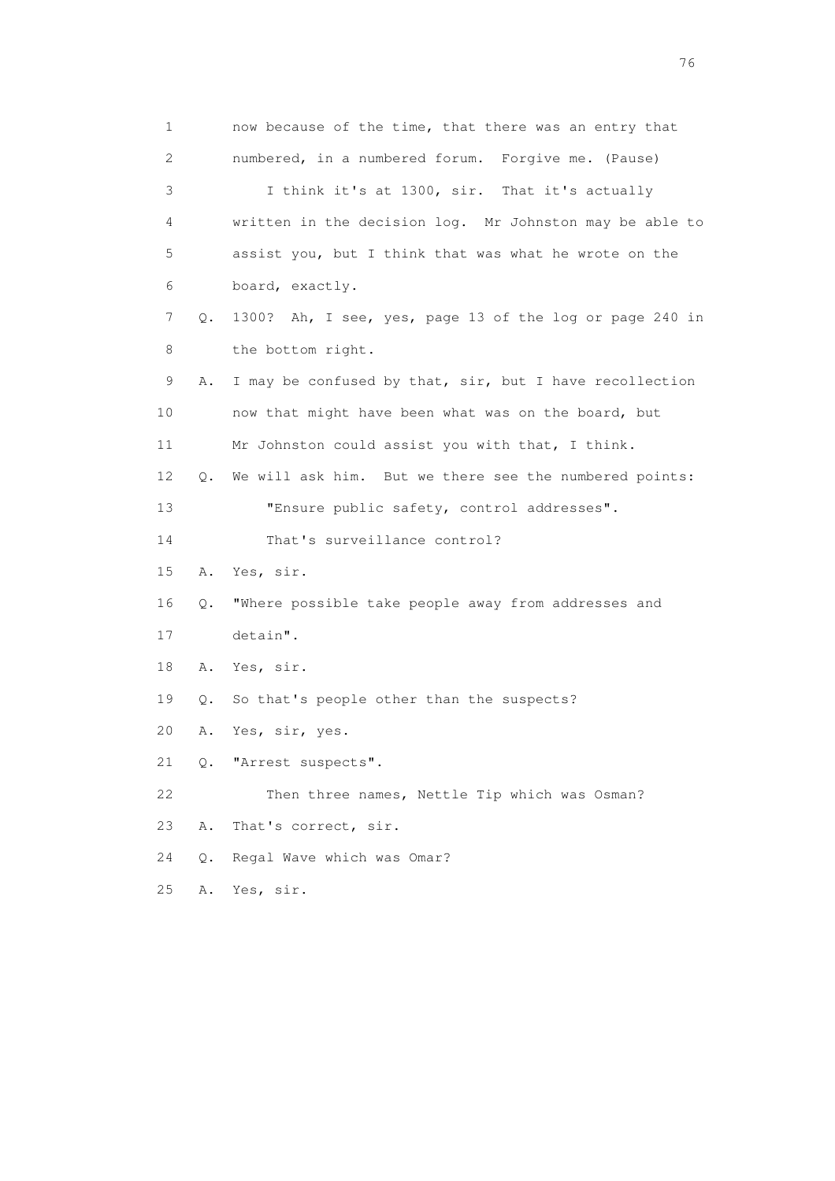1 now because of the time, that there was an entry that
2 numbered, in a numbered forum. Forgive me. (Pause)
3 I think it's at 1300, sir. That it's actually
4 written in the decision log. Mr Johnston may be able to
5 assist you, but I think that was what he wrote on the
6 board, exactly.
7 Q. 1300? Ah, I see, yes, page 13 of the log or page 240 in
8 the bottom right.
9 A. I may be confused by that, sir, but I have recollection
10 now that might have been what was on the board, but
11 Mr Johnston could assist you with that, I think.
12 Q. We will ask him. But we there see the numbered points:
13 "Ensure public safety, control addresses".
14 That's surveillance control?
15 A. Yes, sir.
16 Q. "Where possible take people away from addresses and
17 detain".
18 A. Yes, sir.
19 Q. So that's people other than the suspects?
20 A. Yes, sir, yes.
21 Q. "Arrest suspects".
22 Then three names, Nettle Tip which was Osman?
23 A. That's correct, sir.
24 Q. Regal Wave which was Omar?
25 A. Yes, sir.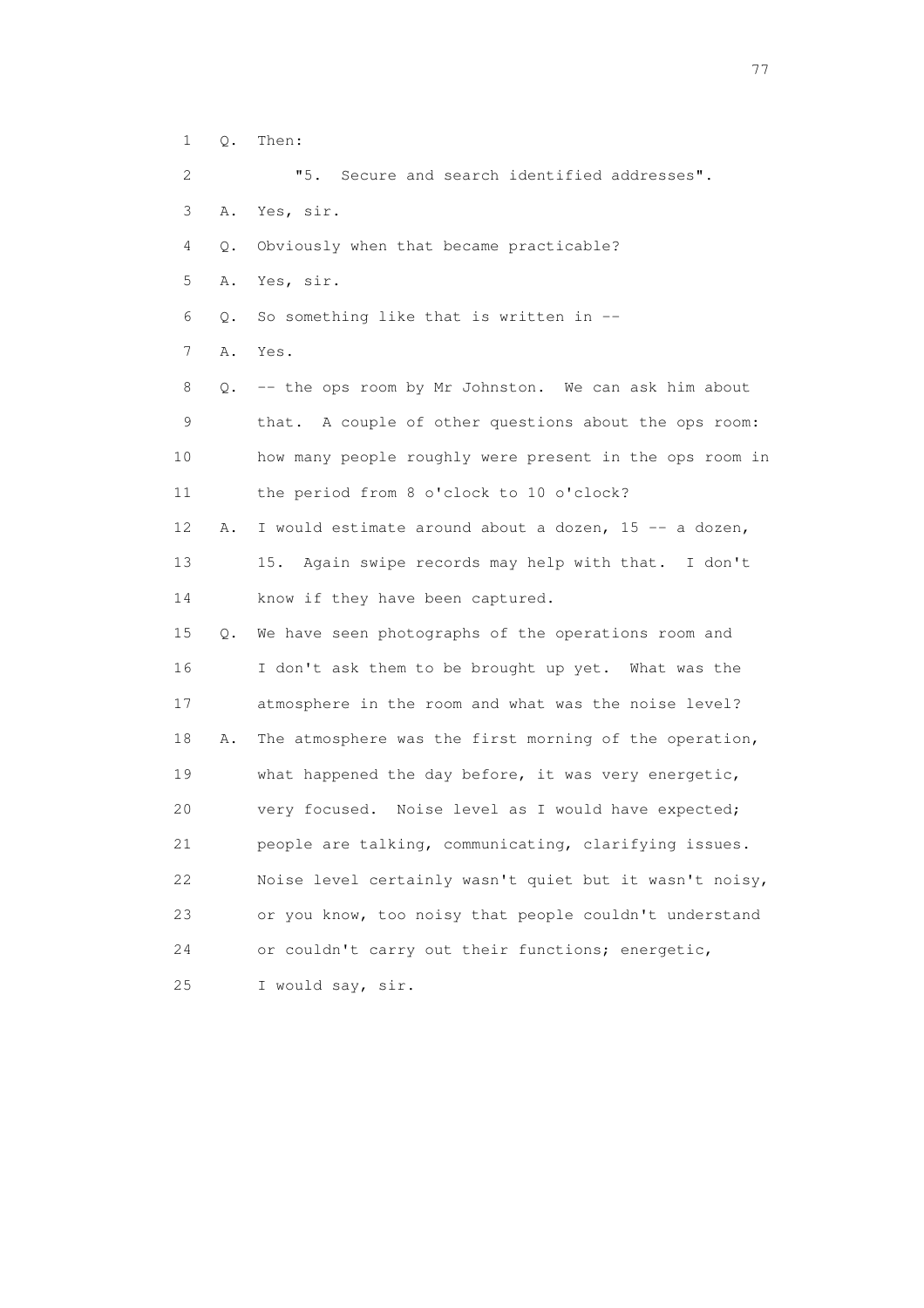1 Q. Then:

2 "5. Secure and search identified addresses".

3 A. Yes, sir.

4 Q. Obviously when that became practicable?

5 A. Yes, sir.

6 Q. So something like that is written in --

7 A. Yes.

8 Q. -- the ops room by Mr Johnston. We can ask him about

9 that. A couple of other questions about the ops room:

10 how many people roughly were present in the ops room in

11 the period from 8 o'clock to 10 o'clock?

12 A. I would estimate around about a dozen, 15 -- a dozen,

13 15. Again swipe records may help with that. I don't

14 know if they have been captured.

15 Q. We have seen photographs of the operations room and

16 I don't ask them to be brought up yet. What was the

17 atmosphere in the room and what was the noise level?

18 A. The atmosphere was the first morning of the operation,

19 what happened the day before, it was very energetic,

20 very focused. Noise level as I would have expected;

21 people are talking, communicating, clarifying issues.

22 Noise level certainly wasn't quiet but it wasn't noisy,

23 or you know, too noisy that people couldn't understand

24 or couldn't carry out their functions; energetic,

25 I would say, sir.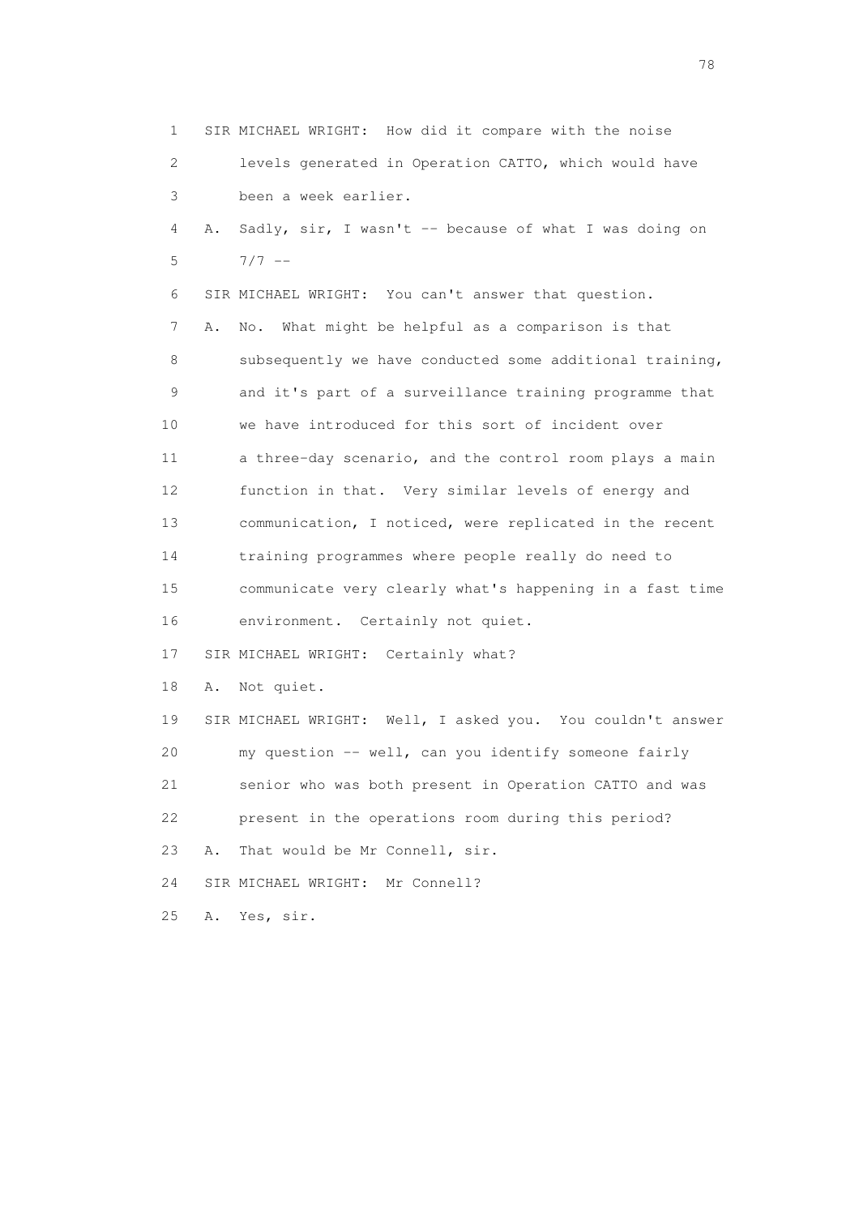1 SIR MICHAEL WRIGHT: How did it compare with the noise
2 levels generated in Operation CATTO, which would have
3 been a week earlier.
4 A. Sadly, sir, I wasn't -- because of what I was doing on
5 7/7 --
6 SIR MICHAEL WRIGHT: You can't answer that question.
7 A. No. What might be helpful as a comparison is that
8 subsequently we have conducted some additional training,
9 and it's part of a surveillance training programme that
10 we have introduced for this sort of incident over
11 a three-day scenario, and the control room plays a main
12 function in that. Very similar levels of energy and
13 communication, I noticed, were replicated in the recent
14 training programmes where people really do need to
15 communicate very clearly what's happening in a fast time
16 environment. Certainly not quiet.
17 SIR MICHAEL WRIGHT: Certainly what?
18 A. Not quiet.
19 SIR MICHAEL WRIGHT: Well, I asked you. You couldn't answer
20 my question -- well, can you identify someone fairly
21 senior who was both present in Operation CATTO and was
22 present in the operations room during this period?
23 A. That would be Mr Connell, sir.
24 SIR MICHAEL WRIGHT: Mr Connell?
25 A. Yes, sir.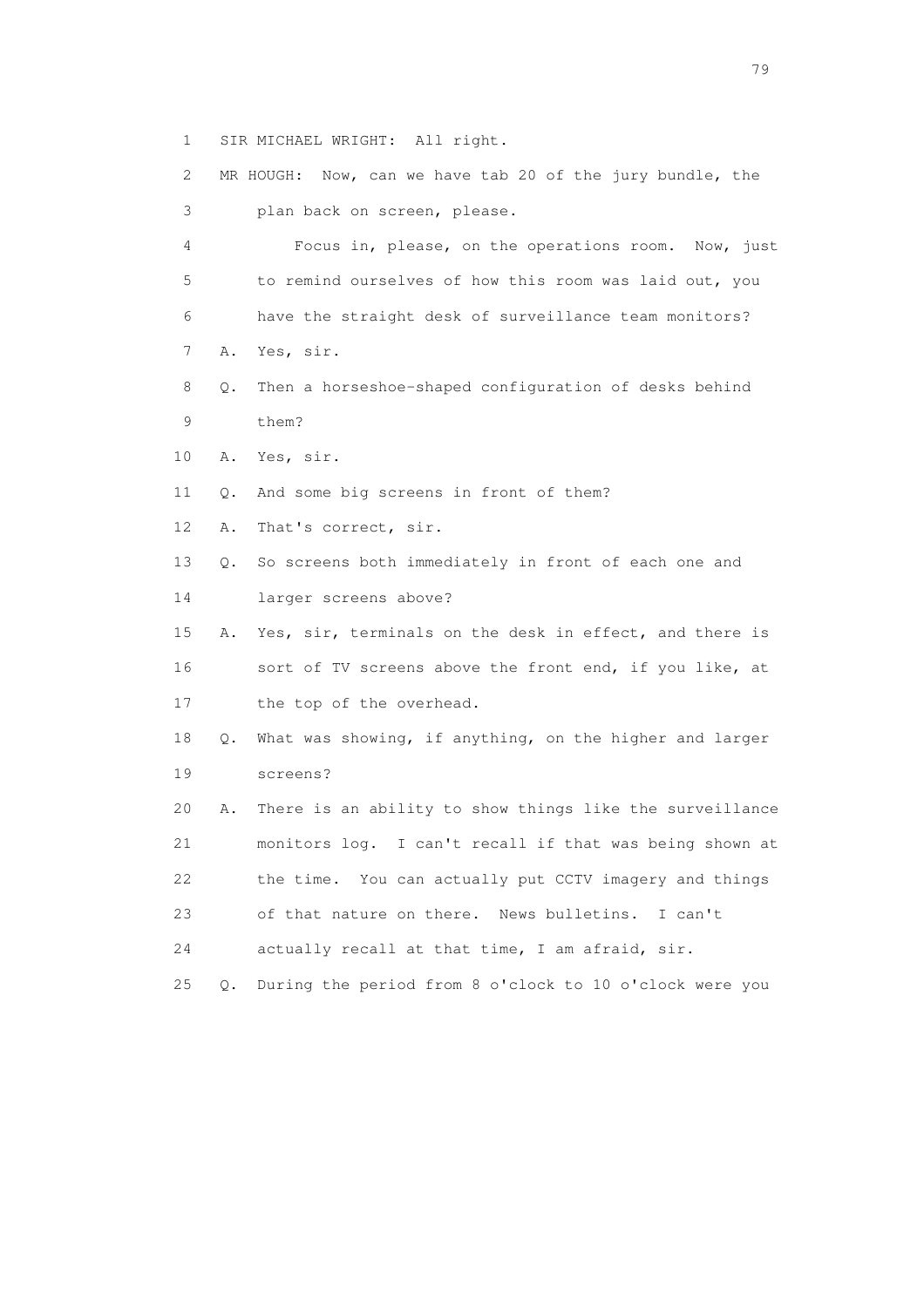1 SIR MICHAEL WRIGHT: All right.

2 MR HOUGH: Now, can we have tab 20 of the jury bundle, the

3 plan back on screen, please.

4 Focus in, please, on the operations room. Now, just

5 to remind ourselves of how this room was laid out, you

6 have the straight desk of surveillance team monitors?

7 A. Yes, sir.

8 Q. Then a horseshoe-shaped configuration of desks behind

9 them?

10 A. Yes, sir.

11 Q. And some big screens in front of them?

12 A. That's correct, sir.

13 Q. So screens both immediately in front of each one and

14 larger screens above?

15 A. Yes, sir, terminals on the desk in effect, and there is

16 sort of TV screens above the front end, if you like, at

17 the top of the overhead.

18 Q. What was showing, if anything, on the higher and larger

19 screens?

20 A. There is an ability to show things like the surveillance

21 monitors log. I can't recall if that was being shown at

22 the time. You can actually put CCTV imagery and things

23 of that nature on there. News bulletins. I can't

24 actually recall at that time, I am afraid, sir.

25 Q. During the period from 8 o'clock to 10 o'clock were you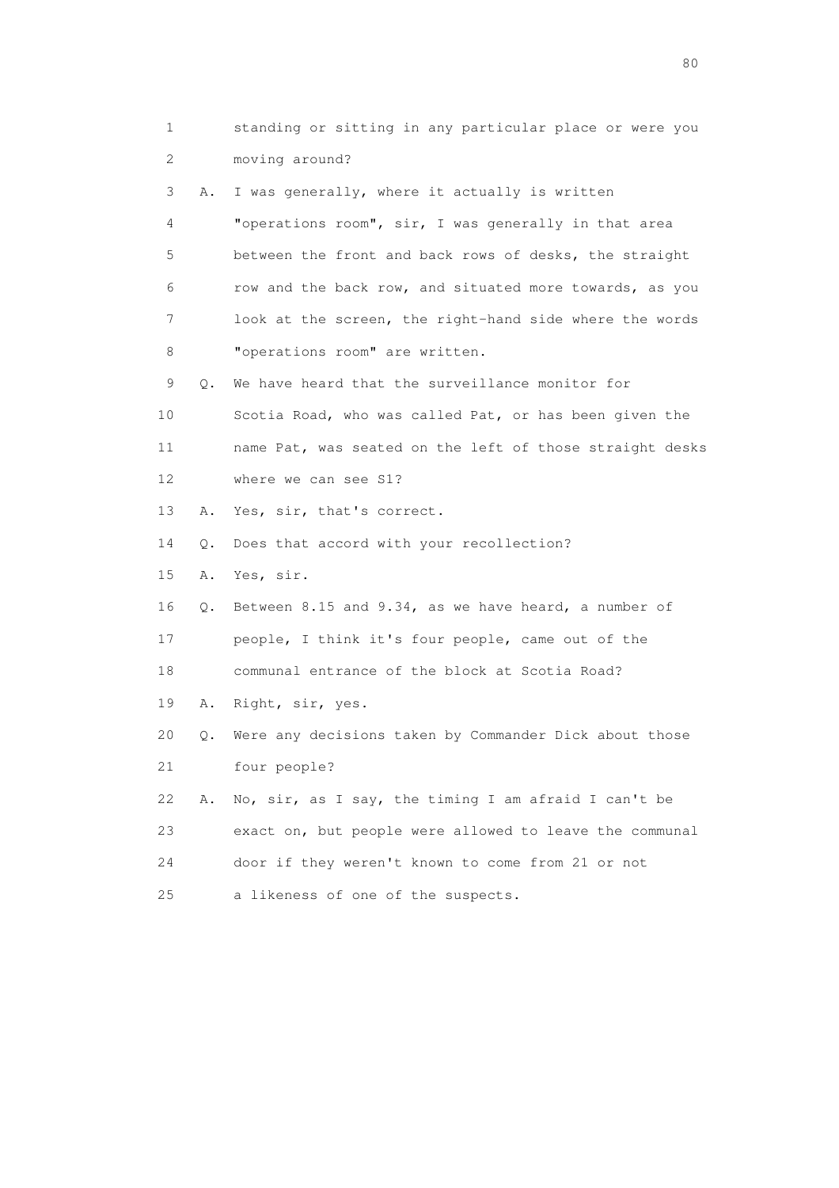1 standing or sitting in any particular place or were you
2 moving around?

3 A. I was generally, where it actually is written
4 "operations room", sir, I was generally in that area
5 between the front and back rows of desks, the straight
6 row and the back row, and situated more towards, as you
7 look at the screen, the right-hand side where the words
8 "operations room" are written.

9 Q. We have heard that the surveillance monitor for
10 Scotia Road, who was called Pat, or has been given the
11 name Pat, was seated on the left of those straight desks
12 where we can see S1?

13 A. Yes, sir, that's correct.

14 Q. Does that accord with your recollection?

15 A. Yes, sir.

16 Q. Between 8.15 and 9.34, as we have heard, a number of
17 people, I think it's four people, came out of the
18 communal entrance of the block at Scotia Road?

19 A. Right, sir, yes.

20 Q. Were any decisions taken by Commander Dick about those
21 four people?

22 A. No, sir, as I say, the timing I am afraid I can't be
23 exact on, but people were allowed to leave the communal
24 door if they weren't known to come from 21 or not
25 a likeness of one of the suspects.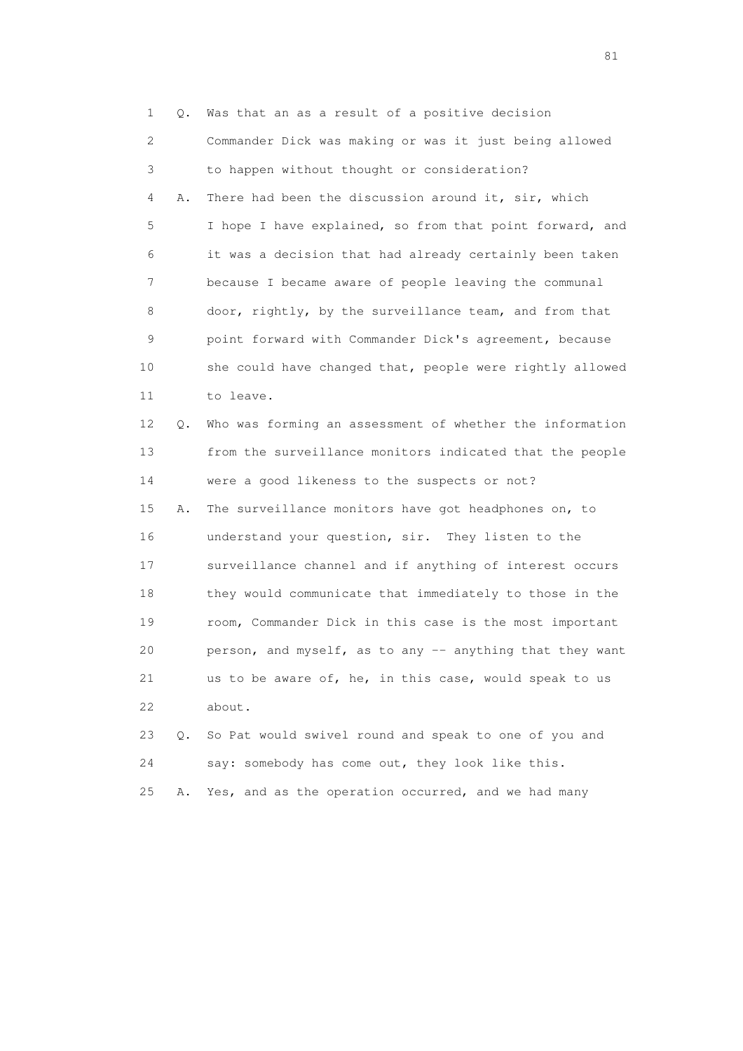1 Q. Was that an as a result of a positive decision
2 Commander Dick was making or was it just being allowed
3 to happen without thought or consideration?
4 A. There had been the discussion around it, sir, which
5 I hope I have explained, so from that point forward, and
6 it was a decision that had already certainly been taken
7 because I became aware of people leaving the communal
8 door, rightly, by the surveillance team, and from that
9 point forward with Commander Dick's agreement, because
10 she could have changed that, people were rightly allowed
11 to leave.
12 Q. Who was forming an assessment of whether the information
13 from the surveillance monitors indicated that the people
14 were a good likeness to the suspects or not?
15 A. The surveillance monitors have got headphones on, to
16 understand your question, sir. They listen to the
17 surveillance channel and if anything of interest occurs
18 they would communicate that immediately to those in the
19 room, Commander Dick in this case is the most important
20 person, and myself, as to any -- anything that they want
21 us to be aware of, he, in this case, would speak to us
22 about.
23 Q. So Pat would swivel round and speak to one of you and
24 say: somebody has come out, they look like this.
25 A. Yes, and as the operation occurred, and we had many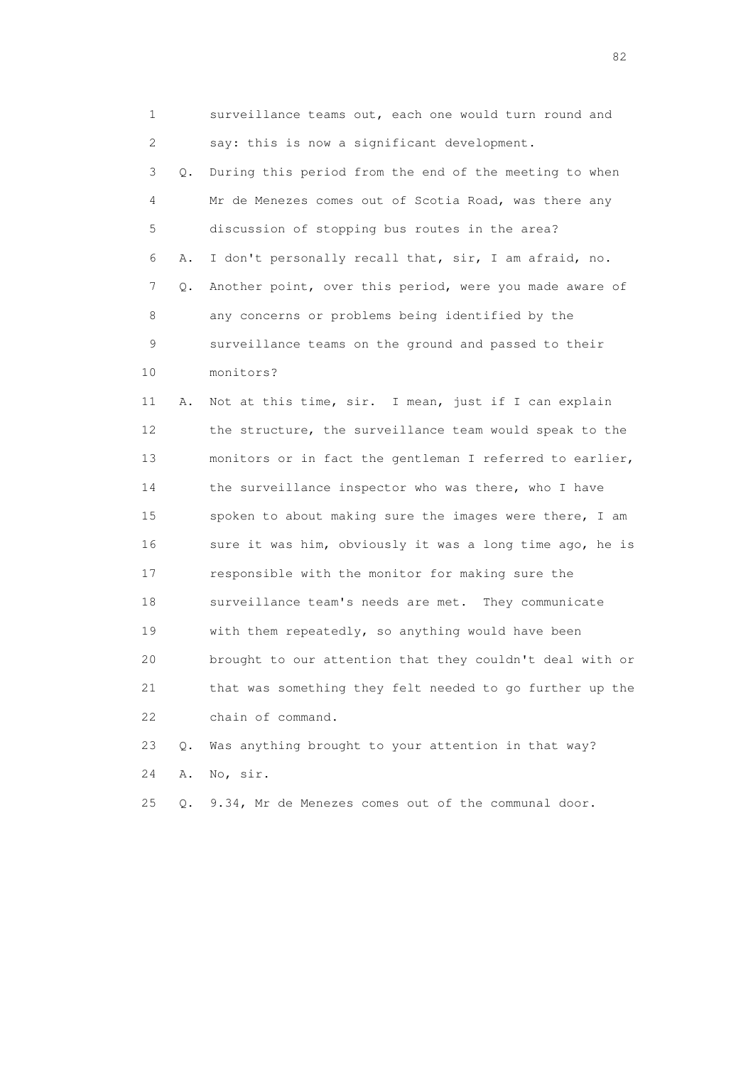1 surveillance teams out, each one would turn round and
2 say: this is now a significant development.
3 Q. During this period from the end of the meeting to when
4 Mr de Menezes comes out of Scotia Road, was there any
5 discussion of stopping bus routes in the area?
6 A. I don't personally recall that, sir, I am afraid, no.
7 Q. Another point, over this period, were you made aware of
8 any concerns or problems being identified by the
9 surveillance teams on the ground and passed to their
10 monitors?
11 A. Not at this time, sir. I mean, just if I can explain
12 the structure, the surveillance team would speak to the
13 monitors or in fact the gentleman I referred to earlier,
14 the surveillance inspector who was there, who I have
15 spoken to about making sure the images were there, I am
16 sure it was him, obviously it was a long time ago, he is
17 responsible with the monitor for making sure the
18 surveillance team's needs are met. They communicate
19 with them repeatedly, so anything would have been
20 brought to our attention that they couldn't deal with or
21 that was something they felt needed to go further up the
22 chain of command.
23 Q. Was anything brought to your attention in that way?
24 A. No, sir.
25 Q. 9.34, Mr de Menezes comes out of the communal door.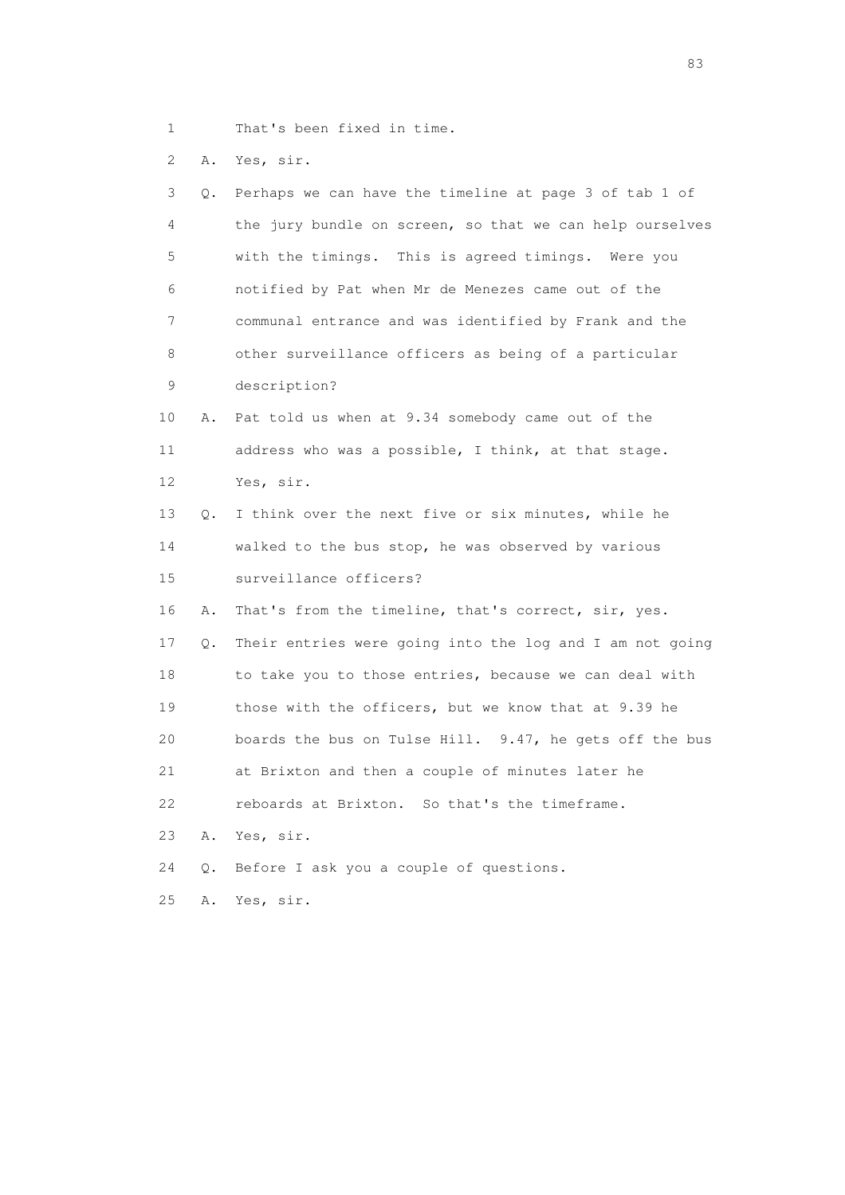1 That's been fixed in time.

2 A. Yes, sir.

3 Q. Perhaps we can have the timeline at page 3 of tab 1 of

4 the jury bundle on screen, so that we can help ourselves

5 with the timings. This is agreed timings. Were you

6 notified by Pat when Mr de Menezes came out of the

7 communal entrance and was identified by Frank and the

8 other surveillance officers as being of a particular

9 description?

10 A. Pat told us when at 9.34 somebody came out of the

11 address who was a possible, I think, at that stage.

12 Yes, sir.

13 Q. I think over the next five or six minutes, while he

14 walked to the bus stop, he was observed by various

15 surveillance officers?

16 A. That's from the timeline, that's correct, sir, yes.

17 Q. Their entries were going into the log and I am not going

18 to take you to those entries, because we can deal with

19 those with the officers, but we know that at 9.39 he

20 boards the bus on Tulse Hill. 9.47, he gets off the bus

21 at Brixton and then a couple of minutes later he

22 reboards at Brixton. So that's the timeframe.

23 A. Yes, sir.

24 Q. Before I ask you a couple of questions.

25 A. Yes, sir.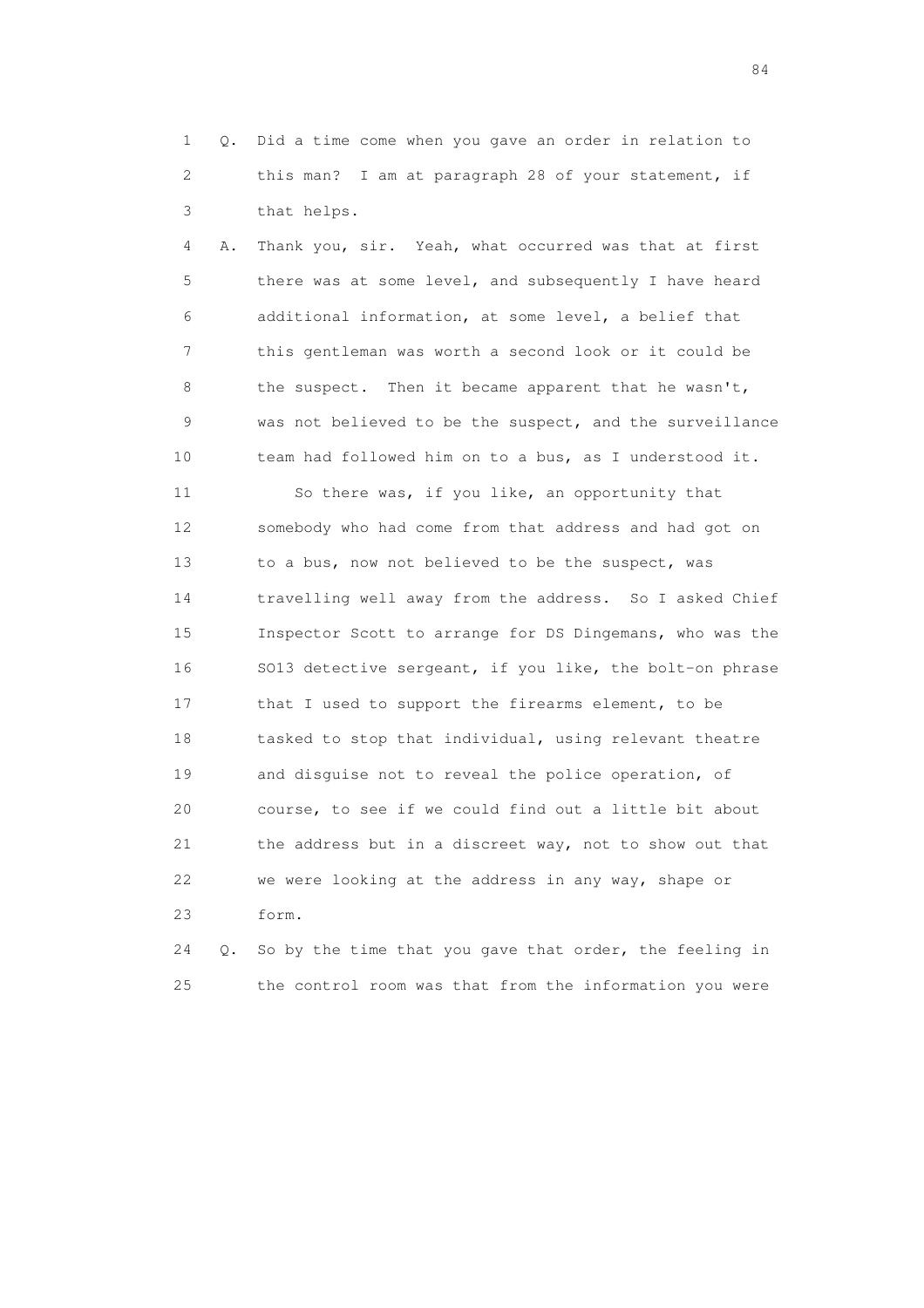1 Q. Did a time come when you gave an order in relation to
2 this man? I am at paragraph 28 of your statement, if
3 that helps.

4 A. Thank you, sir. Yeah, what occurred was that at first
5 there was at some level, and subsequently I have heard
6 additional information, at some level, a belief that
7 this gentleman was worth a second look or it could be
8 the suspect. Then it became apparent that he wasn't,
9 was not believed to be the suspect, and the surveillance
10 team had followed him on to a bus, as I understood it.

11 So there was, if you like, an opportunity that
12 somebody who had come from that address and had got on
13 to a bus, now not believed to be the suspect, was
14 travelling well away from the address. So I asked Chief
15 Inspector Scott to arrange for DS Dingemans, who was the
16 SO13 detective sergeant, if you like, the bolt-on phrase
17 that I used to support the firearms element, to be
18 tasked to stop that individual, using relevant theatre
19 and disguise not to reveal the police operation, of
20 course, to see if we could find out a little bit about
21 the address but in a discreet way, not to show out that
22 we were looking at the address in any way, shape or
23 form.

24 Q. So by the time that you gave that order, the feeling in
25 the control room was that from the information you were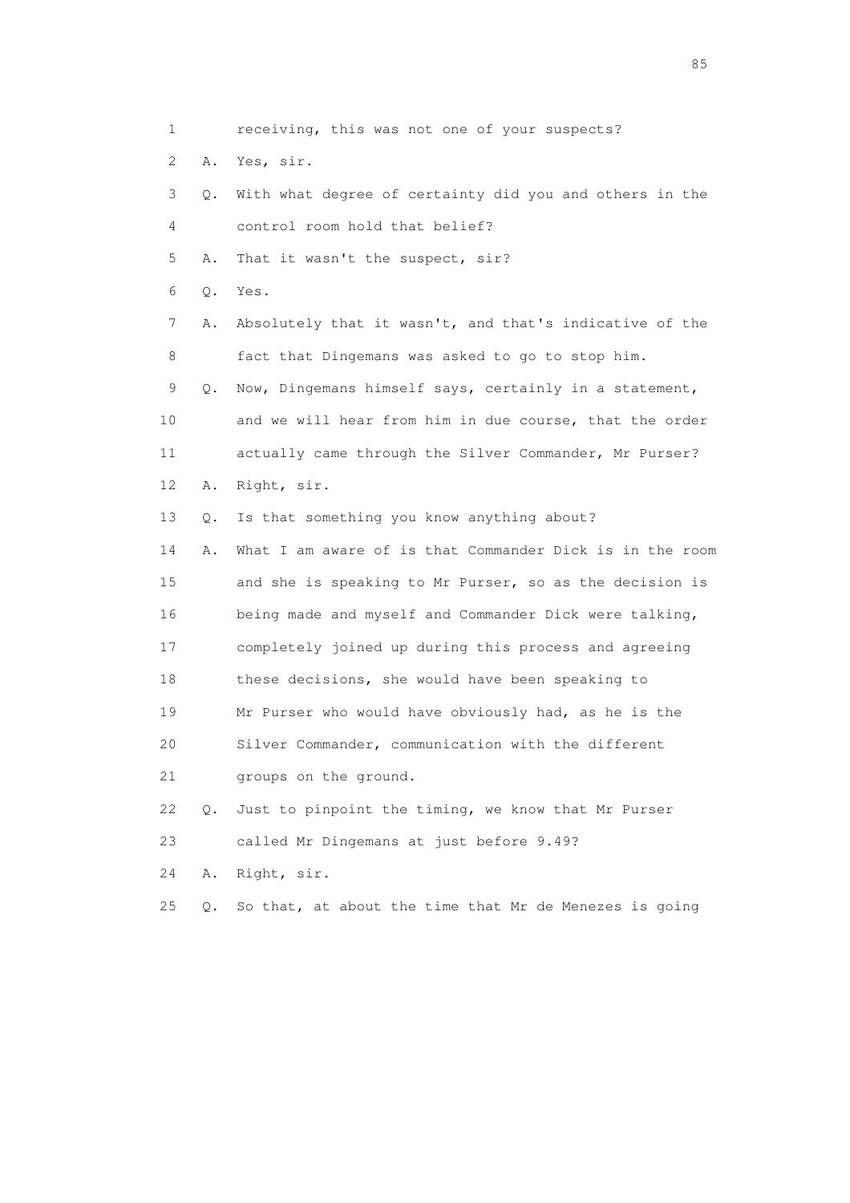1 receiving, this was not one of your suspects?

2 A. Yes, sir.

3 Q. With what degree of certainty did you and others in the

4 control room hold that belief?

5 A. That it wasn't the suspect, sir?

6 Q. Yes.

7 A. Absolutely that it wasn't, and that's indicative of the

8 fact that Dingemans was asked to go to stop him.

9 Q. Now, Dingemans himself says, certainly in a statement,

10 and we will hear from him in due course, that the order

11 actually came through the Silver Commander, Mr Purser?

12 A. Right, sir.

13 Q. Is that something you know anything about?

14 A. What I am aware of is that Commander Dick is in the room

15 and she is speaking to Mr Purser, so as the decision is

16 being made and myself and Commander Dick were talking,

17 completely joined up during this process and agreeing

18 these decisions, she would have been speaking to

19 Mr Purser who would have obviously had, as he is the

20 Silver Commander, communication with the different

21 groups on the ground.

22 Q. Just to pinpoint the timing, we know that Mr Purser

23 called Mr Dingemans at just before 9.49?

24 A. Right, sir.

25 Q. So that, at about the time that Mr de Menezes is going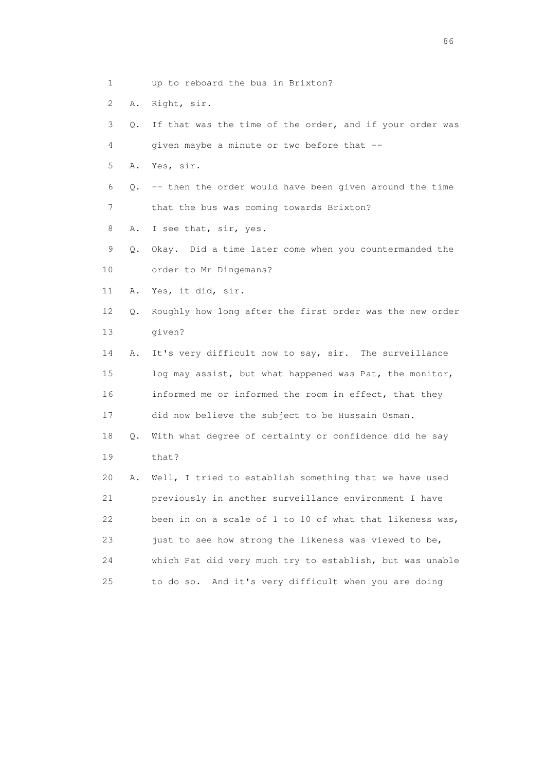1 up to reboard the bus in Brixton?

2 A. Right, sir.

3 Q. If that was the time of the order, and if your order was

4 given maybe a minute or two before that --

5 A. Yes, sir.

6 Q. -- then the order would have been given around the time

7 that the bus was coming towards Brixton?

8 A. I see that, sir, yes.

9 Q. Okay. Did a time later come when you countermanded the

10 order to Mr Dingemans?

11 A. Yes, it did, sir.

12 Q. Roughly how long after the first order was the new order

13 given?

14 A. It's very difficult now to say, sir. The surveillance

15 log may assist, but what happened was Pat, the monitor,

16 informed me or informed the room in effect, that they

17 did now believe the subject to be Hussain Osman.

18 Q. With what degree of certainty or confidence did he say

19 that?

20 A. Well, I tried to establish something that we have used

21 previously in another surveillance environment I have

22 been in on a scale of 1 to 10 of what that likeness was,

23 just to see how strong the likeness was viewed to be,

24 which Pat did very much try to establish, but was unable

25 to do so. And it's very difficult when you are doing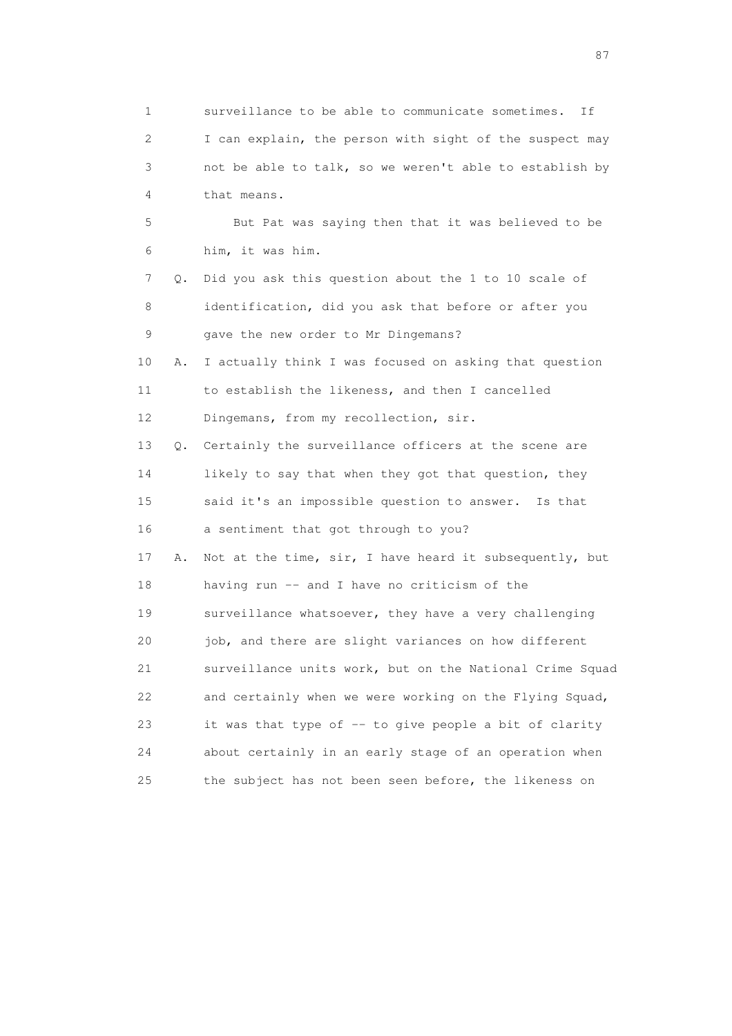1 surveillance to be able to communicate sometimes. If
2 I can explain, the person with sight of the suspect may
3 not be able to talk, so we weren't able to establish by
4 that means.

5 But Pat was saying then that it was believed to be
6 him, it was him.

7 Q. Did you ask this question about the 1 to 10 scale of
8 identification, did you ask that before or after you
9 gave the new order to Mr Dingemans?

10 A. I actually think I was focused on asking that question
11 to establish the likeness, and then I cancelled
12 Dingemans, from my recollection, sir.

13 Q. Certainly the surveillance officers at the scene are
14 likely to say that when they got that question, they
15 said it's an impossible question to answer. Is that
16 a sentiment that got through to you?

17 A. Not at the time, sir, I have heard it subsequently, but
18 having run -- and I have no criticism of the
19 surveillance whatsoever, they have a very challenging
20 job, and there are slight variances on how different
21 surveillance units work, but on the National Crime Squad
22 and certainly when we were working on the Flying Squad,
23 it was that type of -- to give people a bit of clarity
24 about certainly in an early stage of an operation when
25 the subject has not been seen before, the likeness on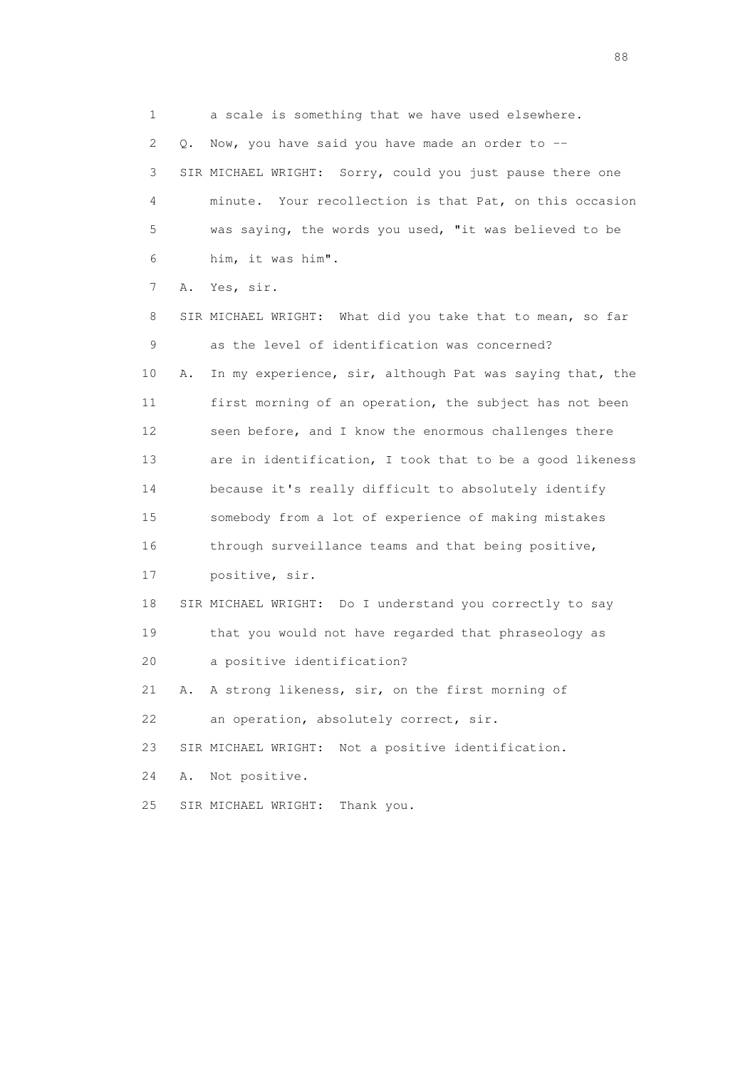1 a scale is something that we have used elsewhere.
2 Q. Now, you have said you have made an order to --
3 SIR MICHAEL WRIGHT: Sorry, could you just pause there one
4 minute. Your recollection is that Pat, on this occasion
5 was saying, the words you used, "it was believed to be
6 him, it was him".
7 A. Yes, sir.
8 SIR MICHAEL WRIGHT: What did you take that to mean, so far
9 as the level of identification was concerned?
10 A. In my experience, sir, although Pat was saying that, the
11 first morning of an operation, the subject has not been
12 seen before, and I know the enormous challenges there
13 are in identification, I took that to be a good likeness
14 because it's really difficult to absolutely identify
15 somebody from a lot of experience of making mistakes
16 through surveillance teams and that being positive,
17 positive, sir.
18 SIR MICHAEL WRIGHT: Do I understand you correctly to say
19 that you would not have regarded that phraseology as
20 a positive identification?
21 A. A strong likeness, sir, on the first morning of
22 an operation, absolutely correct, sir.
23 SIR MICHAEL WRIGHT: Not a positive identification.
24 A. Not positive.
25 SIR MICHAEL WRIGHT: Thank you.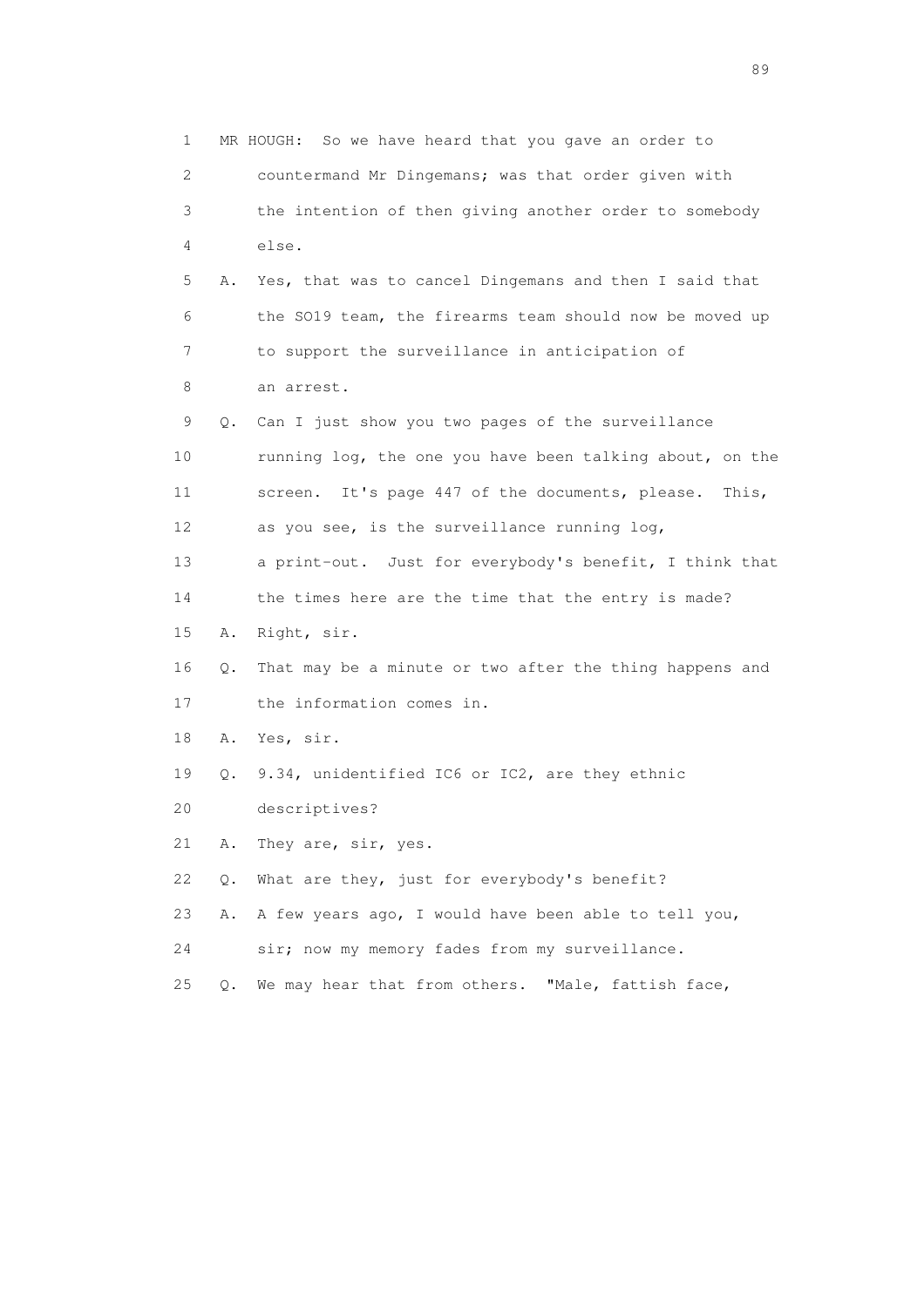1 MR HOUGH: So we have heard that you gave an order to
2 countermand Mr Dingemans; was that order given with
3 the intention of then giving another order to somebody
4 else.
5 A. Yes, that was to cancel Dingemans and then I said that
6 the SO19 team, the firearms team should now be moved up
7 to support the surveillance in anticipation of
8 an arrest.
9 Q. Can I just show you two pages of the surveillance
10 running log, the one you have been talking about, on the
11 screen. It's page 447 of the documents, please. This,
12 as you see, is the surveillance running log,
13 a print-out. Just for everybody's benefit, I think that
14 the times here are the time that the entry is made?
15 A. Right, sir.
16 Q. That may be a minute or two after the thing happens and
17 the information comes in.
18 A. Yes, sir.
19 Q. 9.34, unidentified IC6 or IC2, are they ethnic
20 descriptives?
21 A. They are, sir, yes.
22 Q. What are they, just for everybody's benefit?
23 A. A few years ago, I would have been able to tell you,
24 sir; now my memory fades from my surveillance.
25 Q. We may hear that from others. "Male, fattish face,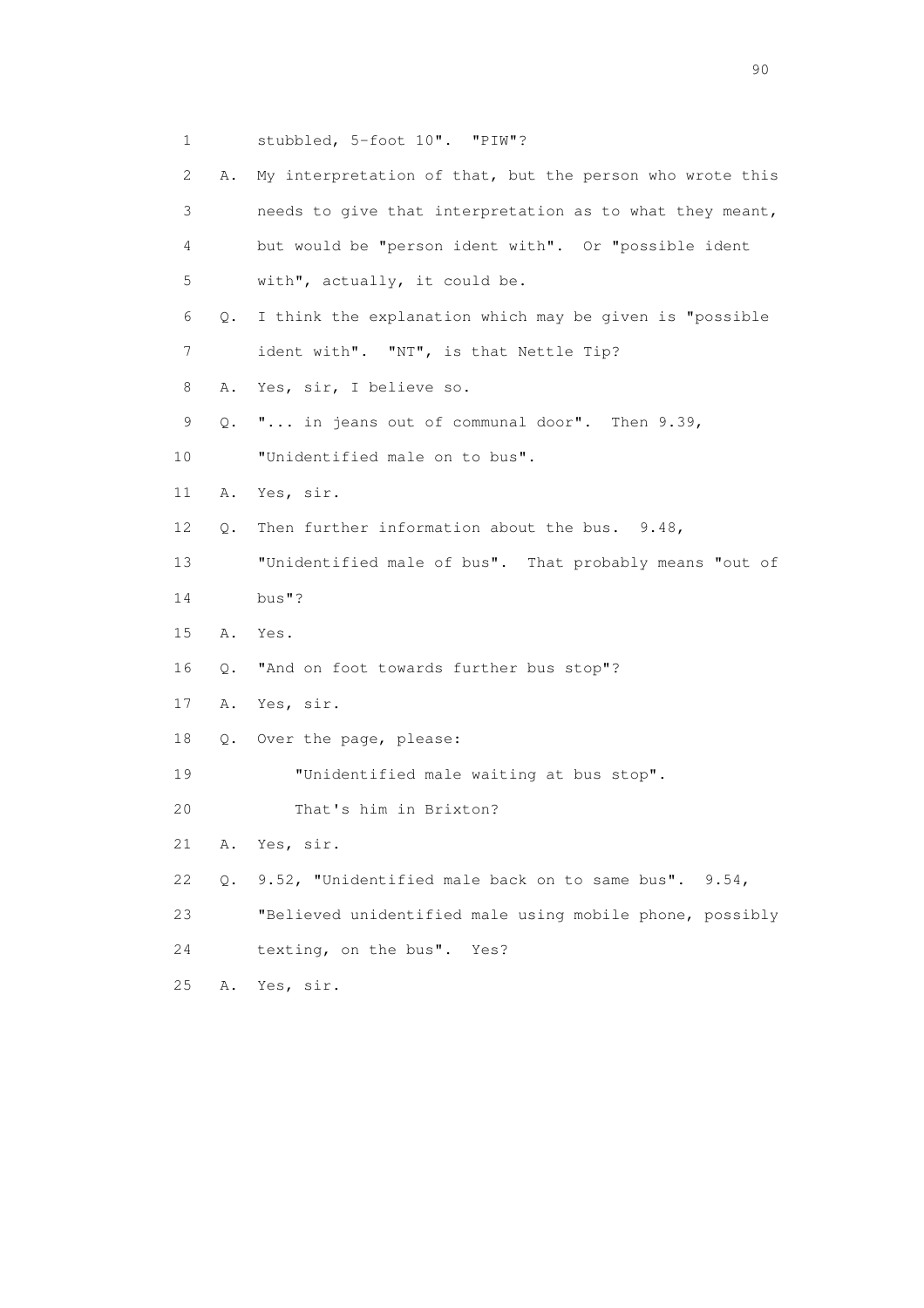1 stubbled, 5-foot 10". "PIW"?

2 A. My interpretation of that, but the person who wrote this

3 needs to give that interpretation as to what they meant,

4 but would be "person ident with". Or "possible ident

5 with", actually, it could be.

6 Q. I think the explanation which may be given is "possible

7 ident with". "NT", is that Nettle Tip?

8 A. Yes, sir, I believe so.

9 Q. "... in jeans out of communal door". Then 9.39,

10 "Unidentified male on to bus".

11 A. Yes, sir.

12 Q. Then further information about the bus. 9.48,

13 "Unidentified male of bus". That probably means "out of

14 bus"?

15 A. Yes.

16 Q. "And on foot towards further bus stop"?

17 A. Yes, sir.

18 Q. Over the page, please:

19 "Unidentified male waiting at bus stop".

20 That's him in Brixton?

21 A. Yes, sir.

22 Q. 9.52, "Unidentified male back on to same bus". 9.54,

23 "Believed unidentified male using mobile phone, possibly

24 texting, on the bus". Yes?

25 A. Yes, sir.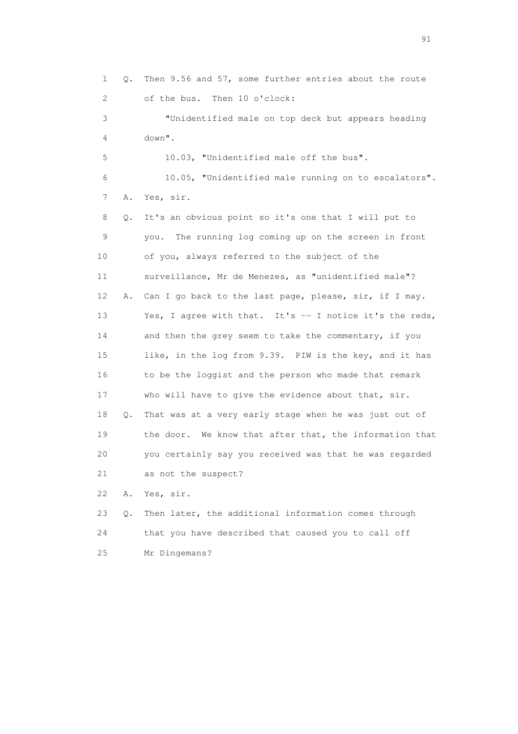1 Q. Then 9.56 and 57, some further entries about the route
2 of the bus. Then 10 o'clock:
3 "Unidentified male on top deck but appears heading
4 down".
5 10.03, "Unidentified male off the bus".
6 10.05, "Unidentified male running on to escalators".
7 A. Yes, sir.
8 Q. It's an obvious point so it's one that I will put to
9 you. The running log coming up on the screen in front
10 of you, always referred to the subject of the
11 surveillance, Mr de Menezes, as "unidentified male"?
12 A. Can I go back to the last page, please, sir, if I may.
13 Yes, I agree with that. It's -- I notice it's the reds,
14 and then the grey seem to take the commentary, if you
15 like, in the log from 9.39. PIW is the key, and it has
16 to be the loggist and the person who made that remark
17 who will have to give the evidence about that, sir.
18 Q. That was at a very early stage when he was just out of
19 the door. We know that after that, the information that
20 you certainly say you received was that he was regarded
21 as not the suspect?
22 A. Yes, sir.
23 Q. Then later, the additional information comes through
24 that you have described that caused you to call off
25 Mr Dingemans?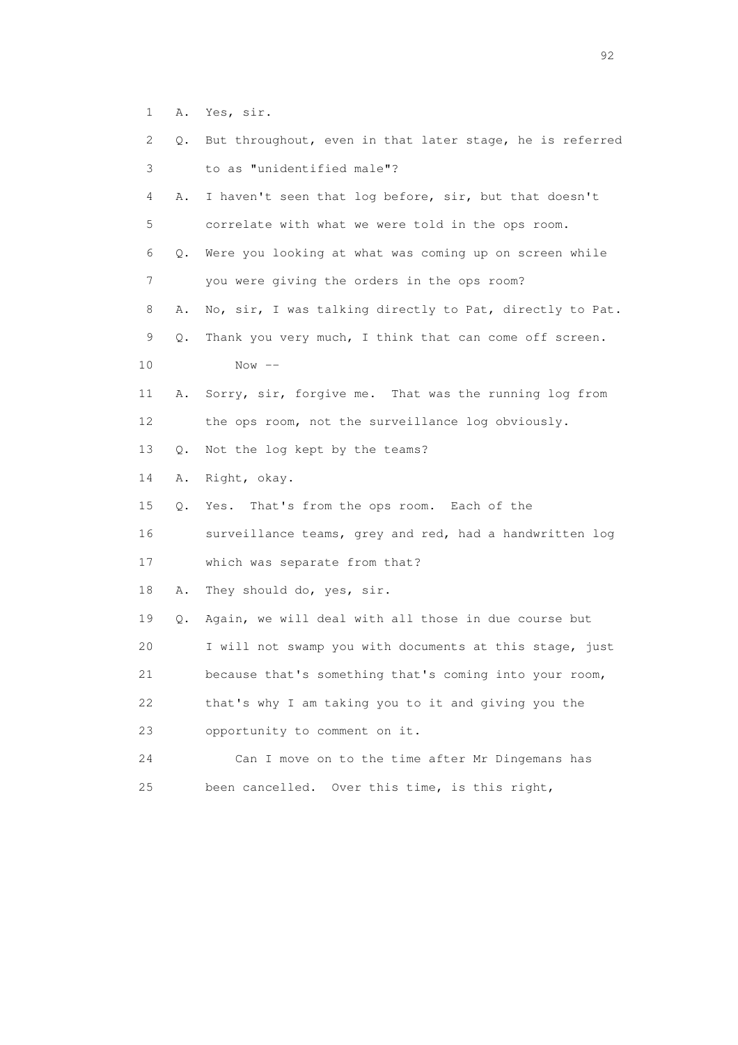1 A. Yes, sir.

2 Q. But throughout, even in that later stage, he is referred

3 to as "unidentified male"?

4 A. I haven't seen that log before, sir, but that doesn't

5 correlate with what we were told in the ops room.

6 Q. Were you looking at what was coming up on screen while

7 you were giving the orders in the ops room?

8 A. No, sir, I was talking directly to Pat, directly to Pat.

9 Q. Thank you very much, I think that can come off screen.

10 Now --

11 A. Sorry, sir, forgive me. That was the running log from

12 the ops room, not the surveillance log obviously.

13 Q. Not the log kept by the teams?

14 A. Right, okay.

15 Q. Yes. That's from the ops room. Each of the

16 surveillance teams, grey and red, had a handwritten log

17 which was separate from that?

18 A. They should do, yes, sir.

19 Q. Again, we will deal with all those in due course but

20 I will not swamp you with documents at this stage, just

21 because that's something that's coming into your room,

22 that's why I am taking you to it and giving you the

23 opportunity to comment on it.

24 Can I move on to the time after Mr Dingemans has

25 been cancelled. Over this time, is this right,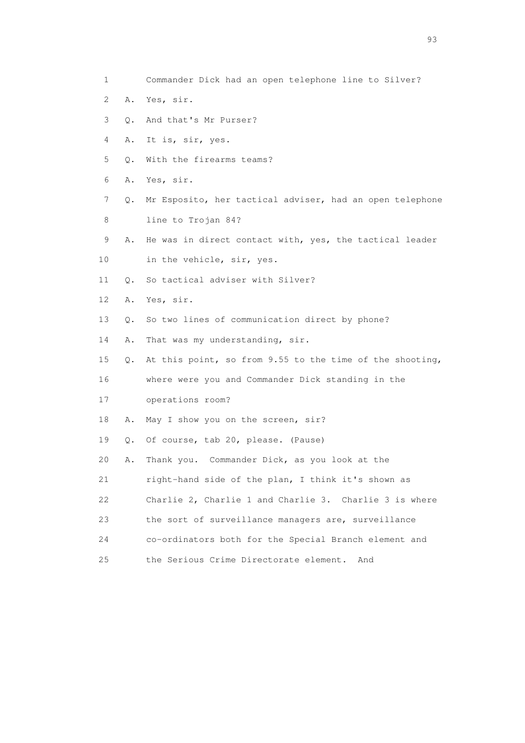1 Commander Dick had an open telephone line to Silver?

2 A. Yes, sir.

3 Q. And that's Mr Purser?

4 A. It is, sir, yes.

5 Q. With the firearms teams?

6 A. Yes, sir.

7 Q. Mr Esposito, her tactical adviser, had an open telephone

8 line to Trojan 84?

9 A. He was in direct contact with, yes, the tactical leader

10 in the vehicle, sir, yes.

11 Q. So tactical adviser with Silver?

12 A. Yes, sir.

13 Q. So two lines of communication direct by phone?

14 A. That was my understanding, sir.

15 Q. At this point, so from 9.55 to the time of the shooting,

16 where were you and Commander Dick standing in the

17 operations room?

18 A. May I show you on the screen, sir?

19 Q. Of course, tab 20, please. (Pause)

20 A. Thank you. Commander Dick, as you look at the

21 right-hand side of the plan, I think it's shown as

22 Charlie 2, Charlie 1 and Charlie 3. Charlie 3 is where

23 the sort of surveillance managers are, surveillance

24 co-ordinators both for the Special Branch element and

25 the Serious Crime Directorate element. And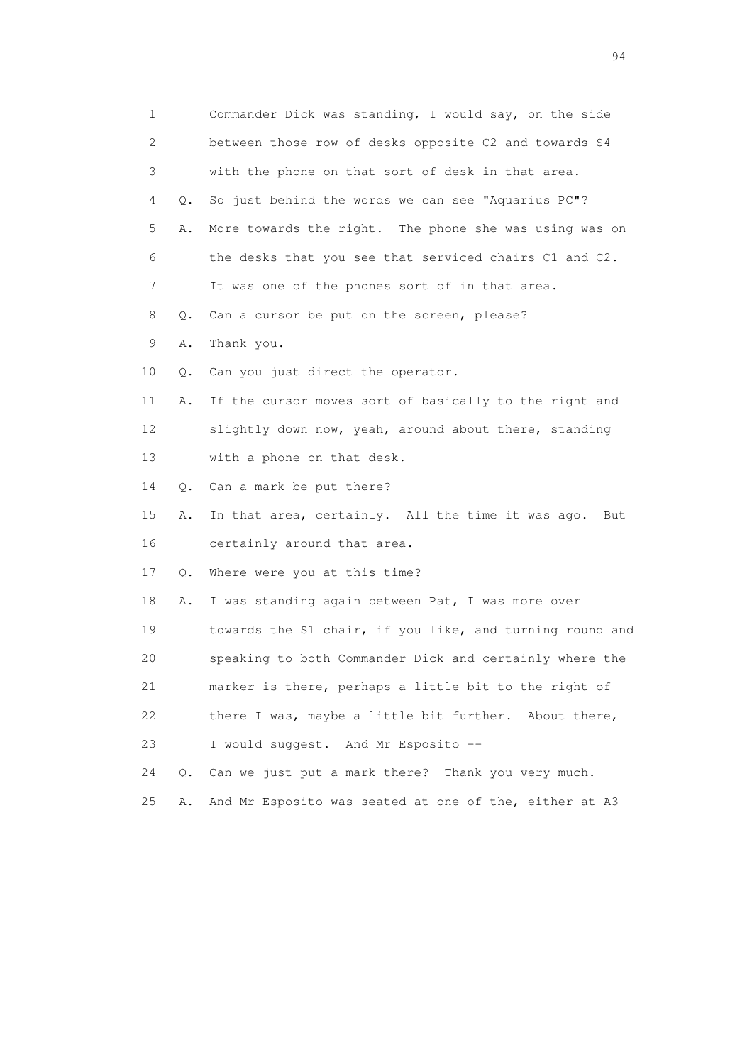1 Commander Dick was standing, I would say, on the side
2 between those row of desks opposite C2 and towards S4
3 with the phone on that sort of desk in that area.
4 Q. So just behind the words we can see "Aquarius PC"?
5 A. More towards the right. The phone she was using was on
6 the desks that you see that serviced chairs C1 and C2.
7 It was one of the phones sort of in that area.
8 Q. Can a cursor be put on the screen, please?
9 A. Thank you.
10 Q. Can you just direct the operator.
11 A. If the cursor moves sort of basically to the right and
12 slightly down now, yeah, around about there, standing
13 with a phone on that desk.
14 Q. Can a mark be put there?
15 A. In that area, certainly. All the time it was ago. But
16 certainly around that area.
17 Q. Where were you at this time?
18 A. I was standing again between Pat, I was more over
19 towards the S1 chair, if you like, and turning round and
20 speaking to both Commander Dick and certainly where the
21 marker is there, perhaps a little bit to the right of
22 there I was, maybe a little bit further. About there,
23 I would suggest. And Mr Esposito --
24 Q. Can we just put a mark there? Thank you very much.
25 A. And Mr Esposito was seated at one of the, either at A3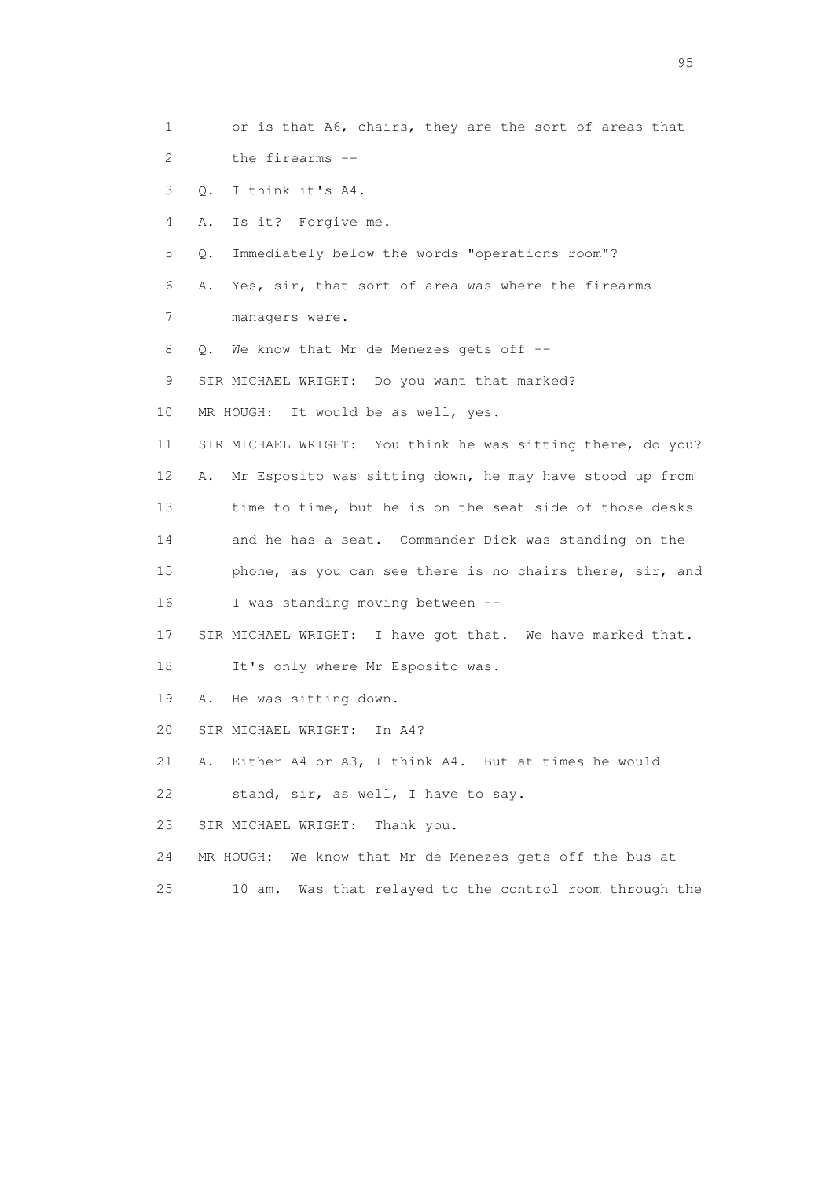1 or is that A6, chairs, they are the sort of areas that

2 the firearms --

3 Q. I think it's A4.

4 A. Is it? Forgive me.

5 Q. Immediately below the words "operations room"?

6 A. Yes, sir, that sort of area was where the firearms

7 managers were.

8 Q. We know that Mr de Menezes gets off --

9 SIR MICHAEL WRIGHT: Do you want that marked?

10 MR HOUGH: It would be as well, yes.

11 SIR MICHAEL WRIGHT: You think he was sitting there, do you?

12 A. Mr Esposito was sitting down, he may have stood up from

13 time to time, but he is on the seat side of those desks

14 and he has a seat. Commander Dick was standing on the

15 phone, as you can see there is no chairs there, sir, and

16 I was standing moving between --

17 SIR MICHAEL WRIGHT: I have got that. We have marked that.

18 It's only where Mr Esposito was.

19 A. He was sitting down.

20 SIR MICHAEL WRIGHT: In A4?

21 A. Either A4 or A3, I think A4. But at times he would

22 stand, sir, as well, I have to say.

23 SIR MICHAEL WRIGHT: Thank you.

24 MR HOUGH: We know that Mr de Menezes gets off the bus at

25 10 am. Was that relayed to the control room through the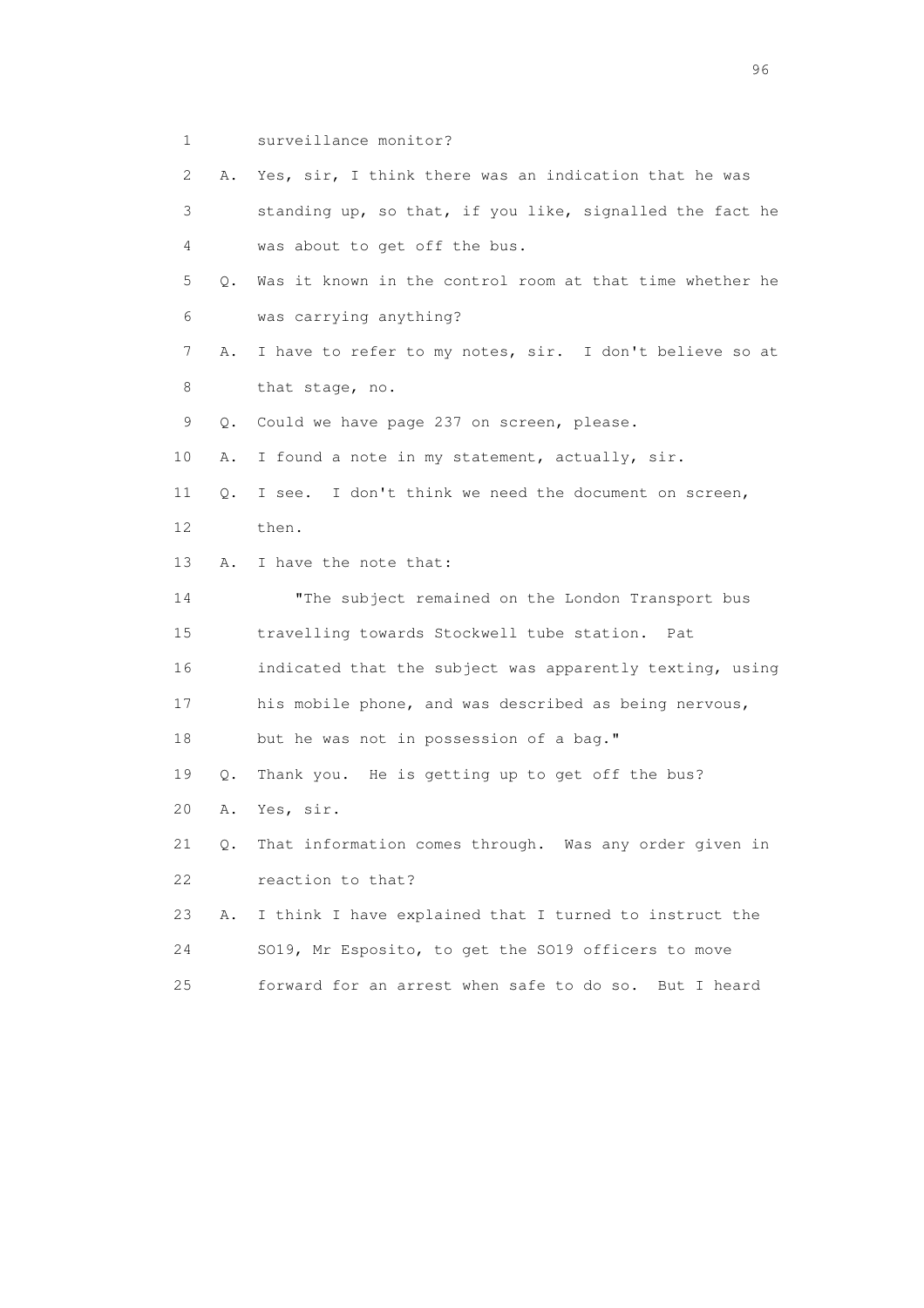1 surveillance monitor?

2 A. Yes, sir, I think there was an indication that he was

3 standing up, so that, if you like, signalled the fact he

4 was about to get off the bus.

5 Q. Was it known in the control room at that time whether he

6 was carrying anything?

7 A. I have to refer to my notes, sir. I don't believe so at

8 that stage, no.

9 Q. Could we have page 237 on screen, please.

10 A. I found a note in my statement, actually, sir.

11 Q. I see. I don't think we need the document on screen,

12 then.

13 A. I have the note that:

14 "The subject remained on the London Transport bus

15 travelling towards Stockwell tube station. Pat

16 indicated that the subject was apparently texting, using

17 his mobile phone, and was described as being nervous,

18 but he was not in possession of a bag."

19 Q. Thank you. He is getting up to get off the bus?

20 A. Yes, sir.

21 Q. That information comes through. Was any order given in

22 reaction to that?

23 A. I think I have explained that I turned to instruct the

24 SO19, Mr Esposito, to get the SO19 officers to move

25 forward for an arrest when safe to do so. But I heard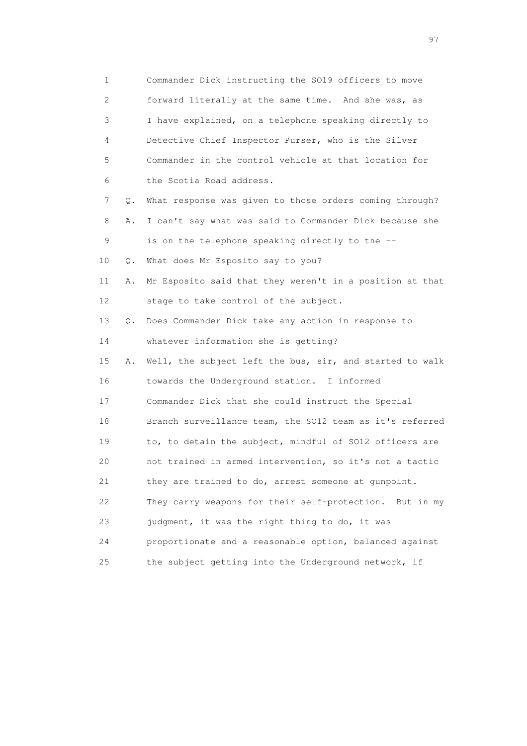1 Commander Dick instructing the SO19 officers to move
2 forward literally at the same time. And she was, as
3 I have explained, on a telephone speaking directly to
4 Detective Chief Inspector Purser, who is the Silver
5 Commander in the control vehicle at that location for
6 the Scotia Road address.

7 Q. What response was given to those orders coming through?

8 A. I can't say what was said to Commander Dick because she
9 is on the telephone speaking directly to the --

10 Q. What does Mr Esposito say to you?

11 A. Mr Esposito said that they weren't in a position at that
12 stage to take control of the subject.

13 Q. Does Commander Dick take any action in response to
14 whatever information she is getting?

15 A. Well, the subject left the bus, sir, and started to walk
16 towards the Underground station. I informed
17 Commander Dick that she could instruct the Special
18 Branch surveillance team, the SO12 team as it's referred
19 to, to detain the subject, mindful of SO12 officers are
20 not trained in armed intervention, so it's not a tactic
21 they are trained to do, arrest someone at gunpoint.
22 They carry weapons for their self-protection. But in my
23 judgment, it was the right thing to do, it was
24 proportionate and a reasonable option, balanced against
25 the subject getting into the Underground network, if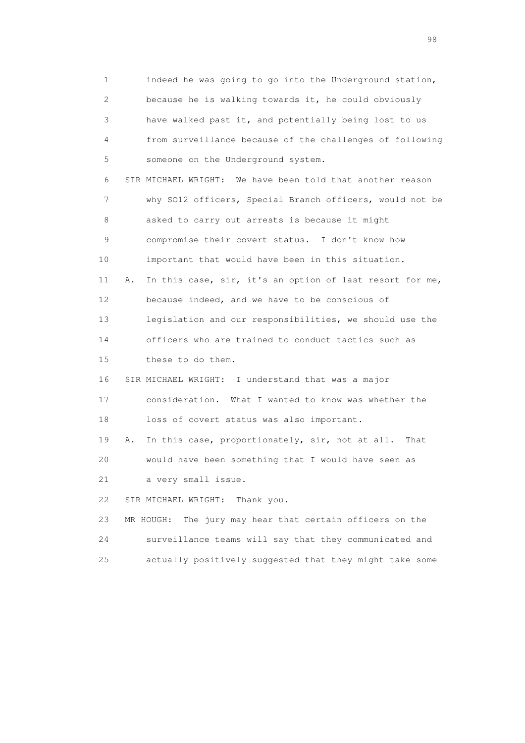1 indeed he was going to go into the Underground station,
2 because he is walking towards it, he could obviously
3 have walked past it, and potentially being lost to us
4 from surveillance because of the challenges of following
5 someone on the Underground system.

6 SIR MICHAEL WRIGHT: We have been told that another reason
7 why SO12 officers, Special Branch officers, would not be
8 asked to carry out arrests is because it might
9 compromise their covert status. I don't know how
10 important that would have been in this situation.

11 A. In this case, sir, it's an option of last resort for me,
12 because indeed, and we have to be conscious of
13 legislation and our responsibilities, we should use the
14 officers who are trained to conduct tactics such as
15 these to do them.

16 SIR MICHAEL WRIGHT: I understand that was a major
17 consideration. What I wanted to know was whether the
18 loss of covert status was also important.

19 A. In this case, proportionately, sir, not at all. That
20 would have been something that I would have seen as
21 a very small issue.

22 SIR MICHAEL WRIGHT: Thank you.

23 MR HOUGH: The jury may hear that certain officers on the
24 surveillance teams will say that they communicated and
25 actually positively suggested that they might take some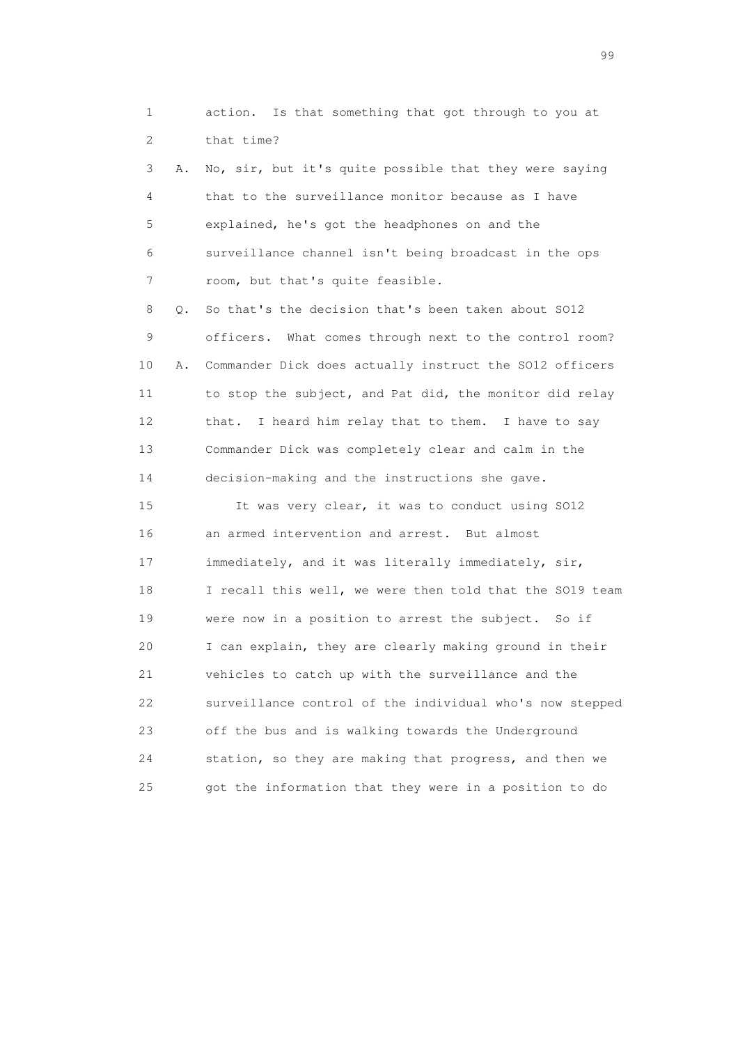1 action. Is that something that got through to you at
2 that time?

3 A. No, sir, but it's quite possible that they were saying
4 that to the surveillance monitor because as I have
5 explained, he's got the headphones on and the
6 surveillance channel isn't being broadcast in the ops
7 room, but that's quite feasible.

8 Q. So that's the decision that's been taken about SO12
9 officers. What comes through next to the control room?

10 A. Commander Dick does actually instruct the SO12 officers
11 to stop the subject, and Pat did, the monitor did relay
12 that. I heard him relay that to them. I have to say
13 Commander Dick was completely clear and calm in the
14 decision-making and the instructions she gave.

15 It was very clear, it was to conduct using SO12
16 an armed intervention and arrest. But almost
17 immediately, and it was literally immediately, sir,
18 I recall this well, we were then told that the SO19 team
19 were now in a position to arrest the subject. So if
20 I can explain, they are clearly making ground in their
21 vehicles to catch up with the surveillance and the
22 surveillance control of the individual who's now stepped
23 off the bus and is walking towards the Underground
24 station, so they are making that progress, and then we
25 got the information that they were in a position to do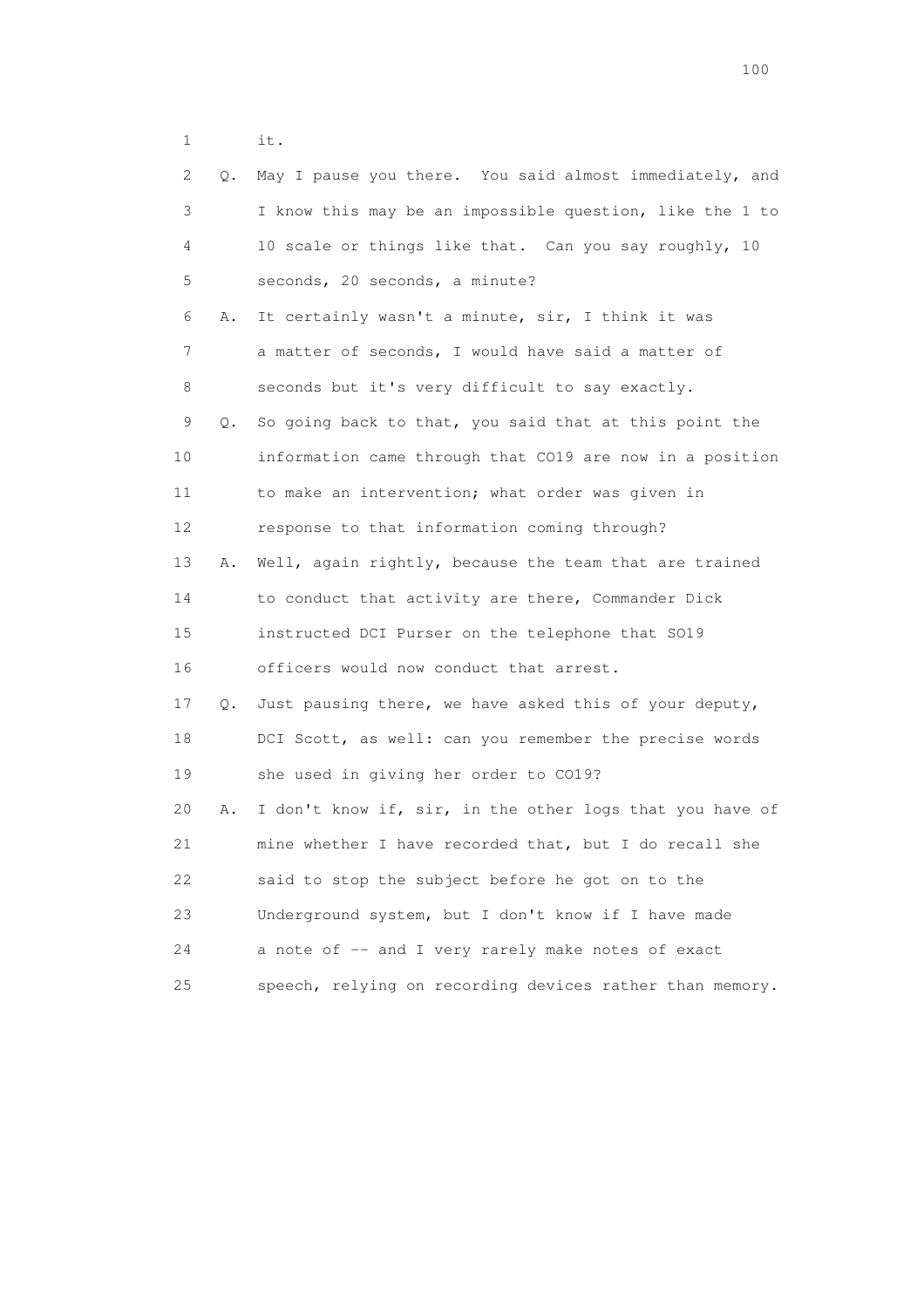1 it.

2 Q. May I pause you there. You said almost immediately, and

3 I know this may be an impossible question, like the 1 to

4 10 scale or things like that. Can you say roughly, 10

5 seconds, 20 seconds, a minute?

6 A. It certainly wasn't a minute, sir, I think it was

7 a matter of seconds, I would have said a matter of

8 seconds but it's very difficult to say exactly.

9 Q. So going back to that, you said that at this point the

10 information came through that CO19 are now in a position

11 to make an intervention; what order was given in

12 response to that information coming through?

13 A. Well, again rightly, because the team that are trained

14 to conduct that activity are there, Commander Dick

15 instructed DCI Purser on the telephone that SO19

16 officers would now conduct that arrest.

17 Q. Just pausing there, we have asked this of your deputy,

18 DCI Scott, as well: can you remember the precise words

19 she used in giving her order to CO19?

20 A. I don't know if, sir, in the other logs that you have of

21 mine whether I have recorded that, but I do recall she

22 said to stop the subject before he got on to the

23 Underground system, but I don't know if I have made

24 a note of -- and I very rarely make notes of exact

25 speech, relying on recording devices rather than memory.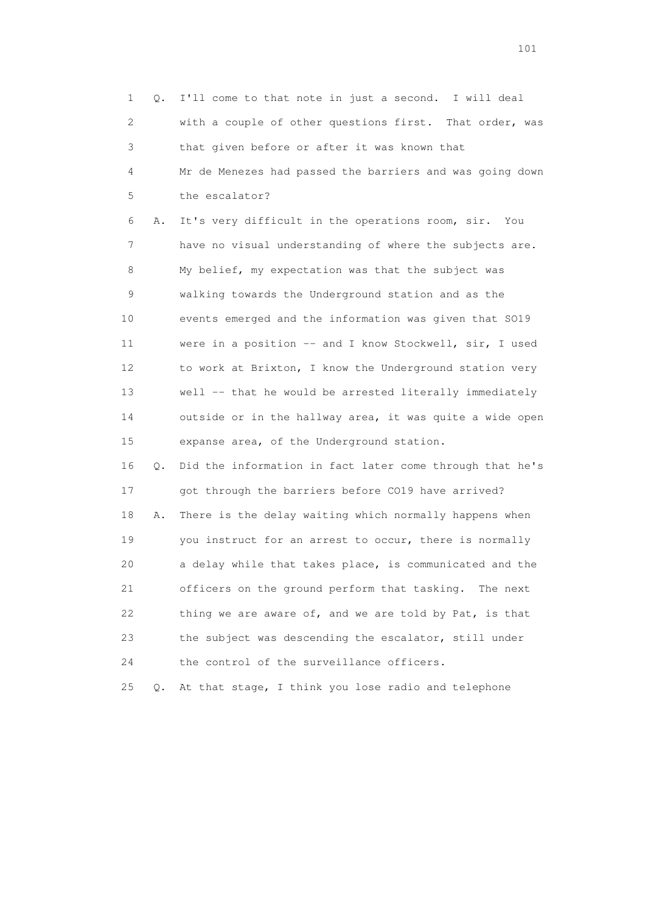1 Q. I'll come to that note in just a second. I will deal
2 with a couple of other questions first. That order, was
3 that given before or after it was known that
4 Mr de Menezes had passed the barriers and was going down
5 the escalator?

6 A. It's very difficult in the operations room, sir. You
7 have no visual understanding of where the subjects are.
8 My belief, my expectation was that the subject was
9 walking towards the Underground station and as the
10 events emerged and the information was given that SO19
11 were in a position -- and I know Stockwell, sir, I used
12 to work at Brixton, I know the Underground station very
13 well -- that he would be arrested literally immediately
14 outside or in the hallway area, it was quite a wide open
15 expanse area, of the Underground station.

16 Q. Did the information in fact later come through that he's
17 got through the barriers before CO19 have arrived?

18 A. There is the delay waiting which normally happens when
19 you instruct for an arrest to occur, there is normally
20 a delay while that takes place, is communicated and the
21 officers on the ground perform that tasking. The next
22 thing we are aware of, and we are told by Pat, is that
23 the subject was descending the escalator, still under
24 the control of the surveillance officers.

25 Q. At that stage, I think you lose radio and telephone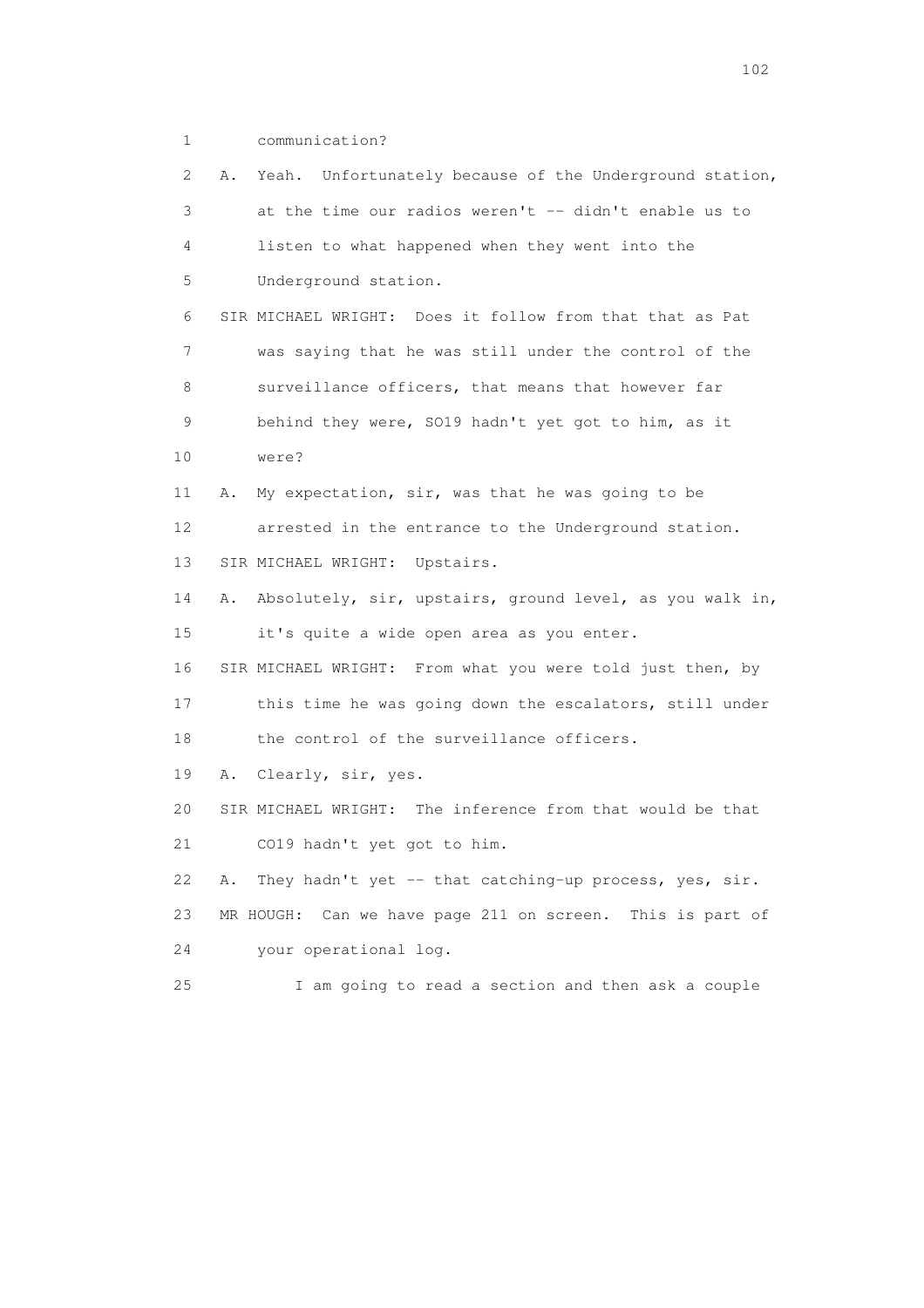1 communication?

2 A. Yeah. Unfortunately because of the Underground station,

3 at the time our radios weren't -- didn't enable us to

4 listen to what happened when they went into the

5 Underground station.

6 SIR MICHAEL WRIGHT: Does it follow from that that as Pat

7 was saying that he was still under the control of the

8 surveillance officers, that means that however far

9 behind they were, SO19 hadn't yet got to him, as it

10 were?

11 A. My expectation, sir, was that he was going to be

12 arrested in the entrance to the Underground station.

13 SIR MICHAEL WRIGHT: Upstairs.

14 A. Absolutely, sir, upstairs, ground level, as you walk in,

15 it's quite a wide open area as you enter.

16 SIR MICHAEL WRIGHT: From what you were told just then, by

17 this time he was going down the escalators, still under

18 the control of the surveillance officers.

19 A. Clearly, sir, yes.

20 SIR MICHAEL WRIGHT: The inference from that would be that

21 CO19 hadn't yet got to him.

22 A. They hadn't yet -- that catching-up process, yes, sir.

23 MR HOUGH: Can we have page 211 on screen. This is part of

24 your operational log.

25 I am going to read a section and then ask a couple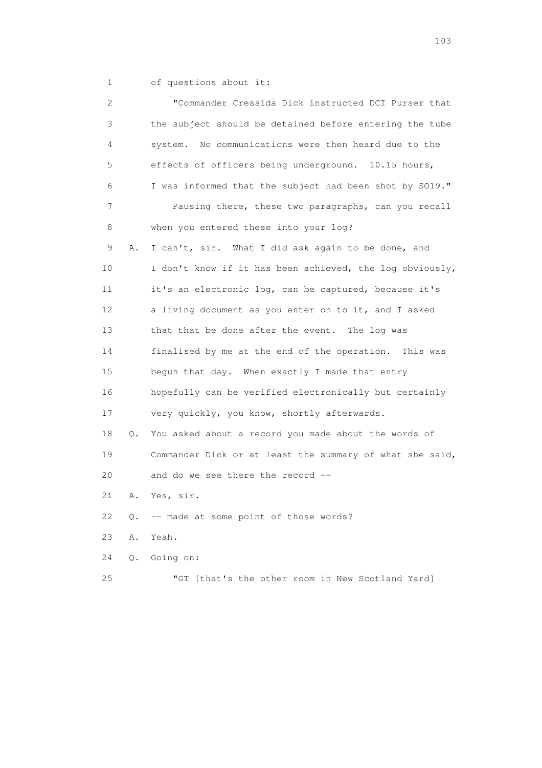1 of questions about it:

2 "Commander Cressida Dick instructed DCI Purser that
3 the subject should be detained before entering the tube
4 system. No communications were then heard due to the
5 effects of officers being underground. 10.15 hours,
6 I was informed that the subject had been shot by SO19."

7 Pausing there, these two paragraphs, can you recall
8 when you entered these into your log?

9 A. I can't, sir. What I did ask again to be done, and
10 I don't know if it has been achieved, the log obviously,
11 it's an electronic log, can be captured, because it's
12 a living document as you enter on to it, and I asked
13 that that be done after the event. The log was
14 finalised by me at the end of the operation. This was
15 begun that day. When exactly I made that entry
16 hopefully can be verified electronically but certainly
17 very quickly, you know, shortly afterwards.

18 Q. You asked about a record you made about the words of
19 Commander Dick or at least the summary of what she said,
20 and do we see there the record --

21 A. Yes, sir.

22 Q. -- made at some point of those words?

23 A. Yeah.

24 Q. Going on:

25 "GT [that's the other room in New Scotland Yard]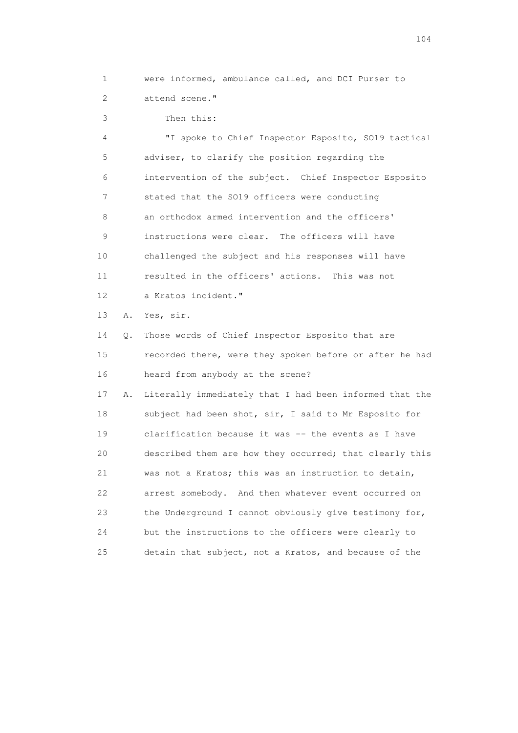were informed, ambulance called, and DCI Purser to attend scene."

Then this:

"I spoke to Chief Inspector Esposito, SO19 tactical adviser, to clarify the position regarding the intervention of the subject. Chief Inspector Esposito stated that the SO19 officers were conducting an orthodox armed intervention and the officers' instructions were clear. The officers will have challenged the subject and his responses will have resulted in the officers' actions. This was not a Kratos incident."

A. Yes, sir.

Q. Those words of Chief Inspector Esposito that are recorded there, were they spoken before or after he had heard from anybody at the scene?

A. Literally immediately that I had been informed that the subject had been shot, sir, I said to Mr Esposito for clarification because it was -- the events as I have described them are how they occurred; that clearly this was not a Kratos; this was an instruction to detain, arrest somebody. And then whatever event occurred on the Underground I cannot obviously give testimony for, but the instructions to the officers were clearly to detain that subject, not a Kratos, and because of the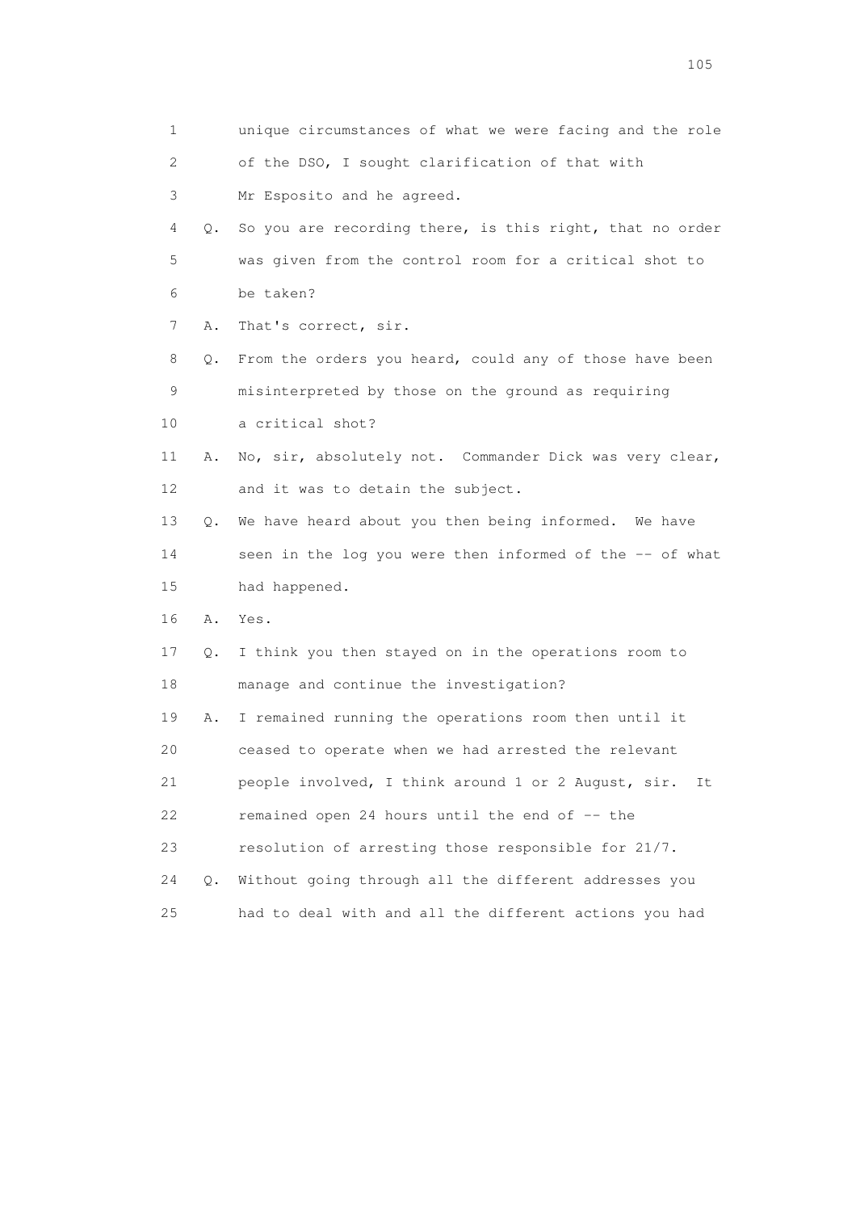1 unique circumstances of what we were facing and the role
2 of the DSO, I sought clarification of that with
3 Mr Esposito and he agreed.
4 Q. So you are recording there, is this right, that no order
5 was given from the control room for a critical shot to
6 be taken?
7 A. That's correct, sir.
8 Q. From the orders you heard, could any of those have been
9 misinterpreted by those on the ground as requiring
10 a critical shot?
11 A. No, sir, absolutely not. Commander Dick was very clear,
12 and it was to detain the subject.
13 Q. We have heard about you then being informed. We have
14 seen in the log you were then informed of the -- of what
15 had happened.
16 A. Yes.
17 Q. I think you then stayed on in the operations room to
18 manage and continue the investigation?
19 A. I remained running the operations room then until it
20 ceased to operate when we had arrested the relevant
21 people involved, I think around 1 or 2 August, sir. It
22 remained open 24 hours until the end of -- the
23 resolution of arresting those responsible for 21/7.
24 Q. Without going through all the different addresses you
25 had to deal with and all the different actions you had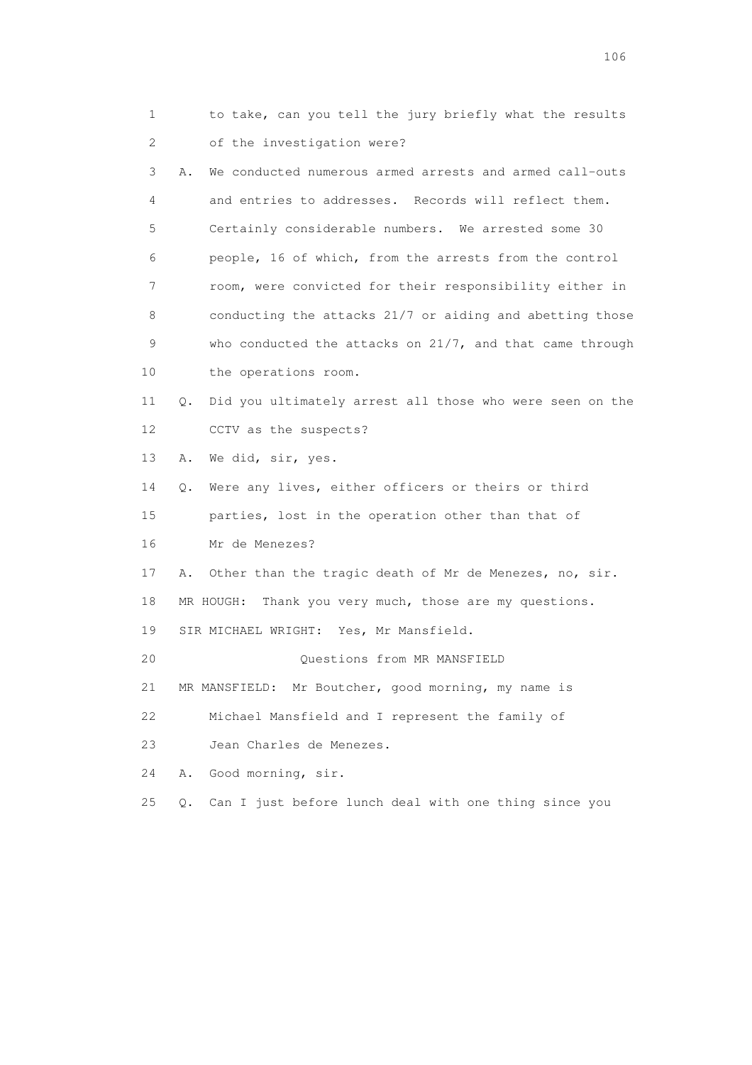1 to take, can you tell the jury briefly what the results
2 of the investigation were?

3 A. We conducted numerous armed arrests and armed call-outs
4 and entries to addresses. Records will reflect them.
5 Certainly considerable numbers. We arrested some 30
6 people, 16 of which, from the arrests from the control
7 room, were convicted for their responsibility either in
8 conducting the attacks 21/7 or aiding and abetting those
9 who conducted the attacks on 21/7, and that came through
10 the operations room.

11 Q. Did you ultimately arrest all those who were seen on the
12 CCTV as the suspects?

13 A. We did, sir, yes.

14 Q. Were any lives, either officers or theirs or third
15 parties, lost in the operation other than that of
16 Mr de Menezes?

17 A. Other than the tragic death of Mr de Menezes, no, sir.

18 MR HOUGH: Thank you very much, those are my questions.

19 SIR MICHAEL WRIGHT: Yes, Mr Mansfield.

20 Questions from MR MANSFIELD

21 MR MANSFIELD: Mr Boutcher, good morning, my name is
22 Michael Mansfield and I represent the family of
23 Jean Charles de Menezes.

24 A. Good morning, sir.

25 Q. Can I just before lunch deal with one thing since you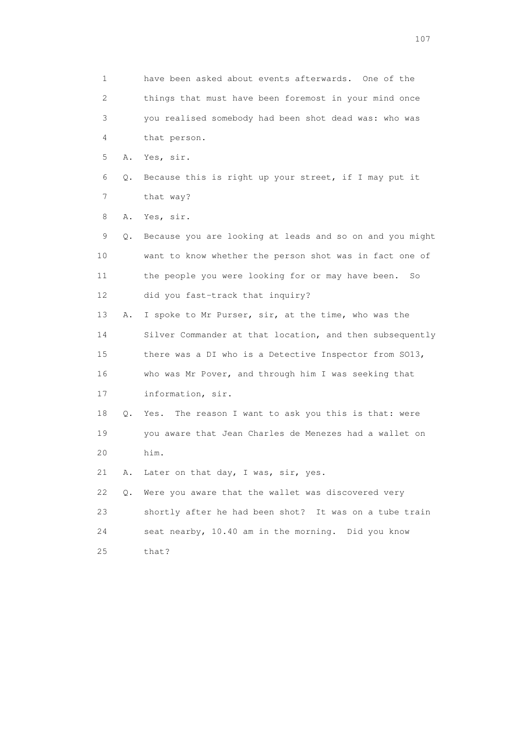1 have been asked about events afterwards. One of the
2 things that must have been foremost in your mind once
3 you realised somebody had been shot dead was: who was
4 that person.
5 A. Yes, sir.
6 Q. Because this is right up your street, if I may put it
7 that way?
8 A. Yes, sir.
9 Q. Because you are looking at leads and so on and you might
10 want to know whether the person shot was in fact one of
11 the people you were looking for or may have been. So
12 did you fast-track that inquiry?
13 A. I spoke to Mr Purser, sir, at the time, who was the
14 Silver Commander at that location, and then subsequently
15 there was a DI who is a Detective Inspector from SO13,
16 who was Mr Pover, and through him I was seeking that
17 information, sir.
18 Q. Yes. The reason I want to ask you this is that: were
19 you aware that Jean Charles de Menezes had a wallet on
20 him.
21 A. Later on that day, I was, sir, yes.
22 Q. Were you aware that the wallet was discovered very
23 shortly after he had been shot? It was on a tube train
24 seat nearby, 10.40 am in the morning. Did you know
25 that?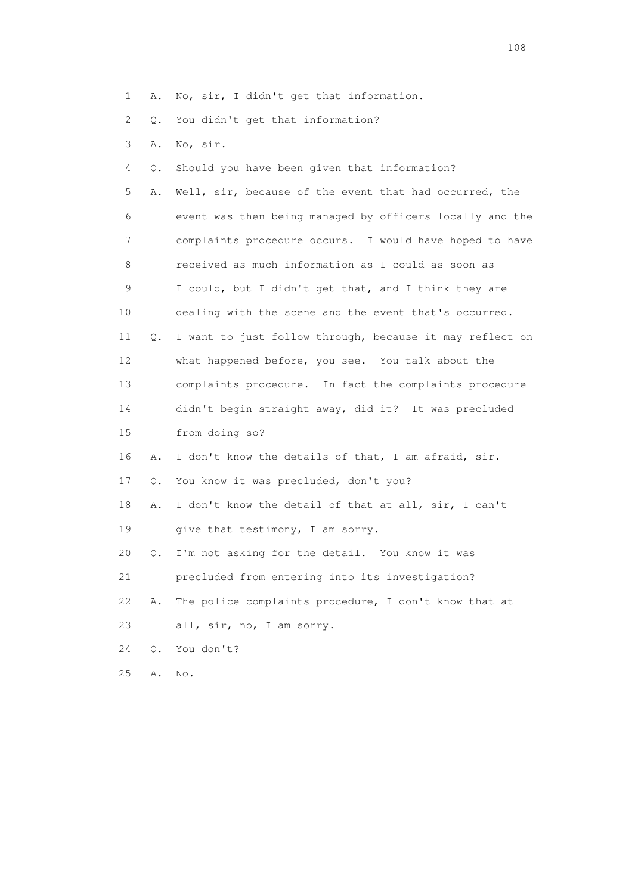1 A. No, sir, I didn't get that information.

2 Q. You didn't get that information?

3 A. No, sir.

4 Q. Should you have been given that information?

5 A. Well, sir, because of the event that had occurred, the

6 event was then being managed by officers locally and the

7 complaints procedure occurs. I would have hoped to have

8 received as much information as I could as soon as

9 I could, but I didn't get that, and I think they are

10 dealing with the scene and the event that's occurred.

11 Q. I want to just follow through, because it may reflect on

12 what happened before, you see. You talk about the

13 complaints procedure. In fact the complaints procedure

14 didn't begin straight away, did it? It was precluded

15 from doing so?

16 A. I don't know the details of that, I am afraid, sir.

17 Q. You know it was precluded, don't you?

18 A. I don't know the detail of that at all, sir, I can't

19 give that testimony, I am sorry.

20 Q. I'm not asking for the detail. You know it was

21 precluded from entering into its investigation?

22 A. The police complaints procedure, I don't know that at

23 all, sir, no, I am sorry.

24 Q. You don't?

25 A. No.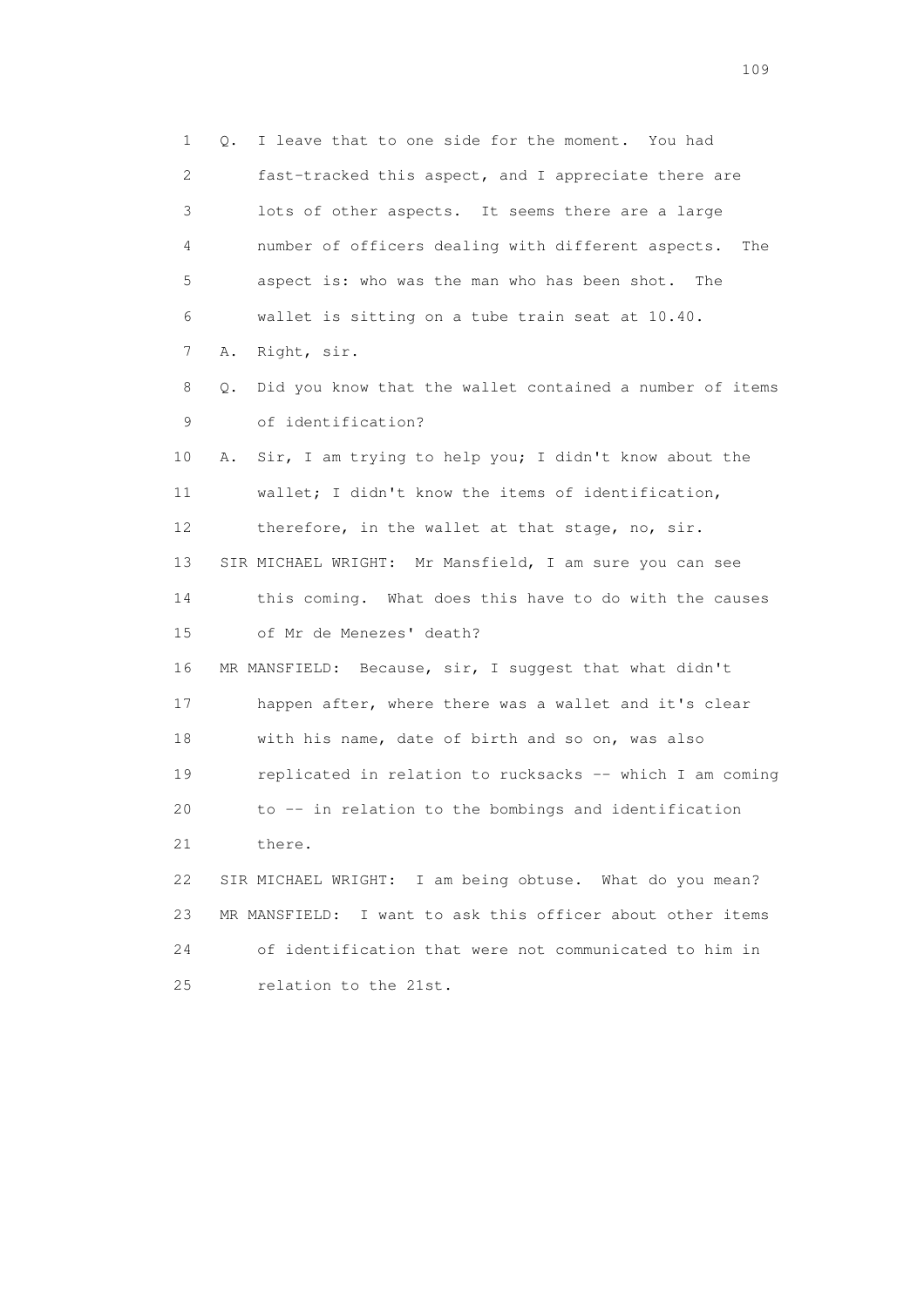1 Q. I leave that to one side for the moment. You had
2 fast-tracked this aspect, and I appreciate there are
3 lots of other aspects. It seems there are a large
4 number of officers dealing with different aspects. The
5 aspect is: who was the man who has been shot. The
6 wallet is sitting on a tube train seat at 10.40.
7 A. Right, sir.
8 Q. Did you know that the wallet contained a number of items
9 of identification?
10 A. Sir, I am trying to help you; I didn't know about the
11 wallet; I didn't know the items of identification,
12 therefore, in the wallet at that stage, no, sir.
13 SIR MICHAEL WRIGHT: Mr Mansfield, I am sure you can see
14 this coming. What does this have to do with the causes
15 of Mr de Menezes' death?
16 MR MANSFIELD: Because, sir, I suggest that what didn't
17 happen after, where there was a wallet and it's clear
18 with his name, date of birth and so on, was also
19 replicated in relation to rucksacks -- which I am coming
20 to -- in relation to the bombings and identification
21 there.
22 SIR MICHAEL WRIGHT: I am being obtuse. What do you mean?
23 MR MANSFIELD: I want to ask this officer about other items
24 of identification that were not communicated to him in
25 relation to the 21st.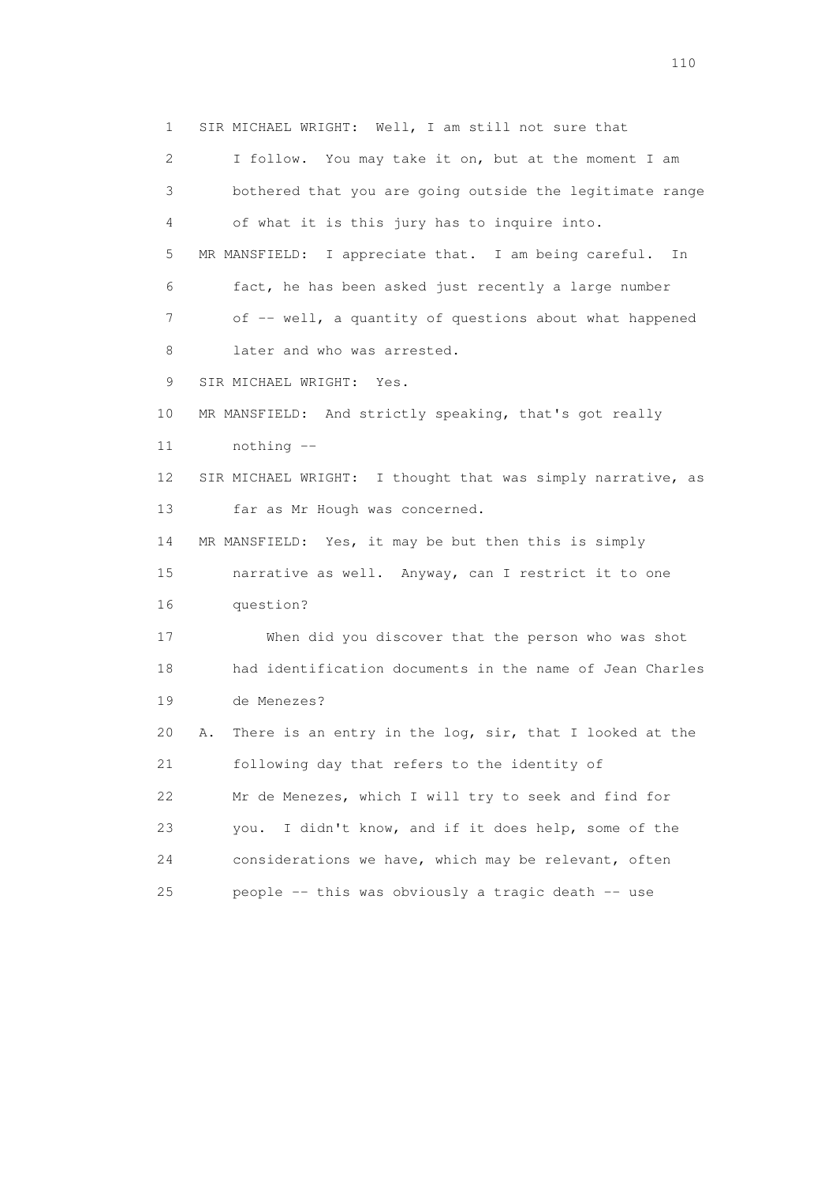1 SIR MICHAEL WRIGHT: Well, I am still not sure that
2 I follow. You may take it on, but at the moment I am
3 bothered that you are going outside the legitimate range
4 of what it is this jury has to inquire into.
5 MR MANSFIELD: I appreciate that. I am being careful. In
6 fact, he has been asked just recently a large number
7 of -- well, a quantity of questions about what happened
8 later and who was arrested.
9 SIR MICHAEL WRIGHT: Yes.
10 MR MANSFIELD: And strictly speaking, that's got really
11 nothing --
12 SIR MICHAEL WRIGHT: I thought that was simply narrative, as
13 far as Mr Hough was concerned.
14 MR MANSFIELD: Yes, it may be but then this is simply
15 narrative as well. Anyway, can I restrict it to one
16 question?
17 When did you discover that the person who was shot
18 had identification documents in the name of Jean Charles
19 de Menezes?
20 A. There is an entry in the log, sir, that I looked at the
21 following day that refers to the identity of
22 Mr de Menezes, which I will try to seek and find for
23 you. I didn't know, and if it does help, some of the
24 considerations we have, which may be relevant, often
25 people -- this was obviously a tragic death -- use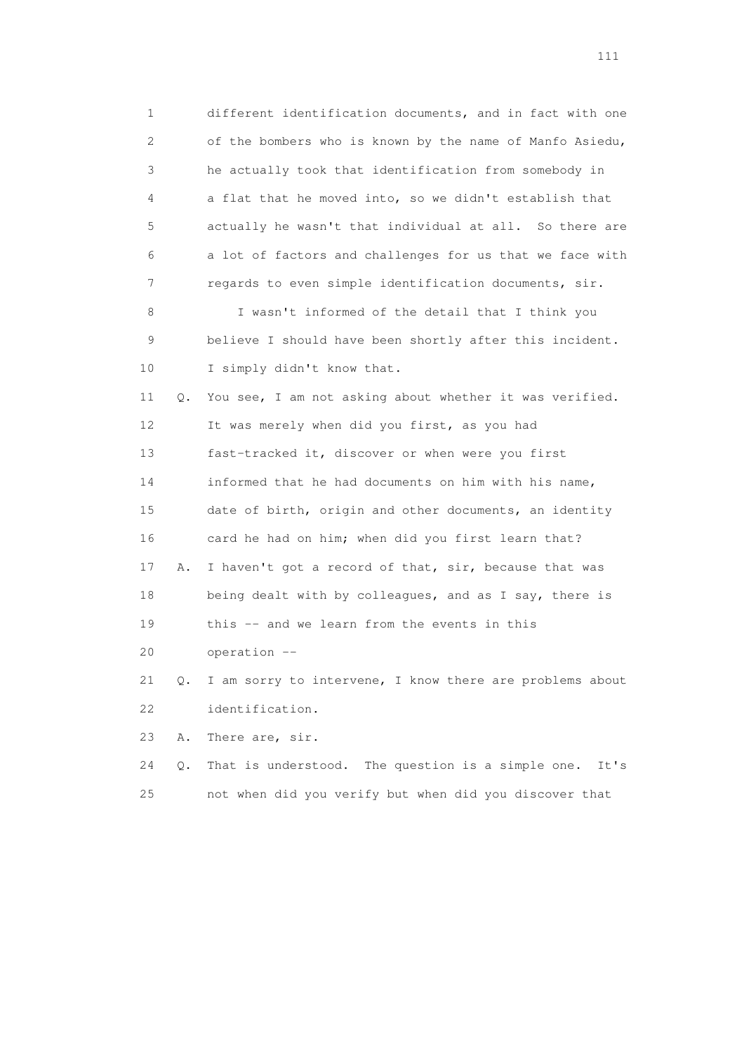1 different identification documents, and in fact with one
2 of the bombers who is known by the name of Manfo Asiedu,
3 he actually took that identification from somebody in
4 a flat that he moved into, so we didn't establish that
5 actually he wasn't that individual at all. So there are
6 a lot of factors and challenges for us that we face with
7 regards to even simple identification documents, sir.

8 I wasn't informed of the detail that I think you
9 believe I should have been shortly after this incident.
10 I simply didn't know that.

11 Q. You see, I am not asking about whether it was verified.
12 It was merely when did you first, as you had
13 fast-tracked it, discover or when were you first
14 informed that he had documents on him with his name,
15 date of birth, origin and other documents, an identity
16 card he had on him; when did you first learn that?

17 A. I haven't got a record of that, sir, because that was
18 being dealt with by colleagues, and as I say, there is
19 this -- and we learn from the events in this
20 operation --

21 Q. I am sorry to intervene, I know there are problems about
22 identification.

23 A. There are, sir.

24 Q. That is understood. The question is a simple one. It's
25 not when did you verify but when did you discover that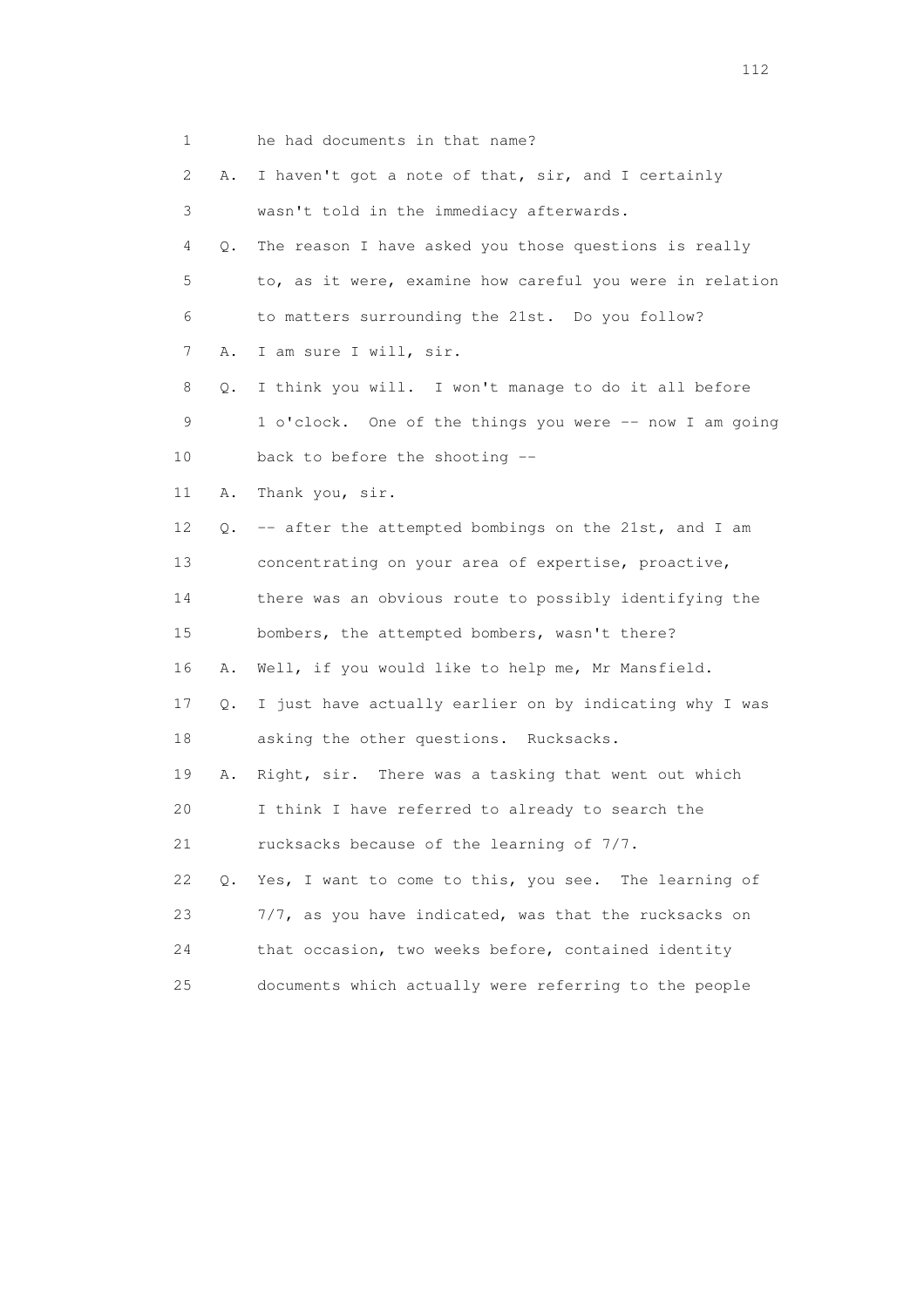1        he had documents in that name?

2    A.  I haven't got a note of that, sir, and I certainly

3        wasn't told in the immediacy afterwards.

4    Q.  The reason I have asked you those questions is really

5        to, as it were, examine how careful you were in relation

6        to matters surrounding the 21st.  Do you follow?

7    A.  I am sure I will, sir.

8    Q.  I think you will.  I won't manage to do it all before

9        1 o'clock.  One of the things you were -- now I am going

10       back to before the shooting --

11   A.  Thank you, sir.

12   Q.  -- after the attempted bombings on the 21st, and I am

13       concentrating on your area of expertise, proactive,

14       there was an obvious route to possibly identifying the

15       bombers, the attempted bombers, wasn't there?

16   A.  Well, if you would like to help me, Mr Mansfield.

17   Q.  I just have actually earlier on by indicating why I was

18       asking the other questions.  Rucksacks.

19   A.  Right, sir.  There was a tasking that went out which

20       I think I have referred to already to search the

21       rucksacks because of the learning of 7/7.

22   Q.  Yes, I want to come to this, you see.  The learning of

23       7/7, as you have indicated, was that the rucksacks on

24       that occasion, two weeks before, contained identity

25       documents which actually were referring to the people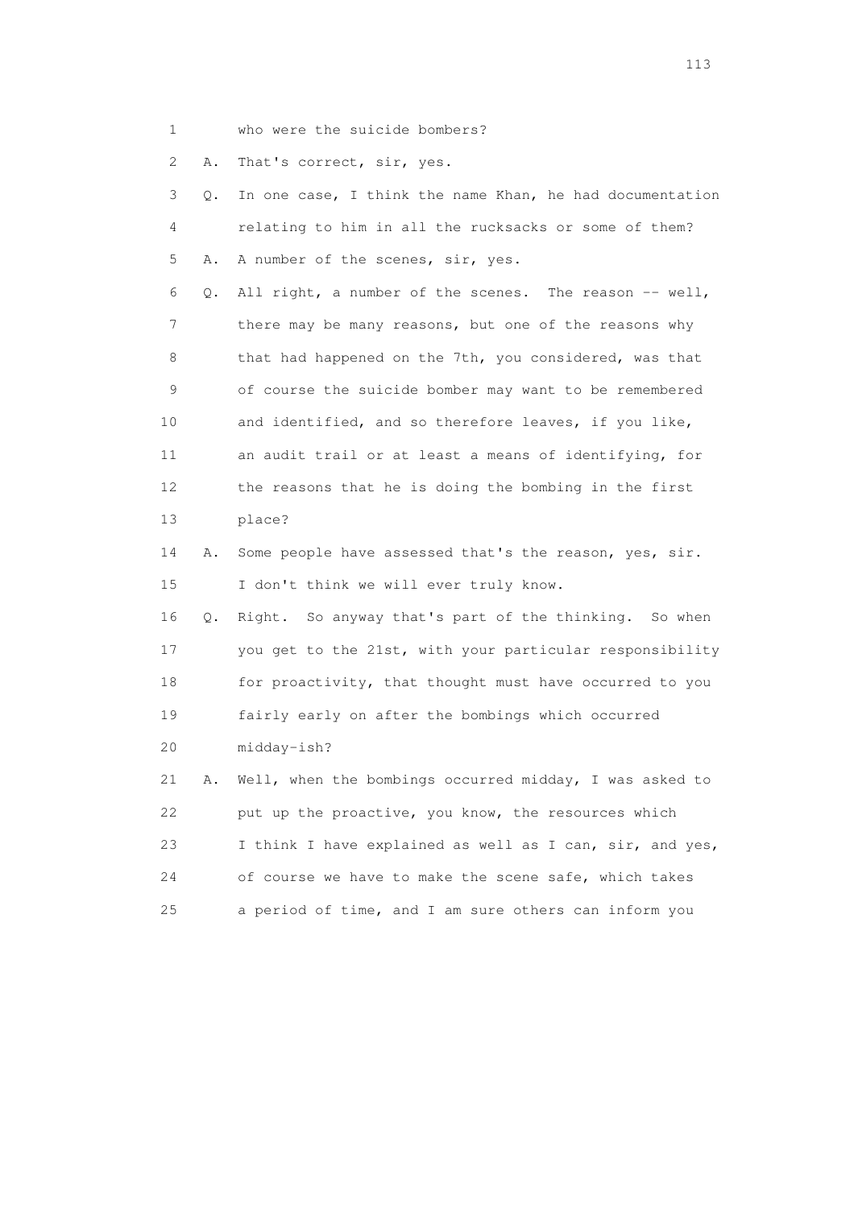1 who were the suicide bombers?

2 A. That's correct, sir, yes.

3 Q. In one case, I think the name Khan, he had documentation

4 relating to him in all the rucksacks or some of them?

5 A. A number of the scenes, sir, yes.

6 Q. All right, a number of the scenes. The reason -- well,

7 there may be many reasons, but one of the reasons why

8 that had happened on the 7th, you considered, was that

9 of course the suicide bomber may want to be remembered

10 and identified, and so therefore leaves, if you like,

11 an audit trail or at least a means of identifying, for

12 the reasons that he is doing the bombing in the first

13 place?

14 A. Some people have assessed that's the reason, yes, sir.

15 I don't think we will ever truly know.

16 Q. Right. So anyway that's part of the thinking. So when

17 you get to the 21st, with your particular responsibility

18 for proactivity, that thought must have occurred to you

19 fairly early on after the bombings which occurred

20 midday-ish?

21 A. Well, when the bombings occurred midday, I was asked to

22 put up the proactive, you know, the resources which

23 I think I have explained as well as I can, sir, and yes,

24 of course we have to make the scene safe, which takes

25 a period of time, and I am sure others can inform you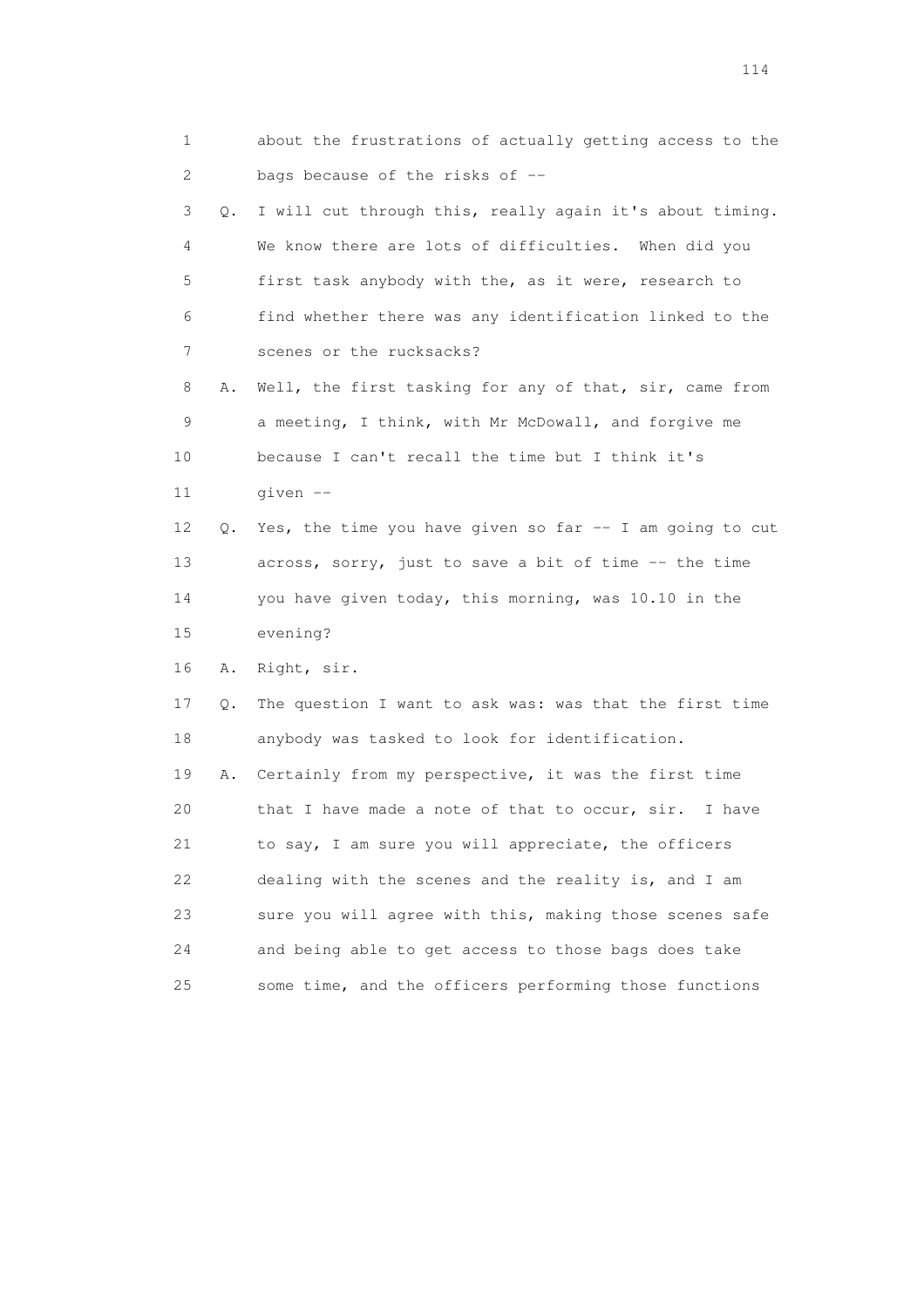1 about the frustrations of actually getting access to the
2 bags because of the risks of --

3 Q. I will cut through this, really again it's about timing.
4 We know there are lots of difficulties. When did you
5 first task anybody with the, as it were, research to
6 find whether there was any identification linked to the
7 scenes or the rucksacks?

8 A. Well, the first tasking for any of that, sir, came from
9 a meeting, I think, with Mr McDowall, and forgive me
10 because I can't recall the time but I think it's
11 given --

12 Q. Yes, the time you have given so far -- I am going to cut
13 across, sorry, just to save a bit of time -- the time
14 you have given today, this morning, was 10.10 in the
15 evening?

16 A. Right, sir.

17 Q. The question I want to ask was: was that the first time
18 anybody was tasked to look for identification.

19 A. Certainly from my perspective, it was the first time
20 that I have made a note of that to occur, sir. I have
21 to say, I am sure you will appreciate, the officers
22 dealing with the scenes and the reality is, and I am
23 sure you will agree with this, making those scenes safe
24 and being able to get access to those bags does take
25 some time, and the officers performing those functions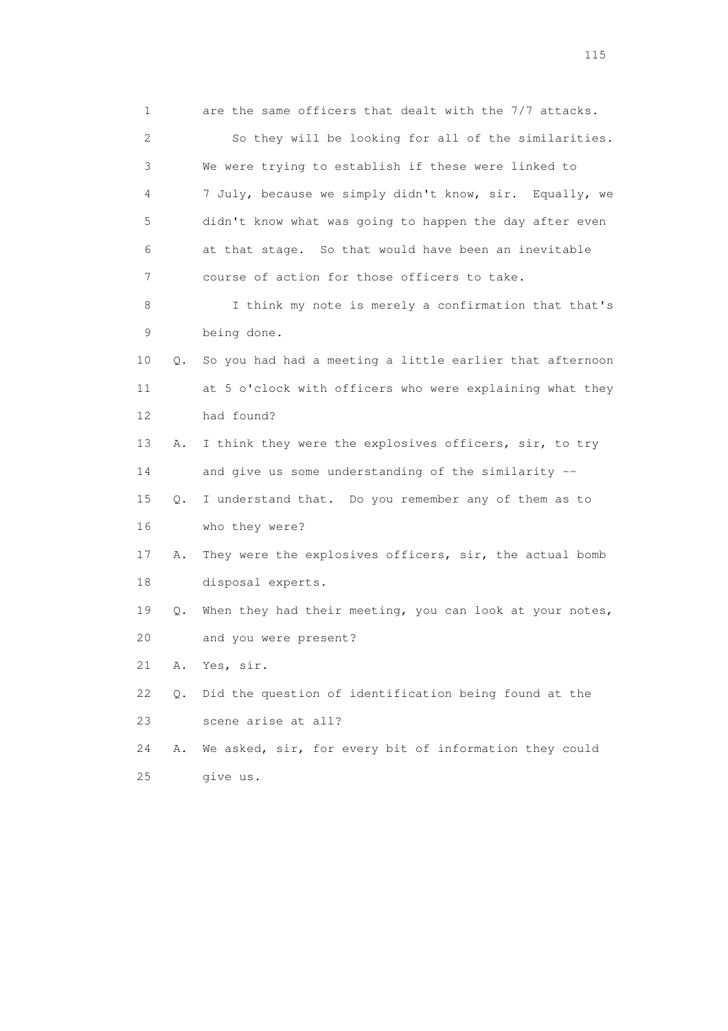1 are the same officers that dealt with the 7/7 attacks.

2 So they will be looking for all of the similarities.

3 We were trying to establish if these were linked to

4 7 July, because we simply didn't know, sir. Equally, we

5 didn't know what was going to happen the day after even

6 at that stage. So that would have been an inevitable

7 course of action for those officers to take.

8 I think my note is merely a confirmation that that's

9 being done.

10 Q. So you had had a meeting a little earlier that afternoon

11 at 5 o'clock with officers who were explaining what they

12 had found?

13 A. I think they were the explosives officers, sir, to try

14 and give us some understanding of the similarity --

15 Q. I understand that. Do you remember any of them as to

16 who they were?

17 A. They were the explosives officers, sir, the actual bomb

18 disposal experts.

19 Q. When they had their meeting, you can look at your notes,

20 and you were present?

21 A. Yes, sir.

22 Q. Did the question of identification being found at the

23 scene arise at all?

24 A. We asked, sir, for every bit of information they could

25 give us.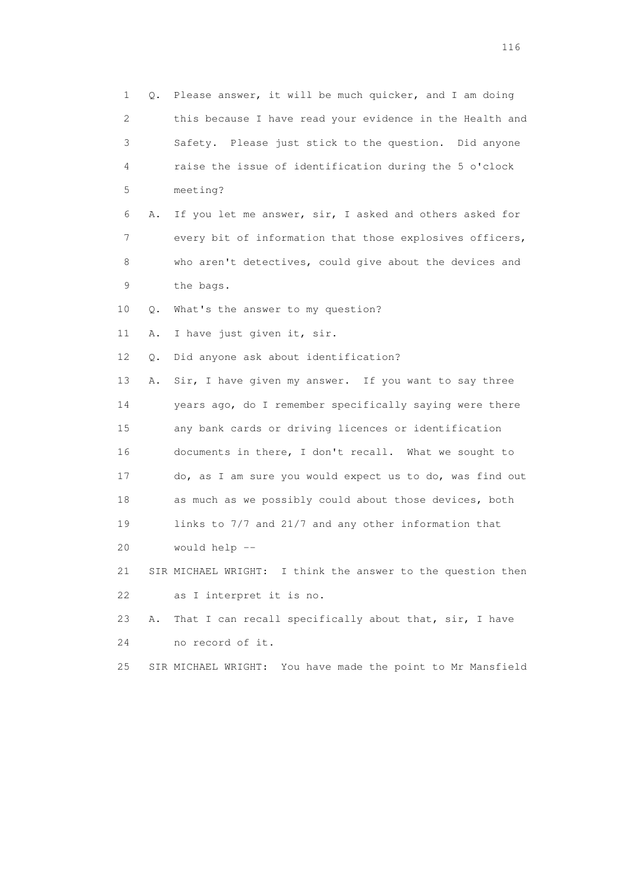1 Q. Please answer, it will be much quicker, and I am doing
2 this because I have read your evidence in the Health and
3 Safety. Please just stick to the question. Did anyone
4 raise the issue of identification during the 5 o'clock
5 meeting?
6 A. If you let me answer, sir, I asked and others asked for
7 every bit of information that those explosives officers,
8 who aren't detectives, could give about the devices and
9 the bags.
10 Q. What's the answer to my question?
11 A. I have just given it, sir.
12 Q. Did anyone ask about identification?
13 A. Sir, I have given my answer. If you want to say three
14 years ago, do I remember specifically saying were there
15 any bank cards or driving licences or identification
16 documents in there, I don't recall. What we sought to
17 do, as I am sure you would expect us to do, was find out
18 as much as we possibly could about those devices, both
19 links to 7/7 and 21/7 and any other information that
20 would help --
21 SIR MICHAEL WRIGHT: I think the answer to the question then
22 as I interpret it is no.
23 A. That I can recall specifically about that, sir, I have
24 no record of it.
25 SIR MICHAEL WRIGHT: You have made the point to Mr Mansfield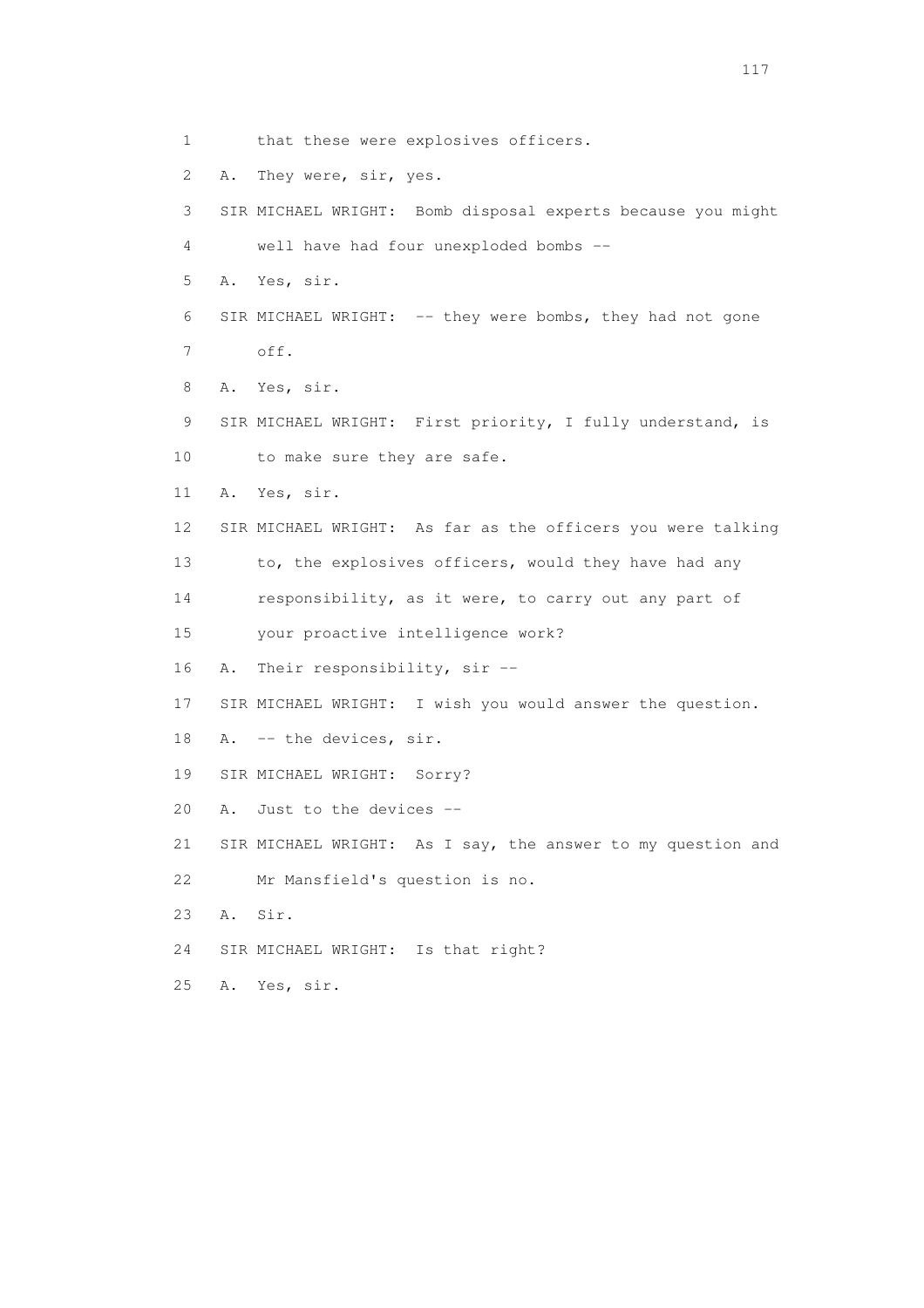1 that these were explosives officers.

2 A. They were, sir, yes.

3 SIR MICHAEL WRIGHT: Bomb disposal experts because you might

4 well have had four unexploded bombs --

5 A. Yes, sir.

6 SIR MICHAEL WRIGHT: -- they were bombs, they had not gone

7 off.

8 A. Yes, sir.

9 SIR MICHAEL WRIGHT: First priority, I fully understand, is

10 to make sure they are safe.

11 A. Yes, sir.

12 SIR MICHAEL WRIGHT: As far as the officers you were talking

13 to, the explosives officers, would they have had any

14 responsibility, as it were, to carry out any part of

15 your proactive intelligence work?

16 A. Their responsibility, sir --

17 SIR MICHAEL WRIGHT: I wish you would answer the question.

18 A. -- the devices, sir.

19 SIR MICHAEL WRIGHT: Sorry?

20 A. Just to the devices --

21 SIR MICHAEL WRIGHT: As I say, the answer to my question and

22 Mr Mansfield's question is no.

23 A. Sir.

24 SIR MICHAEL WRIGHT: Is that right?

25 A. Yes, sir.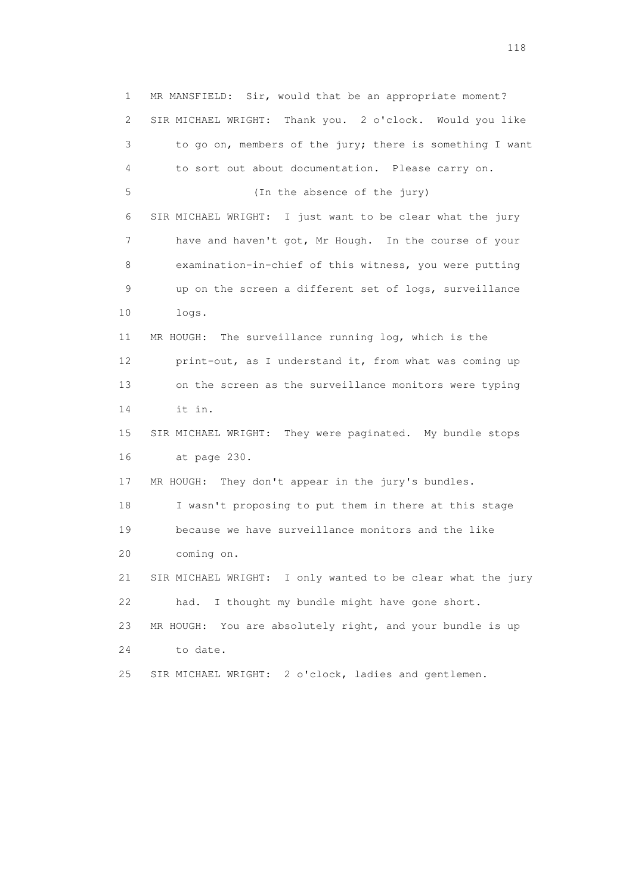1 MR MANSFIELD: Sir, would that be an appropriate moment?

2 SIR MICHAEL WRIGHT: Thank you. 2 o'clock. Would you like

3 to go on, members of the jury; there is something I want

4 to sort out about documentation. Please carry on.

5 (In the absence of the jury)

6 SIR MICHAEL WRIGHT: I just want to be clear what the jury

7 have and haven't got, Mr Hough. In the course of your

8 examination-in-chief of this witness, you were putting

9 up on the screen a different set of logs, surveillance

10 logs.

11 MR HOUGH: The surveillance running log, which is the

12 print-out, as I understand it, from what was coming up

13 on the screen as the surveillance monitors were typing

14 it in.

15 SIR MICHAEL WRIGHT: They were paginated. My bundle stops

16 at page 230.

17 MR HOUGH: They don't appear in the jury's bundles.

18 I wasn't proposing to put them in there at this stage

19 because we have surveillance monitors and the like

20 coming on.

21 SIR MICHAEL WRIGHT: I only wanted to be clear what the jury

22 had. I thought my bundle might have gone short.

23 MR HOUGH: You are absolutely right, and your bundle is up

24 to date.

25 SIR MICHAEL WRIGHT: 2 o'clock, ladies and gentlemen.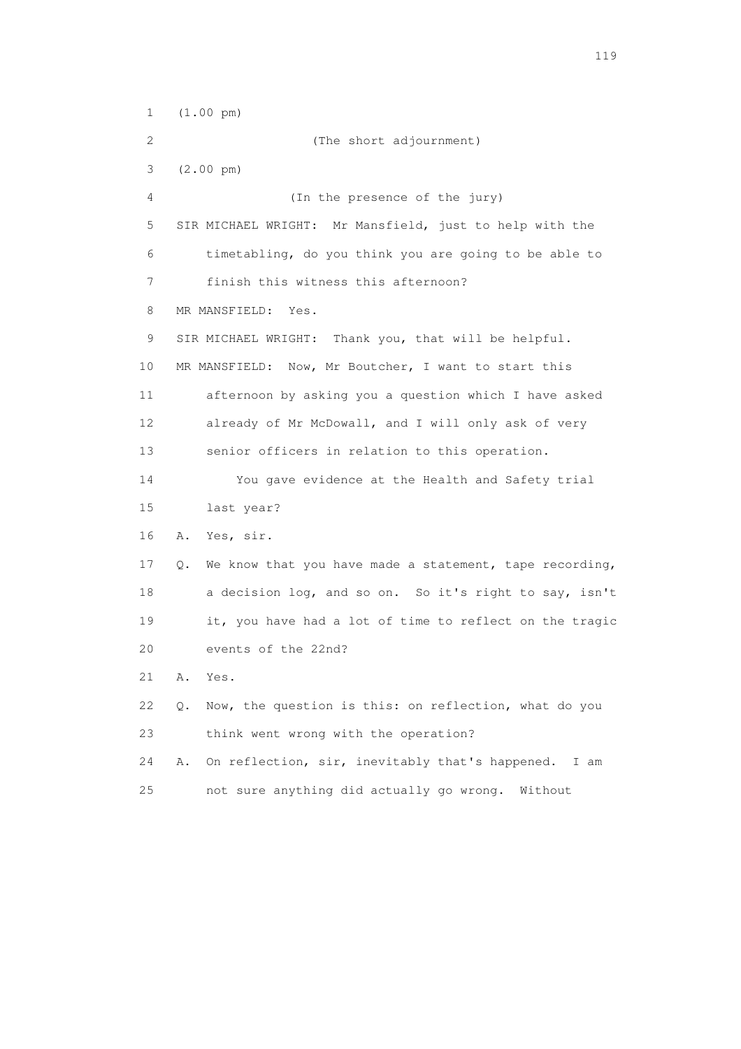1 (1.00 pm)

2 (The short adjournment)

3 (2.00 pm)

4 (In the presence of the jury)

5 SIR MICHAEL WRIGHT: Mr Mansfield, just to help with the

6 timetabling, do you think you are going to be able to

7 finish this witness this afternoon?

8 MR MANSFIELD: Yes.

9 SIR MICHAEL WRIGHT: Thank you, that will be helpful.

10 MR MANSFIELD: Now, Mr Boutcher, I want to start this

11 afternoon by asking you a question which I have asked

12 already of Mr McDowall, and I will only ask of very

13 senior officers in relation to this operation.

14 You gave evidence at the Health and Safety trial

15 last year?

16 A. Yes, sir.

17 Q. We know that you have made a statement, tape recording,

18 a decision log, and so on. So it's right to say, isn't

19 it, you have had a lot of time to reflect on the tragic

20 events of the 22nd?

21 A. Yes.

22 Q. Now, the question is this: on reflection, what do you

23 think went wrong with the operation?

24 A. On reflection, sir, inevitably that's happened. I am

25 not sure anything did actually go wrong. Without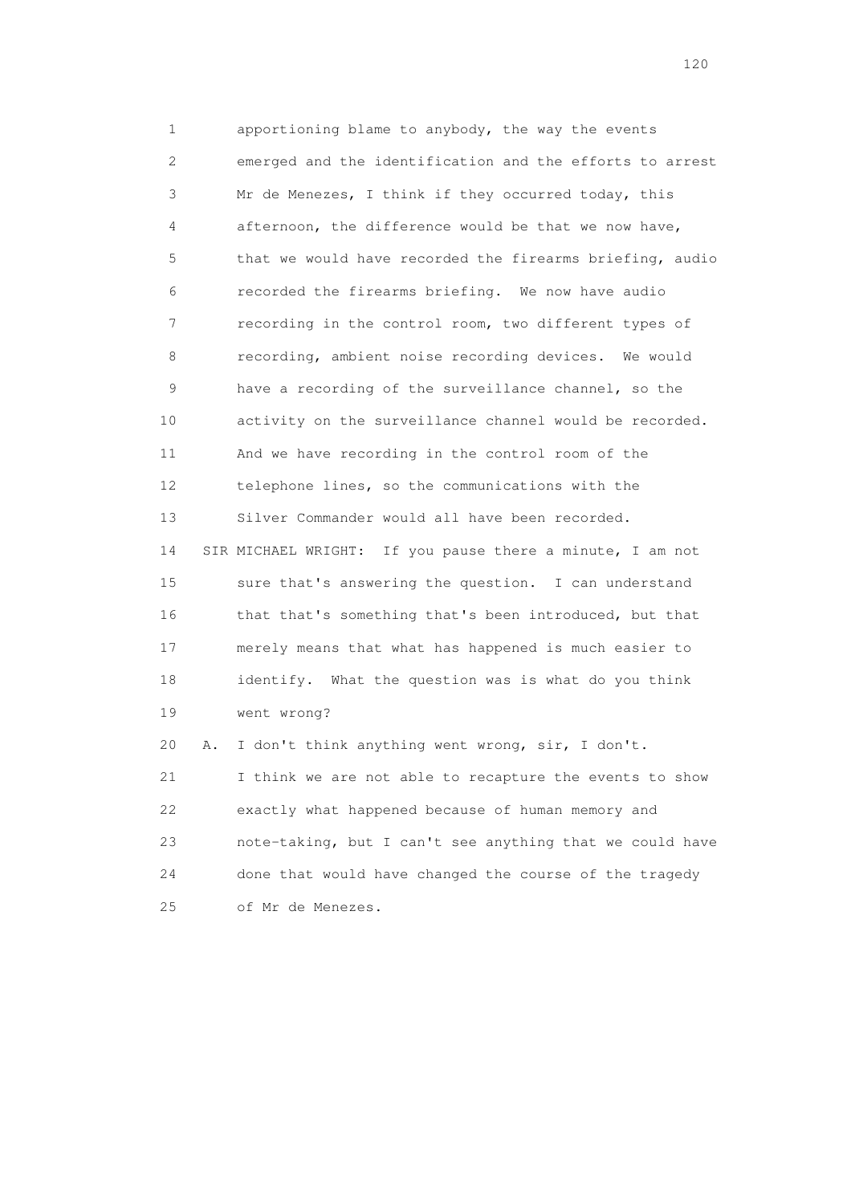1 apportioning blame to anybody, the way the events
2 emerged and the identification and the efforts to arrest
3 Mr de Menezes, I think if they occurred today, this
4 afternoon, the difference would be that we now have,
5 that we would have recorded the firearms briefing, audio
6 recorded the firearms briefing. We now have audio
7 recording in the control room, two different types of
8 recording, ambient noise recording devices. We would
9 have a recording of the surveillance channel, so the
10 activity on the surveillance channel would be recorded.
11 And we have recording in the control room of the
12 telephone lines, so the communications with the
13 Silver Commander would all have been recorded.
14 SIR MICHAEL WRIGHT: If you pause there a minute, I am not
15 sure that's answering the question. I can understand
16 that that's something that's been introduced, but that
17 merely means that what has happened is much easier to
18 identify. What the question was is what do you think
19 went wrong?
20 A. I don't think anything went wrong, sir, I don't.
21 I think we are not able to recapture the events to show
22 exactly what happened because of human memory and
23 note-taking, but I can't see anything that we could have
24 done that would have changed the course of the tragedy
25 of Mr de Menezes.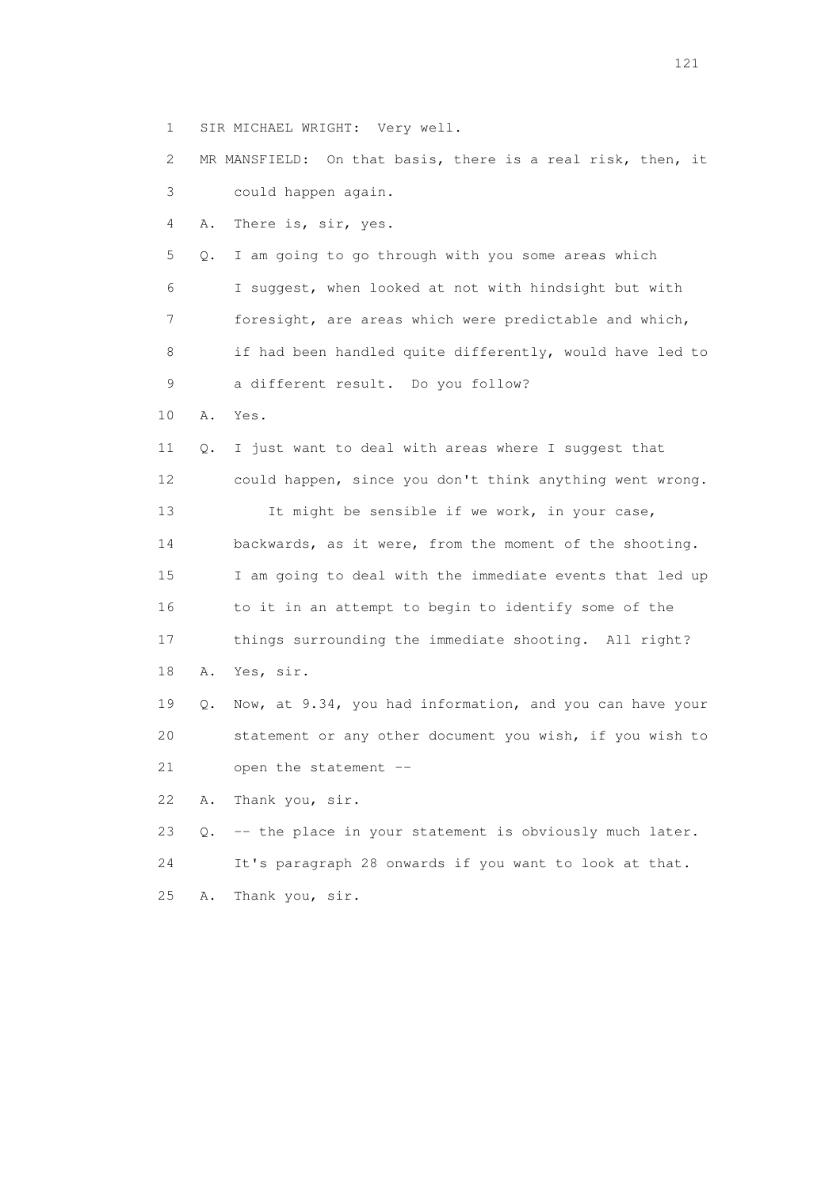1 SIR MICHAEL WRIGHT: Very well.

2 MR MANSFIELD: On that basis, there is a real risk, then, it

3 could happen again.

4 A. There is, sir, yes.

5 Q. I am going to go through with you some areas which

6 I suggest, when looked at not with hindsight but with

7 foresight, are areas which were predictable and which,

8 if had been handled quite differently, would have led to

9 a different result. Do you follow?

10 A. Yes.

11 Q. I just want to deal with areas where I suggest that

12 could happen, since you don't think anything went wrong.

13 It might be sensible if we work, in your case,

14 backwards, as it were, from the moment of the shooting.

15 I am going to deal with the immediate events that led up

16 to it in an attempt to begin to identify some of the

17 things surrounding the immediate shooting. All right?

18 A. Yes, sir.

19 Q. Now, at 9.34, you had information, and you can have your

20 statement or any other document you wish, if you wish to

21 open the statement --

22 A. Thank you, sir.

23 Q. -- the place in your statement is obviously much later.

24 It's paragraph 28 onwards if you want to look at that.

25 A. Thank you, sir.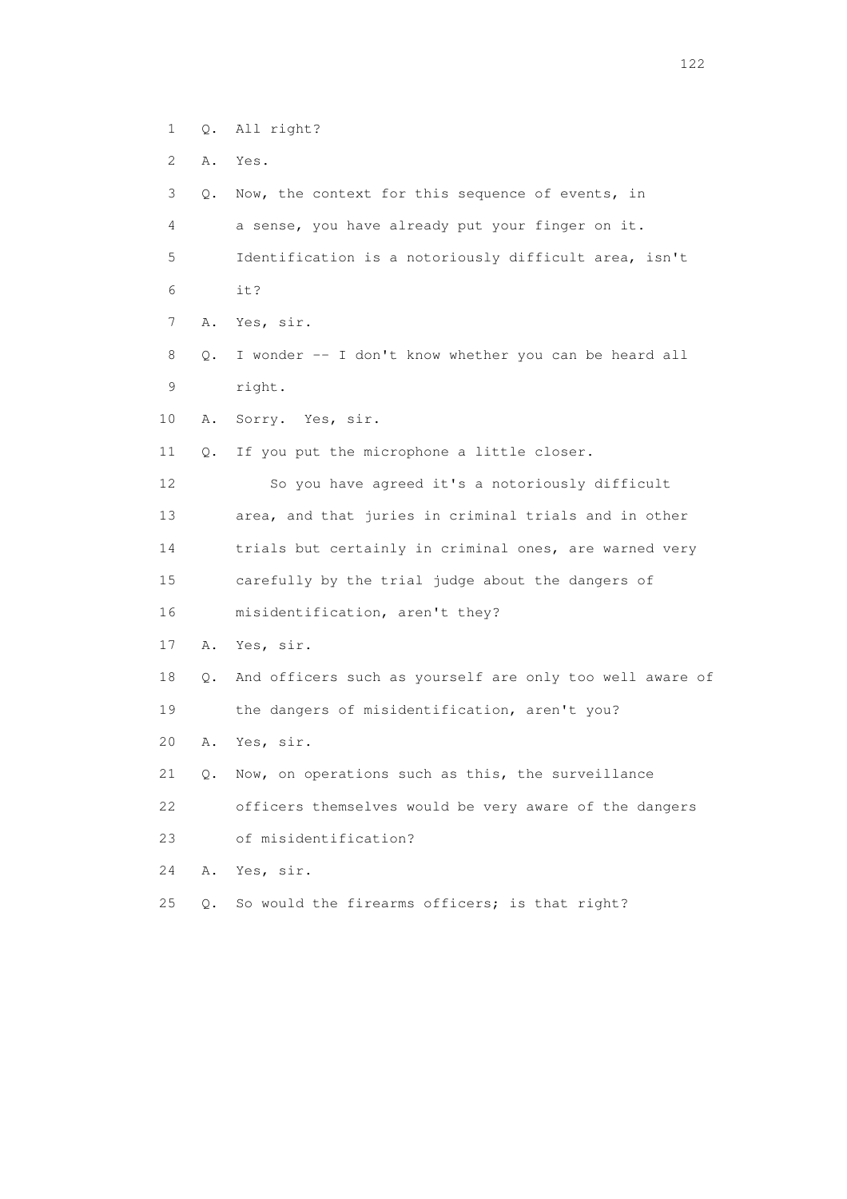1 Q. All right?

2 A. Yes.

3 Q. Now, the context for this sequence of events, in

4 a sense, you have already put your finger on it.

5 Identification is a notoriously difficult area, isn't

6 it?

7 A. Yes, sir.

8 Q. I wonder -- I don't know whether you can be heard all

9 right.

10 A. Sorry. Yes, sir.

11 Q. If you put the microphone a little closer.

12 So you have agreed it's a notoriously difficult

13 area, and that juries in criminal trials and in other

14 trials but certainly in criminal ones, are warned very

15 carefully by the trial judge about the dangers of

16 misidentification, aren't they?

17 A. Yes, sir.

18 Q. And officers such as yourself are only too well aware of

19 the dangers of misidentification, aren't you?

20 A. Yes, sir.

21 Q. Now, on operations such as this, the surveillance

22 officers themselves would be very aware of the dangers

23 of misidentification?

24 A. Yes, sir.

25 Q. So would the firearms officers; is that right?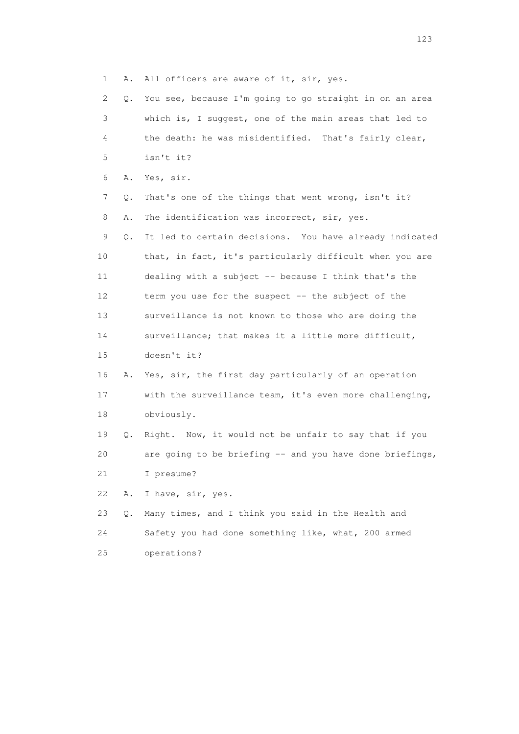1 A. All officers are aware of it, sir, yes.

2 Q. You see, because I'm going to go straight in on an area

3 which is, I suggest, one of the main areas that led to

4 the death: he was misidentified. That's fairly clear,

5 isn't it?

6 A. Yes, sir.

7 Q. That's one of the things that went wrong, isn't it?

8 A. The identification was incorrect, sir, yes.

9 Q. It led to certain decisions. You have already indicated

10 that, in fact, it's particularly difficult when you are

11 dealing with a subject -- because I think that's the

12 term you use for the suspect -- the subject of the

13 surveillance is not known to those who are doing the

14 surveillance; that makes it a little more difficult,

15 doesn't it?

16 A. Yes, sir, the first day particularly of an operation

17 with the surveillance team, it's even more challenging,

18 obviously.

19 Q. Right. Now, it would not be unfair to say that if you

20 are going to be briefing -- and you have done briefings,

21 I presume?

22 A. I have, sir, yes.

23 Q. Many times, and I think you said in the Health and

24 Safety you had done something like, what, 200 armed

25 operations?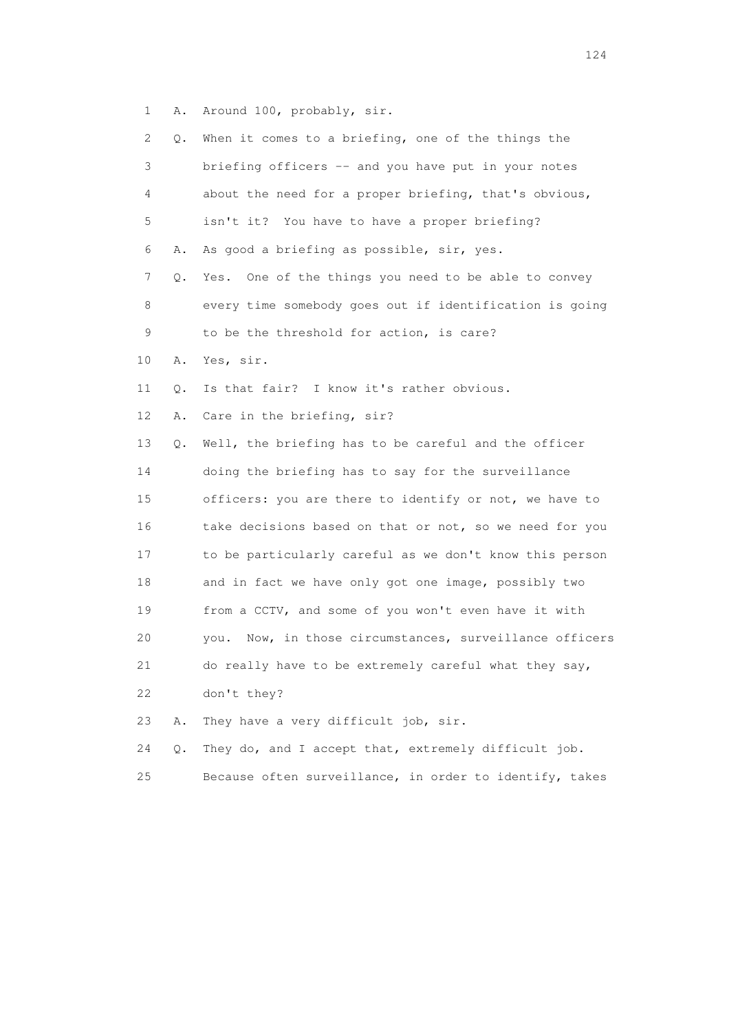1 A. Around 100, probably, sir.

2 Q. When it comes to a briefing, one of the things the

3 briefing officers -- and you have put in your notes

4 about the need for a proper briefing, that's obvious,

5 isn't it? You have to have a proper briefing?

6 A. As good a briefing as possible, sir, yes.

7 Q. Yes. One of the things you need to be able to convey

8 every time somebody goes out if identification is going

9 to be the threshold for action, is care?

10 A. Yes, sir.

11 Q. Is that fair? I know it's rather obvious.

12 A. Care in the briefing, sir?

13 Q. Well, the briefing has to be careful and the officer

14 doing the briefing has to say for the surveillance

15 officers: you are there to identify or not, we have to

16 take decisions based on that or not, so we need for you

17 to be particularly careful as we don't know this person

18 and in fact we have only got one image, possibly two

19 from a CCTV, and some of you won't even have it with

20 you. Now, in those circumstances, surveillance officers

21 do really have to be extremely careful what they say,

22 don't they?

23 A. They have a very difficult job, sir.

24 Q. They do, and I accept that, extremely difficult job.

25 Because often surveillance, in order to identify, takes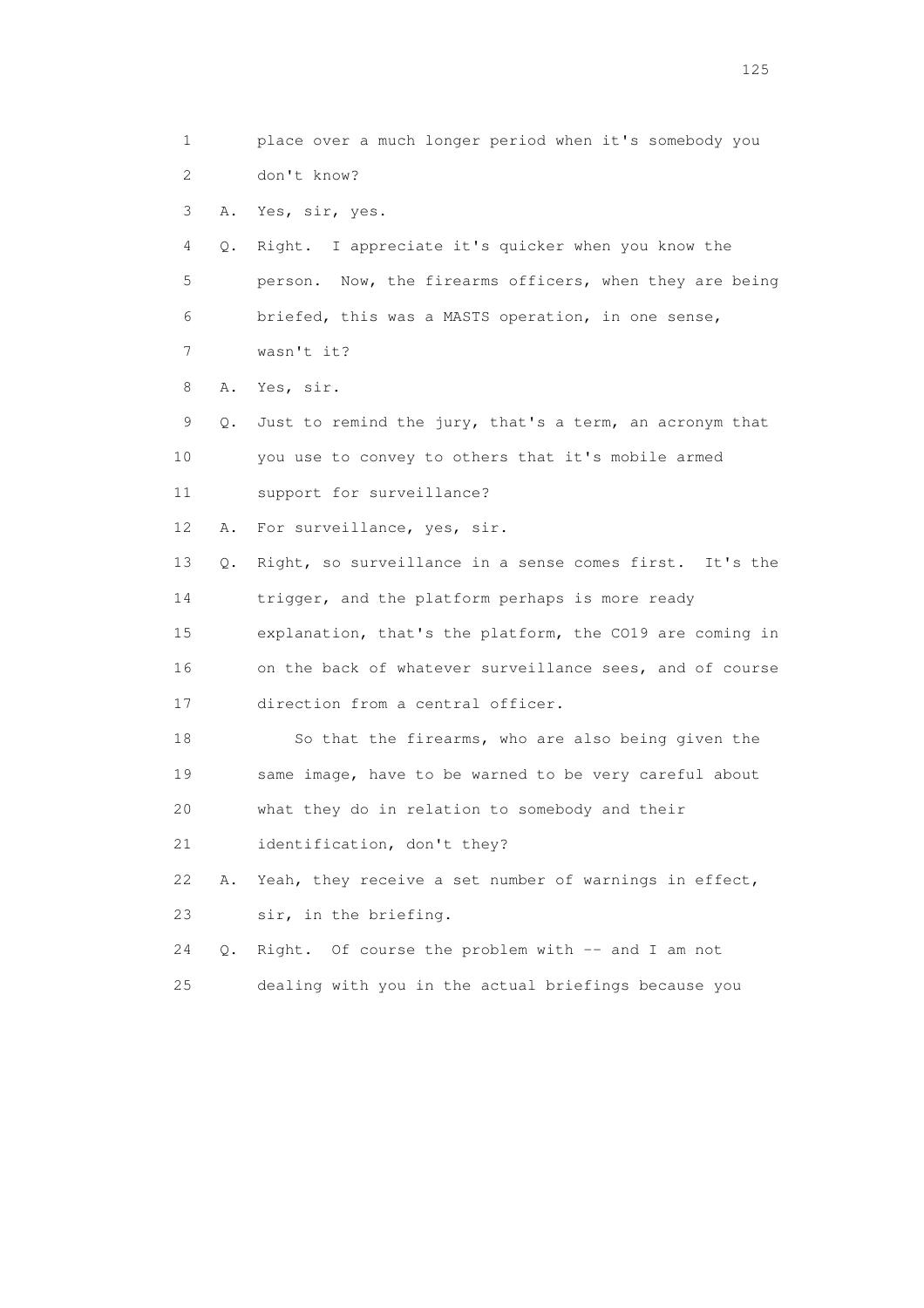1 place over a much longer period when it's somebody you
2 don't know?

3 A. Yes, sir, yes.

4 Q. Right. I appreciate it's quicker when you know the
5 person. Now, the firearms officers, when they are being
6 briefed, this was a MASTS operation, in one sense,
7 wasn't it?

8 A. Yes, sir.

9 Q. Just to remind the jury, that's a term, an acronym that
10 you use to convey to others that it's mobile armed
11 support for surveillance?

12 A. For surveillance, yes, sir.

13 Q. Right, so surveillance in a sense comes first. It's the
14 trigger, and the platform perhaps is more ready
15 explanation, that's the platform, the CO19 are coming in
16 on the back of whatever surveillance sees, and of course
17 direction from a central officer.

18 So that the firearms, who are also being given the
19 same image, have to be warned to be very careful about
20 what they do in relation to somebody and their
21 identification, don't they?

22 A. Yeah, they receive a set number of warnings in effect,
23 sir, in the briefing.

24 Q. Right. Of course the problem with -- and I am not
25 dealing with you in the actual briefings because you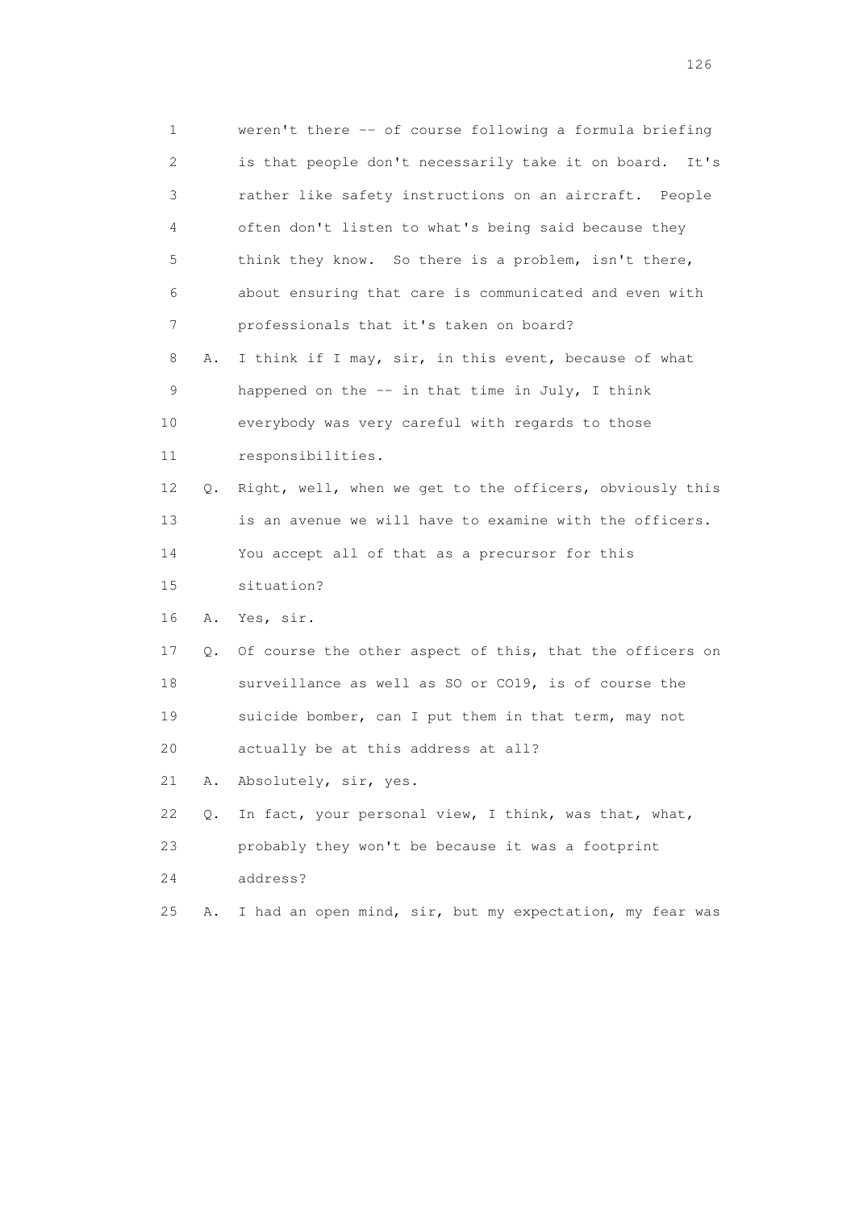1 weren't there -- of course following a formula briefing
2 is that people don't necessarily take it on board. It's
3 rather like safety instructions on an aircraft. People
4 often don't listen to what's being said because they
5 think they know. So there is a problem, isn't there,
6 about ensuring that care is communicated and even with
7 professionals that it's taken on board?

8 A. I think if I may, sir, in this event, because of what
9 happened on the -- in that time in July, I think
10 everybody was very careful with regards to those
11 responsibilities.

12 Q. Right, well, when we get to the officers, obviously this
13 is an avenue we will have to examine with the officers.
14 You accept all of that as a precursor for this
15 situation?

16 A. Yes, sir.

17 Q. Of course the other aspect of this, that the officers on
18 surveillance as well as SO or CO19, is of course the
19 suicide bomber, can I put them in that term, may not
20 actually be at this address at all?

21 A. Absolutely, sir, yes.

22 Q. In fact, your personal view, I think, was that, what,
23 probably they won't be because it was a footprint
24 address?

25 A. I had an open mind, sir, but my expectation, my fear was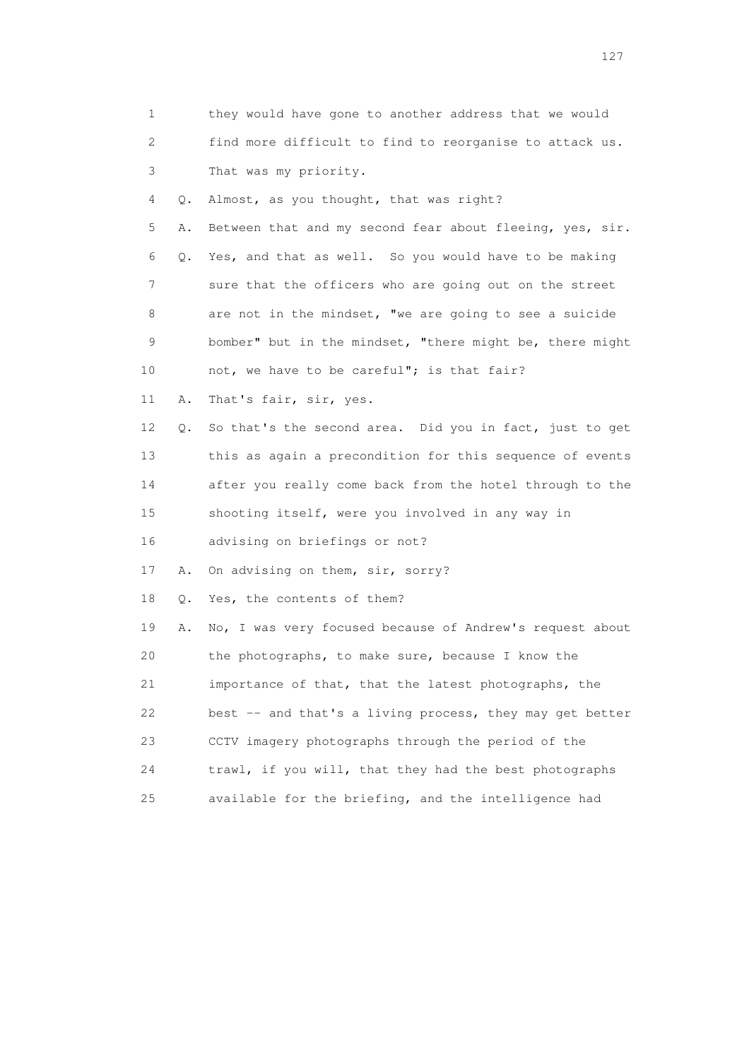1 they would have gone to another address that we would
2 find more difficult to find to reorganise to attack us.
3 That was my priority.
4 Q. Almost, as you thought, that was right?
5 A. Between that and my second fear about fleeing, yes, sir.
6 Q. Yes, and that as well. So you would have to be making
7 sure that the officers who are going out on the street
8 are not in the mindset, "we are going to see a suicide
9 bomber" but in the mindset, "there might be, there might
10 not, we have to be careful"; is that fair?
11 A. That's fair, sir, yes.
12 Q. So that's the second area. Did you in fact, just to get
13 this as again a precondition for this sequence of events
14 after you really come back from the hotel through to the
15 shooting itself, were you involved in any way in
16 advising on briefings or not?
17 A. On advising on them, sir, sorry?
18 Q. Yes, the contents of them?
19 A. No, I was very focused because of Andrew's request about
20 the photographs, to make sure, because I know the
21 importance of that, that the latest photographs, the
22 best -- and that's a living process, they may get better
23 CCTV imagery photographs through the period of the
24 trawl, if you will, that they had the best photographs
25 available for the briefing, and the intelligence had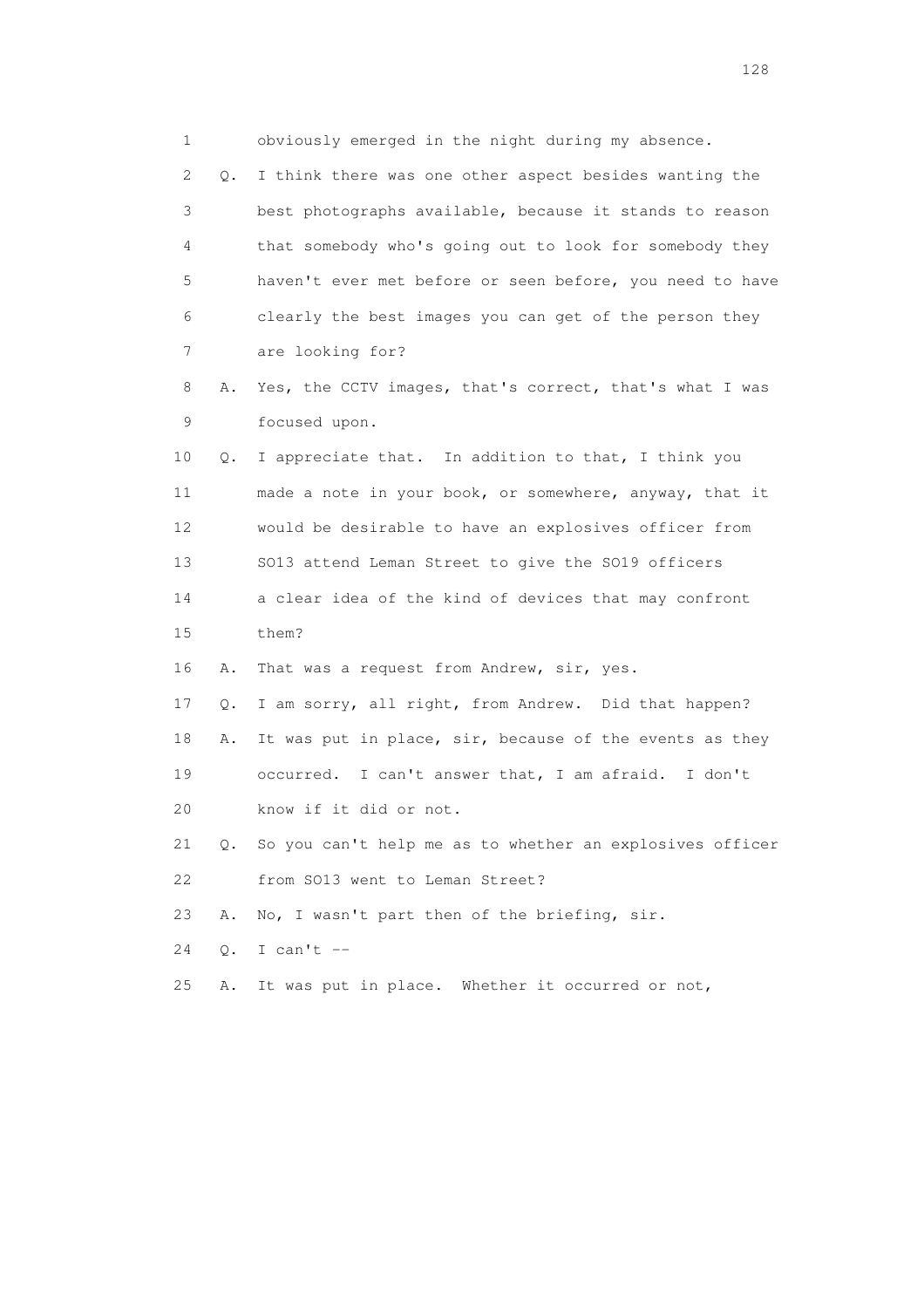1 obviously emerged in the night during my absence.

2 Q. I think there was one other aspect besides wanting the

3 best photographs available, because it stands to reason

4 that somebody who's going out to look for somebody they

5 haven't ever met before or seen before, you need to have

6 clearly the best images you can get of the person they

7 are looking for?

8 A. Yes, the CCTV images, that's correct, that's what I was

9 focused upon.

10 Q. I appreciate that. In addition to that, I think you

11 made a note in your book, or somewhere, anyway, that it

12 would be desirable to have an explosives officer from

13 SO13 attend Leman Street to give the SO19 officers

14 a clear idea of the kind of devices that may confront

15 them?

16 A. That was a request from Andrew, sir, yes.

17 Q. I am sorry, all right, from Andrew. Did that happen?

18 A. It was put in place, sir, because of the events as they

19 occurred. I can't answer that, I am afraid. I don't

20 know if it did or not.

21 Q. So you can't help me as to whether an explosives officer

22 from SO13 went to Leman Street?

23 A. No, I wasn't part then of the briefing, sir.

24 Q. I can't --

25 A. It was put in place. Whether it occurred or not,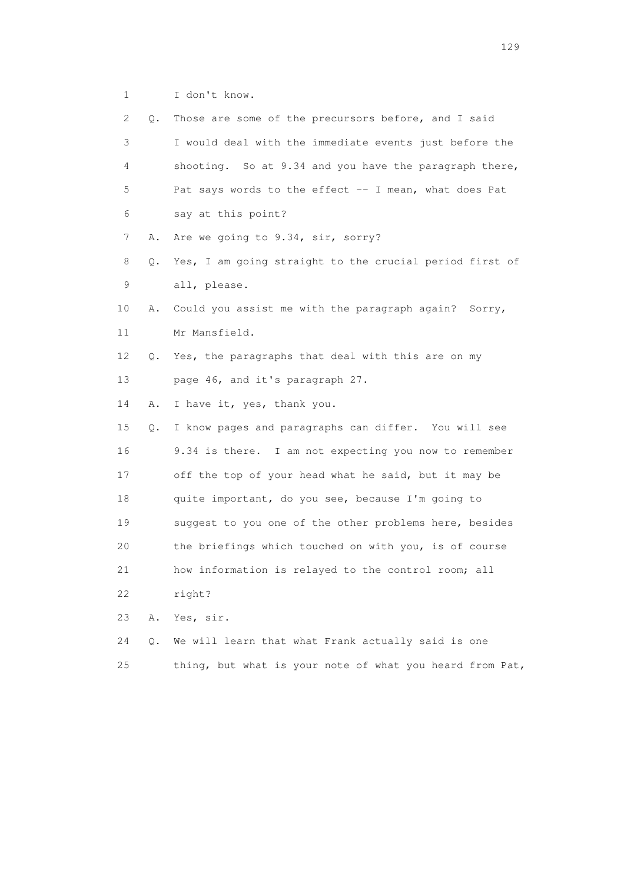1 I don't know.

2 Q. Those are some of the precursors before, and I said

3 I would deal with the immediate events just before the

4 shooting. So at 9.34 and you have the paragraph there,

5 Pat says words to the effect -- I mean, what does Pat

6 say at this point?

7 A. Are we going to 9.34, sir, sorry?

8 Q. Yes, I am going straight to the crucial period first of

9 all, please.

10 A. Could you assist me with the paragraph again? Sorry,

11 Mr Mansfield.

12 Q. Yes, the paragraphs that deal with this are on my

13 page 46, and it's paragraph 27.

14 A. I have it, yes, thank you.

15 Q. I know pages and paragraphs can differ. You will see

16 9.34 is there. I am not expecting you now to remember

17 off the top of your head what he said, but it may be

18 quite important, do you see, because I'm going to

19 suggest to you one of the other problems here, besides

20 the briefings which touched on with you, is of course

21 how information is relayed to the control room; all

22 right?

23 A. Yes, sir.

24 Q. We will learn that what Frank actually said is one

25 thing, but what is your note of what you heard from Pat,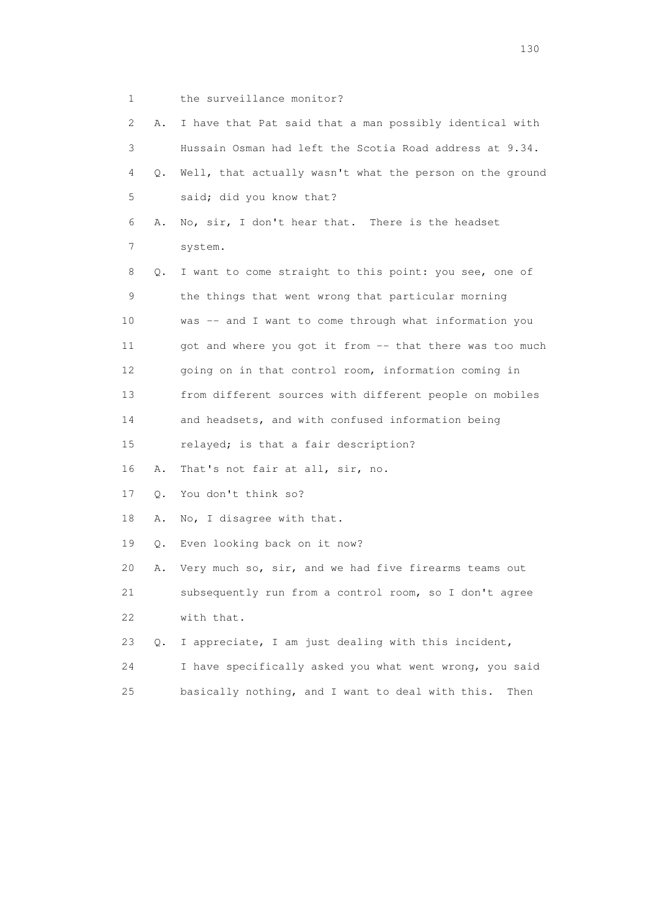1 the surveillance monitor?

2 A. I have that Pat said that a man possibly identical with

3 Hussain Osman had left the Scotia Road address at 9.34.

4 Q. Well, that actually wasn't what the person on the ground

5 said; did you know that?

6 A. No, sir, I don't hear that. There is the headset

7 system.

8 Q. I want to come straight to this point: you see, one of

9 the things that went wrong that particular morning

10 was -- and I want to come through what information you

11 got and where you got it from -- that there was too much

12 going on in that control room, information coming in

13 from different sources with different people on mobiles

14 and headsets, and with confused information being

15 relayed; is that a fair description?

16 A. That's not fair at all, sir, no.

17 Q. You don't think so?

18 A. No, I disagree with that.

19 Q. Even looking back on it now?

20 A. Very much so, sir, and we had five firearms teams out

21 subsequently run from a control room, so I don't agree

22 with that.

23 Q. I appreciate, I am just dealing with this incident,

24 I have specifically asked you what went wrong, you said

25 basically nothing, and I want to deal with this. Then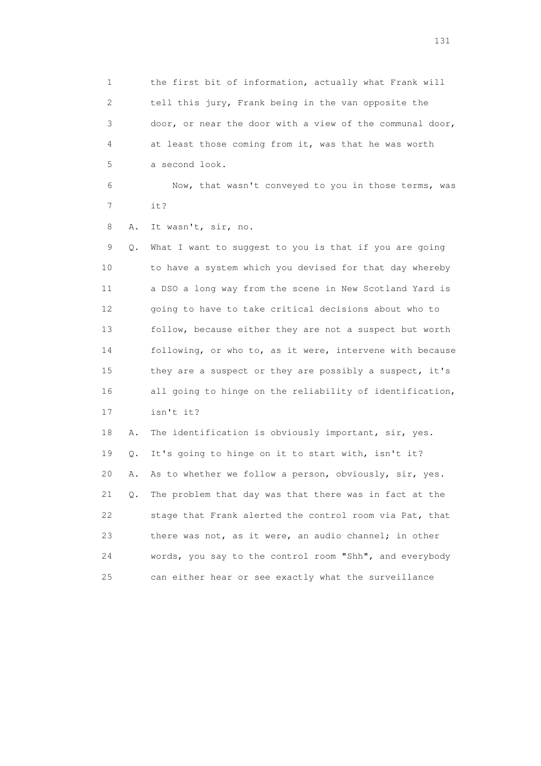1 the first bit of information, actually what Frank will
2 tell this jury, Frank being in the van opposite the
3 door, or near the door with a view of the communal door,
4 at least those coming from it, was that he was worth
5 a second look.

6 Now, that wasn't conveyed to you in those terms, was
7 it?

8 A. It wasn't, sir, no.

9 Q. What I want to suggest to you is that if you are going
10 to have a system which you devised for that day whereby
11 a DSO a long way from the scene in New Scotland Yard is
12 going to have to take critical decisions about who to
13 follow, because either they are not a suspect but worth
14 following, or who to, as it were, intervene with because
15 they are a suspect or they are possibly a suspect, it's
16 all going to hinge on the reliability of identification,
17 isn't it?

18 A. The identification is obviously important, sir, yes.

19 Q. It's going to hinge on it to start with, isn't it?

20 A. As to whether we follow a person, obviously, sir, yes.

21 Q. The problem that day was that there was in fact at the
22 stage that Frank alerted the control room via Pat, that
23 there was not, as it were, an audio channel; in other
24 words, you say to the control room "Shh", and everybody
25 can either hear or see exactly what the surveillance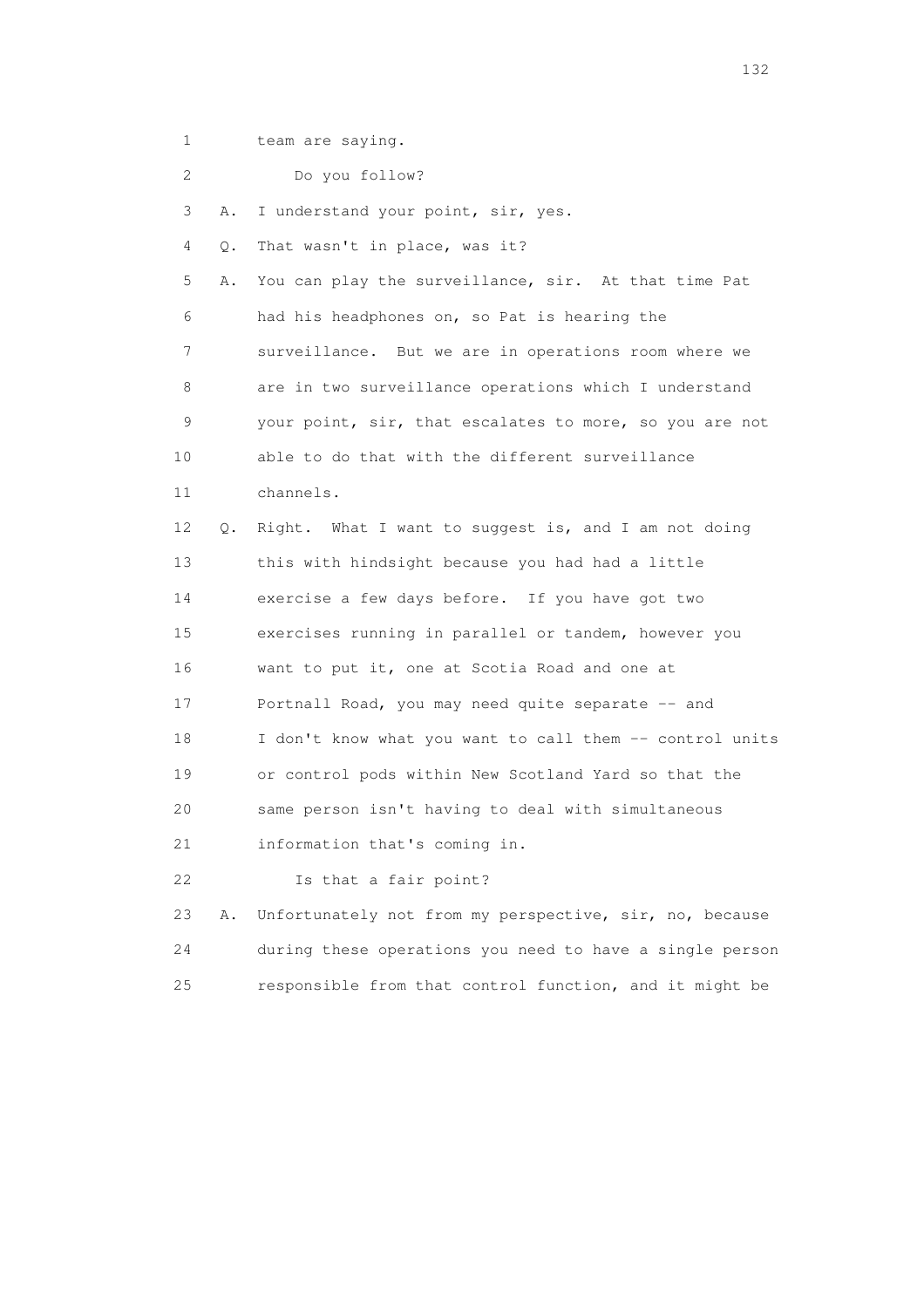1 team are saying.

2 Do you follow?

3 A. I understand your point, sir, yes.

4 Q. That wasn't in place, was it?

5 A. You can play the surveillance, sir. At that time Pat
6 had his headphones on, so Pat is hearing the
7 surveillance. But we are in operations room where we
8 are in two surveillance operations which I understand
9 your point, sir, that escalates to more, so you are not
10 able to do that with the different surveillance
11 channels.

12 Q. Right. What I want to suggest is, and I am not doing
13 this with hindsight because you had had a little
14 exercise a few days before. If you have got two
15 exercises running in parallel or tandem, however you
16 want to put it, one at Scotia Road and one at
17 Portnall Road, you may need quite separate -- and
18 I don't know what you want to call them -- control units
19 or control pods within New Scotland Yard so that the
20 same person isn't having to deal with simultaneous
21 information that's coming in.

22 Is that a fair point?

23 A. Unfortunately not from my perspective, sir, no, because
24 during these operations you need to have a single person
25 responsible from that control function, and it might be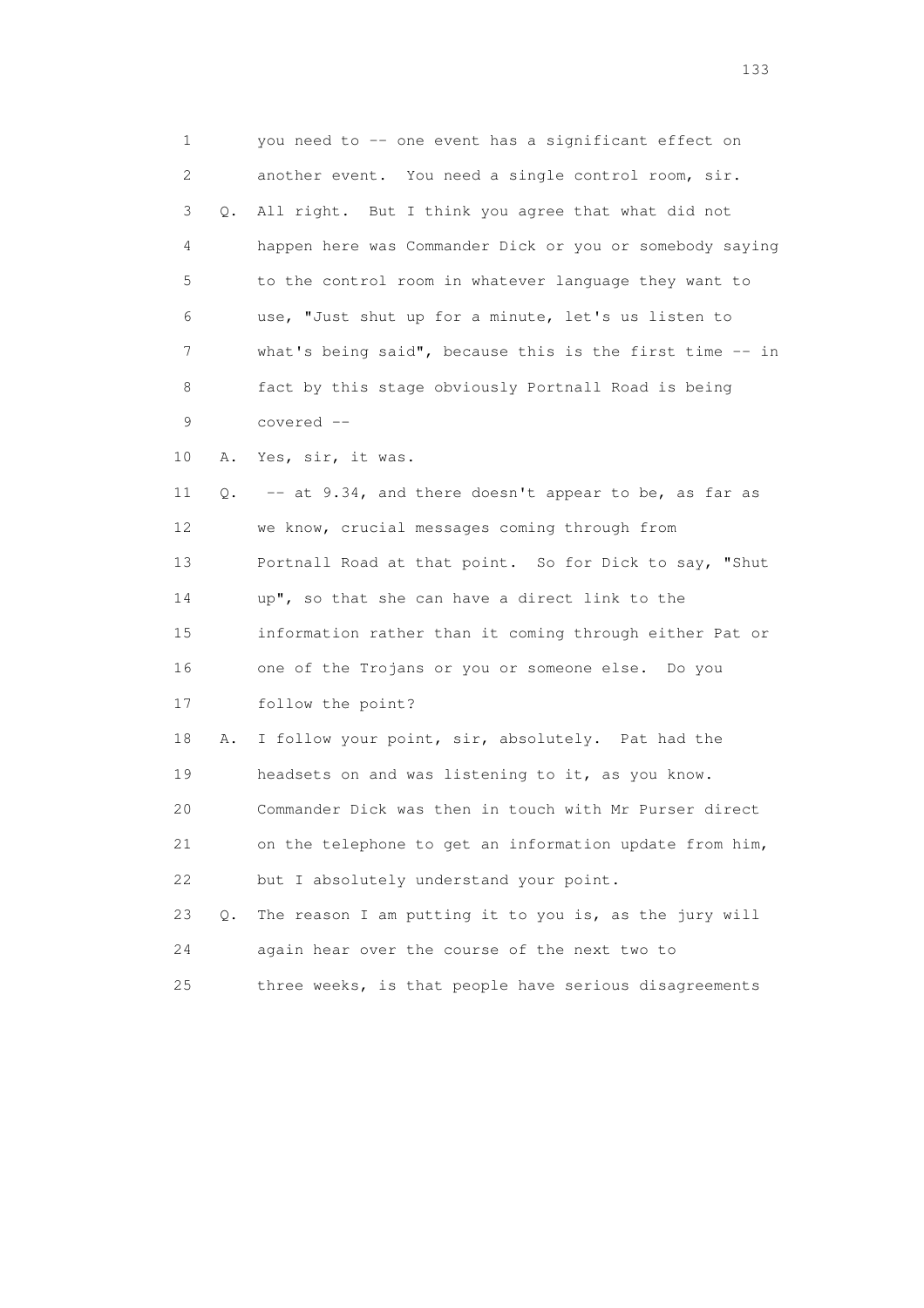1 you need to -- one event has a significant effect on
2 another event. You need a single control room, sir.
3 Q. All right. But I think you agree that what did not
4 happen here was Commander Dick or you or somebody saying
5 to the control room in whatever language they want to
6 use, "Just shut up for a minute, let's us listen to
7 what's being said", because this is the first time -- in
8 fact by this stage obviously Portnall Road is being
9 covered --
10 A. Yes, sir, it was.
11 Q. -- at 9.34, and there doesn't appear to be, as far as
12 we know, crucial messages coming through from
13 Portnall Road at that point. So for Dick to say, "Shut
14 up", so that she can have a direct link to the
15 information rather than it coming through either Pat or
16 one of the Trojans or you or someone else. Do you
17 follow the point?
18 A. I follow your point, sir, absolutely. Pat had the
19 headsets on and was listening to it, as you know.
20 Commander Dick was then in touch with Mr Purser direct
21 on the telephone to get an information update from him,
22 but I absolutely understand your point.
23 Q. The reason I am putting it to you is, as the jury will
24 again hear over the course of the next two to
25 three weeks, is that people have serious disagreements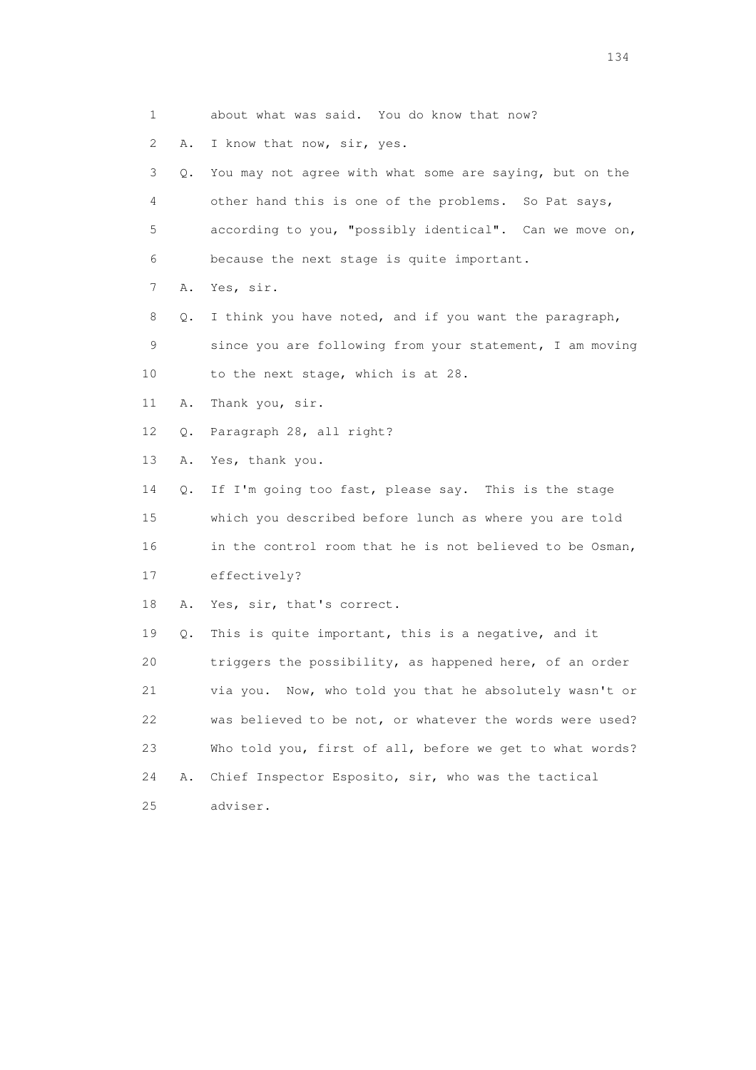1 about what was said. You do know that now?

2 A. I know that now, sir, yes.

3 Q. You may not agree with what some are saying, but on the

4 other hand this is one of the problems. So Pat says,

5 according to you, "possibly identical". Can we move on,

6 because the next stage is quite important.

7 A. Yes, sir.

8 Q. I think you have noted, and if you want the paragraph,

9 since you are following from your statement, I am moving

10 to the next stage, which is at 28.

11 A. Thank you, sir.

12 Q. Paragraph 28, all right?

13 A. Yes, thank you.

14 Q. If I'm going too fast, please say. This is the stage

15 which you described before lunch as where you are told

16 in the control room that he is not believed to be Osman,

17 effectively?

18 A. Yes, sir, that's correct.

19 Q. This is quite important, this is a negative, and it

20 triggers the possibility, as happened here, of an order

21 via you. Now, who told you that he absolutely wasn't or

22 was believed to be not, or whatever the words were used?

23 Who told you, first of all, before we get to what words?

24 A. Chief Inspector Esposito, sir, who was the tactical

25 adviser.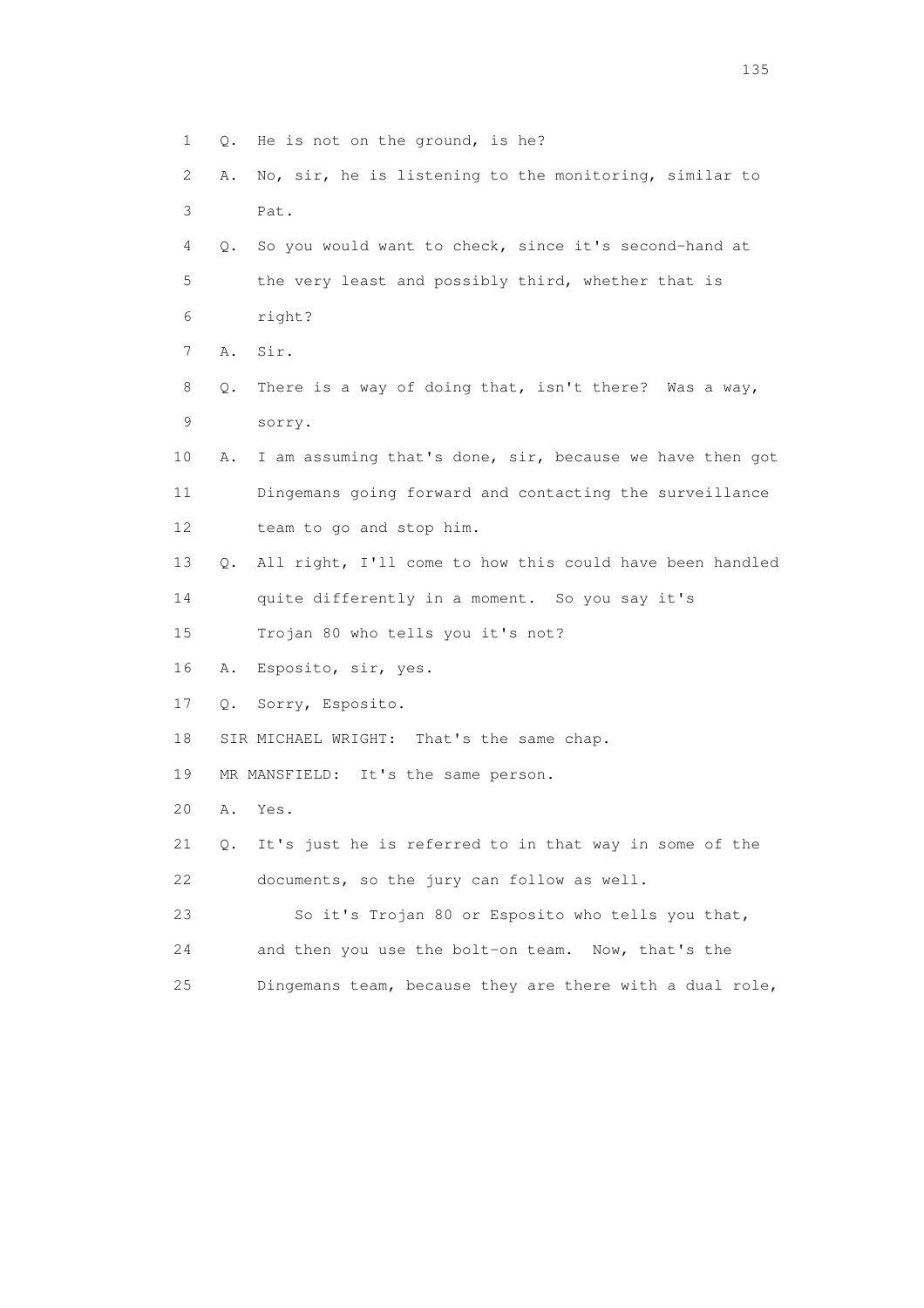1 Q. He is not on the ground, is he?

2 A. No, sir, he is listening to the monitoring, similar to

3 Pat.

4 Q. So you would want to check, since it's second-hand at

5 the very least and possibly third, whether that is

6 right?

7 A. Sir.

8 Q. There is a way of doing that, isn't there? Was a way,

9 sorry.

10 A. I am assuming that's done, sir, because we have then got

11 Dingemans going forward and contacting the surveillance

12 team to go and stop him.

13 Q. All right, I'll come to how this could have been handled

14 quite differently in a moment. So you say it's

15 Trojan 80 who tells you it's not?

16 A. Esposito, sir, yes.

17 Q. Sorry, Esposito.

18 SIR MICHAEL WRIGHT: That's the same chap.

19 MR MANSFIELD: It's the same person.

20 A. Yes.

21 Q. It's just he is referred to in that way in some of the

22 documents, so the jury can follow as well.

23 So it's Trojan 80 or Esposito who tells you that,

24 and then you use the bolt-on team. Now, that's the

25 Dingemans team, because they are there with a dual role,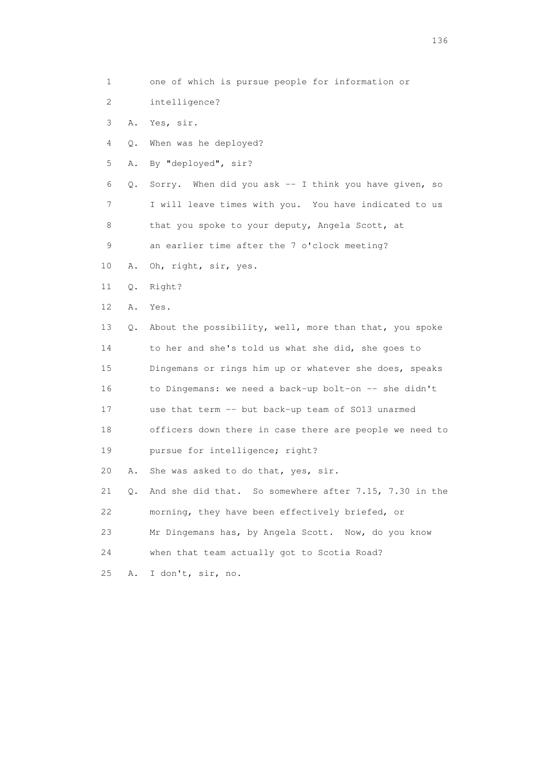1 one of which is pursue people for information or
2 intelligence?
3 A. Yes, sir.
4 Q. When was he deployed?
5 A. By "deployed", sir?
6 Q. Sorry. When did you ask -- I think you have given, so
7 I will leave times with you. You have indicated to us
8 that you spoke to your deputy, Angela Scott, at
9 an earlier time after the 7 o'clock meeting?
10 A. Oh, right, sir, yes.
11 Q. Right?
12 A. Yes.
13 Q. About the possibility, well, more than that, you spoke
14 to her and she's told us what she did, she goes to
15 Dingemans or rings him up or whatever she does, speaks
16 to Dingemans: we need a back-up bolt-on -- she didn't
17 use that term -- but back-up team of SO13 unarmed
18 officers down there in case there are people we need to
19 pursue for intelligence; right?
20 A. She was asked to do that, yes, sir.
21 Q. And she did that. So somewhere after 7.15, 7.30 in the
22 morning, they have been effectively briefed, or
23 Mr Dingemans has, by Angela Scott. Now, do you know
24 when that team actually got to Scotia Road?
25 A. I don't, sir, no.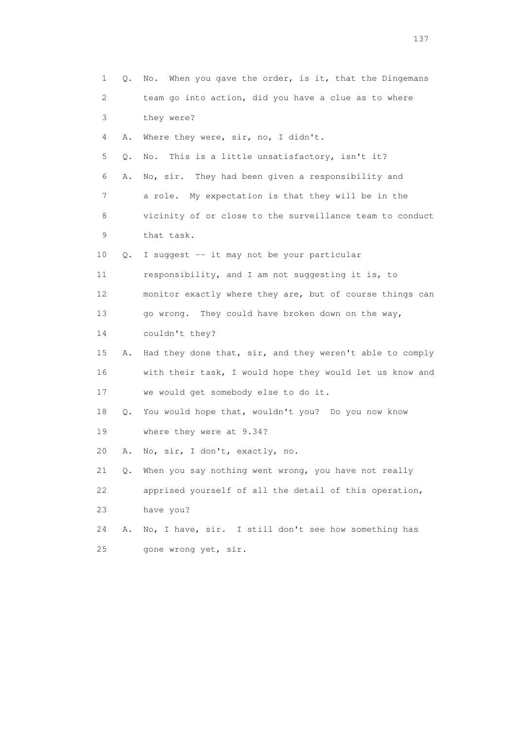1 Q. No. When you gave the order, is it, that the Dingemans
2 team go into action, did you have a clue as to where
3 they were?
4 A. Where they were, sir, no, I didn't.
5 Q. No. This is a little unsatisfactory, isn't it?
6 A. No, sir. They had been given a responsibility and
7 a role. My expectation is that they will be in the
8 vicinity of or close to the surveillance team to conduct
9 that task.
10 Q. I suggest -- it may not be your particular
11 responsibility, and I am not suggesting it is, to
12 monitor exactly where they are, but of course things can
13 go wrong. They could have broken down on the way,
14 couldn't they?
15 A. Had they done that, sir, and they weren't able to comply
16 with their task, I would hope they would let us know and
17 we would get somebody else to do it.
18 Q. You would hope that, wouldn't you? Do you now know
19 where they were at 9.34?
20 A. No, sir, I don't, exactly, no.
21 Q. When you say nothing went wrong, you have not really
22 apprised yourself of all the detail of this operation,
23 have you?
24 A. No, I have, sir. I still don't see how something has
25 gone wrong yet, sir.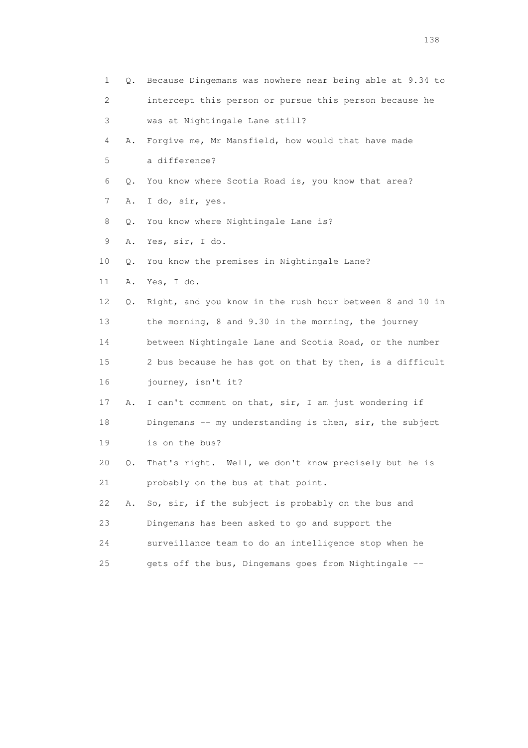1 Q. Because Dingemans was nowhere near being able at 9.34 to
2 intercept this person or pursue this person because he
3 was at Nightingale Lane still?
4 A. Forgive me, Mr Mansfield, how would that have made
5 a difference?
6 Q. You know where Scotia Road is, you know that area?
7 A. I do, sir, yes.
8 Q. You know where Nightingale Lane is?
9 A. Yes, sir, I do.
10 Q. You know the premises in Nightingale Lane?
11 A. Yes, I do.
12 Q. Right, and you know in the rush hour between 8 and 10 in
13 the morning, 8 and 9.30 in the morning, the journey
14 between Nightingale Lane and Scotia Road, or the number
15 2 bus because he has got on that by then, is a difficult
16 journey, isn't it?
17 A. I can't comment on that, sir, I am just wondering if
18 Dingemans -- my understanding is then, sir, the subject
19 is on the bus?
20 Q. That's right. Well, we don't know precisely but he is
21 probably on the bus at that point.
22 A. So, sir, if the subject is probably on the bus and
23 Dingemans has been asked to go and support the
24 surveillance team to do an intelligence stop when he
25 gets off the bus, Dingemans goes from Nightingale --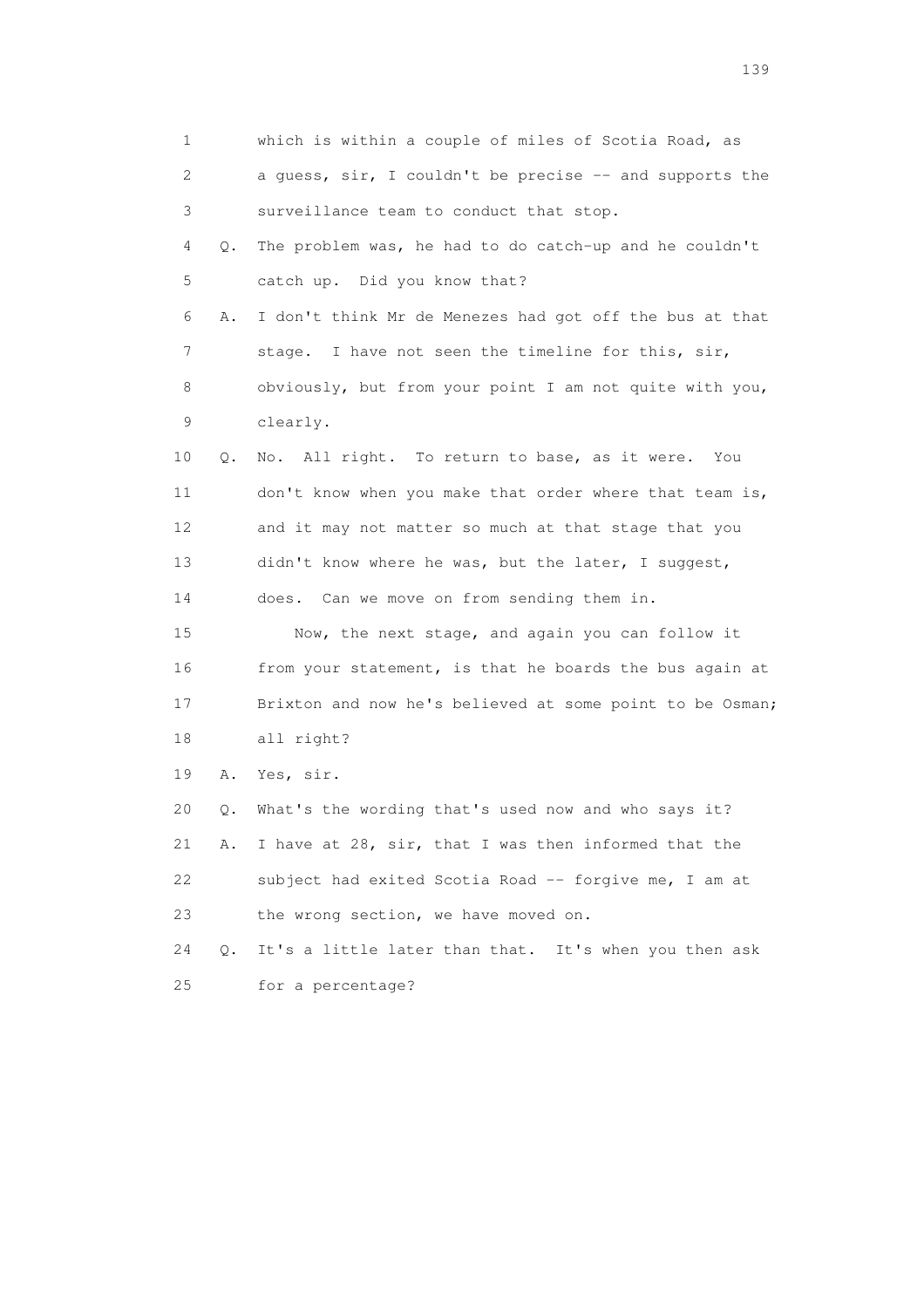1 which is within a couple of miles of Scotia Road, as
2 a guess, sir, I couldn't be precise -- and supports the
3 surveillance team to conduct that stop.

4 Q. The problem was, he had to do catch-up and he couldn't
5 catch up. Did you know that?

6 A. I don't think Mr de Menezes had got off the bus at that
7 stage. I have not seen the timeline for this, sir,
8 obviously, but from your point I am not quite with you,
9 clearly.

10 Q. No. All right. To return to base, as it were. You
11 don't know when you make that order where that team is,
12 and it may not matter so much at that stage that you
13 didn't know where he was, but the later, I suggest,
14 does. Can we move on from sending them in.

15 Now, the next stage, and again you can follow it
16 from your statement, is that he boards the bus again at
17 Brixton and now he's believed at some point to be Osman;
18 all right?

19 A. Yes, sir.

20 Q. What's the wording that's used now and who says it?

21 A. I have at 28, sir, that I was then informed that the
22 subject had exited Scotia Road -- forgive me, I am at
23 the wrong section, we have moved on.

24 Q. It's a little later than that. It's when you then ask
25 for a percentage?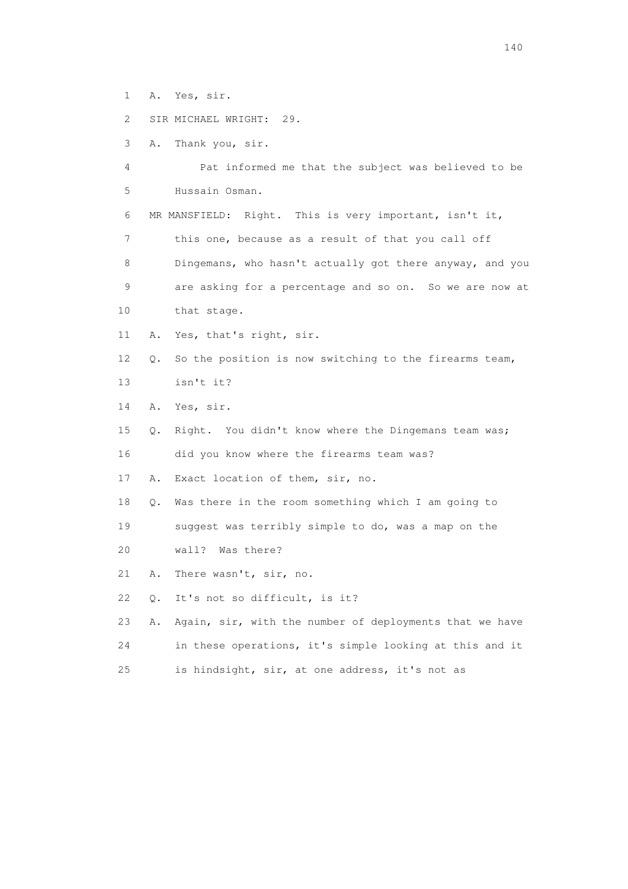1 A. Yes, sir.

2 SIR MICHAEL WRIGHT: 29.

3 A. Thank you, sir.

4 Pat informed me that the subject was believed to be

5 Hussain Osman.

6 MR MANSFIELD: Right. This is very important, isn't it,

7 this one, because as a result of that you call off

8 Dingemans, who hasn't actually got there anyway, and you

9 are asking for a percentage and so on. So we are now at

10 that stage.

11 A. Yes, that's right, sir.

12 Q. So the position is now switching to the firearms team,

13 isn't it?

14 A. Yes, sir.

15 Q. Right. You didn't know where the Dingemans team was;

16 did you know where the firearms team was?

17 A. Exact location of them, sir, no.

18 Q. Was there in the room something which I am going to

19 suggest was terribly simple to do, was a map on the

20 wall? Was there?

21 A. There wasn't, sir, no.

22 Q. It's not so difficult, is it?

23 A. Again, sir, with the number of deployments that we have

24 in these operations, it's simple looking at this and it

25 is hindsight, sir, at one address, it's not as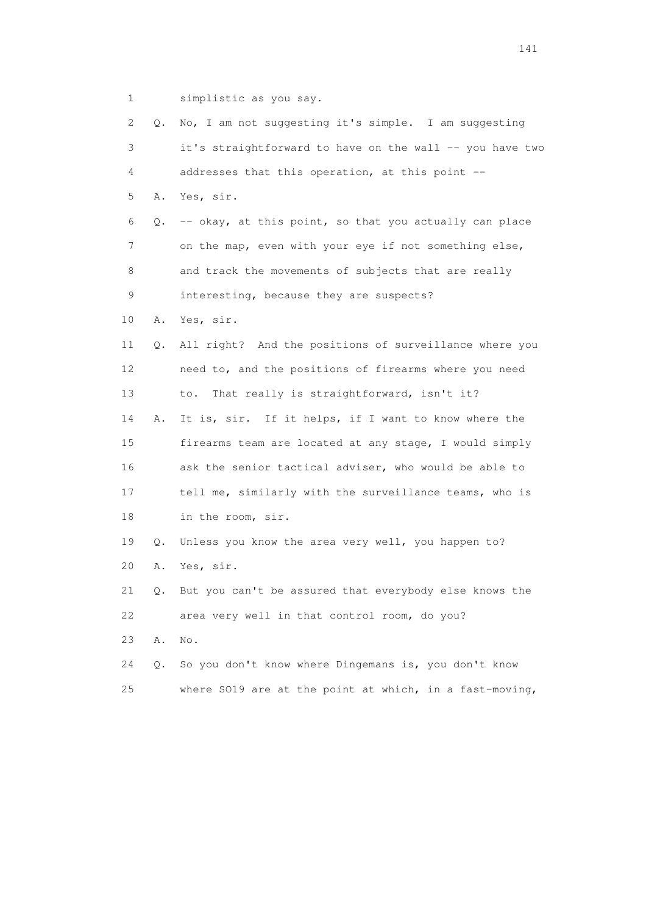1 simplistic as you say.

2 Q. No, I am not suggesting it's simple. I am suggesting

3 it's straightforward to have on the wall -- you have two

4 addresses that this operation, at this point --

5 A. Yes, sir.

6 Q. -- okay, at this point, so that you actually can place

7 on the map, even with your eye if not something else,

8 and track the movements of subjects that are really

9 interesting, because they are suspects?

10 A. Yes, sir.

11 Q. All right? And the positions of surveillance where you

12 need to, and the positions of firearms where you need

13 to. That really is straightforward, isn't it?

14 A. It is, sir. If it helps, if I want to know where the

15 firearms team are located at any stage, I would simply

16 ask the senior tactical adviser, who would be able to

17 tell me, similarly with the surveillance teams, who is

18 in the room, sir.

19 Q. Unless you know the area very well, you happen to?

20 A. Yes, sir.

21 Q. But you can't be assured that everybody else knows the

22 area very well in that control room, do you?

23 A. No.

24 Q. So you don't know where Dingemans is, you don't know

25 where SO19 are at the point at which, in a fast-moving,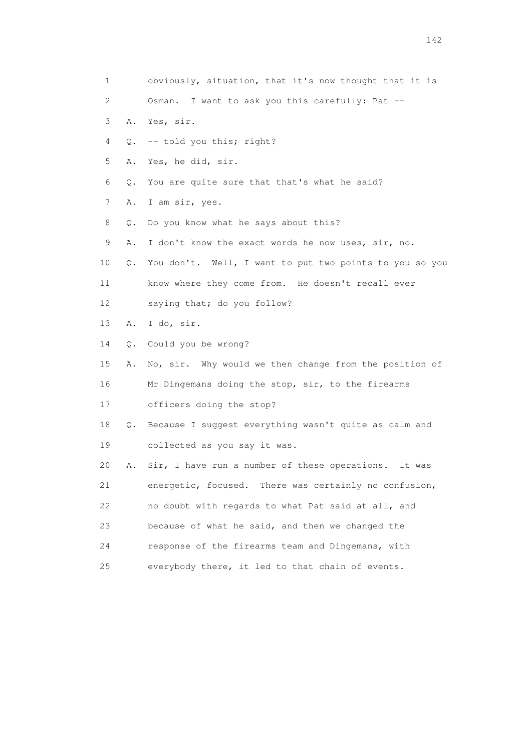1 obviously, situation, that it's now thought that it is

2 Osman. I want to ask you this carefully: Pat --

3 A. Yes, sir.

4 Q. -- told you this; right?

5 A. Yes, he did, sir.

6 Q. You are quite sure that that's what he said?

7 A. I am sir, yes.

8 Q. Do you know what he says about this?

9 A. I don't know the exact words he now uses, sir, no.

10 Q. You don't. Well, I want to put two points to you so you

11 know where they come from. He doesn't recall ever

12 saying that; do you follow?

13 A. I do, sir.

14 Q. Could you be wrong?

15 A. No, sir. Why would we then change from the position of

16 Mr Dingemans doing the stop, sir, to the firearms

17 officers doing the stop?

18 Q. Because I suggest everything wasn't quite as calm and

19 collected as you say it was.

20 A. Sir, I have run a number of these operations. It was

21 energetic, focused. There was certainly no confusion,

22 no doubt with regards to what Pat said at all, and

23 because of what he said, and then we changed the

24 response of the firearms team and Dingemans, with

25 everybody there, it led to that chain of events.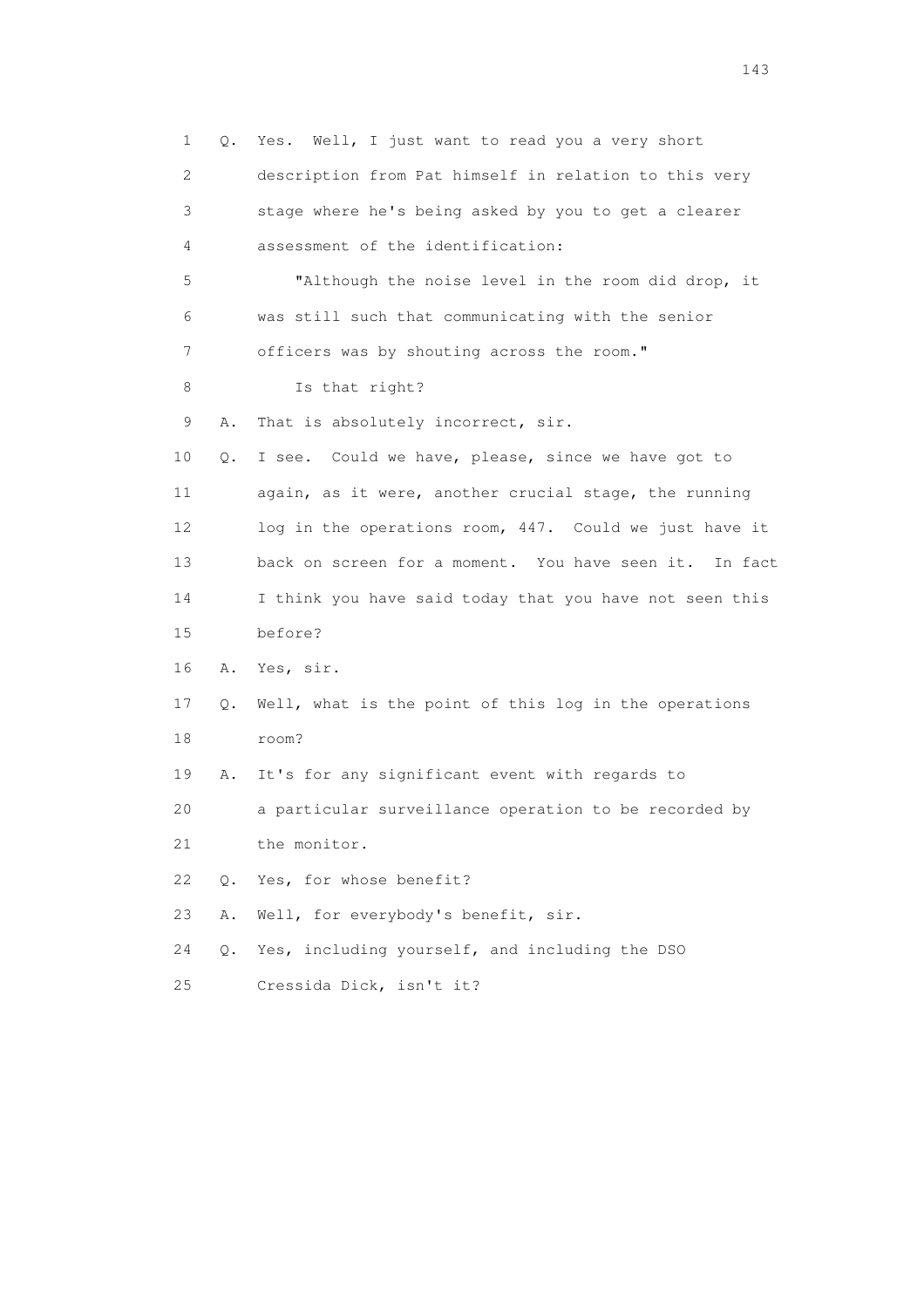1 Q. Yes. Well, I just want to read you a very short
2 description from Pat himself in relation to this very
3 stage where he's being asked by you to get a clearer
4 assessment of the identification:

5 "Although the noise level in the room did drop, it
6 was still such that communicating with the senior
7 officers was by shouting across the room."

8 Is that right?

9 A. That is absolutely incorrect, sir.

10 Q. I see. Could we have, please, since we have got to
11 again, as it were, another crucial stage, the running
12 log in the operations room, 447. Could we just have it
13 back on screen for a moment. You have seen it. In fact
14 I think you have said today that you have not seen this
15 before?

16 A. Yes, sir.

17 Q. Well, what is the point of this log in the operations
18 room?

19 A. It's for any significant event with regards to
20 a particular surveillance operation to be recorded by
21 the monitor.

22 Q. Yes, for whose benefit?

23 A. Well, for everybody's benefit, sir.

24 Q. Yes, including yourself, and including the DSO
25 Cressida Dick, isn't it?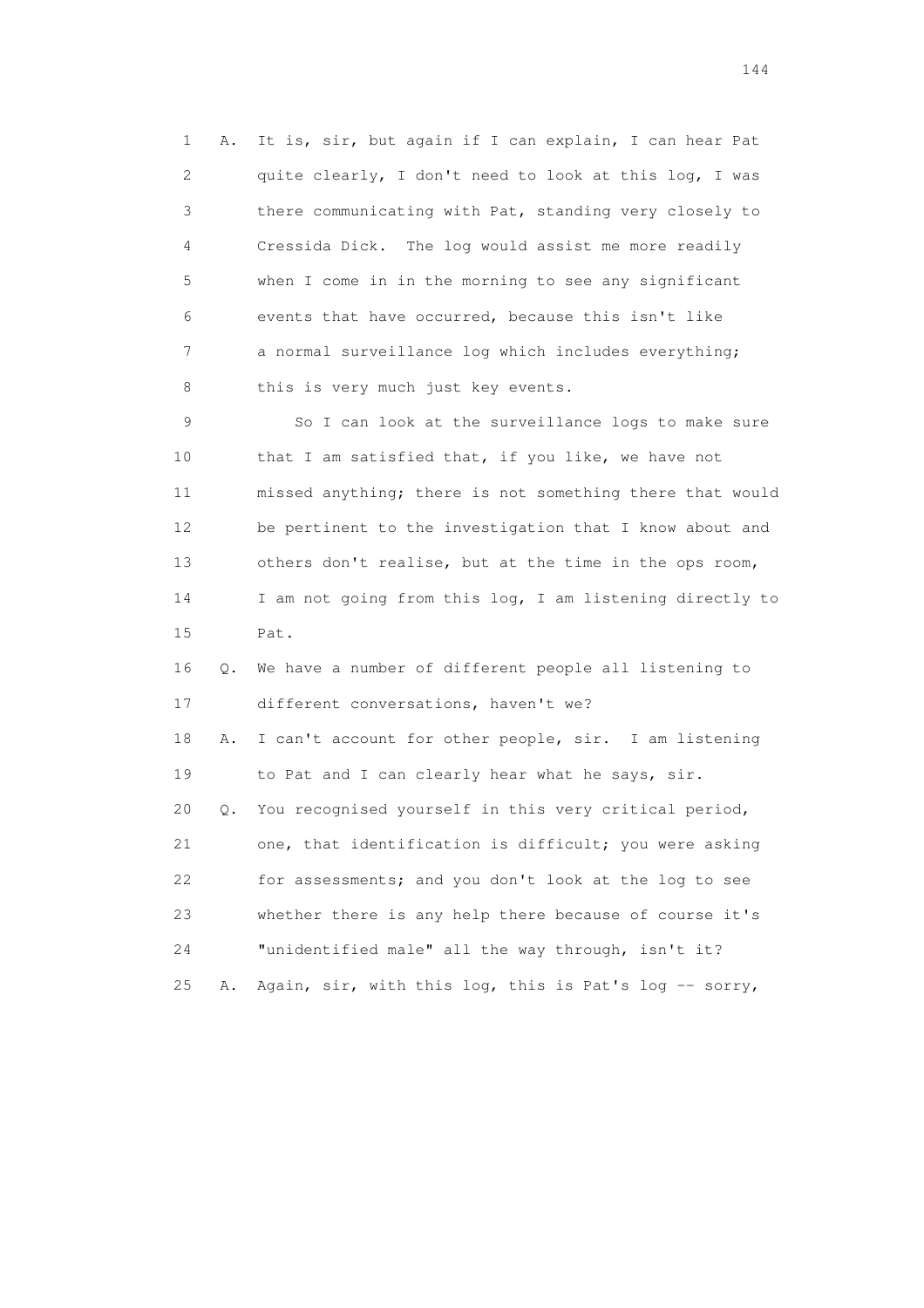1 A. It is, sir, but again if I can explain, I can hear Pat
2 quite clearly, I don't need to look at this log, I was
3 there communicating with Pat, standing very closely to
4 Cressida Dick. The log would assist me more readily
5 when I come in in the morning to see any significant
6 events that have occurred, because this isn't like
7 a normal surveillance log which includes everything;
8 this is very much just key events.

9 So I can look at the surveillance logs to make sure
10 that I am satisfied that, if you like, we have not
11 missed anything; there is not something there that would
12 be pertinent to the investigation that I know about and
13 others don't realise, but at the time in the ops room,
14 I am not going from this log, I am listening directly to
15 Pat.

16 Q. We have a number of different people all listening to
17 different conversations, haven't we?

18 A. I can't account for other people, sir. I am listening
19 to Pat and I can clearly hear what he says, sir.

20 Q. You recognised yourself in this very critical period,
21 one, that identification is difficult; you were asking
22 for assessments; and you don't look at the log to see
23 whether there is any help there because of course it's
24 "unidentified male" all the way through, isn't it?

25 A. Again, sir, with this log, this is Pat's log -- sorry,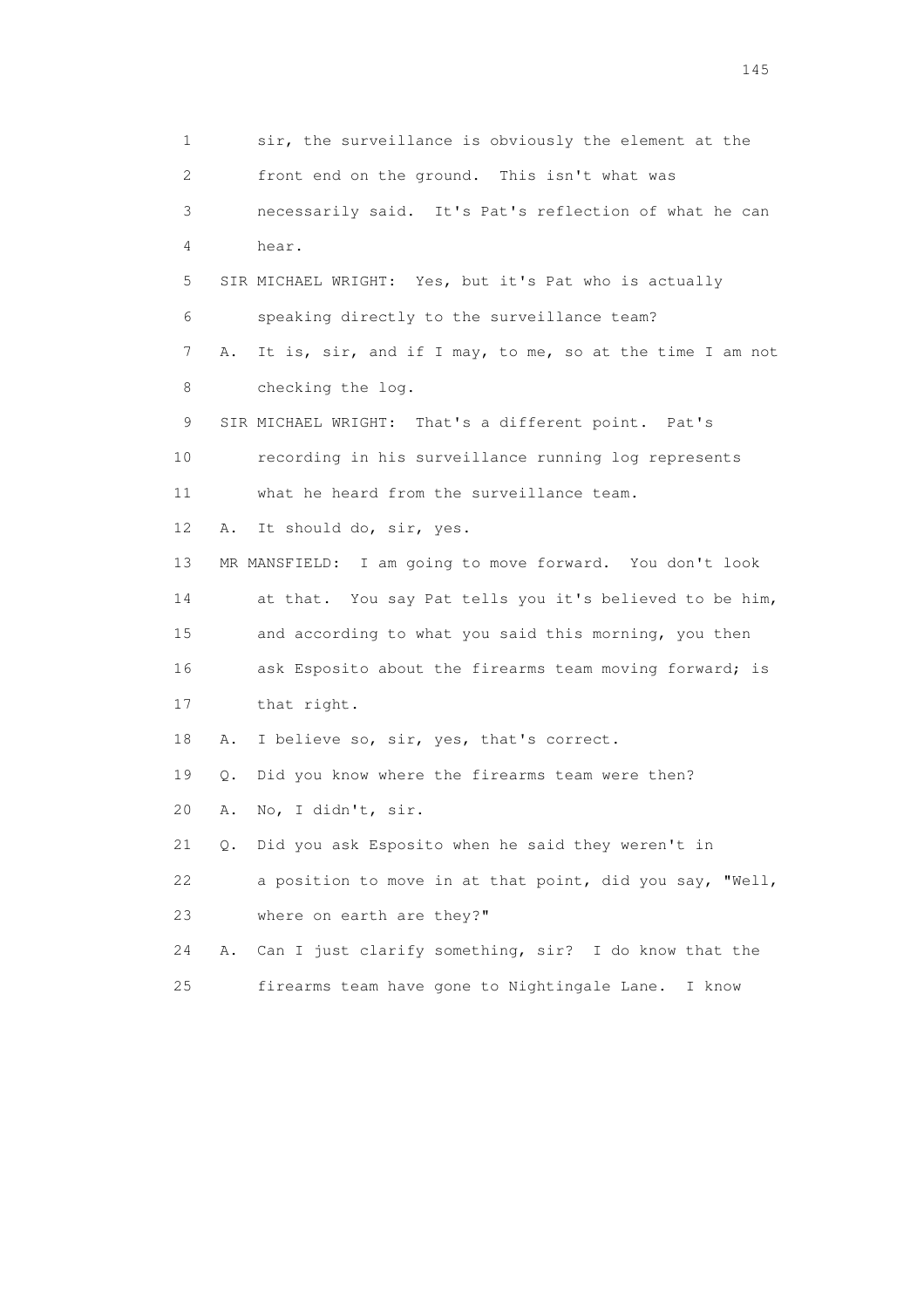1 sir, the surveillance is obviously the element at the
2 front end on the ground. This isn't what was
3 necessarily said. It's Pat's reflection of what he can
4 hear.
5 SIR MICHAEL WRIGHT: Yes, but it's Pat who is actually
6 speaking directly to the surveillance team?
7 A. It is, sir, and if I may, to me, so at the time I am not
8 checking the log.
9 SIR MICHAEL WRIGHT: That's a different point. Pat's
10 recording in his surveillance running log represents
11 what he heard from the surveillance team.
12 A. It should do, sir, yes.
13 MR MANSFIELD: I am going to move forward. You don't look
14 at that. You say Pat tells you it's believed to be him,
15 and according to what you said this morning, you then
16 ask Esposito about the firearms team moving forward; is
17 that right.
18 A. I believe so, sir, yes, that's correct.
19 Q. Did you know where the firearms team were then?
20 A. No, I didn't, sir.
21 Q. Did you ask Esposito when he said they weren't in
22 a position to move in at that point, did you say, "Well,
23 where on earth are they?"
24 A. Can I just clarify something, sir? I do know that the
25 firearms team have gone to Nightingale Lane. I know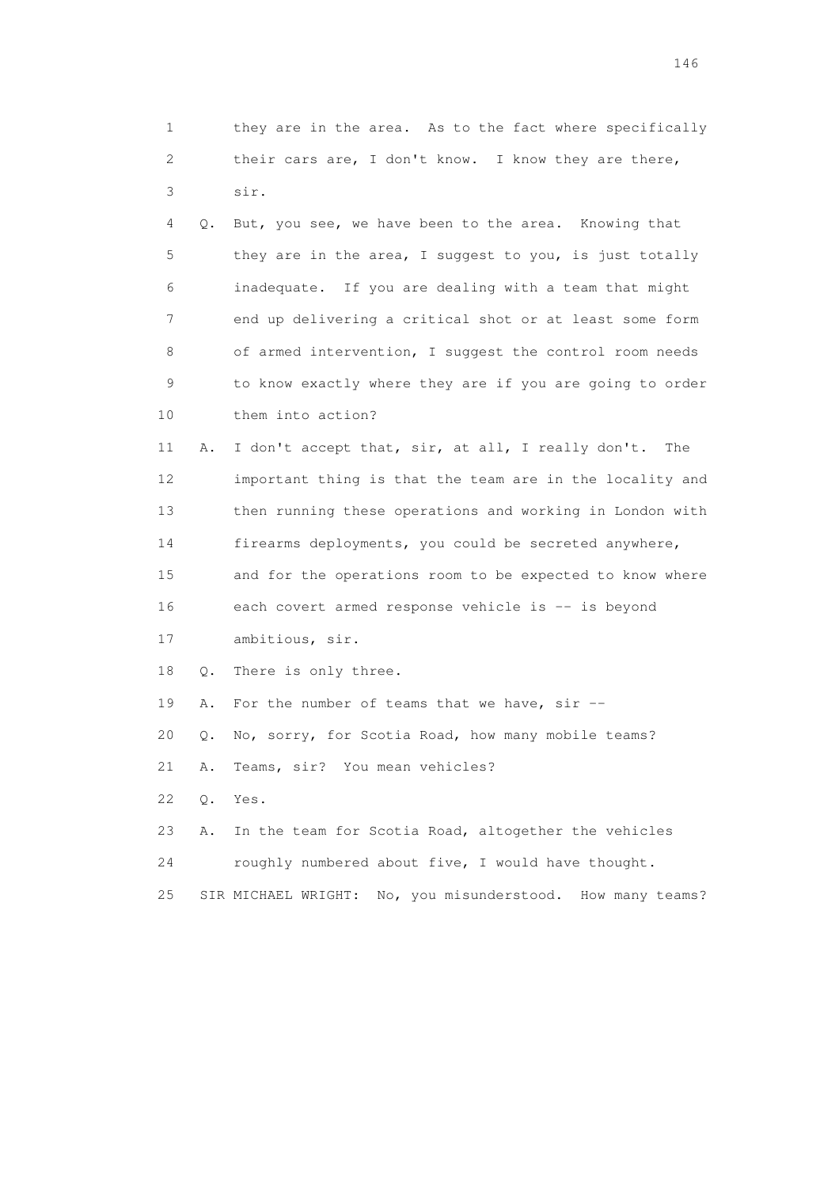1 they are in the area. As to the fact where specifically
2 their cars are, I don't know. I know they are there,
3 sir.

4 Q. But, you see, we have been to the area. Knowing that
5 they are in the area, I suggest to you, is just totally
6 inadequate. If you are dealing with a team that might
7 end up delivering a critical shot or at least some form
8 of armed intervention, I suggest the control room needs
9 to know exactly where they are if you are going to order
10 them into action?

11 A. I don't accept that, sir, at all, I really don't. The
12 important thing is that the team are in the locality and
13 then running these operations and working in London with
14 firearms deployments, you could be secreted anywhere,
15 and for the operations room to be expected to know where
16 each covert armed response vehicle is -- is beyond
17 ambitious, sir.

18 Q. There is only three.

19 A. For the number of teams that we have, sir --

20 Q. No, sorry, for Scotia Road, how many mobile teams?

21 A. Teams, sir? You mean vehicles?

22 Q. Yes.

23 A. In the team for Scotia Road, altogether the vehicles
24 roughly numbered about five, I would have thought.

25 SIR MICHAEL WRIGHT: No, you misunderstood. How many teams?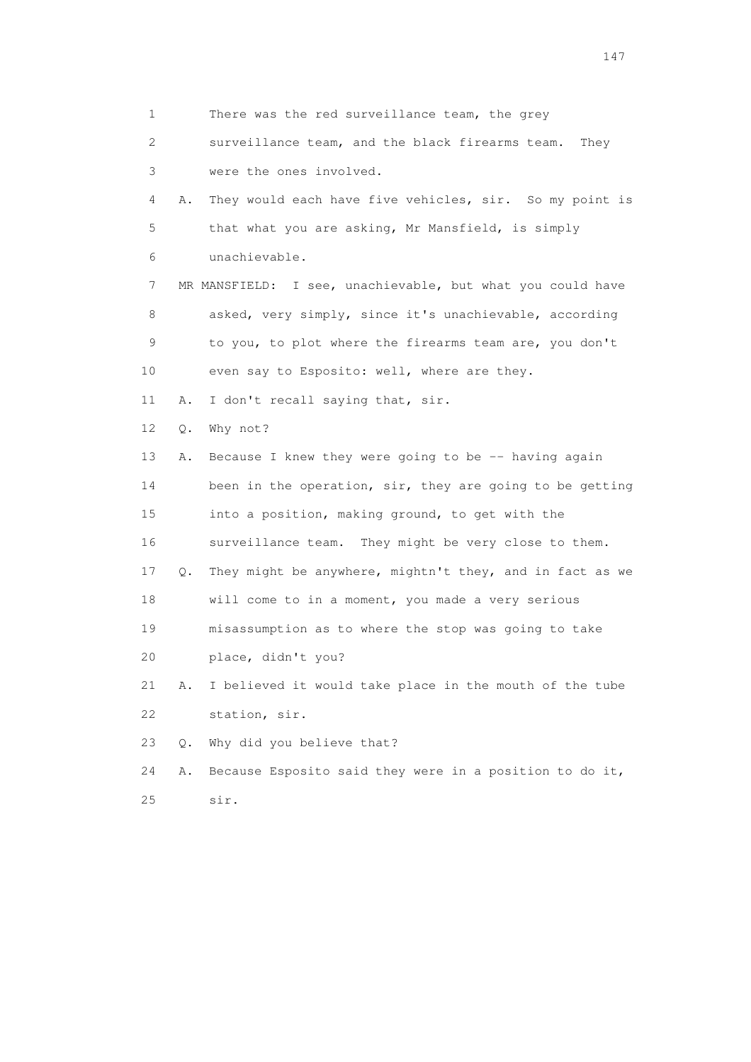1 There was the red surveillance team, the grey
2 surveillance team, and the black firearms team. They
3 were the ones involved.

4 A. They would each have five vehicles, sir. So my point is
5 that what you are asking, Mr Mansfield, is simply
6 unachievable.

7 MR MANSFIELD: I see, unachievable, but what you could have
8 asked, very simply, since it's unachievable, according
9 to you, to plot where the firearms team are, you don't
10 even say to Esposito: well, where are they.

11 A. I don't recall saying that, sir.

12 Q. Why not?

13 A. Because I knew they were going to be -- having again
14 been in the operation, sir, they are going to be getting
15 into a position, making ground, to get with the
16 surveillance team. They might be very close to them.

17 Q. They might be anywhere, mightn't they, and in fact as we
18 will come to in a moment, you made a very serious
19 misassumption as to where the stop was going to take
20 place, didn't you?

21 A. I believed it would take place in the mouth of the tube
22 station, sir.

23 Q. Why did you believe that?

24 A. Because Esposito said they were in a position to do it,
25 sir.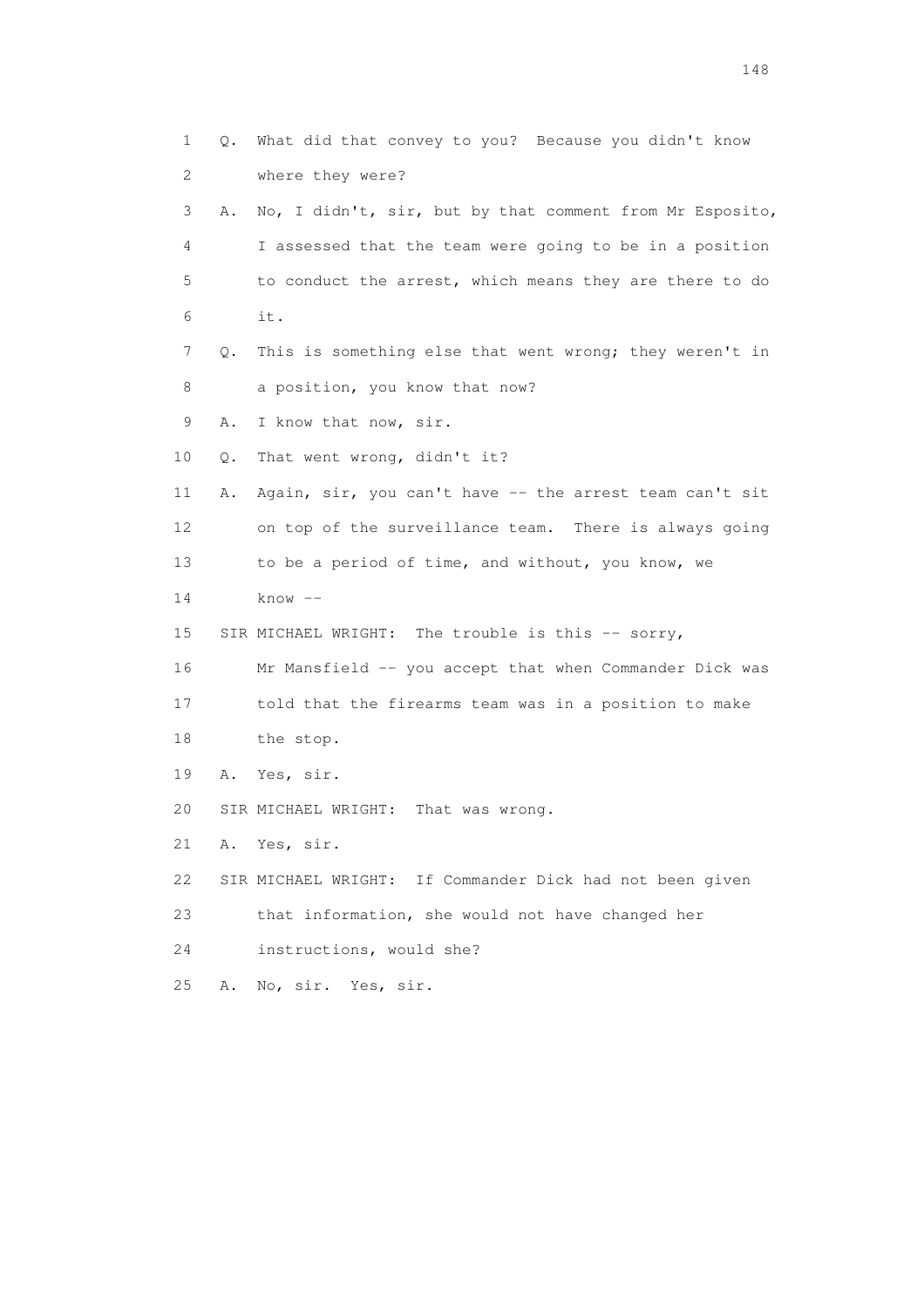1 Q. What did that convey to you? Because you didn't know
2 where they were?
3 A. No, I didn't, sir, but by that comment from Mr Esposito,
4 I assessed that the team were going to be in a position
5 to conduct the arrest, which means they are there to do
6 it.
7 Q. This is something else that went wrong; they weren't in
8 a position, you know that now?
9 A. I know that now, sir.
10 Q. That went wrong, didn't it?
11 A. Again, sir, you can't have -- the arrest team can't sit
12 on top of the surveillance team. There is always going
13 to be a period of time, and without, you know, we
14 know --
15 SIR MICHAEL WRIGHT: The trouble is this -- sorry,
16 Mr Mansfield -- you accept that when Commander Dick was
17 told that the firearms team was in a position to make
18 the stop.
19 A. Yes, sir.
20 SIR MICHAEL WRIGHT: That was wrong.
21 A. Yes, sir.
22 SIR MICHAEL WRIGHT: If Commander Dick had not been given
23 that information, she would not have changed her
24 instructions, would she?
25 A. No, sir. Yes, sir.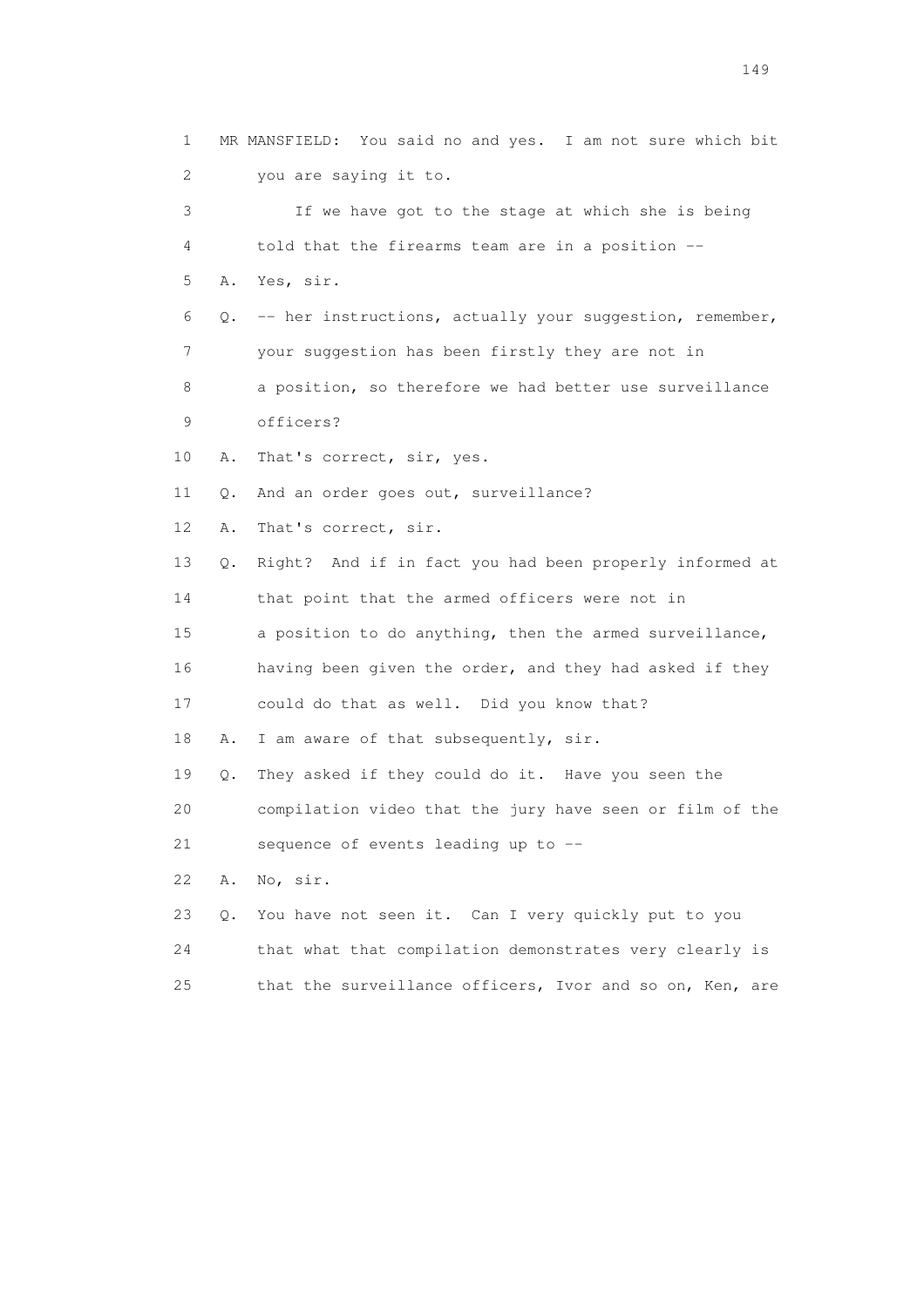1 MR MANSFIELD: You said no and yes. I am not sure which bit
2 you are saying it to.
3 If we have got to the stage at which she is being
4 told that the firearms team are in a position --
5 A. Yes, sir.
6 Q. -- her instructions, actually your suggestion, remember,
7 your suggestion has been firstly they are not in
8 a position, so therefore we had better use surveillance
9 officers?
10 A. That's correct, sir, yes.
11 Q. And an order goes out, surveillance?
12 A. That's correct, sir.
13 Q. Right? And if in fact you had been properly informed at
14 that point that the armed officers were not in
15 a position to do anything, then the armed surveillance,
16 having been given the order, and they had asked if they
17 could do that as well. Did you know that?
18 A. I am aware of that subsequently, sir.
19 Q. They asked if they could do it. Have you seen the
20 compilation video that the jury have seen or film of the
21 sequence of events leading up to --
22 A. No, sir.
23 Q. You have not seen it. Can I very quickly put to you
24 that what that compilation demonstrates very clearly is
25 that the surveillance officers, Ivor and so on, Ken, are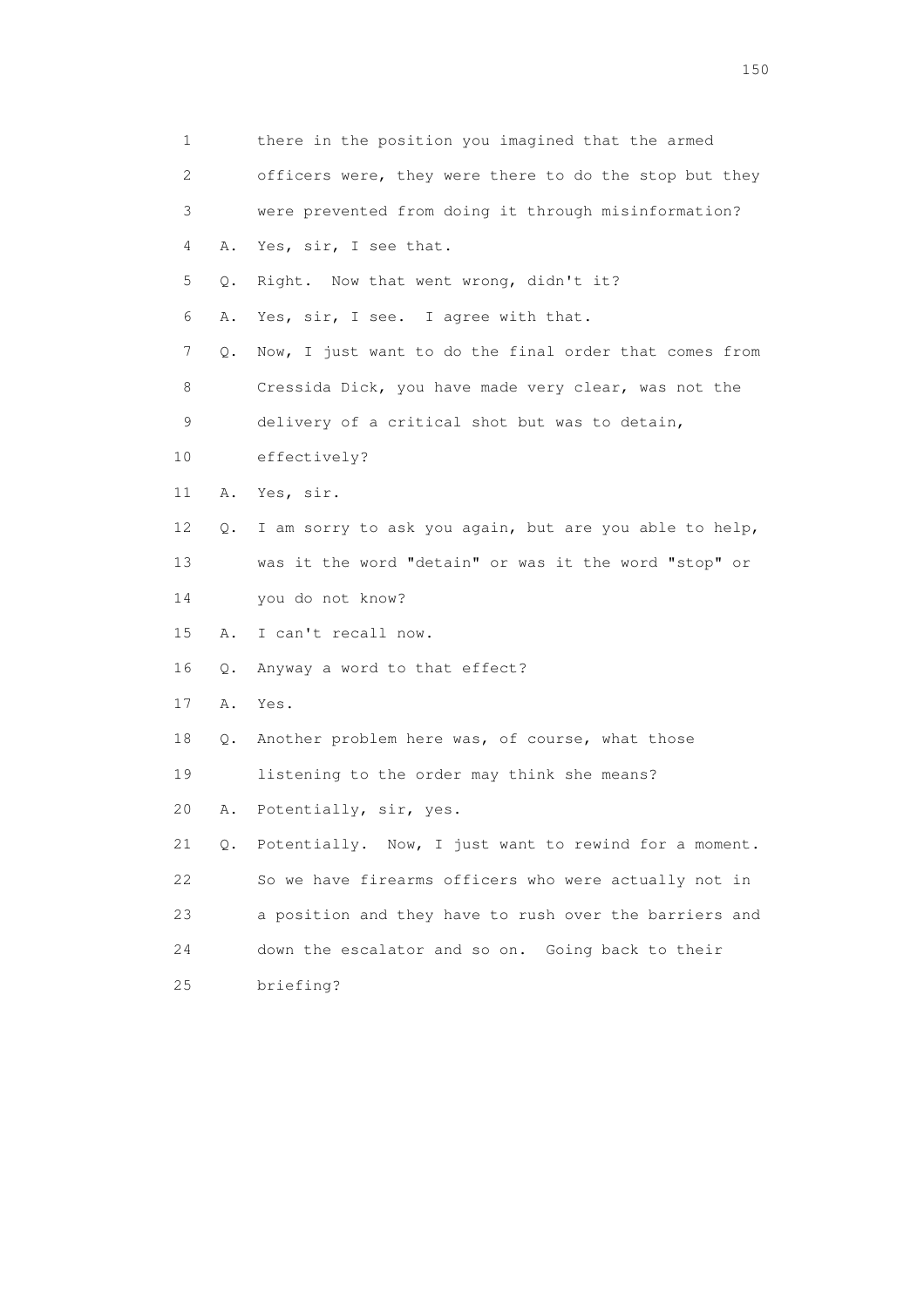1 there in the position you imagined that the armed
2 officers were, they were there to do the stop but they
3 were prevented from doing it through misinformation?
4 A. Yes, sir, I see that.
5 Q. Right. Now that went wrong, didn't it?
6 A. Yes, sir, I see. I agree with that.
7 Q. Now, I just want to do the final order that comes from
8 Cressida Dick, you have made very clear, was not the
9 delivery of a critical shot but was to detain,
10 effectively?
11 A. Yes, sir.
12 Q. I am sorry to ask you again, but are you able to help,
13 was it the word "detain" or was it the word "stop" or
14 you do not know?
15 A. I can't recall now.
16 Q. Anyway a word to that effect?
17 A. Yes.
18 Q. Another problem here was, of course, what those
19 listening to the order may think she means?
20 A. Potentially, sir, yes.
21 Q. Potentially. Now, I just want to rewind for a moment.
22 So we have firearms officers who were actually not in
23 a position and they have to rush over the barriers and
24 down the escalator and so on. Going back to their
25 briefing?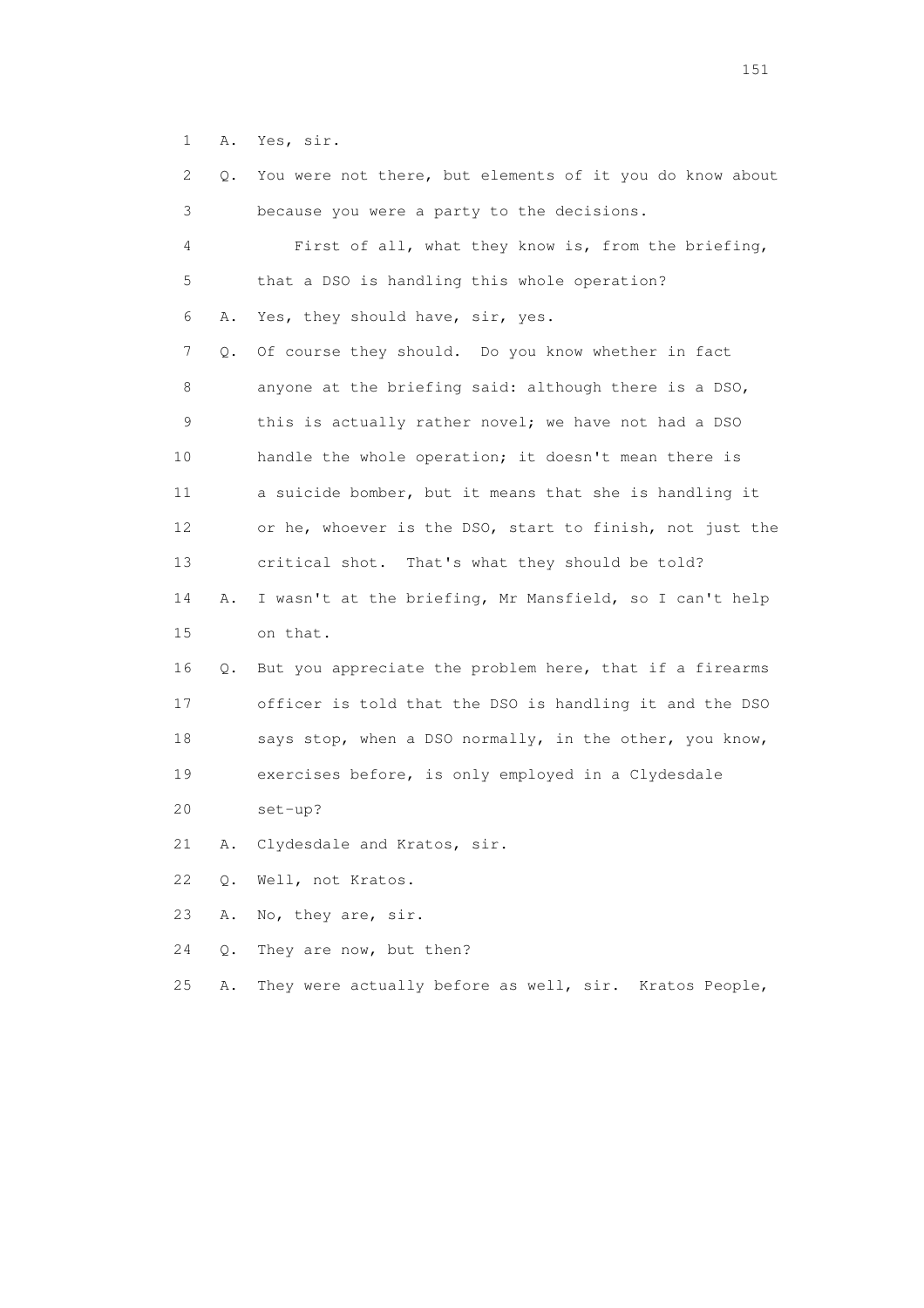1 A. Yes, sir.

2 Q. You were not there, but elements of it you do know about

3 because you were a party to the decisions.

4 First of all, what they know is, from the briefing,

5 that a DSO is handling this whole operation?

6 A. Yes, they should have, sir, yes.

7 Q. Of course they should. Do you know whether in fact

8 anyone at the briefing said: although there is a DSO,

9 this is actually rather novel; we have not had a DSO

10 handle the whole operation; it doesn't mean there is

11 a suicide bomber, but it means that she is handling it

12 or he, whoever is the DSO, start to finish, not just the

13 critical shot. That's what they should be told?

14 A. I wasn't at the briefing, Mr Mansfield, so I can't help

15 on that.

16 Q. But you appreciate the problem here, that if a firearms

17 officer is told that the DSO is handling it and the DSO

18 says stop, when a DSO normally, in the other, you know,

19 exercises before, is only employed in a Clydesdale

20 set-up?

21 A. Clydesdale and Kratos, sir.

22 Q. Well, not Kratos.

23 A. No, they are, sir.

24 Q. They are now, but then?

25 A. They were actually before as well, sir. Kratos People,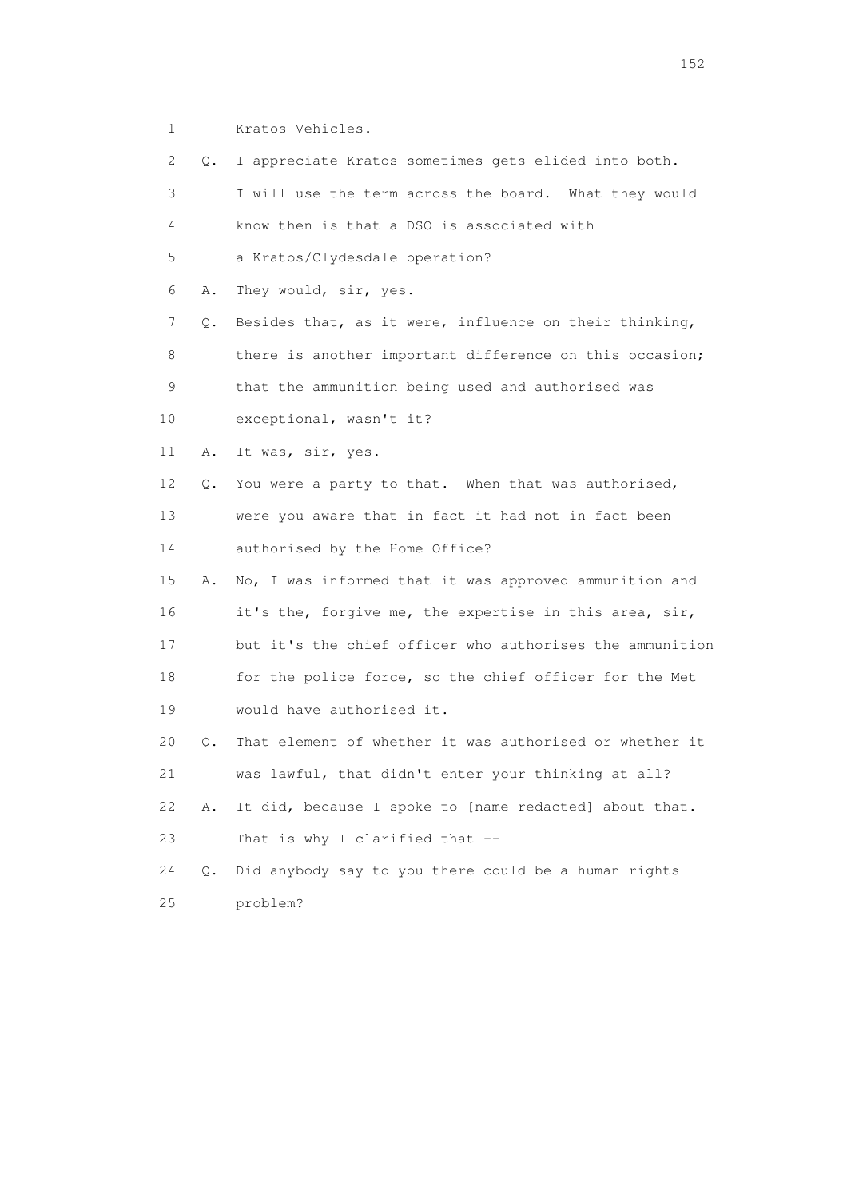1 Kratos Vehicles.

2 Q. I appreciate Kratos sometimes gets elided into both.

3 I will use the term across the board. What they would

4 know then is that a DSO is associated with

5 a Kratos/Clydesdale operation?

6 A. They would, sir, yes.

7 Q. Besides that, as it were, influence on their thinking,

8 there is another important difference on this occasion;

9 that the ammunition being used and authorised was

10 exceptional, wasn't it?

11 A. It was, sir, yes.

12 Q. You were a party to that. When that was authorised,

13 were you aware that in fact it had not in fact been

14 authorised by the Home Office?

15 A. No, I was informed that it was approved ammunition and

16 it's the, forgive me, the expertise in this area, sir,

17 but it's the chief officer who authorises the ammunition

18 for the police force, so the chief officer for the Met

19 would have authorised it.

20 Q. That element of whether it was authorised or whether it

21 was lawful, that didn't enter your thinking at all?

22 A. It did, because I spoke to [name redacted] about that.

23 That is why I clarified that --

24 Q. Did anybody say to you there could be a human rights

25 problem?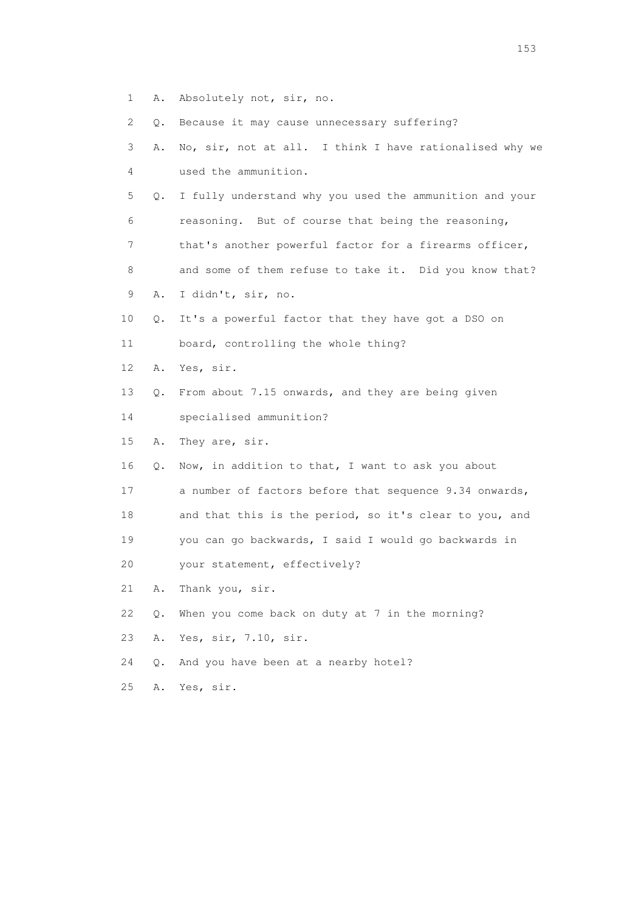1 A. Absolutely not, sir, no.

2 Q. Because it may cause unnecessary suffering?

3 A. No, sir, not at all. I think I have rationalised why we

4 used the ammunition.

5 Q. I fully understand why you used the ammunition and your

6 reasoning. But of course that being the reasoning,

7 that's another powerful factor for a firearms officer,

8 and some of them refuse to take it. Did you know that?

9 A. I didn't, sir, no.

10 Q. It's a powerful factor that they have got a DSO on

11 board, controlling the whole thing?

12 A. Yes, sir.

13 Q. From about 7.15 onwards, and they are being given

14 specialised ammunition?

15 A. They are, sir.

16 Q. Now, in addition to that, I want to ask you about

17 a number of factors before that sequence 9.34 onwards,

18 and that this is the period, so it's clear to you, and

19 you can go backwards, I said I would go backwards in

20 your statement, effectively?

21 A. Thank you, sir.

22 Q. When you come back on duty at 7 in the morning?

23 A. Yes, sir, 7.10, sir.

24 Q. And you have been at a nearby hotel?

25 A. Yes, sir.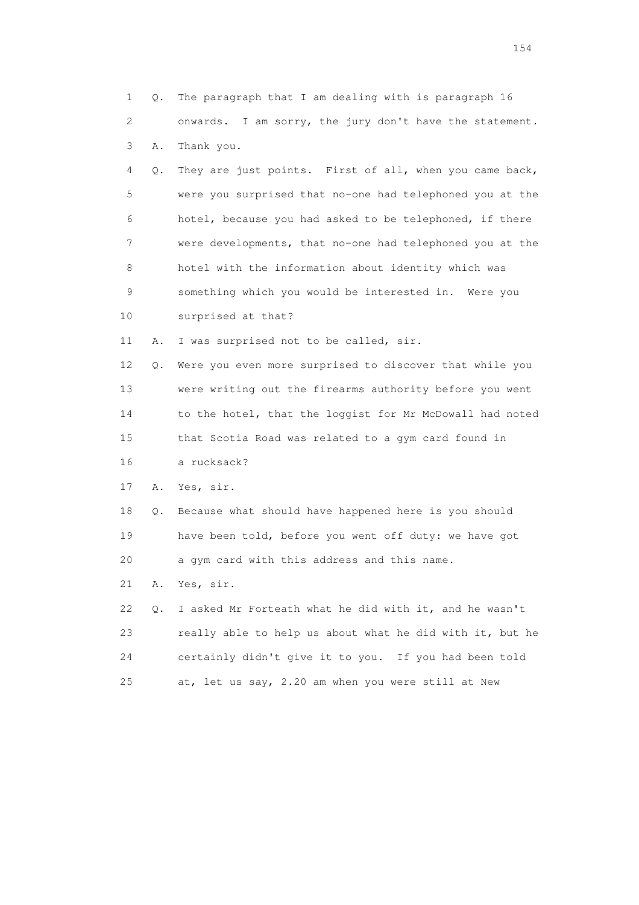1 Q. The paragraph that I am dealing with is paragraph 16
2 onwards. I am sorry, the jury don't have the statement.
3 A. Thank you.
4 Q. They are just points. First of all, when you came back,
5 were you surprised that no-one had telephoned you at the
6 hotel, because you had asked to be telephoned, if there
7 were developments, that no-one had telephoned you at the
8 hotel with the information about identity which was
9 something which you would be interested in. Were you
10 surprised at that?
11 A. I was surprised not to be called, sir.
12 Q. Were you even more surprised to discover that while you
13 were writing out the firearms authority before you went
14 to the hotel, that the loggist for Mr McDowall had noted
15 that Scotia Road was related to a gym card found in
16 a rucksack?
17 A. Yes, sir.
18 Q. Because what should have happened here is you should
19 have been told, before you went off duty: we have got
20 a gym card with this address and this name.
21 A. Yes, sir.
22 Q. I asked Mr Forteath what he did with it, and he wasn't
23 really able to help us about what he did with it, but he
24 certainly didn't give it to you. If you had been told
25 at, let us say, 2.20 am when you were still at New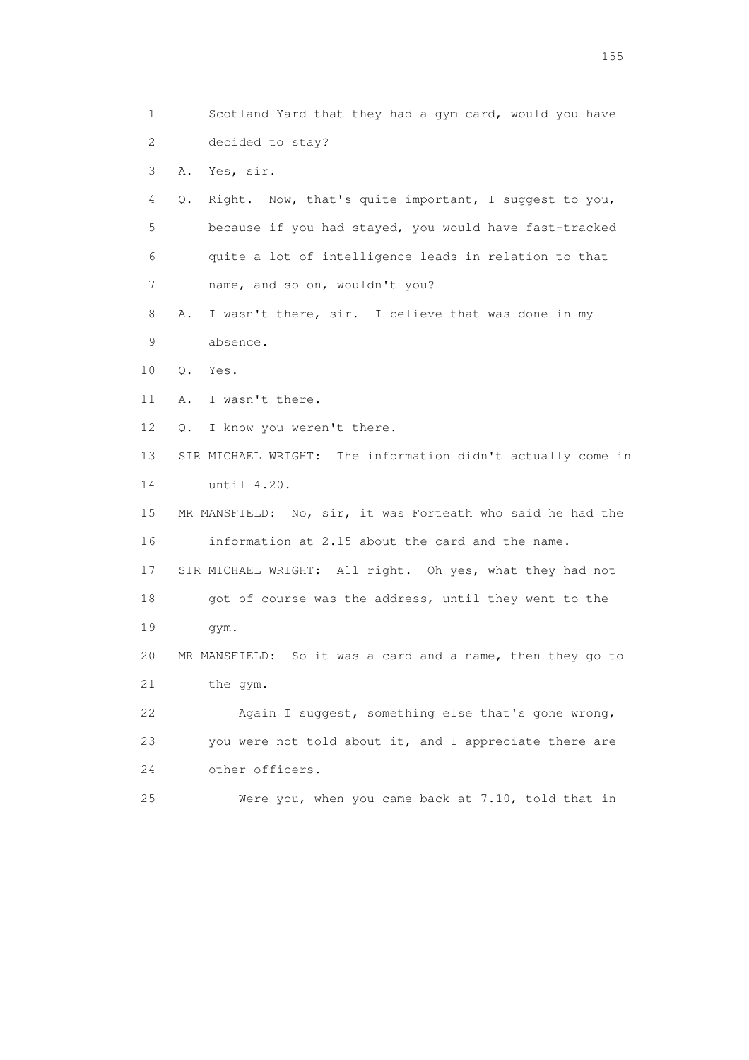1 Scotland Yard that they had a gym card, would you have
2 decided to stay?
3 A. Yes, sir.
4 Q. Right. Now, that's quite important, I suggest to you,
5 because if you had stayed, you would have fast-tracked
6 quite a lot of intelligence leads in relation to that
7 name, and so on, wouldn't you?
8 A. I wasn't there, sir. I believe that was done in my
9 absence.
10 Q. Yes.
11 A. I wasn't there.
12 Q. I know you weren't there.
13 SIR MICHAEL WRIGHT: The information didn't actually come in
14 until 4.20.
15 MR MANSFIELD: No, sir, it was Forteath who said he had the
16 information at 2.15 about the card and the name.
17 SIR MICHAEL WRIGHT: All right. Oh yes, what they had not
18 got of course was the address, until they went to the
19 gym.
20 MR MANSFIELD: So it was a card and a name, then they go to
21 the gym.
22 Again I suggest, something else that's gone wrong,
23 you were not told about it, and I appreciate there are
24 other officers.
25 Were you, when you came back at 7.10, told that in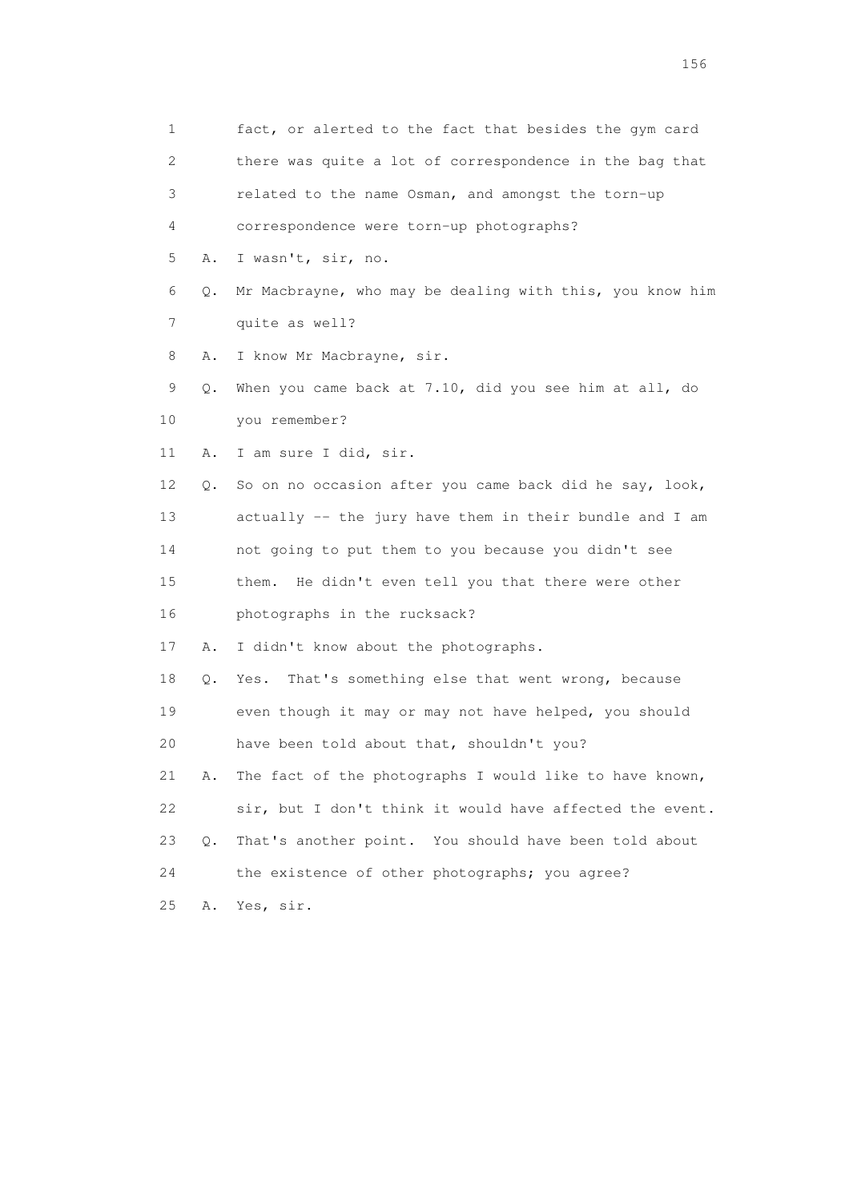1 fact, or alerted to the fact that besides the gym card
2 there was quite a lot of correspondence in the bag that
3 related to the name Osman, and amongst the torn-up
4 correspondence were torn-up photographs?

5 A. I wasn't, sir, no.

6 Q. Mr Macbrayne, who may be dealing with this, you know him
7 quite as well?

8 A. I know Mr Macbrayne, sir.

9 Q. When you came back at 7.10, did you see him at all, do
10 you remember?

11 A. I am sure I did, sir.

12 Q. So on no occasion after you came back did he say, look,
13 actually -- the jury have them in their bundle and I am
14 not going to put them to you because you didn't see
15 them. He didn't even tell you that there were other
16 photographs in the rucksack?

17 A. I didn't know about the photographs.

18 Q. Yes. That's something else that went wrong, because
19 even though it may or may not have helped, you should
20 have been told about that, shouldn't you?

21 A. The fact of the photographs I would like to have known,
22 sir, but I don't think it would have affected the event.

23 Q. That's another point. You should have been told about
24 the existence of other photographs; you agree?

25 A. Yes, sir.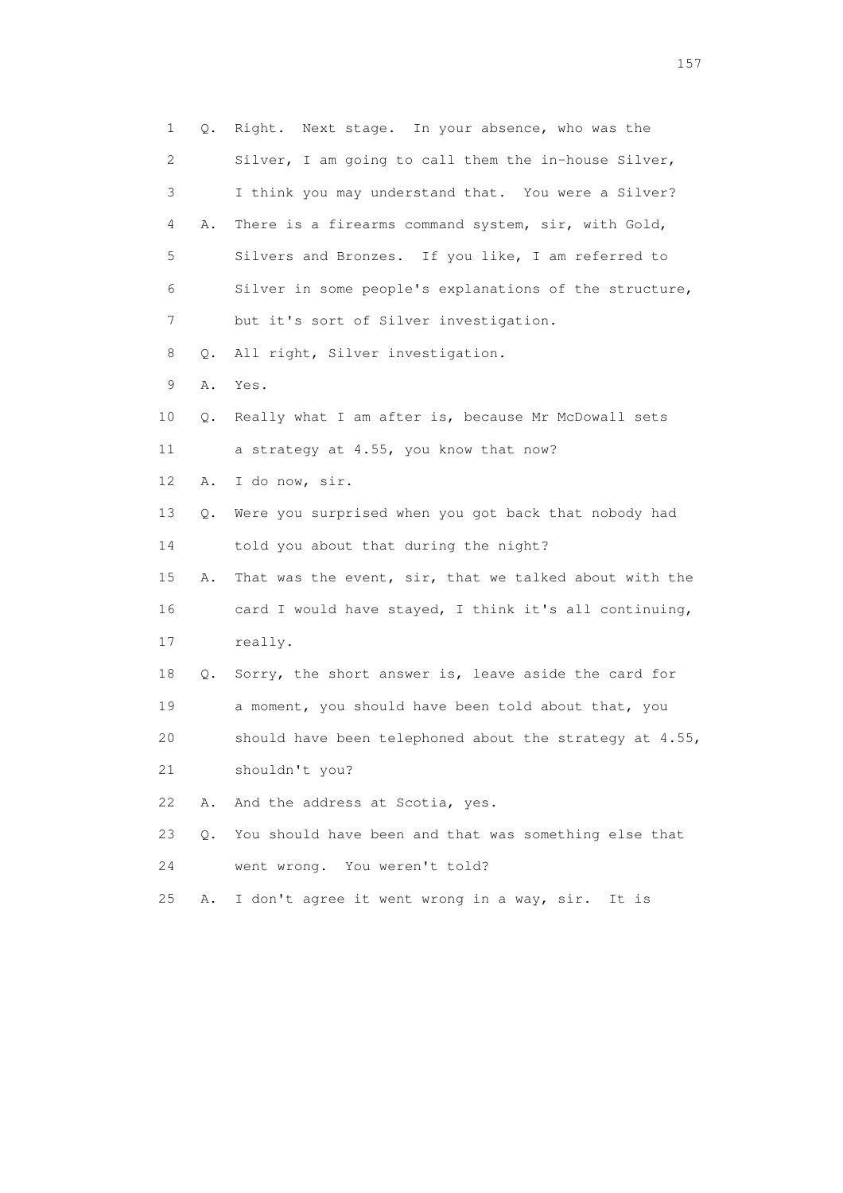1 Q. Right. Next stage. In your absence, who was the
2 Silver, I am going to call them the in-house Silver,
3 I think you may understand that. You were a Silver?
4 A. There is a firearms command system, sir, with Gold,
5 Silvers and Bronzes. If you like, I am referred to
6 Silver in some people's explanations of the structure,
7 but it's sort of Silver investigation.
8 Q. All right, Silver investigation.
9 A. Yes.
10 Q. Really what I am after is, because Mr McDowall sets
11 a strategy at 4.55, you know that now?
12 A. I do now, sir.
13 Q. Were you surprised when you got back that nobody had
14 told you about that during the night?
15 A. That was the event, sir, that we talked about with the
16 card I would have stayed, I think it's all continuing,
17 really.
18 Q. Sorry, the short answer is, leave aside the card for
19 a moment, you should have been told about that, you
20 should have been telephoned about the strategy at 4.55,
21 shouldn't you?
22 A. And the address at Scotia, yes.
23 Q. You should have been and that was something else that
24 went wrong. You weren't told?
25 A. I don't agree it went wrong in a way, sir. It is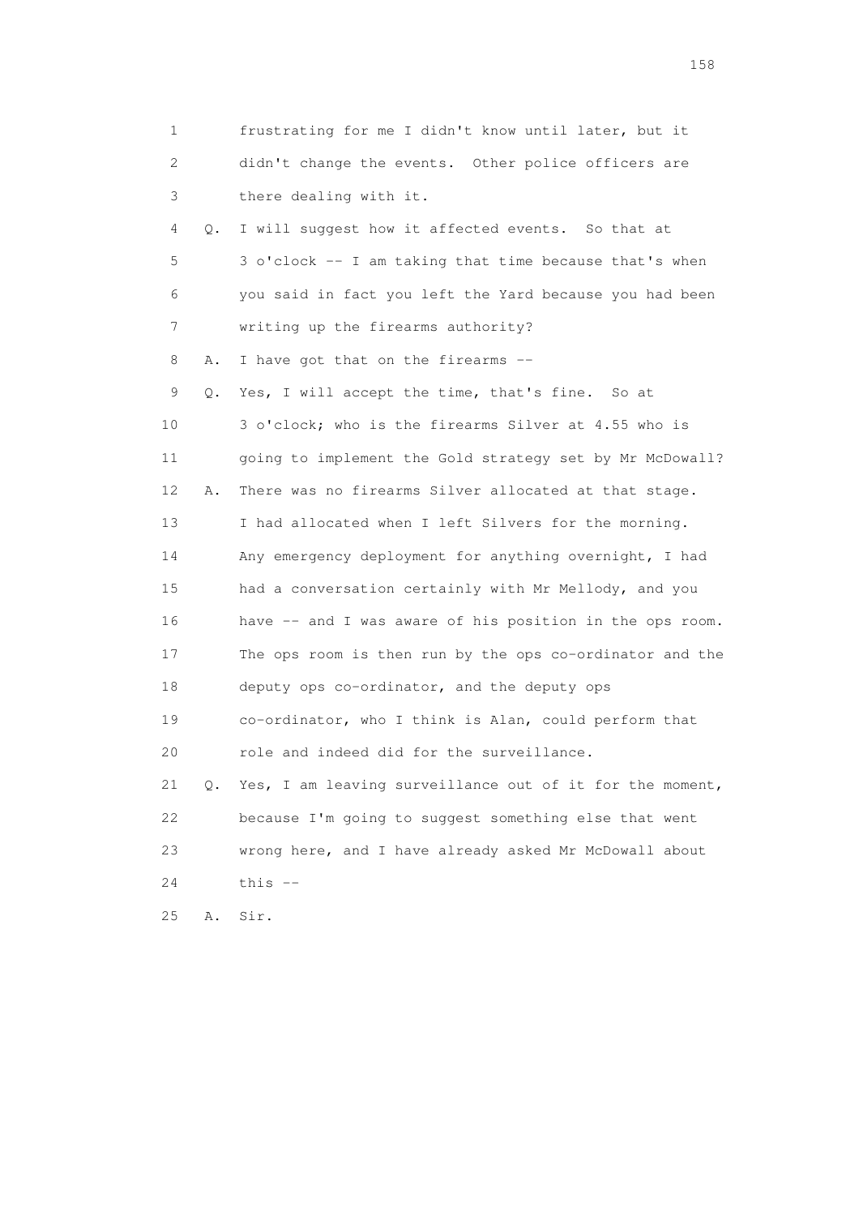1 frustrating for me I didn't know until later, but it
2 didn't change the events. Other police officers are
3 there dealing with it.

4 Q. I will suggest how it affected events. So that at
5 3 o'clock -- I am taking that time because that's when
6 you said in fact you left the Yard because you had been
7 writing up the firearms authority?

8 A. I have got that on the firearms --

9 Q. Yes, I will accept the time, that's fine. So at
10 3 o'clock; who is the firearms Silver at 4.55 who is
11 going to implement the Gold strategy set by Mr McDowall?

12 A. There was no firearms Silver allocated at that stage.
13 I had allocated when I left Silvers for the morning.
14 Any emergency deployment for anything overnight, I had
15 had a conversation certainly with Mr Mellody, and you
16 have -- and I was aware of his position in the ops room.
17 The ops room is then run by the ops co-ordinator and the
18 deputy ops co-ordinator, and the deputy ops
19 co-ordinator, who I think is Alan, could perform that
20 role and indeed did for the surveillance.

21 Q. Yes, I am leaving surveillance out of it for the moment,
22 because I'm going to suggest something else that went
23 wrong here, and I have already asked Mr McDowall about
24 this --

25 A. Sir.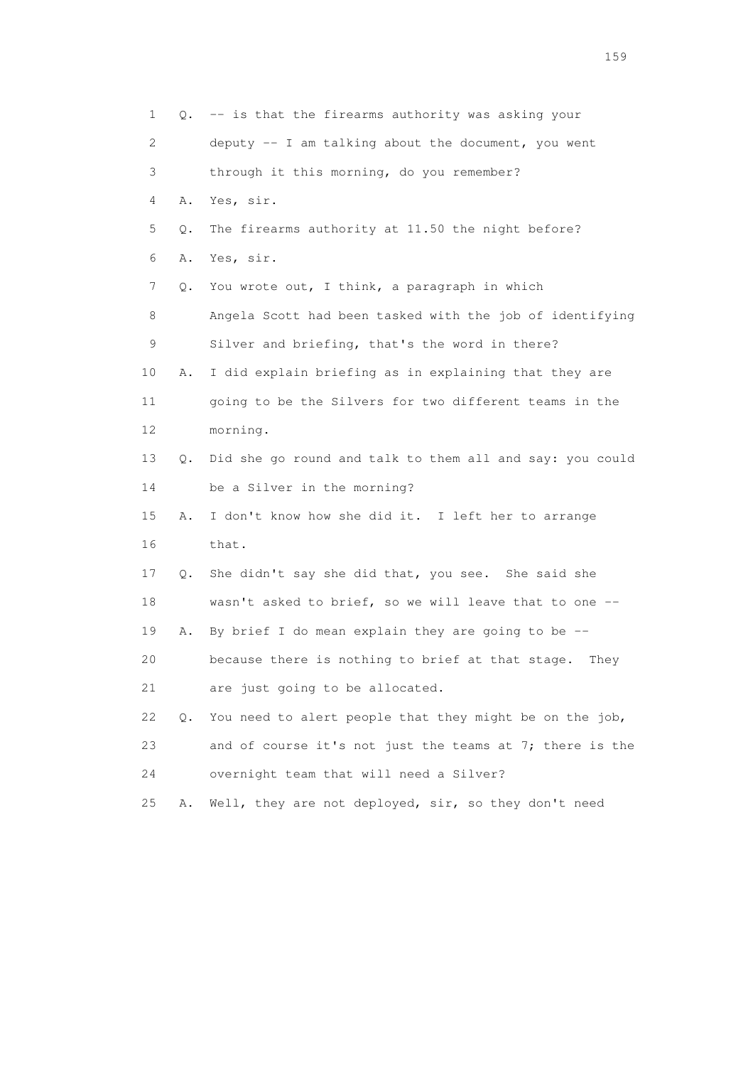1 Q. -- is that the firearms authority was asking your
2 deputy -- I am talking about the document, you went
3 through it this morning, do you remember?
4 A. Yes, sir.
5 Q. The firearms authority at 11.50 the night before?
6 A. Yes, sir.
7 Q. You wrote out, I think, a paragraph in which
8 Angela Scott had been tasked with the job of identifying
9 Silver and briefing, that's the word in there?
10 A. I did explain briefing as in explaining that they are
11 going to be the Silvers for two different teams in the
12 morning.
13 Q. Did she go round and talk to them all and say: you could
14 be a Silver in the morning?
15 A. I don't know how she did it. I left her to arrange
16 that.
17 Q. She didn't say she did that, you see. She said she
18 wasn't asked to brief, so we will leave that to one --
19 A. By brief I do mean explain they are going to be --
20 because there is nothing to brief at that stage. They
21 are just going to be allocated.
22 Q. You need to alert people that they might be on the job,
23 and of course it's not just the teams at 7; there is the
24 overnight team that will need a Silver?
25 A. Well, they are not deployed, sir, so they don't need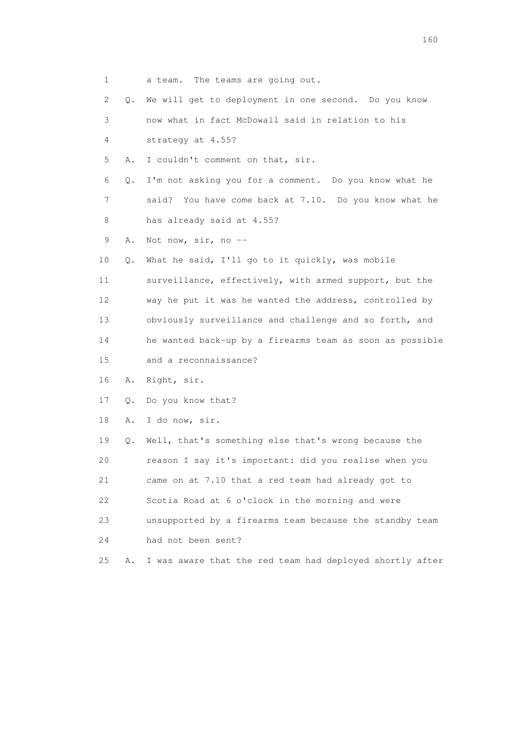1        a team.  The teams are going out.

2    Q.  We will get to deployment in one second.  Do you know

3        now what in fact McDowall said in relation to his

4        strategy at 4.55?

5    A.  I couldn't comment on that, sir.

6    Q.  I'm not asking you for a comment.  Do you know what he

7        said?  You have come back at 7.10.  Do you know what he

8        has already said at 4.55?

9    A.  Not now, sir, no --

10   Q.  What he said, I'll go to it quickly, was mobile

11       surveillance, effectively, with armed support, but the

12       way he put it was he wanted the address, controlled by

13       obviously surveillance and challenge and so forth, and

14       he wanted back-up by a firearms team as soon as possible

15       and a reconnaissance?

16   A.  Right, sir.

17   Q.  Do you know that?

18   A.  I do now, sir.

19   Q.  Well, that's something else that's wrong because the

20       reason I say it's important: did you realise when you

21       came on at 7.10 that a red team had already got to

22       Scotia Road at 6 o'clock in the morning and were

23       unsupported by a firearms team because the standby team

24       had not been sent?

25   A.  I was aware that the red team had deployed shortly after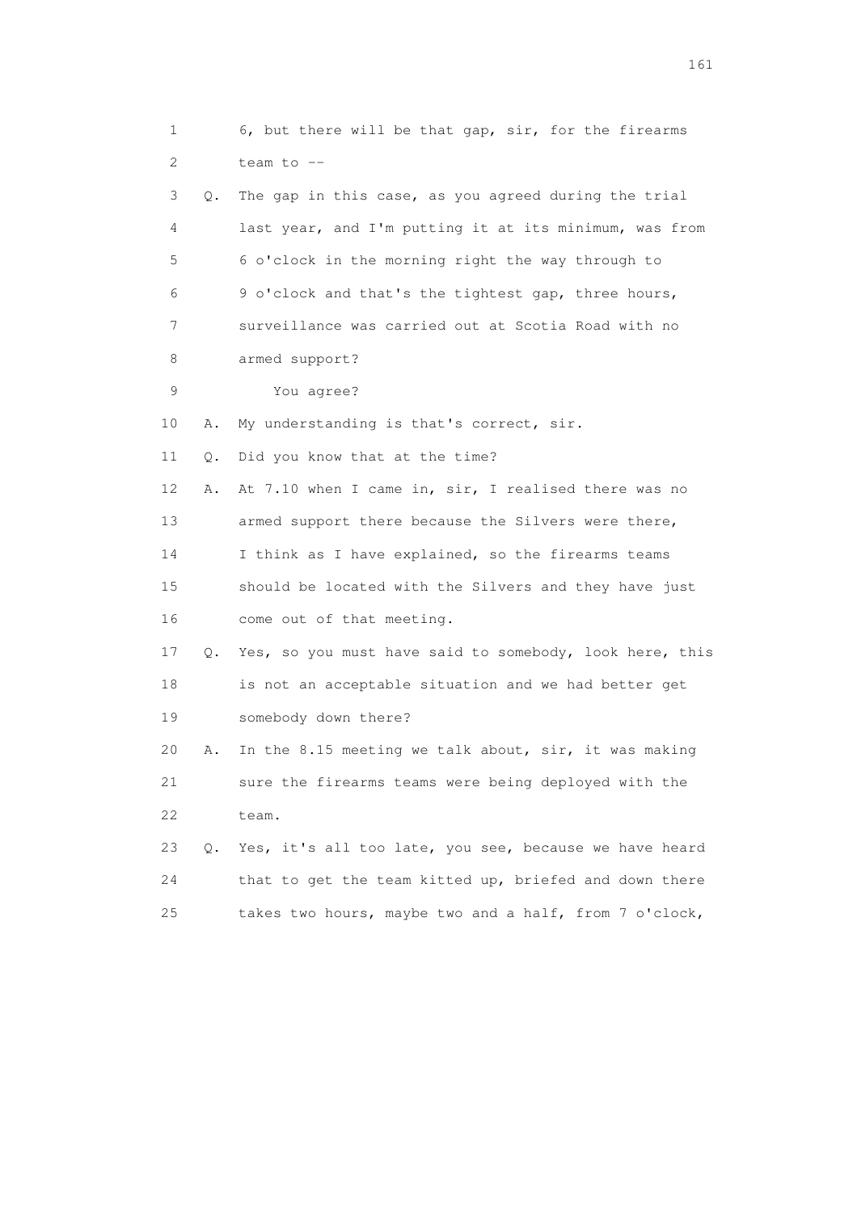1 6, but there will be that gap, sir, for the firearms
2 team to --
3 Q. The gap in this case, as you agreed during the trial
4 last year, and I'm putting it at its minimum, was from
5 6 o'clock in the morning right the way through to
6 9 o'clock and that's the tightest gap, three hours,
7 surveillance was carried out at Scotia Road with no
8 armed support?
9 You agree?
10 A. My understanding is that's correct, sir.
11 Q. Did you know that at the time?
12 A. At 7.10 when I came in, sir, I realised there was no
13 armed support there because the Silvers were there,
14 I think as I have explained, so the firearms teams
15 should be located with the Silvers and they have just
16 come out of that meeting.
17 Q. Yes, so you must have said to somebody, look here, this
18 is not an acceptable situation and we had better get
19 somebody down there?
20 A. In the 8.15 meeting we talk about, sir, it was making
21 sure the firearms teams were being deployed with the
22 team.
23 Q. Yes, it's all too late, you see, because we have heard
24 that to get the team kitted up, briefed and down there
25 takes two hours, maybe two and a half, from 7 o'clock,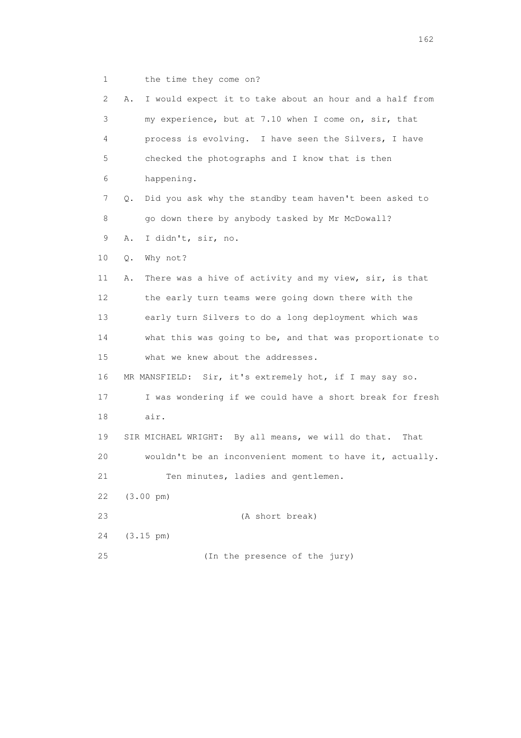1 the time they come on?

2 A. I would expect it to take about an hour and a half from

3 my experience, but at 7.10 when I come on, sir, that

4 process is evolving. I have seen the Silvers, I have

5 checked the photographs and I know that is then

6 happening.

7 Q. Did you ask why the standby team haven't been asked to

8 go down there by anybody tasked by Mr McDowall?

9 A. I didn't, sir, no.

10 Q. Why not?

11 A. There was a hive of activity and my view, sir, is that

12 the early turn teams were going down there with the

13 early turn Silvers to do a long deployment which was

14 what this was going to be, and that was proportionate to

15 what we knew about the addresses.

16 MR MANSFIELD: Sir, it's extremely hot, if I may say so.

17 I was wondering if we could have a short break for fresh

18 air.

19 SIR MICHAEL WRIGHT: By all means, we will do that. That

20 wouldn't be an inconvenient moment to have it, actually.

21 Ten minutes, ladies and gentlemen.

22 (3.00 pm)

23 (A short break)

24 (3.15 pm)

25 (In the presence of the jury)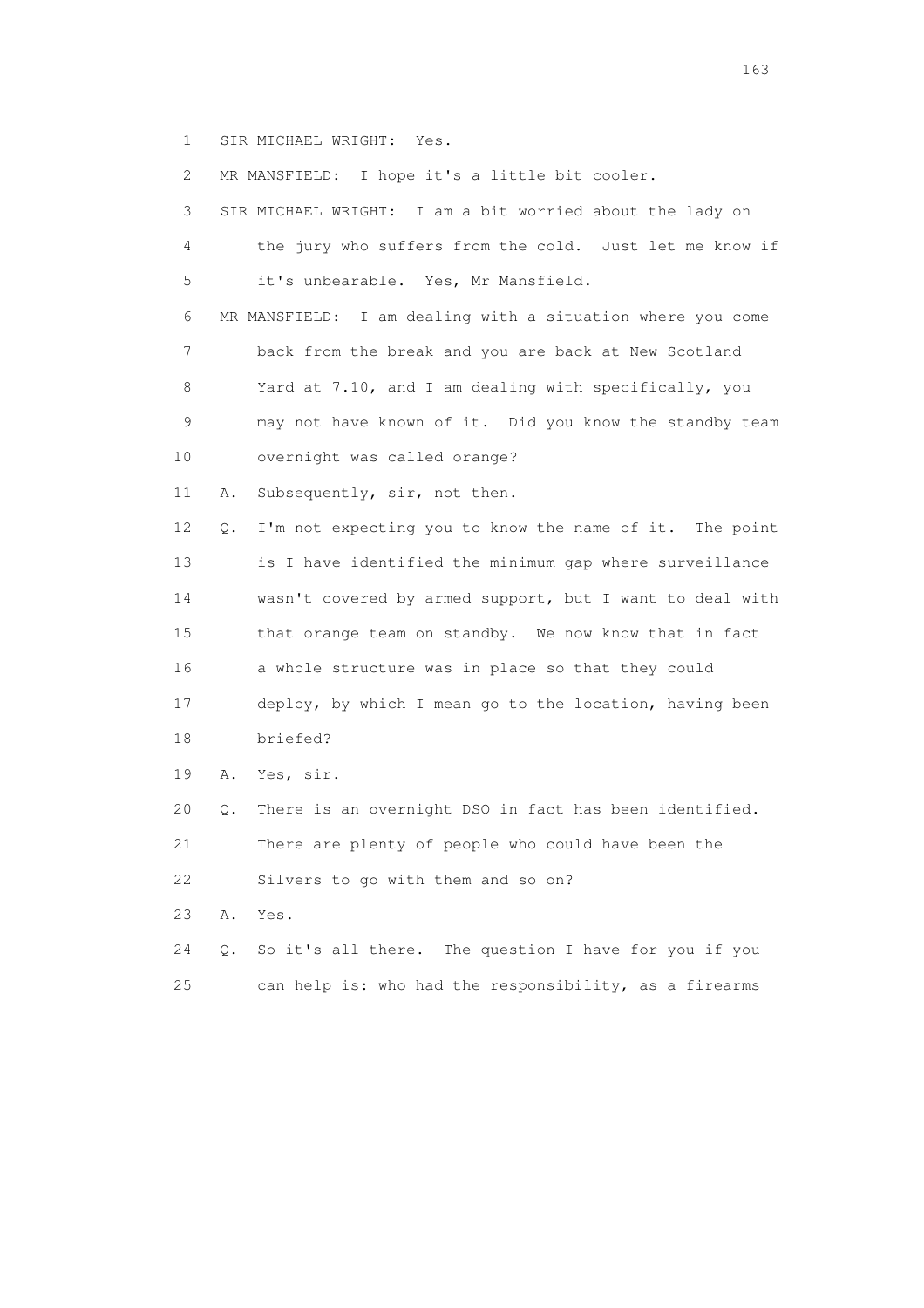1 SIR MICHAEL WRIGHT: Yes.

2 MR MANSFIELD: I hope it's a little bit cooler.

3 SIR MICHAEL WRIGHT: I am a bit worried about the lady on

4 the jury who suffers from the cold. Just let me know if

5 it's unbearable. Yes, Mr Mansfield.

6 MR MANSFIELD: I am dealing with a situation where you come

7 back from the break and you are back at New Scotland

8 Yard at 7.10, and I am dealing with specifically, you

9 may not have known of it. Did you know the standby team

10 overnight was called orange?

11 A. Subsequently, sir, not then.

12 Q. I'm not expecting you to know the name of it. The point

13 is I have identified the minimum gap where surveillance

14 wasn't covered by armed support, but I want to deal with

15 that orange team on standby. We now know that in fact

16 a whole structure was in place so that they could

17 deploy, by which I mean go to the location, having been

18 briefed?

19 A. Yes, sir.

20 Q. There is an overnight DSO in fact has been identified.

21 There are plenty of people who could have been the

22 Silvers to go with them and so on?

23 A. Yes.

24 Q. So it's all there. The question I have for you if you

25 can help is: who had the responsibility, as a firearms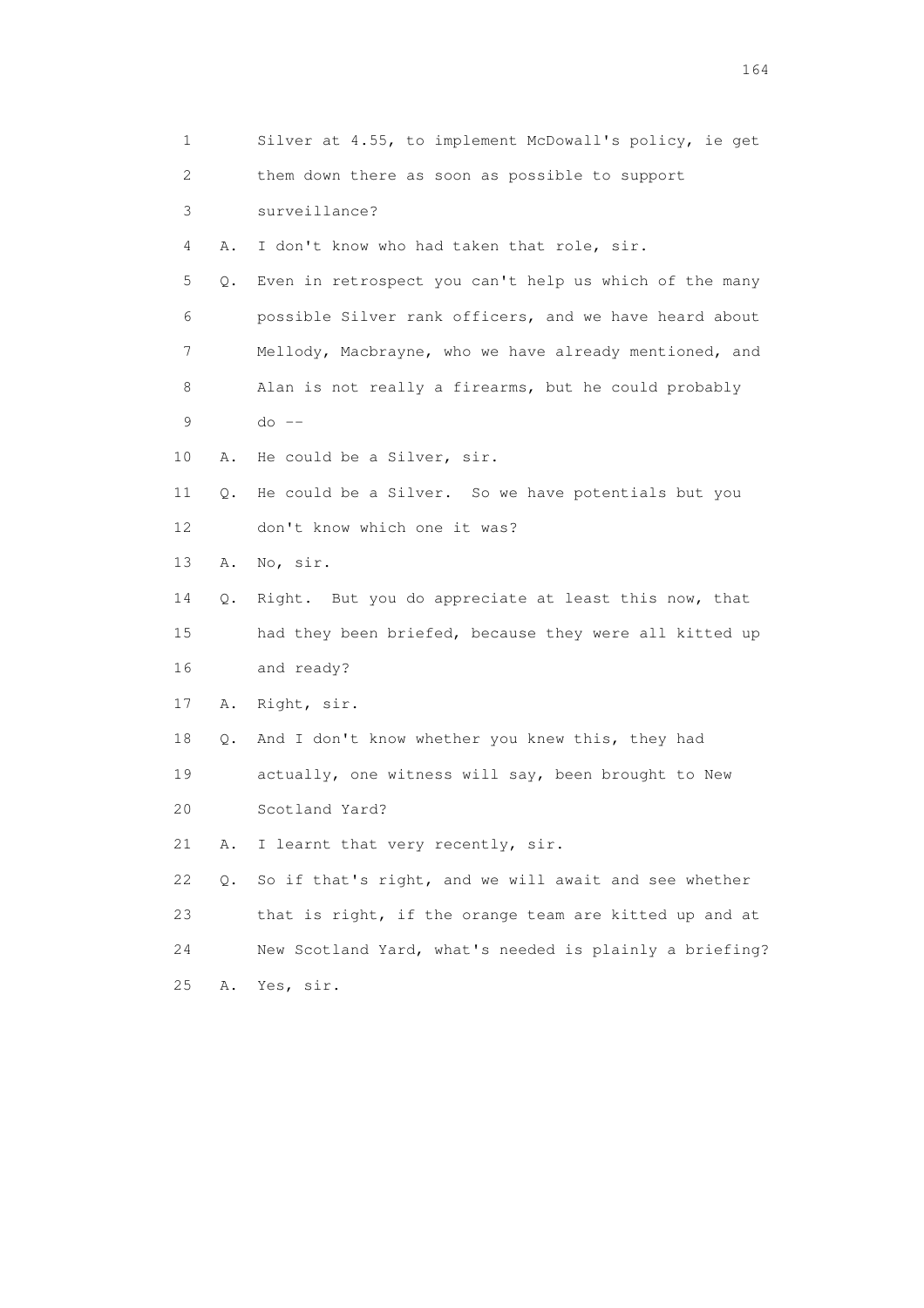1 Silver at 4.55, to implement McDowall's policy, ie get
2 them down there as soon as possible to support
3 surveillance?
4 A. I don't know who had taken that role, sir.
5 Q. Even in retrospect you can't help us which of the many
6 possible Silver rank officers, and we have heard about
7 Mellody, Macbrayne, who we have already mentioned, and
8 Alan is not really a firearms, but he could probably
9 do --
10 A. He could be a Silver, sir.
11 Q. He could be a Silver. So we have potentials but you
12 don't know which one it was?
13 A. No, sir.
14 Q. Right. But you do appreciate at least this now, that
15 had they been briefed, because they were all kitted up
16 and ready?
17 A. Right, sir.
18 Q. And I don't know whether you knew this, they had
19 actually, one witness will say, been brought to New
20 Scotland Yard?
21 A. I learnt that very recently, sir.
22 Q. So if that's right, and we will await and see whether
23 that is right, if the orange team are kitted up and at
24 New Scotland Yard, what's needed is plainly a briefing?
25 A. Yes, sir.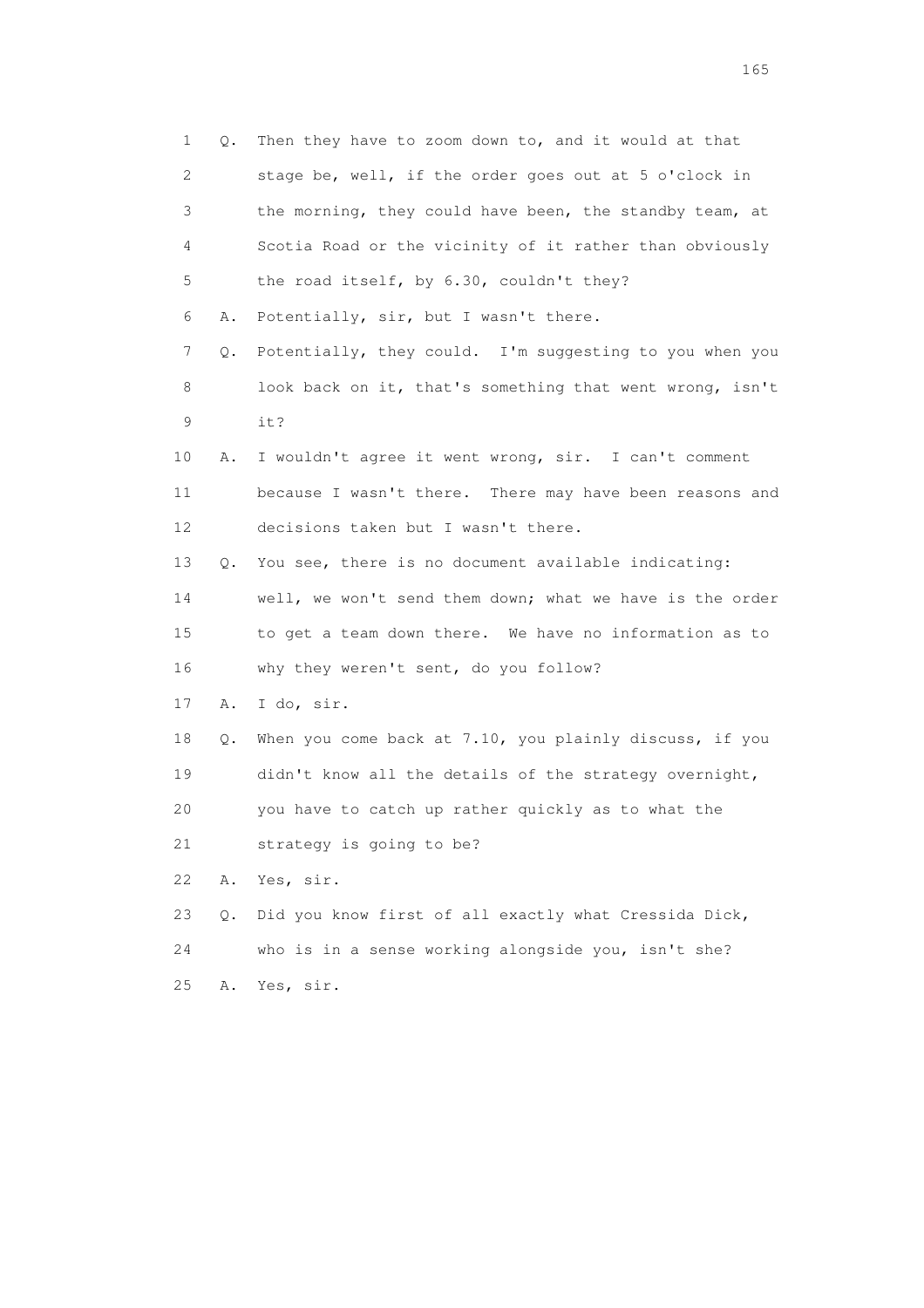1 Q. Then they have to zoom down to, and it would at that
2 stage be, well, if the order goes out at 5 o'clock in
3 the morning, they could have been, the standby team, at
4 Scotia Road or the vicinity of it rather than obviously
5 the road itself, by 6.30, couldn't they?
6 A. Potentially, sir, but I wasn't there.
7 Q. Potentially, they could. I'm suggesting to you when you
8 look back on it, that's something that went wrong, isn't
9 it?
10 A. I wouldn't agree it went wrong, sir. I can't comment
11 because I wasn't there. There may have been reasons and
12 decisions taken but I wasn't there.
13 Q. You see, there is no document available indicating:
14 well, we won't send them down; what we have is the order
15 to get a team down there. We have no information as to
16 why they weren't sent, do you follow?
17 A. I do, sir.
18 Q. When you come back at 7.10, you plainly discuss, if you
19 didn't know all the details of the strategy overnight,
20 you have to catch up rather quickly as to what the
21 strategy is going to be?
22 A. Yes, sir.
23 Q. Did you know first of all exactly what Cressida Dick,
24 who is in a sense working alongside you, isn't she?
25 A. Yes, sir.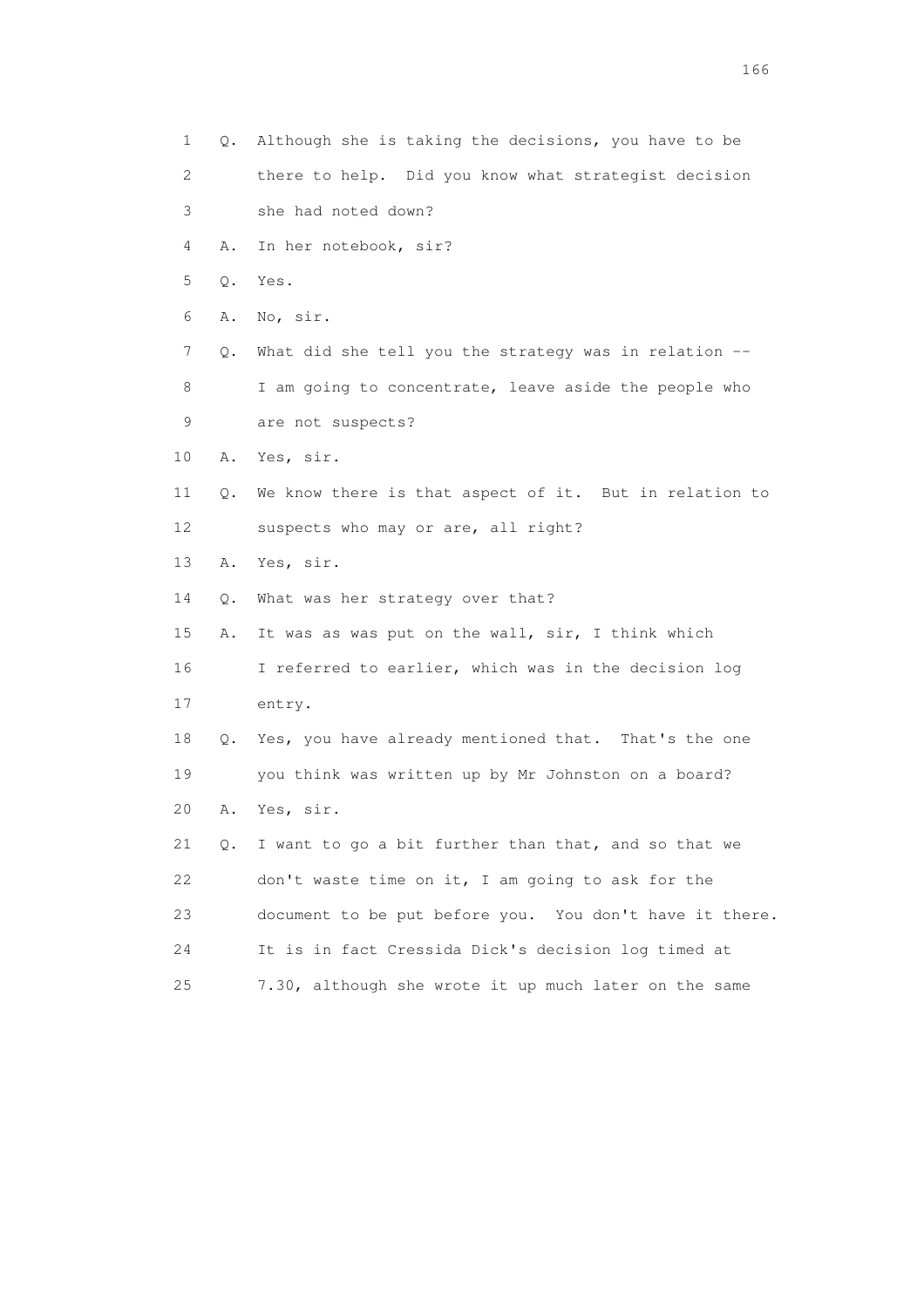1 Q. Although she is taking the decisions, you have to be
2 there to help. Did you know what strategist decision
3 she had noted down?
4 A. In her notebook, sir?
5 Q. Yes.
6 A. No, sir.
7 Q. What did she tell you the strategy was in relation --
8 I am going to concentrate, leave aside the people who
9 are not suspects?
10 A. Yes, sir.
11 Q. We know there is that aspect of it. But in relation to
12 suspects who may or are, all right?
13 A. Yes, sir.
14 Q. What was her strategy over that?
15 A. It was as was put on the wall, sir, I think which
16 I referred to earlier, which was in the decision log
17 entry.
18 Q. Yes, you have already mentioned that. That's the one
19 you think was written up by Mr Johnston on a board?
20 A. Yes, sir.
21 Q. I want to go a bit further than that, and so that we
22 don't waste time on it, I am going to ask for the
23 document to be put before you. You don't have it there.
24 It is in fact Cressida Dick's decision log timed at
25 7.30, although she wrote it up much later on the same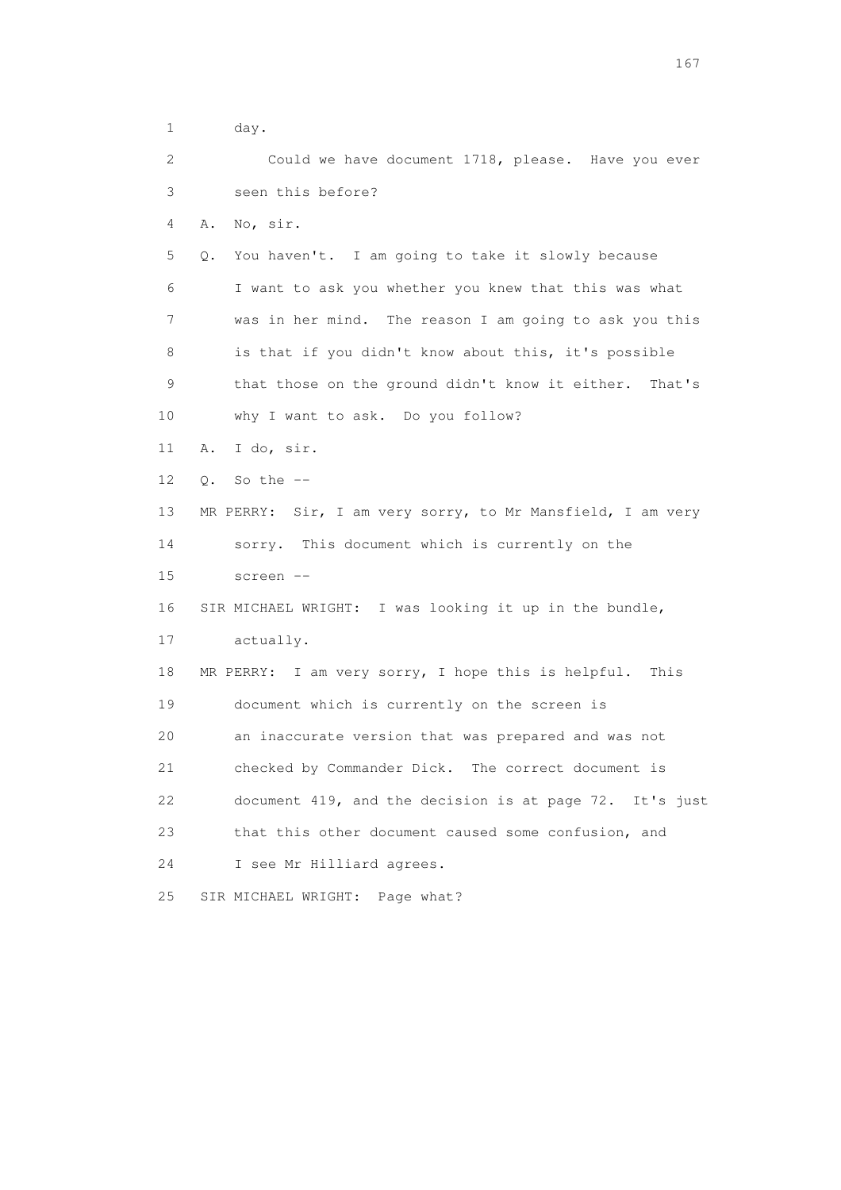1 day.

2 Could we have document 1718, please. Have you ever

3 seen this before?

4 A. No, sir.

5 Q. You haven't. I am going to take it slowly because

6 I want to ask you whether you knew that this was what

7 was in her mind. The reason I am going to ask you this

8 is that if you didn't know about this, it's possible

9 that those on the ground didn't know it either. That's

10 why I want to ask. Do you follow?

11 A. I do, sir.

12 Q. So the --

13 MR PERRY: Sir, I am very sorry, to Mr Mansfield, I am very

14 sorry. This document which is currently on the

15 screen --

16 SIR MICHAEL WRIGHT: I was looking it up in the bundle,

17 actually.

18 MR PERRY: I am very sorry, I hope this is helpful. This

19 document which is currently on the screen is

20 an inaccurate version that was prepared and was not

21 checked by Commander Dick. The correct document is

22 document 419, and the decision is at page 72. It's just

23 that this other document caused some confusion, and

24 I see Mr Hilliard agrees.

25 SIR MICHAEL WRIGHT: Page what?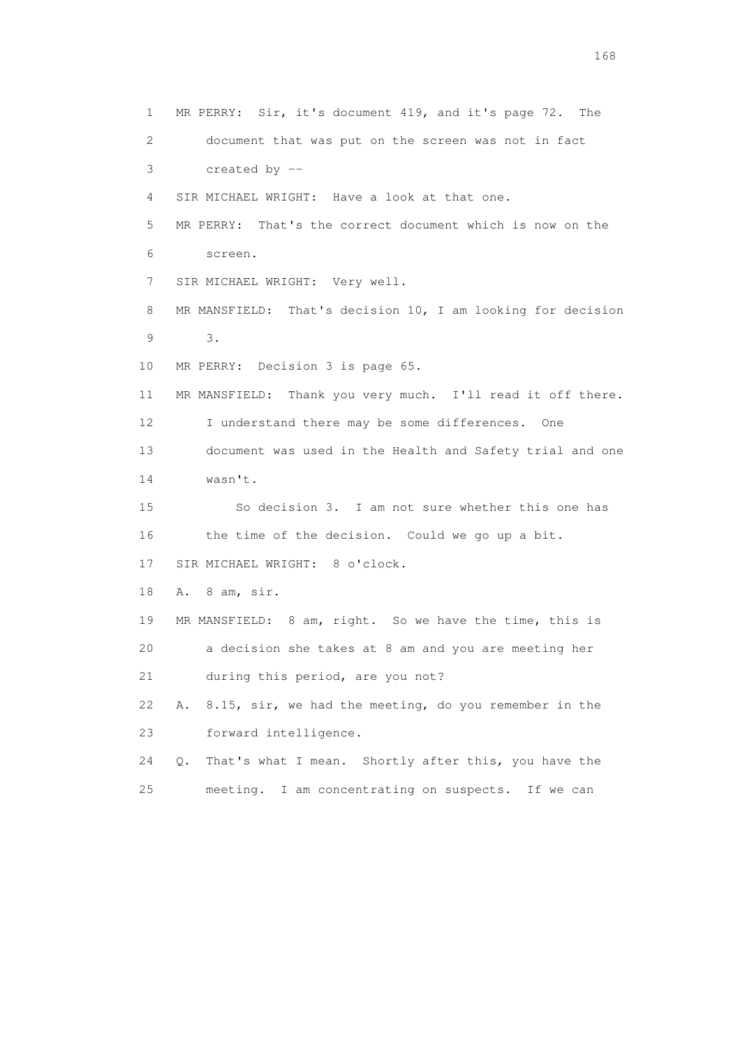1 MR PERRY: Sir, it's document 419, and it's page 72. The
2 document that was put on the screen was not in fact
3 created by --
4 SIR MICHAEL WRIGHT: Have a look at that one.
5 MR PERRY: That's the correct document which is now on the
6 screen.
7 SIR MICHAEL WRIGHT: Very well.
8 MR MANSFIELD: That's decision 10, I am looking for decision
9 3.
10 MR PERRY: Decision 3 is page 65.
11 MR MANSFIELD: Thank you very much. I'll read it off there.
12 I understand there may be some differences. One
13 document was used in the Health and Safety trial and one
14 wasn't.
15 So decision 3. I am not sure whether this one has
16 the time of the decision. Could we go up a bit.
17 SIR MICHAEL WRIGHT: 8 o'clock.
18 A. 8 am, sir.
19 MR MANSFIELD: 8 am, right. So we have the time, this is
20 a decision she takes at 8 am and you are meeting her
21 during this period, are you not?
22 A. 8.15, sir, we had the meeting, do you remember in the
23 forward intelligence.
24 Q. That's what I mean. Shortly after this, you have the
25 meeting. I am concentrating on suspects. If we can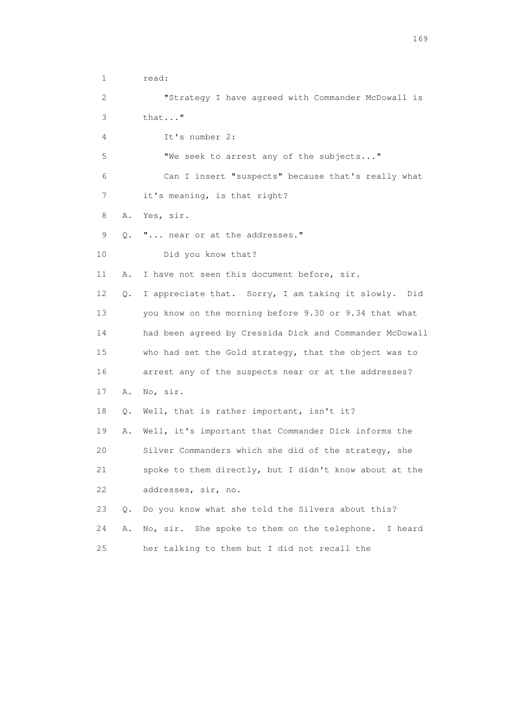1 read:

2 "Strategy I have agreed with Commander McDowall is

3 that..."

4 It's number 2:

5 "We seek to arrest any of the subjects..."

6 Can I insert "suspects" because that's really what

7 it's meaning, is that right?

8 A. Yes, sir.

9 Q. "... near or at the addresses."

10 Did you know that?

11 A. I have not seen this document before, sir.

12 Q. I appreciate that. Sorry, I am taking it slowly. Did

13 you know on the morning before 9.30 or 9.34 that what

14 had been agreed by Cressida Dick and Commander McDowall

15 who had set the Gold strategy, that the object was to

16 arrest any of the suspects near or at the addresses?

17 A. No, sir.

18 Q. Well, that is rather important, isn't it?

19 A. Well, it's important that Commander Dick informs the

20 Silver Commanders which she did of the strategy, she

21 spoke to them directly, but I didn't know about at the

22 addresses, sir, no.

23 Q. Do you know what she told the Silvers about this?

24 A. No, sir. She spoke to them on the telephone. I heard

25 her talking to them but I did not recall the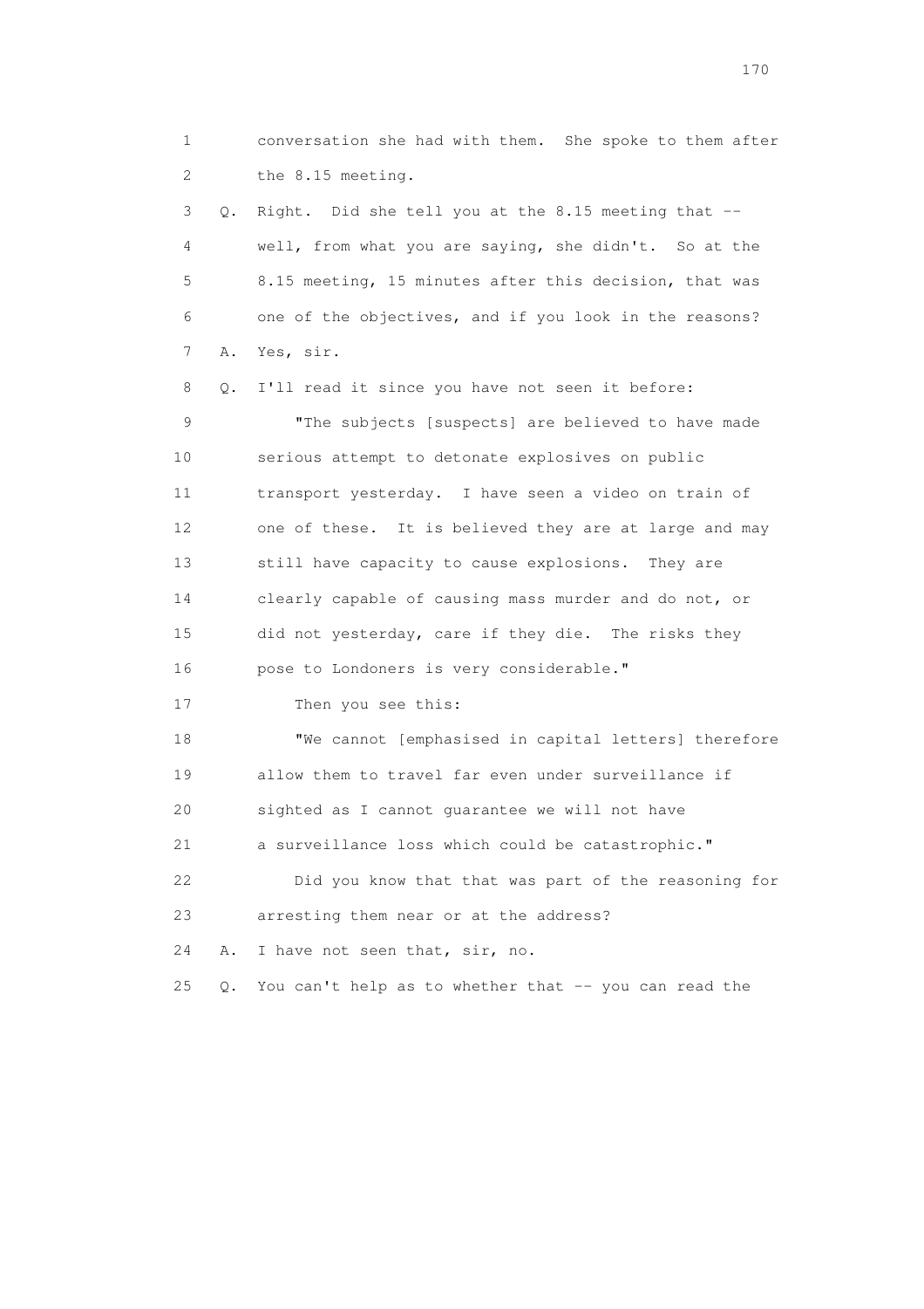1 conversation she had with them. She spoke to them after
2 the 8.15 meeting.
3 Q. Right. Did she tell you at the 8.15 meeting that --
4 well, from what you are saying, she didn't. So at the
5 8.15 meeting, 15 minutes after this decision, that was
6 one of the objectives, and if you look in the reasons?
7 A. Yes, sir.
8 Q. I'll read it since you have not seen it before:
9 "The subjects [suspects] are believed to have made
10 serious attempt to detonate explosives on public
11 transport yesterday. I have seen a video on train of
12 one of these. It is believed they are at large and may
13 still have capacity to cause explosions. They are
14 clearly capable of causing mass murder and do not, or
15 did not yesterday, care if they die. The risks they
16 pose to Londoners is very considerable."
17 Then you see this:
18 "We cannot [emphasised in capital letters] therefore
19 allow them to travel far even under surveillance if
20 sighted as I cannot guarantee we will not have
21 a surveillance loss which could be catastrophic."
22 Did you know that that was part of the reasoning for
23 arresting them near or at the address?
24 A. I have not seen that, sir, no.
25 Q. You can't help as to whether that -- you can read the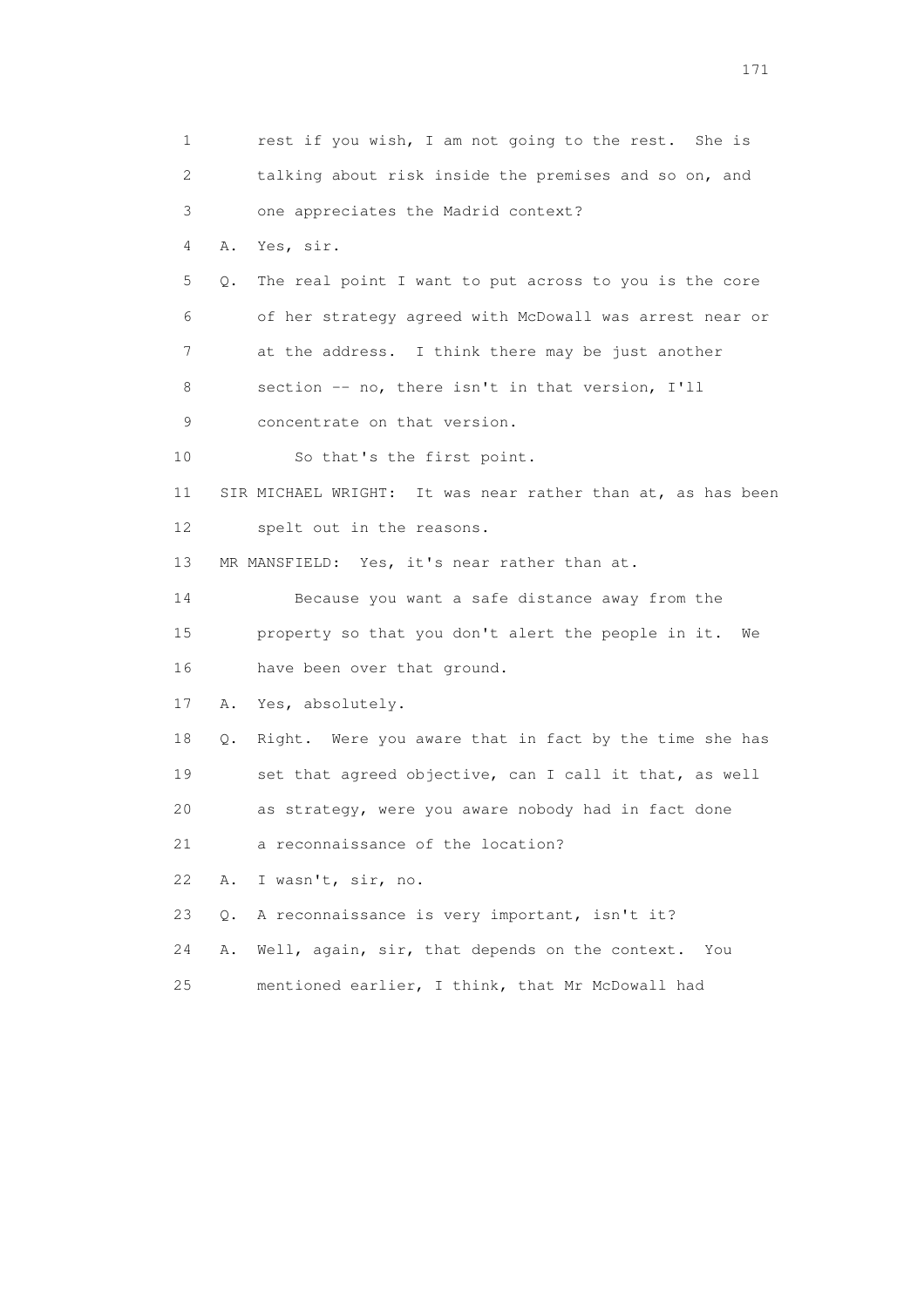1 rest if you wish, I am not going to the rest. She is
2 talking about risk inside the premises and so on, and
3 one appreciates the Madrid context?
4 A. Yes, sir.
5 Q. The real point I want to put across to you is the core
6 of her strategy agreed with McDowall was arrest near or
7 at the address. I think there may be just another
8 section -- no, there isn't in that version, I'll
9 concentrate on that version.
10 So that's the first point.
11 SIR MICHAEL WRIGHT: It was near rather than at, as has been
12 spelt out in the reasons.
13 MR MANSFIELD: Yes, it's near rather than at.
14 Because you want a safe distance away from the
15 property so that you don't alert the people in it. We
16 have been over that ground.
17 A. Yes, absolutely.
18 Q. Right. Were you aware that in fact by the time she has
19 set that agreed objective, can I call it that, as well
20 as strategy, were you aware nobody had in fact done
21 a reconnaissance of the location?
22 A. I wasn't, sir, no.
23 Q. A reconnaissance is very important, isn't it?
24 A. Well, again, sir, that depends on the context. You
25 mentioned earlier, I think, that Mr McDowall had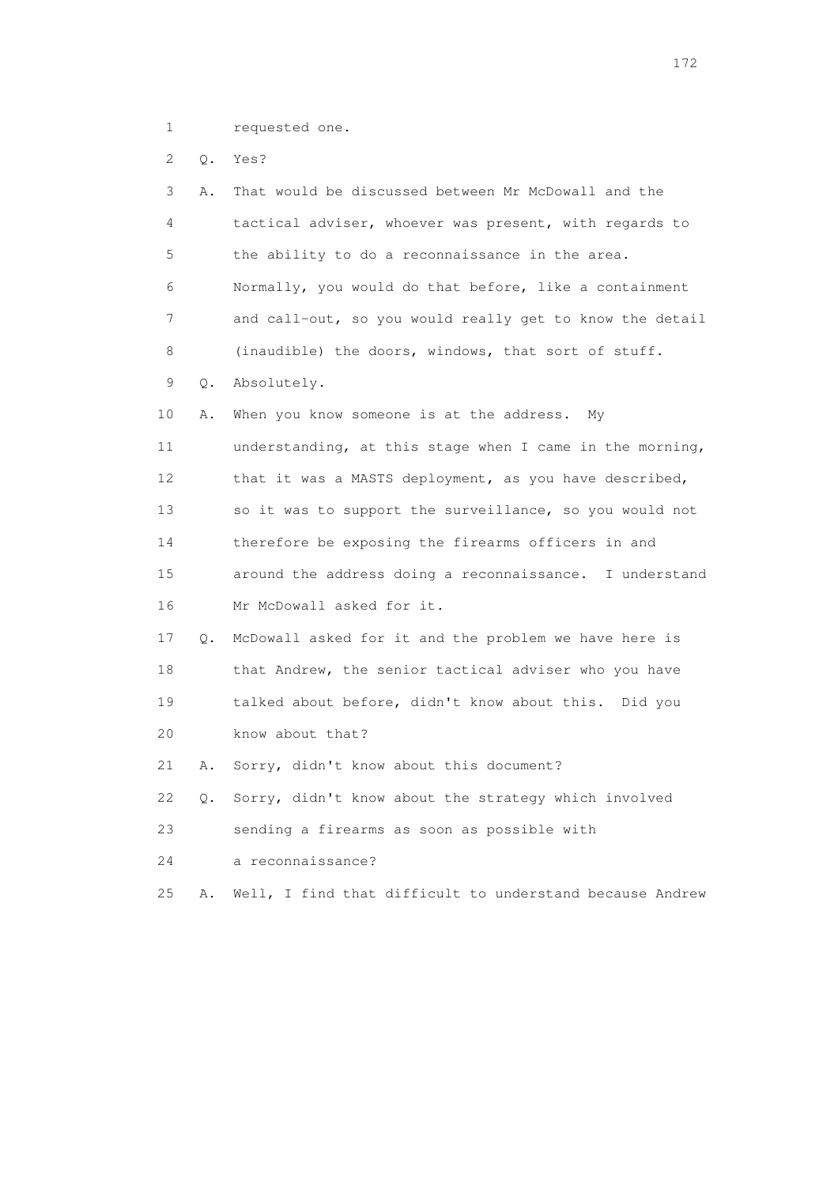1 requested one.

2 Q. Yes?

3 A. That would be discussed between Mr McDowall and the

4 tactical adviser, whoever was present, with regards to

5 the ability to do a reconnaissance in the area.

6 Normally, you would do that before, like a containment

7 and call-out, so you would really get to know the detail

8 (inaudible) the doors, windows, that sort of stuff.

9 Q. Absolutely.

10 A. When you know someone is at the address. My

11 understanding, at this stage when I came in the morning,

12 that it was a MASTS deployment, as you have described,

13 so it was to support the surveillance, so you would not

14 therefore be exposing the firearms officers in and

15 around the address doing a reconnaissance. I understand

16 Mr McDowall asked for it.

17 Q. McDowall asked for it and the problem we have here is

18 that Andrew, the senior tactical adviser who you have

19 talked about before, didn't know about this. Did you

20 know about that?

21 A. Sorry, didn't know about this document?

22 Q. Sorry, didn't know about the strategy which involved

23 sending a firearms as soon as possible with

24 a reconnaissance?

25 A. Well, I find that difficult to understand because Andrew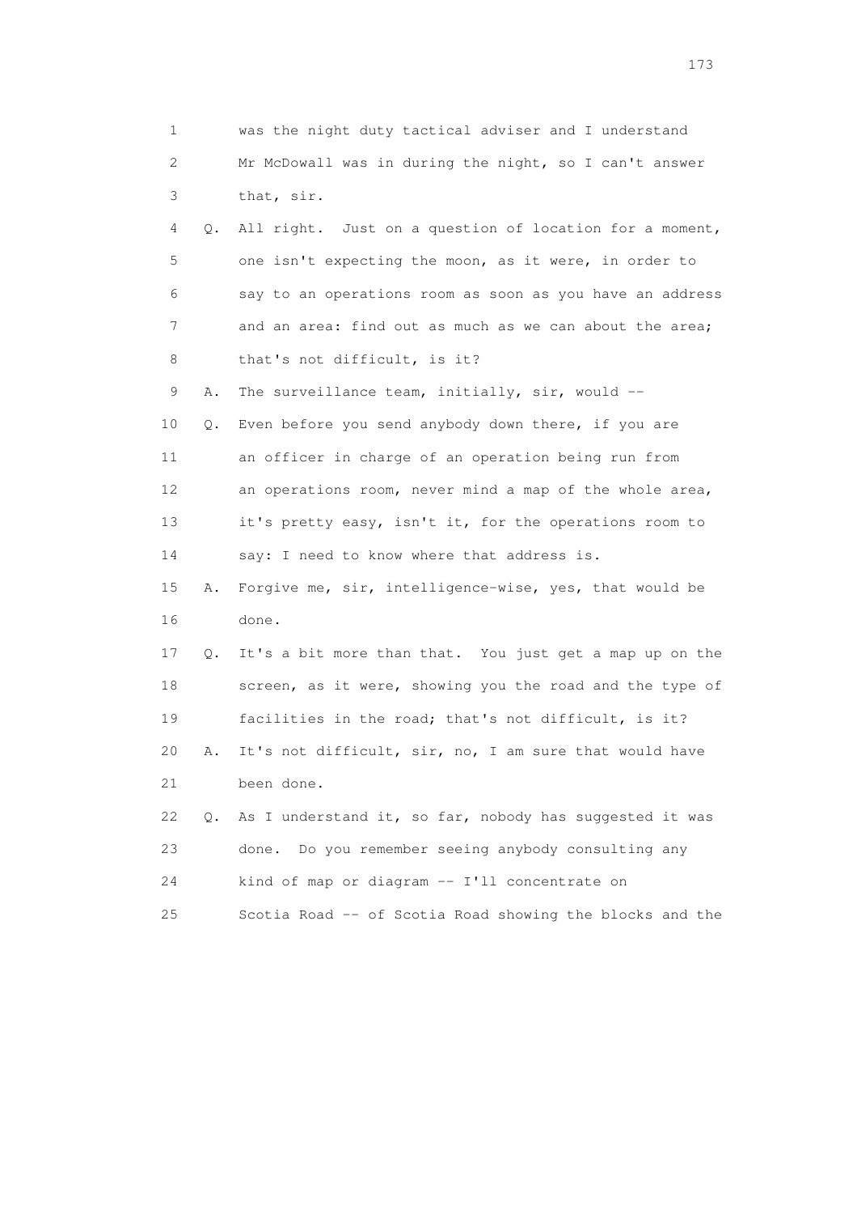1 was the night duty tactical adviser and I understand
2 Mr McDowall was in during the night, so I can't answer
3 that, sir.

4 Q. All right. Just on a question of location for a moment,
5 one isn't expecting the moon, as it were, in order to
6 say to an operations room as soon as you have an address
7 and an area: find out as much as we can about the area;
8 that's not difficult, is it?

9 A. The surveillance team, initially, sir, would --

10 Q. Even before you send anybody down there, if you are
11 an officer in charge of an operation being run from
12 an operations room, never mind a map of the whole area,
13 it's pretty easy, isn't it, for the operations room to
14 say: I need to know where that address is.

15 A. Forgive me, sir, intelligence-wise, yes, that would be
16 done.

17 Q. It's a bit more than that. You just get a map up on the
18 screen, as it were, showing you the road and the type of
19 facilities in the road; that's not difficult, is it?

20 A. It's not difficult, sir, no, I am sure that would have
21 been done.

22 Q. As I understand it, so far, nobody has suggested it was
23 done. Do you remember seeing anybody consulting any
24 kind of map or diagram -- I'll concentrate on
25 Scotia Road -- of Scotia Road showing the blocks and the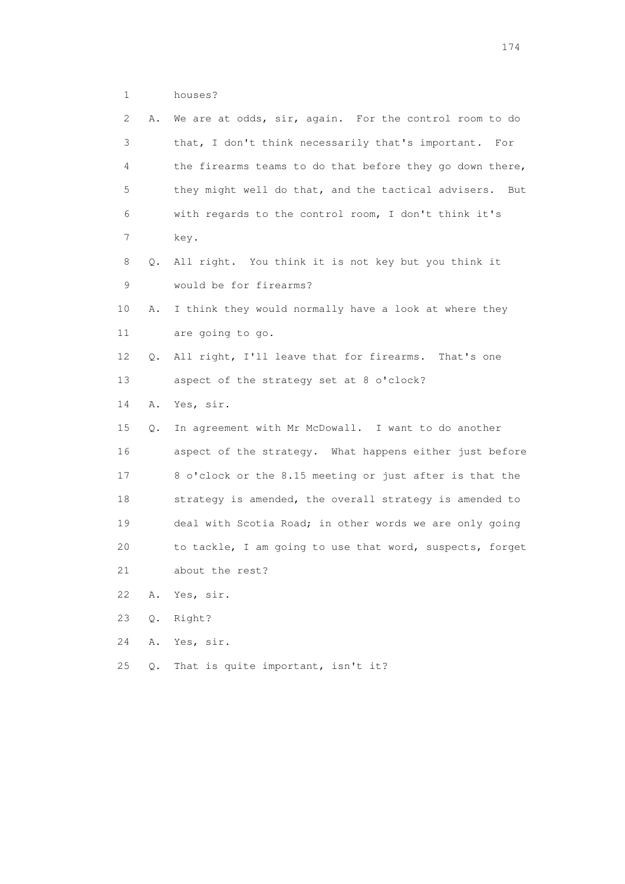1 houses?

2 A. We are at odds, sir, again. For the control room to do

3 that, I don't think necessarily that's important. For

4 the firearms teams to do that before they go down there,

5 they might well do that, and the tactical advisers. But

6 with regards to the control room, I don't think it's

7 key.

8 Q. All right. You think it is not key but you think it

9 would be for firearms?

10 A. I think they would normally have a look at where they

11 are going to go.

12 Q. All right, I'll leave that for firearms. That's one

13 aspect of the strategy set at 8 o'clock?

14 A. Yes, sir.

15 Q. In agreement with Mr McDowall. I want to do another

16 aspect of the strategy. What happens either just before

17 8 o'clock or the 8.15 meeting or just after is that the

18 strategy is amended, the overall strategy is amended to

19 deal with Scotia Road; in other words we are only going

20 to tackle, I am going to use that word, suspects, forget

21 about the rest?

22 A. Yes, sir.

23 Q. Right?

24 A. Yes, sir.

25 Q. That is quite important, isn't it?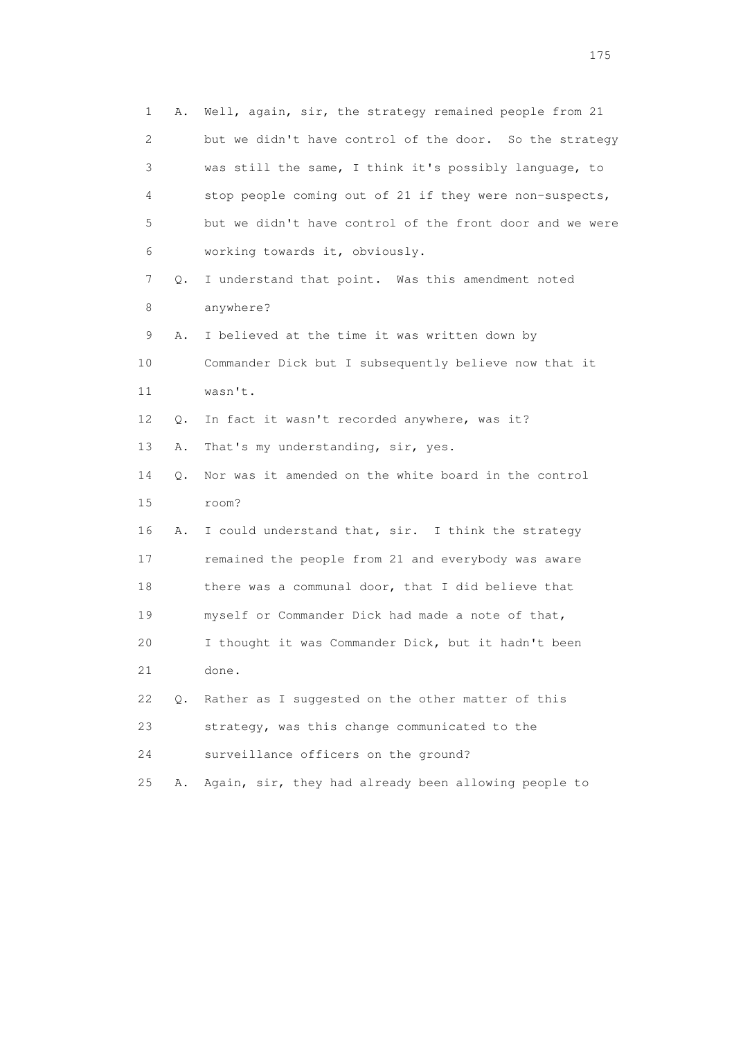1 A. Well, again, sir, the strategy remained people from 21
2 but we didn't have control of the door. So the strategy
3 was still the same, I think it's possibly language, to
4 stop people coming out of 21 if they were non-suspects,
5 but we didn't have control of the front door and we were
6 working towards it, obviously.
7 Q. I understand that point. Was this amendment noted
8 anywhere?
9 A. I believed at the time it was written down by
10 Commander Dick but I subsequently believe now that it
11 wasn't.
12 Q. In fact it wasn't recorded anywhere, was it?
13 A. That's my understanding, sir, yes.
14 Q. Nor was it amended on the white board in the control
15 room?
16 A. I could understand that, sir. I think the strategy
17 remained the people from 21 and everybody was aware
18 there was a communal door, that I did believe that
19 myself or Commander Dick had made a note of that,
20 I thought it was Commander Dick, but it hadn't been
21 done.
22 Q. Rather as I suggested on the other matter of this
23 strategy, was this change communicated to the
24 surveillance officers on the ground?
25 A. Again, sir, they had already been allowing people to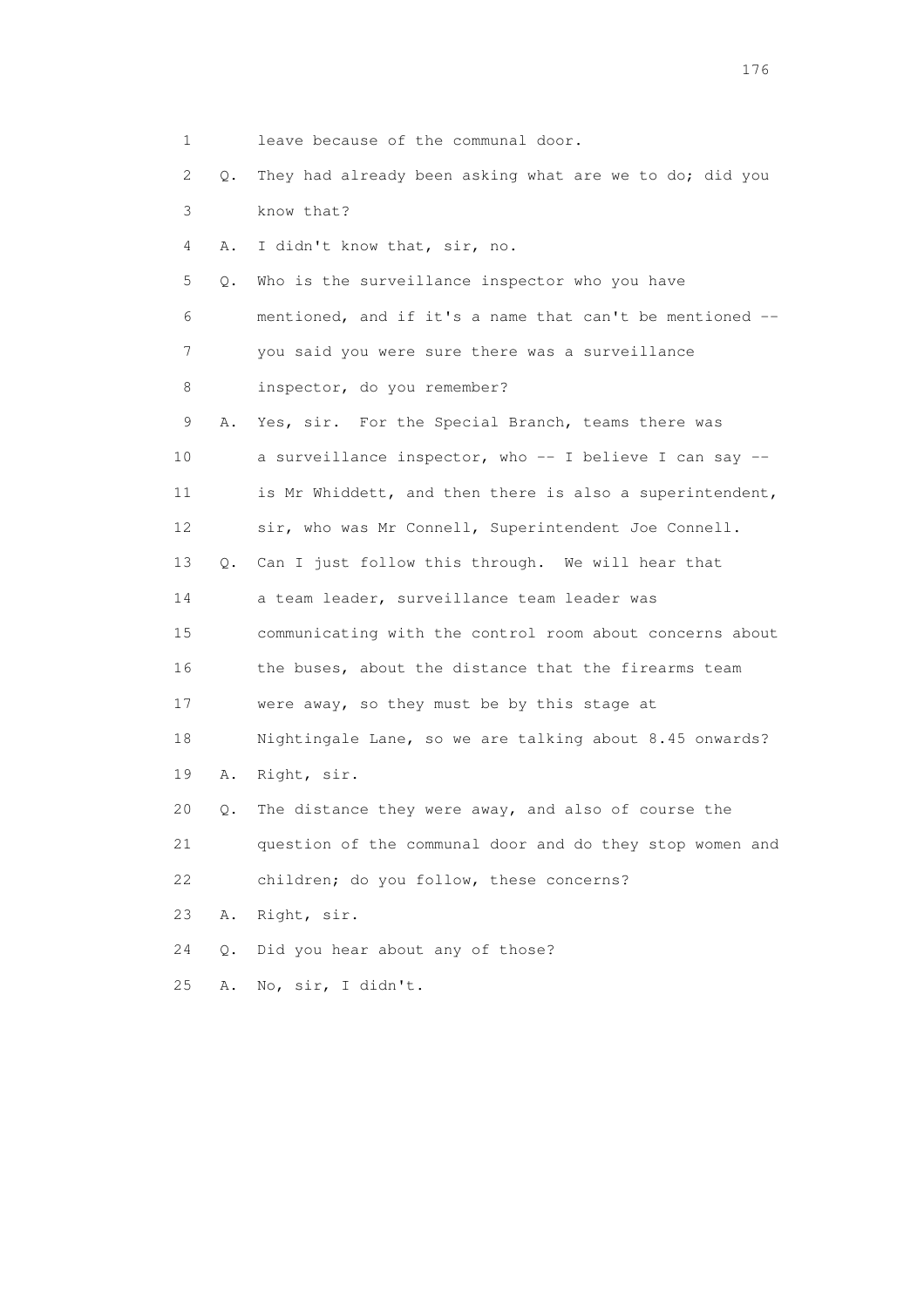1 leave because of the communal door.

2 Q. They had already been asking what are we to do; did you

3 know that?

4 A. I didn't know that, sir, no.

5 Q. Who is the surveillance inspector who you have

6 mentioned, and if it's a name that can't be mentioned --

7 you said you were sure there was a surveillance

8 inspector, do you remember?

9 A. Yes, sir. For the Special Branch, teams there was

10 a surveillance inspector, who -- I believe I can say --

11 is Mr Whiddett, and then there is also a superintendent,

12 sir, who was Mr Connell, Superintendent Joe Connell.

13 Q. Can I just follow this through. We will hear that

14 a team leader, surveillance team leader was

15 communicating with the control room about concerns about

16 the buses, about the distance that the firearms team

17 were away, so they must be by this stage at

18 Nightingale Lane, so we are talking about 8.45 onwards?

19 A. Right, sir.

20 Q. The distance they were away, and also of course the

21 question of the communal door and do they stop women and

22 children; do you follow, these concerns?

23 A. Right, sir.

24 Q. Did you hear about any of those?

25 A. No, sir, I didn't.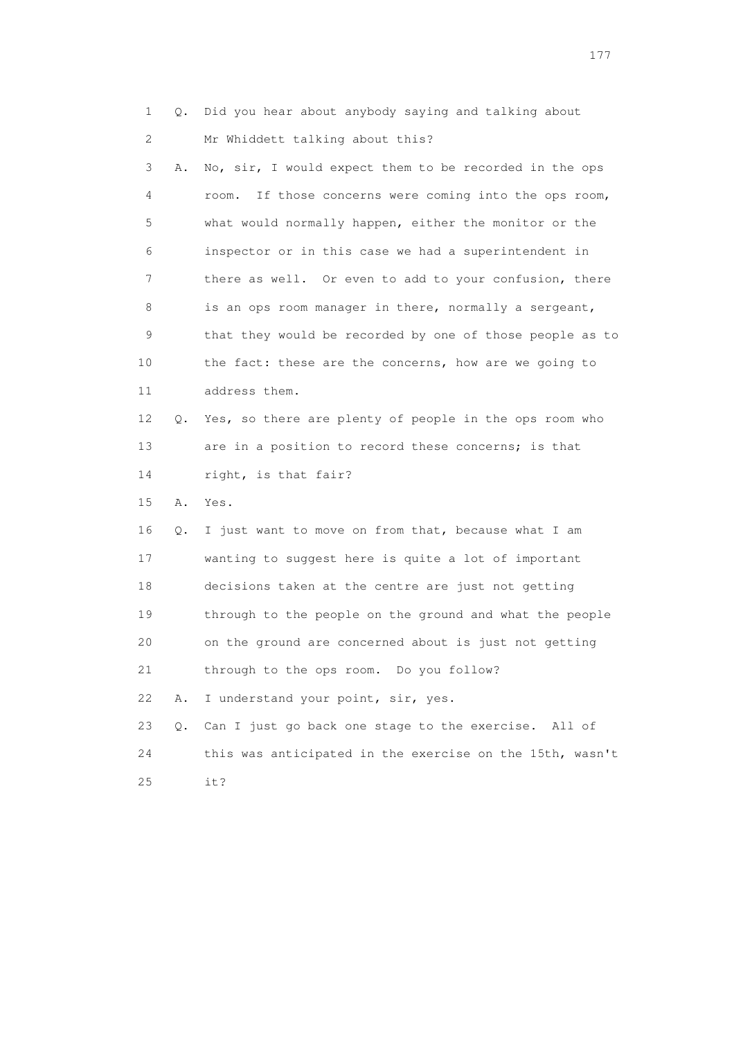1 Q. Did you hear about anybody saying and talking about
2 Mr Whiddett talking about this?
3 A. No, sir, I would expect them to be recorded in the ops
4 room. If those concerns were coming into the ops room,
5 what would normally happen, either the monitor or the
6 inspector or in this case we had a superintendent in
7 there as well. Or even to add to your confusion, there
8 is an ops room manager in there, normally a sergeant,
9 that they would be recorded by one of those people as to
10 the fact: these are the concerns, how are we going to
11 address them.
12 Q. Yes, so there are plenty of people in the ops room who
13 are in a position to record these concerns; is that
14 right, is that fair?
15 A. Yes.
16 Q. I just want to move on from that, because what I am
17 wanting to suggest here is quite a lot of important
18 decisions taken at the centre are just not getting
19 through to the people on the ground and what the people
20 on the ground are concerned about is just not getting
21 through to the ops room. Do you follow?
22 A. I understand your point, sir, yes.
23 Q. Can I just go back one stage to the exercise. All of
24 this was anticipated in the exercise on the 15th, wasn't
25 it?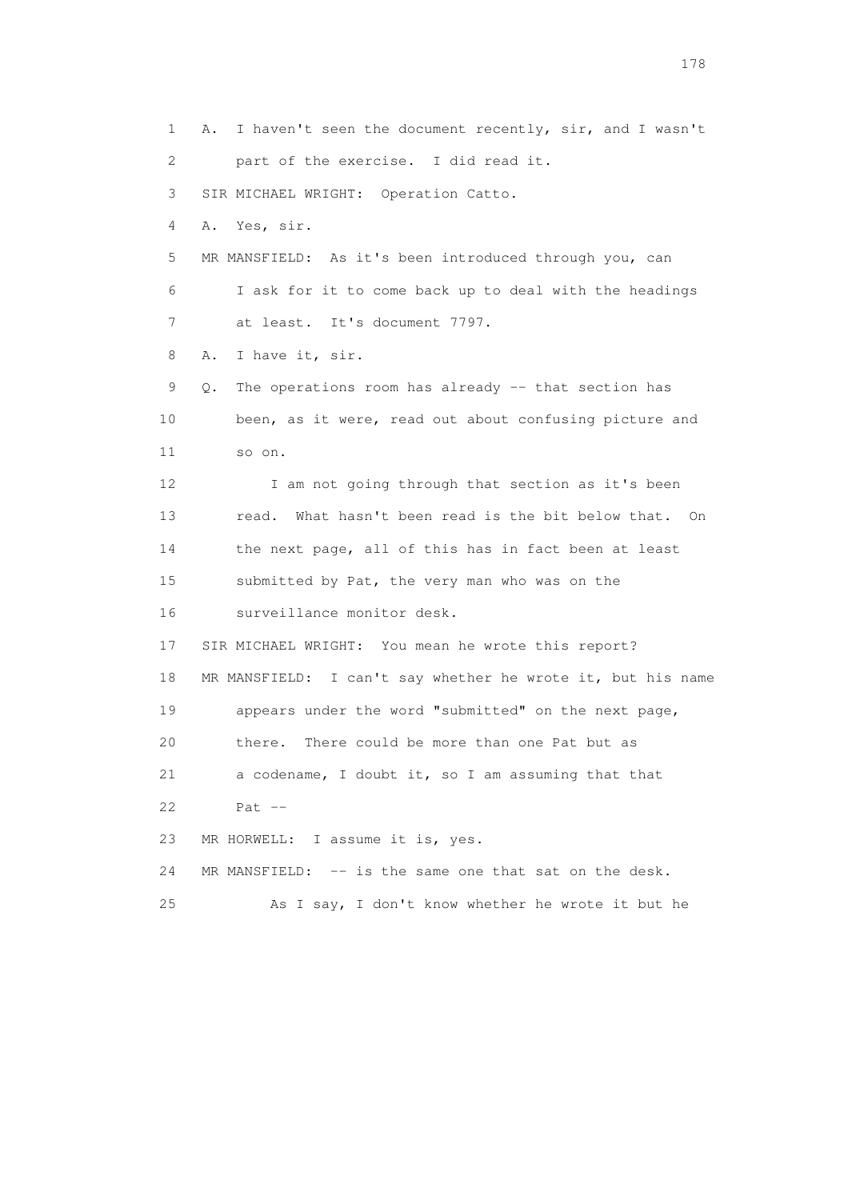1 A. I haven't seen the document recently, sir, and I wasn't
2 part of the exercise. I did read it.
3 SIR MICHAEL WRIGHT: Operation Catto.
4 A. Yes, sir.
5 MR MANSFIELD: As it's been introduced through you, can
6 I ask for it to come back up to deal with the headings
7 at least. It's document 7797.
8 A. I have it, sir.
9 Q. The operations room has already -- that section has
10 been, as it were, read out about confusing picture and
11 so on.
12 I am not going through that section as it's been
13 read. What hasn't been read is the bit below that. On
14 the next page, all of this has in fact been at least
15 submitted by Pat, the very man who was on the
16 surveillance monitor desk.
17 SIR MICHAEL WRIGHT: You mean he wrote this report?
18 MR MANSFIELD: I can't say whether he wrote it, but his name
19 appears under the word "submitted" on the next page,
20 there. There could be more than one Pat but as
21 a codename, I doubt it, so I am assuming that that
22 Pat --
23 MR HORWELL: I assume it is, yes.
24 MR MANSFIELD: -- is the same one that sat on the desk.
25 As I say, I don't know whether he wrote it but he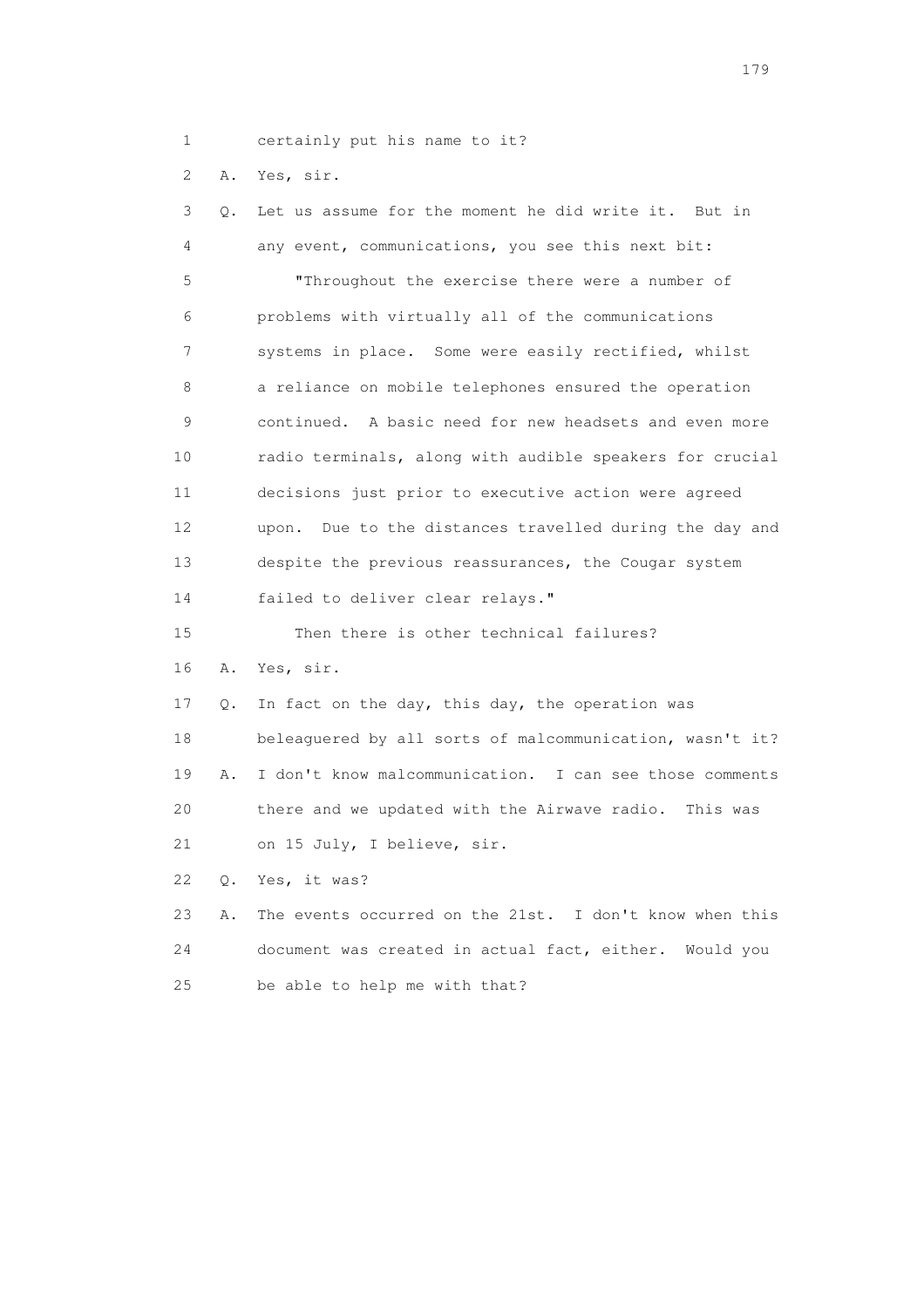1 certainly put his name to it?

2 A. Yes, sir.

3 Q. Let us assume for the moment he did write it. But in

4 any event, communications, you see this next bit:

5 "Throughout the exercise there were a number of

6 problems with virtually all of the communications

7 systems in place. Some were easily rectified, whilst

8 a reliance on mobile telephones ensured the operation

9 continued. A basic need for new headsets and even more

10 radio terminals, along with audible speakers for crucial

11 decisions just prior to executive action were agreed

12 upon. Due to the distances travelled during the day and

13 despite the previous reassurances, the Cougar system

14 failed to deliver clear relays."

15 Then there is other technical failures?

16 A. Yes, sir.

17 Q. In fact on the day, this day, the operation was

18 beleaguered by all sorts of malcommunication, wasn't it?

19 A. I don't know malcommunication. I can see those comments

20 there and we updated with the Airwave radio. This was

21 on 15 July, I believe, sir.

22 Q. Yes, it was?

23 A. The events occurred on the 21st. I don't know when this

24 document was created in actual fact, either. Would you

25 be able to help me with that?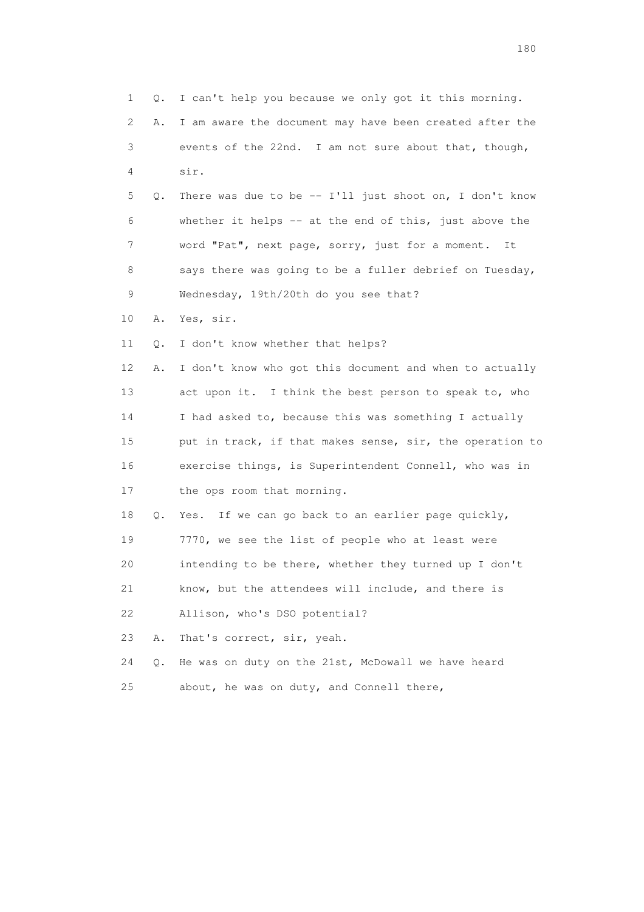1 Q. I can't help you because we only got it this morning.

2 A. I am aware the document may have been created after the

3 events of the 22nd. I am not sure about that, though,

4 sir.

5 Q. There was due to be -- I'll just shoot on, I don't know

6 whether it helps -- at the end of this, just above the

7 word "Pat", next page, sorry, just for a moment. It

8 says there was going to be a fuller debrief on Tuesday,

9 Wednesday, 19th/20th do you see that?

10 A. Yes, sir.

11 Q. I don't know whether that helps?

12 A. I don't know who got this document and when to actually

13 act upon it. I think the best person to speak to, who

14 I had asked to, because this was something I actually

15 put in track, if that makes sense, sir, the operation to

16 exercise things, is Superintendent Connell, who was in

17 the ops room that morning.

18 Q. Yes. If we can go back to an earlier page quickly,

19 7770, we see the list of people who at least were

20 intending to be there, whether they turned up I don't

21 know, but the attendees will include, and there is

22 Allison, who's DSO potential?

23 A. That's correct, sir, yeah.

24 Q. He was on duty on the 21st, McDowall we have heard

25 about, he was on duty, and Connell there,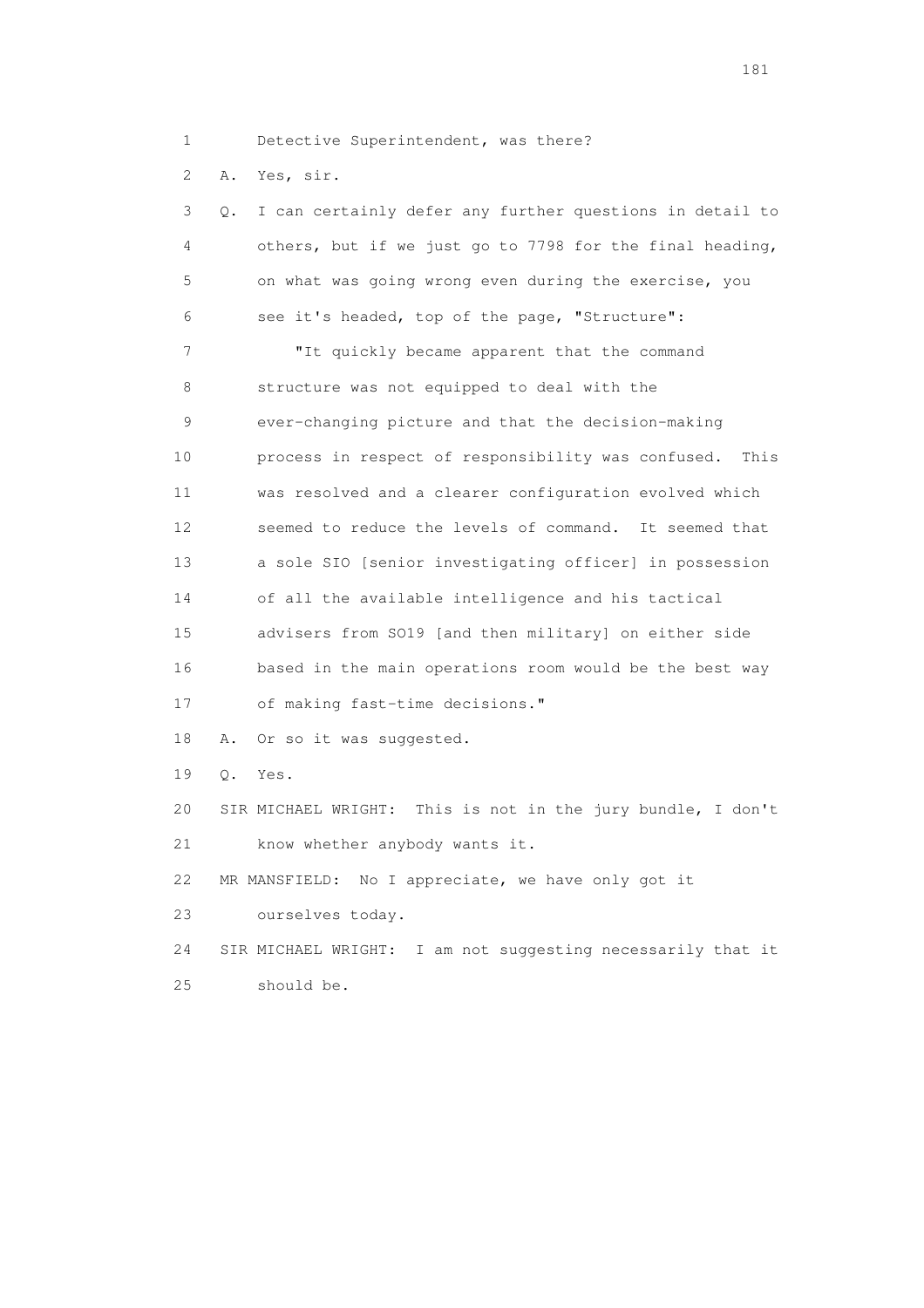1 Detective Superintendent, was there?

2 A. Yes, sir.

3 Q. I can certainly defer any further questions in detail to
4 others, but if we just go to 7798 for the final heading,
5 on what was going wrong even during the exercise, you
6 see it's headed, top of the page, "Structure":

7 "It quickly became apparent that the command
8 structure was not equipped to deal with the
9 ever-changing picture and that the decision-making
10 process in respect of responsibility was confused. This
11 was resolved and a clearer configuration evolved which
12 seemed to reduce the levels of command. It seemed that
13 a sole SIO [senior investigating officer] in possession
14 of all the available intelligence and his tactical
15 advisers from SO19 [and then military] on either side
16 based in the main operations room would be the best way
17 of making fast-time decisions."

18 A. Or so it was suggested.

19 Q. Yes.

20 SIR MICHAEL WRIGHT: This is not in the jury bundle, I don't
21 know whether anybody wants it.

22 MR MANSFIELD: No I appreciate, we have only got it
23 ourselves today.

24 SIR MICHAEL WRIGHT: I am not suggesting necessarily that it
25 should be.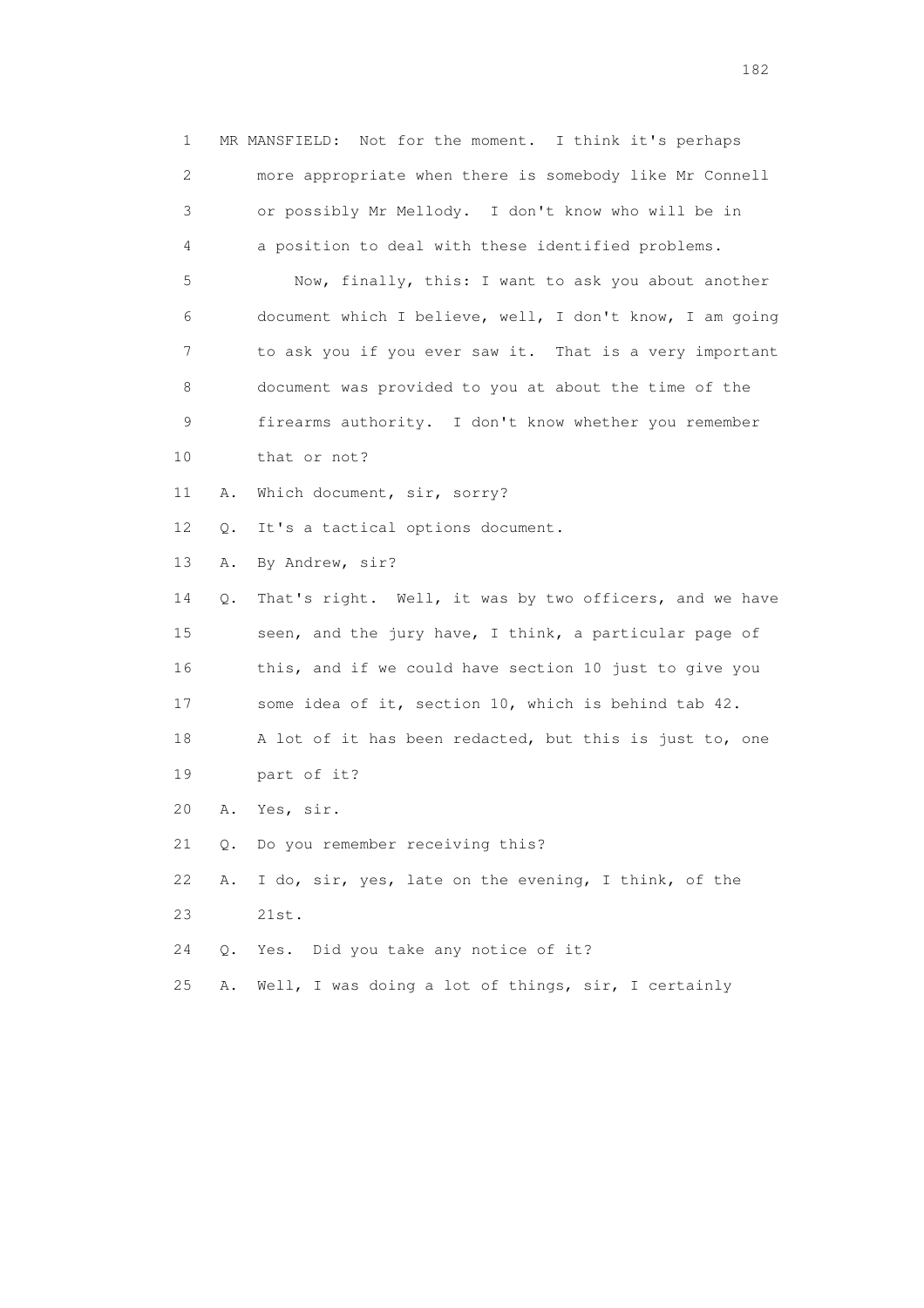1 MR MANSFIELD: Not for the moment. I think it's perhaps
2 more appropriate when there is somebody like Mr Connell
3 or possibly Mr Mellody. I don't know who will be in
4 a position to deal with these identified problems.
5 Now, finally, this: I want to ask you about another
6 document which I believe, well, I don't know, I am going
7 to ask you if you ever saw it. That is a very important
8 document was provided to you at about the time of the
9 firearms authority. I don't know whether you remember
10 that or not?
11 A. Which document, sir, sorry?
12 Q. It's a tactical options document.
13 A. By Andrew, sir?
14 Q. That's right. Well, it was by two officers, and we have
15 seen, and the jury have, I think, a particular page of
16 this, and if we could have section 10 just to give you
17 some idea of it, section 10, which is behind tab 42.
18 A lot of it has been redacted, but this is just to, one
19 part of it?
20 A. Yes, sir.
21 Q. Do you remember receiving this?
22 A. I do, sir, yes, late on the evening, I think, of the
23 21st.
24 Q. Yes. Did you take any notice of it?
25 A. Well, I was doing a lot of things, sir, I certainly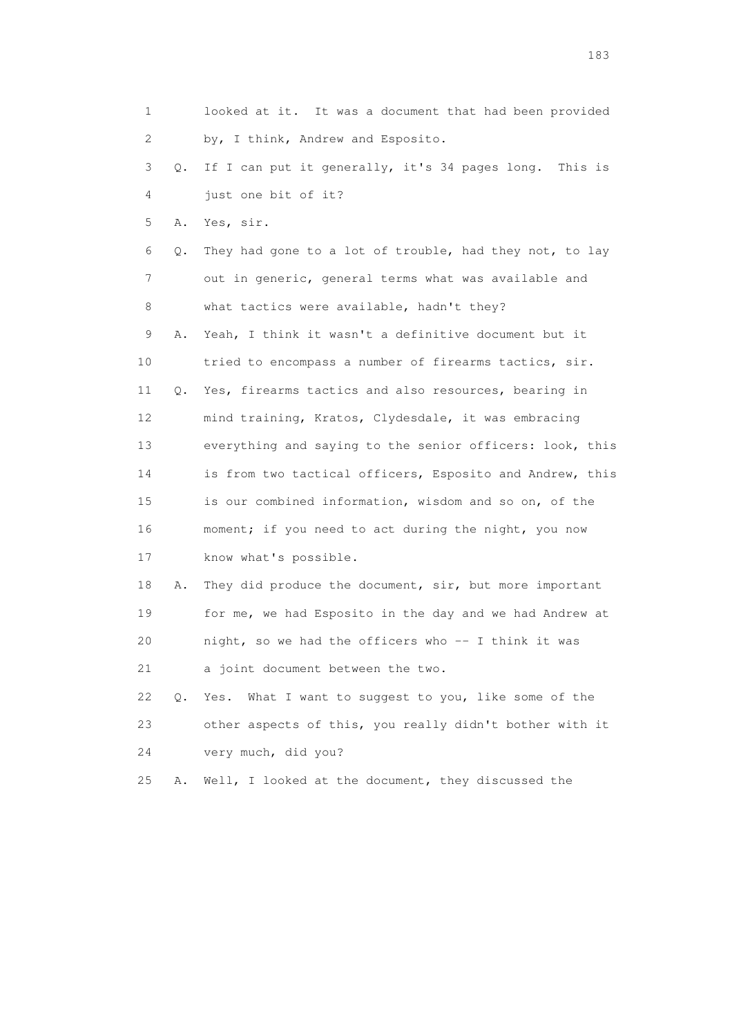1        looked at it.  It was a document that had been provided
2        by, I think, Andrew and Esposito.
3    Q.  If I can put it generally, it's 34 pages long.  This is
4        just one bit of it?
5    A.  Yes, sir.
6    Q.  They had gone to a lot of trouble, had they not, to lay
7        out in generic, general terms what was available and
8        what tactics were available, hadn't they?
9    A.  Yeah, I think it wasn't a definitive document but it
10       tried to encompass a number of firearms tactics, sir.
11   Q.  Yes, firearms tactics and also resources, bearing in
12       mind training, Kratos, Clydesdale, it was embracing
13       everything and saying to the senior officers: look, this
14       is from two tactical officers, Esposito and Andrew, this
15       is our combined information, wisdom and so on, of the
16       moment; if you need to act during the night, you now
17       know what's possible.
18   A.  They did produce the document, sir, but more important
19       for me, we had Esposito in the day and we had Andrew at
20       night, so we had the officers who -- I think it was
21       a joint document between the two.
22   Q.  Yes.  What I want to suggest to you, like some of the
23       other aspects of this, you really didn't bother with it
24       very much, did you?
25   A.  Well, I looked at the document, they discussed the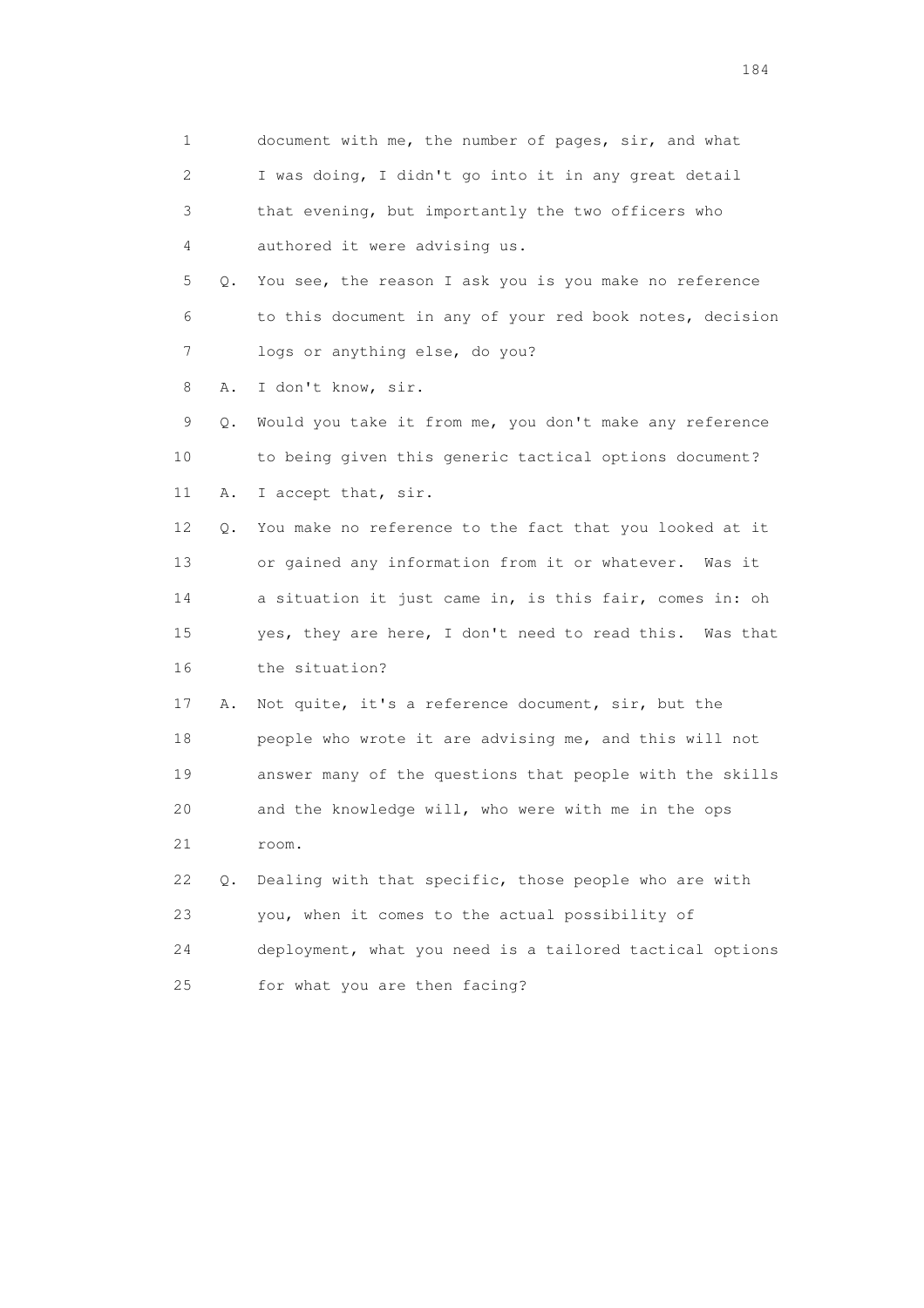1        document with me, the number of pages, sir, and what
2        I was doing, I didn't go into it in any great detail
3        that evening, but importantly the two officers who
4        authored it were advising us.
5    Q.  You see, the reason I ask you is you make no reference
6        to this document in any of your red book notes, decision
7        logs or anything else, do you?
8    A.  I don't know, sir.
9    Q.  Would you take it from me, you don't make any reference
10       to being given this generic tactical options document?
11   A.  I accept that, sir.
12   Q.  You make no reference to the fact that you looked at it
13       or gained any information from it or whatever.  Was it
14       a situation it just came in, is this fair, comes in: oh
15       yes, they are here, I don't need to read this.  Was that
16       the situation?
17   A.  Not quite, it's a reference document, sir, but the
18       people who wrote it are advising me, and this will not
19       answer many of the questions that people with the skills
20       and the knowledge will, who were with me in the ops
21       room.
22   Q.  Dealing with that specific, those people who are with
23       you, when it comes to the actual possibility of
24       deployment, what you need is a tailored tactical options
25       for what you are then facing?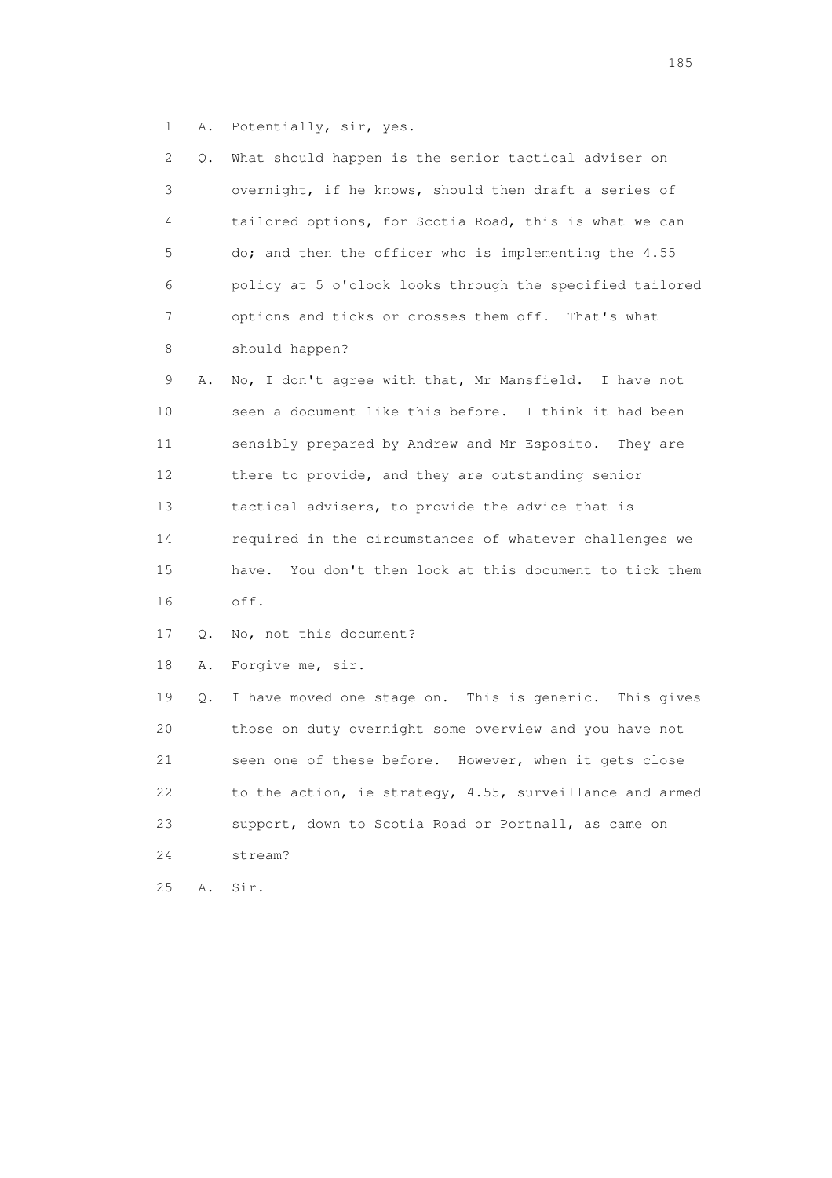1 A. Potentially, sir, yes.

2 Q. What should happen is the senior tactical adviser on
3 overnight, if he knows, should then draft a series of
4 tailored options, for Scotia Road, this is what we can
5 do; and then the officer who is implementing the 4.55
6 policy at 5 o'clock looks through the specified tailored
7 options and ticks or crosses them off. That's what
8 should happen?

9 A. No, I don't agree with that, Mr Mansfield. I have not
10 seen a document like this before. I think it had been
11 sensibly prepared by Andrew and Mr Esposito. They are
12 there to provide, and they are outstanding senior
13 tactical advisers, to provide the advice that is
14 required in the circumstances of whatever challenges we
15 have. You don't then look at this document to tick them
16 off.

17 Q. No, not this document?

18 A. Forgive me, sir.

19 Q. I have moved one stage on. This is generic. This gives
20 those on duty overnight some overview and you have not
21 seen one of these before. However, when it gets close
22 to the action, ie strategy, 4.55, surveillance and armed
23 support, down to Scotia Road or Portnall, as came on
24 stream?

25 A. Sir.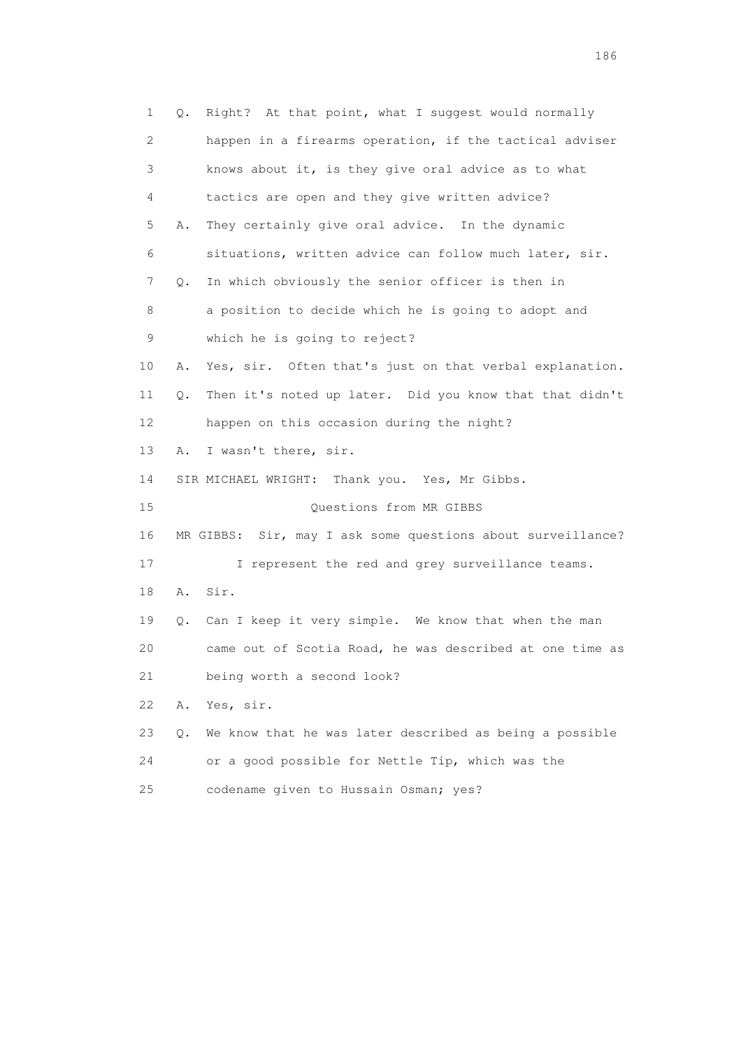1 Q. Right? At that point, what I suggest would normally
2 happen in a firearms operation, if the tactical adviser
3 knows about it, is they give oral advice as to what
4 tactics are open and they give written advice?
5 A. They certainly give oral advice. In the dynamic
6 situations, written advice can follow much later, sir.
7 Q. In which obviously the senior officer is then in
8 a position to decide which he is going to adopt and
9 which he is going to reject?
10 A. Yes, sir. Often that's just on that verbal explanation.
11 Q. Then it's noted up later. Did you know that that didn't
12 happen on this occasion during the night?
13 A. I wasn't there, sir.
14 SIR MICHAEL WRIGHT: Thank you. Yes, Mr Gibbs.
15 Questions from MR GIBBS
16 MR GIBBS: Sir, may I ask some questions about surveillance?
17 I represent the red and grey surveillance teams.
18 A. Sir.
19 Q. Can I keep it very simple. We know that when the man
20 came out of Scotia Road, he was described at one time as
21 being worth a second look?
22 A. Yes, sir.
23 Q. We know that he was later described as being a possible
24 or a good possible for Nettle Tip, which was the
25 codename given to Hussain Osman; yes?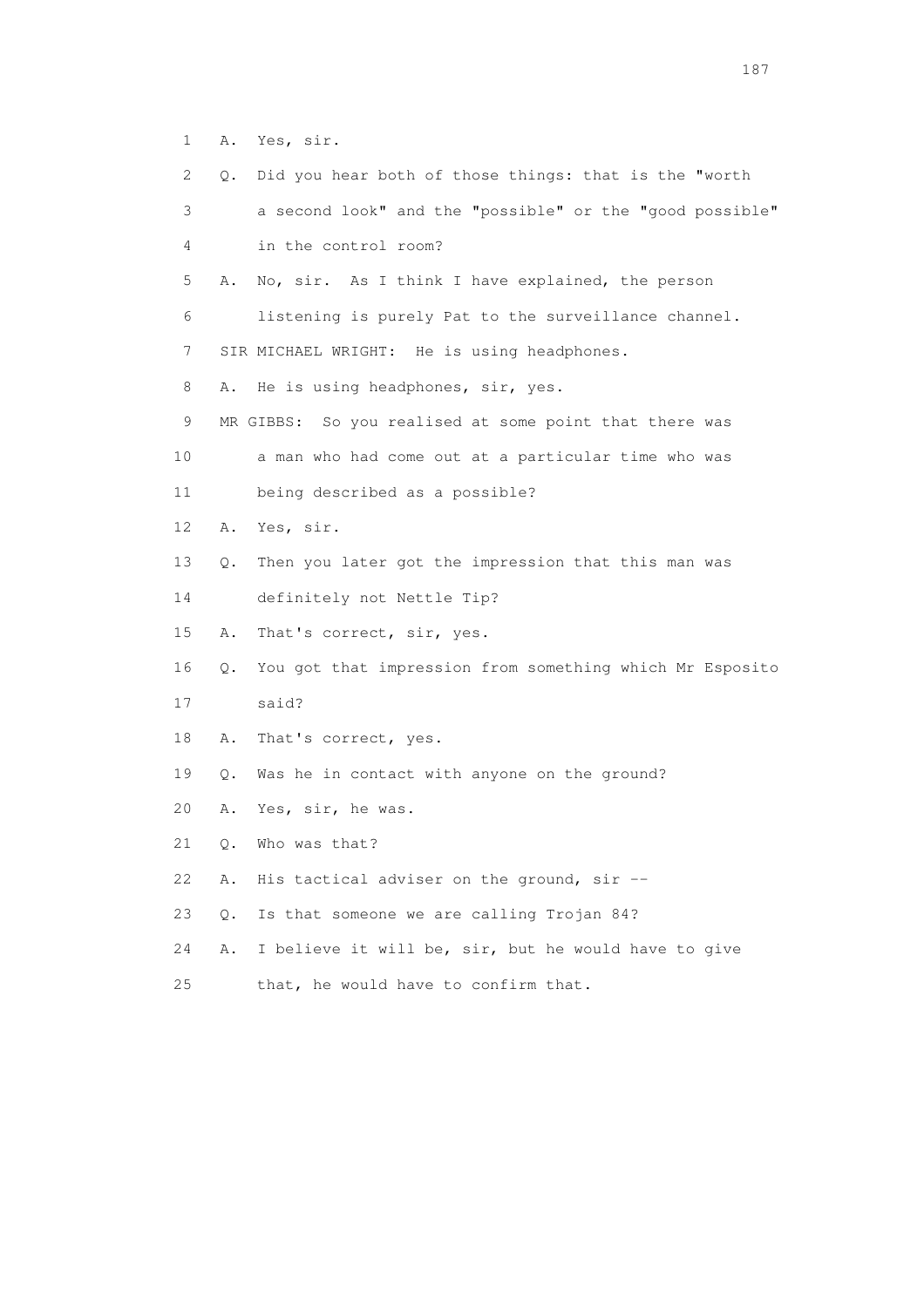1 A. Yes, sir.

2 Q. Did you hear both of those things: that is the "worth

3 a second look" and the "possible" or the "good possible"

4 in the control room?

5 A. No, sir. As I think I have explained, the person

6 listening is purely Pat to the surveillance channel.

7 SIR MICHAEL WRIGHT: He is using headphones.

8 A. He is using headphones, sir, yes.

9 MR GIBBS: So you realised at some point that there was

10 a man who had come out at a particular time who was

11 being described as a possible?

12 A. Yes, sir.

13 Q. Then you later got the impression that this man was

14 definitely not Nettle Tip?

15 A. That's correct, sir, yes.

16 Q. You got that impression from something which Mr Esposito

17 said?

18 A. That's correct, yes.

19 Q. Was he in contact with anyone on the ground?

20 A. Yes, sir, he was.

21 Q. Who was that?

22 A. His tactical adviser on the ground, sir --

23 Q. Is that someone we are calling Trojan 84?

24 A. I believe it will be, sir, but he would have to give

25 that, he would have to confirm that.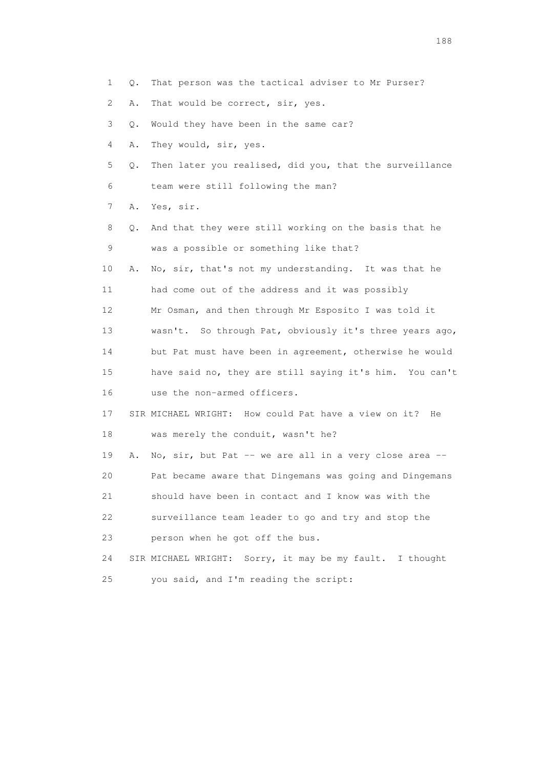1 Q. That person was the tactical adviser to Mr Purser?

2 A. That would be correct, sir, yes.

3 Q. Would they have been in the same car?

4 A. They would, sir, yes.

5 Q. Then later you realised, did you, that the surveillance

6 team were still following the man?

7 A. Yes, sir.

8 Q. And that they were still working on the basis that he

9 was a possible or something like that?

10 A. No, sir, that's not my understanding. It was that he

11 had come out of the address and it was possibly

12 Mr Osman, and then through Mr Esposito I was told it

13 wasn't. So through Pat, obviously it's three years ago,

14 but Pat must have been in agreement, otherwise he would

15 have said no, they are still saying it's him. You can't

16 use the non-armed officers.

17 SIR MICHAEL WRIGHT: How could Pat have a view on it? He

18 was merely the conduit, wasn't he?

19 A. No, sir, but Pat -- we are all in a very close area --

20 Pat became aware that Dingemans was going and Dingemans

21 should have been in contact and I know was with the

22 surveillance team leader to go and try and stop the

23 person when he got off the bus.

24 SIR MICHAEL WRIGHT: Sorry, it may be my fault. I thought

25 you said, and I'm reading the script: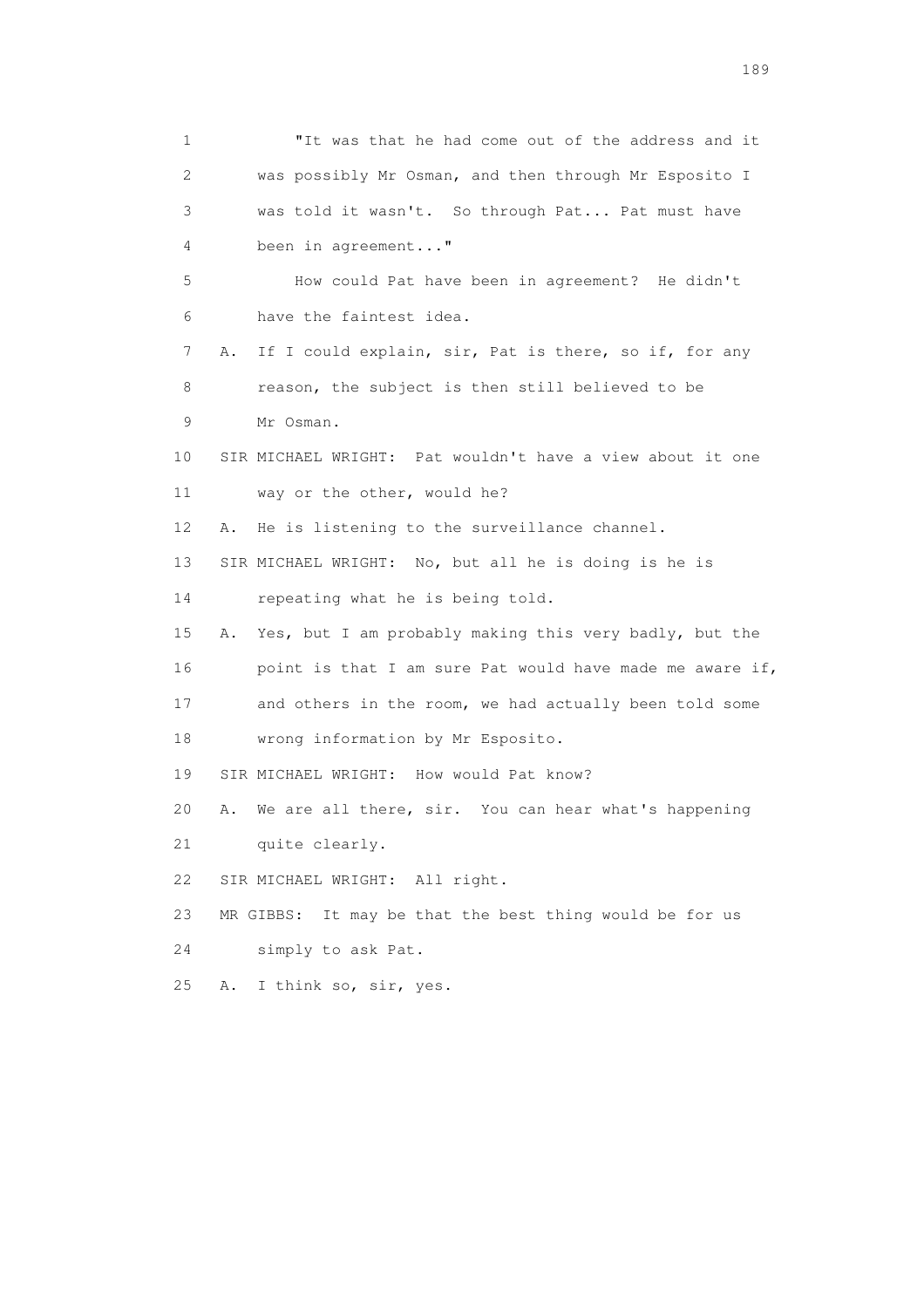1 "It was that he had come out of the address and it
2 was possibly Mr Osman, and then through Mr Esposito I
3 was told it wasn't. So through Pat... Pat must have
4 been in agreement..."
5 How could Pat have been in agreement? He didn't
6 have the faintest idea.
7 A. If I could explain, sir, Pat is there, so if, for any
8 reason, the subject is then still believed to be
9 Mr Osman.
10 SIR MICHAEL WRIGHT: Pat wouldn't have a view about it one
11 way or the other, would he?
12 A. He is listening to the surveillance channel.
13 SIR MICHAEL WRIGHT: No, but all he is doing is he is
14 repeating what he is being told.
15 A. Yes, but I am probably making this very badly, but the
16 point is that I am sure Pat would have made me aware if,
17 and others in the room, we had actually been told some
18 wrong information by Mr Esposito.
19 SIR MICHAEL WRIGHT: How would Pat know?
20 A. We are all there, sir. You can hear what's happening
21 quite clearly.
22 SIR MICHAEL WRIGHT: All right.
23 MR GIBBS: It may be that the best thing would be for us
24 simply to ask Pat.
25 A. I think so, sir, yes.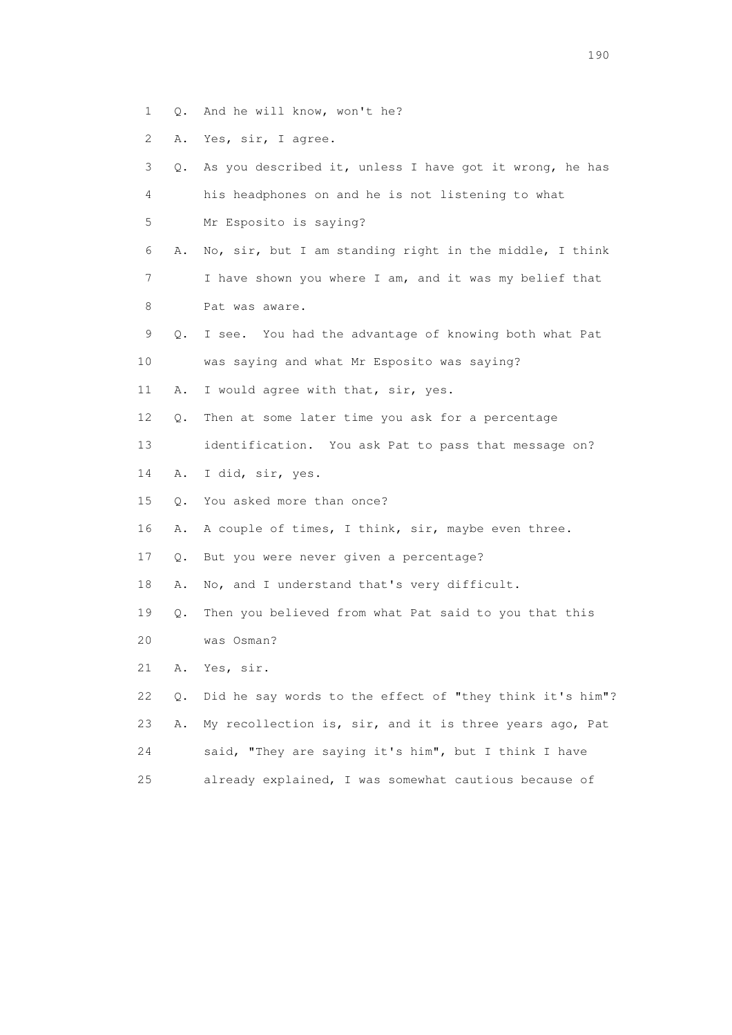1 Q. And he will know, won't he?

2 A. Yes, sir, I agree.

3 Q. As you described it, unless I have got it wrong, he has

4 his headphones on and he is not listening to what

5 Mr Esposito is saying?

6 A. No, sir, but I am standing right in the middle, I think

7 I have shown you where I am, and it was my belief that

8 Pat was aware.

9 Q. I see. You had the advantage of knowing both what Pat

10 was saying and what Mr Esposito was saying?

11 A. I would agree with that, sir, yes.

12 Q. Then at some later time you ask for a percentage

13 identification. You ask Pat to pass that message on?

14 A. I did, sir, yes.

15 Q. You asked more than once?

16 A. A couple of times, I think, sir, maybe even three.

17 Q. But you were never given a percentage?

18 A. No, and I understand that's very difficult.

19 Q. Then you believed from what Pat said to you that this

20 was Osman?

21 A. Yes, sir.

22 Q. Did he say words to the effect of "they think it's him"?

23 A. My recollection is, sir, and it is three years ago, Pat

24 said, "They are saying it's him", but I think I have

25 already explained, I was somewhat cautious because of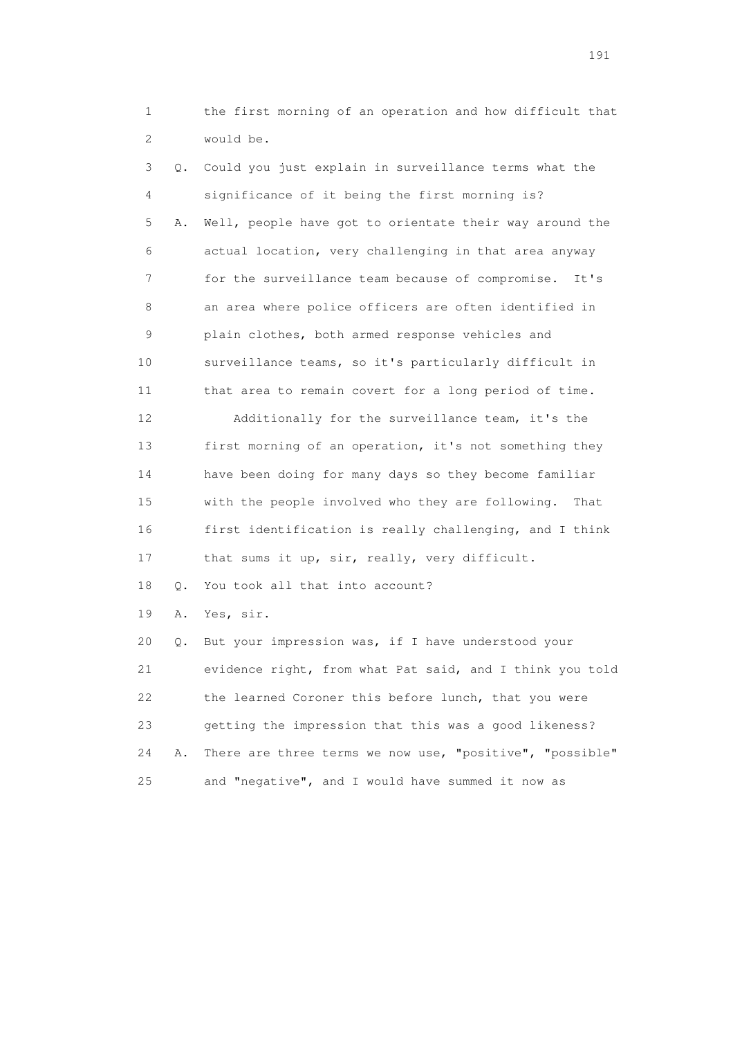1 the first morning of an operation and how difficult that
2 would be.

3 Q. Could you just explain in surveillance terms what the
4 significance of it being the first morning is?

5 A. Well, people have got to orientate their way around the
6 actual location, very challenging in that area anyway
7 for the surveillance team because of compromise. It's
8 an area where police officers are often identified in
9 plain clothes, both armed response vehicles and
10 surveillance teams, so it's particularly difficult in
11 that area to remain covert for a long period of time.

12 Additionally for the surveillance team, it's the
13 first morning of an operation, it's not something they
14 have been doing for many days so they become familiar
15 with the people involved who they are following. That
16 first identification is really challenging, and I think
17 that sums it up, sir, really, very difficult.

18 Q. You took all that into account?

19 A. Yes, sir.

20 Q. But your impression was, if I have understood your
21 evidence right, from what Pat said, and I think you told
22 the learned Coroner this before lunch, that you were
23 getting the impression that this was a good likeness?

24 A. There are three terms we now use, "positive", "possible"
25 and "negative", and I would have summed it now as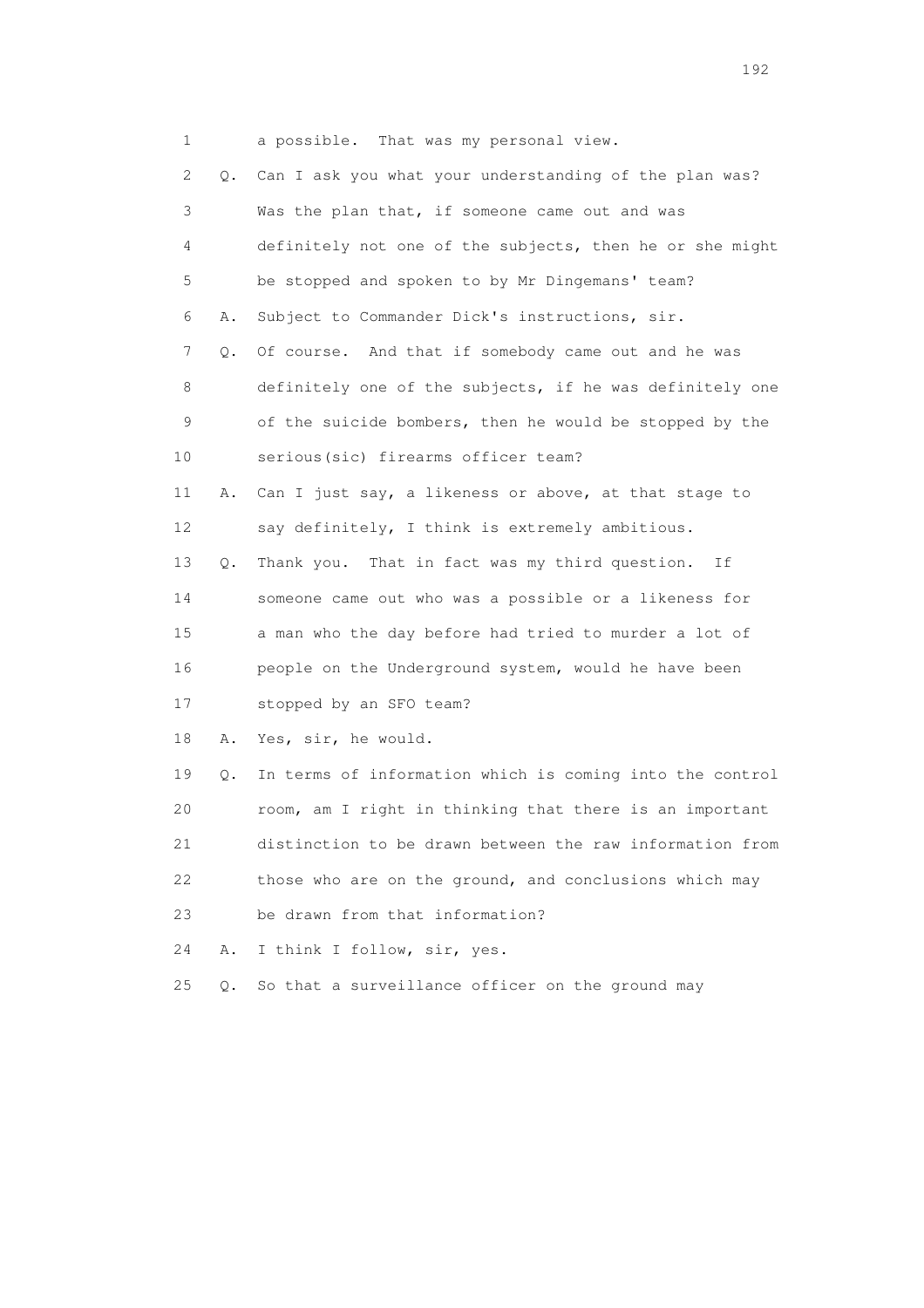1 a possible. That was my personal view.

2 Q. Can I ask you what your understanding of the plan was?

3 Was the plan that, if someone came out and was

4 definitely not one of the subjects, then he or she might

5 be stopped and spoken to by Mr Dingemans' team?

6 A. Subject to Commander Dick's instructions, sir.

7 Q. Of course. And that if somebody came out and he was

8 definitely one of the subjects, if he was definitely one

9 of the suicide bombers, then he would be stopped by the

10 serious(sic) firearms officer team?

11 A. Can I just say, a likeness or above, at that stage to

12 say definitely, I think is extremely ambitious.

13 Q. Thank you. That in fact was my third question. If

14 someone came out who was a possible or a likeness for

15 a man who the day before had tried to murder a lot of

16 people on the Underground system, would he have been

17 stopped by an SFO team?

18 A. Yes, sir, he would.

19 Q. In terms of information which is coming into the control

20 room, am I right in thinking that there is an important

21 distinction to be drawn between the raw information from

22 those who are on the ground, and conclusions which may

23 be drawn from that information?

24 A. I think I follow, sir, yes.

25 Q. So that a surveillance officer on the ground may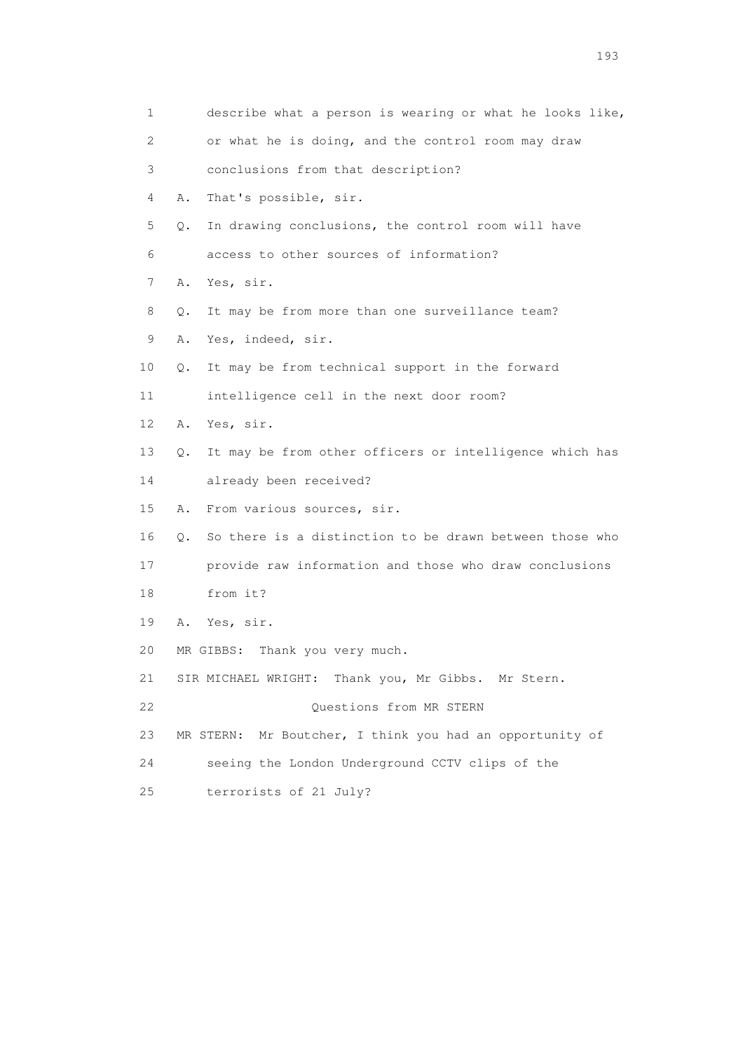1 describe what a person is wearing or what he looks like,
2 or what he is doing, and the control room may draw
3 conclusions from that description?
4 A. That's possible, sir.
5 Q. In drawing conclusions, the control room will have
6 access to other sources of information?
7 A. Yes, sir.
8 Q. It may be from more than one surveillance team?
9 A. Yes, indeed, sir.
10 Q. It may be from technical support in the forward
11 intelligence cell in the next door room?
12 A. Yes, sir.
13 Q. It may be from other officers or intelligence which has
14 already been received?
15 A. From various sources, sir.
16 Q. So there is a distinction to be drawn between those who
17 provide raw information and those who draw conclusions
18 from it?
19 A. Yes, sir.
20 MR GIBBS: Thank you very much.
21 SIR MICHAEL WRIGHT: Thank you, Mr Gibbs. Mr Stern.
22 Questions from MR STERN
23 MR STERN: Mr Boutcher, I think you had an opportunity of
24 seeing the London Underground CCTV clips of the
25 terrorists of 21 July?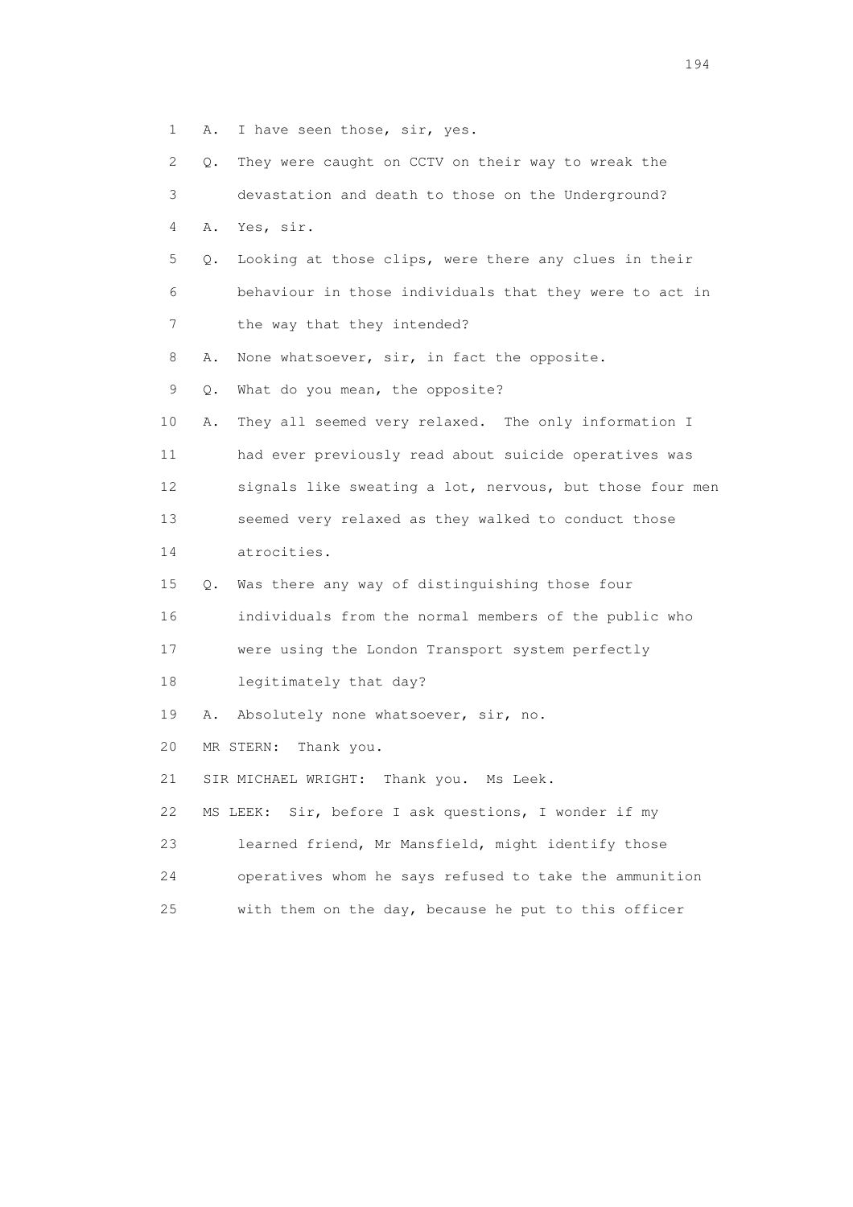1 A. I have seen those, sir, yes.

2 Q. They were caught on CCTV on their way to wreak the

3 devastation and death to those on the Underground?

4 A. Yes, sir.

5 Q. Looking at those clips, were there any clues in their

6 behaviour in those individuals that they were to act in

7 the way that they intended?

8 A. None whatsoever, sir, in fact the opposite.

9 Q. What do you mean, the opposite?

10 A. They all seemed very relaxed. The only information I

11 had ever previously read about suicide operatives was

12 signals like sweating a lot, nervous, but those four men

13 seemed very relaxed as they walked to conduct those

14 atrocities.

15 Q. Was there any way of distinguishing those four

16 individuals from the normal members of the public who

17 were using the London Transport system perfectly

18 legitimately that day?

19 A. Absolutely none whatsoever, sir, no.

20 MR STERN: Thank you.

21 SIR MICHAEL WRIGHT: Thank you. Ms Leek.

22 MS LEEK: Sir, before I ask questions, I wonder if my

23 learned friend, Mr Mansfield, might identify those

24 operatives whom he says refused to take the ammunition

25 with them on the day, because he put to this officer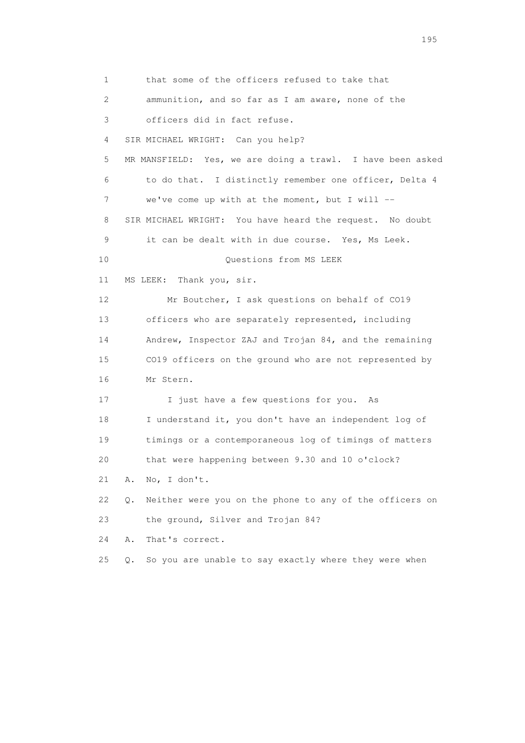1 that some of the officers refused to take that
2 ammunition, and so far as I am aware, none of the
3 officers did in fact refuse.
4 SIR MICHAEL WRIGHT: Can you help?
5 MR MANSFIELD: Yes, we are doing a trawl. I have been asked
6 to do that. I distinctly remember one officer, Delta 4
7 we've come up with at the moment, but I will --
8 SIR MICHAEL WRIGHT: You have heard the request. No doubt
9 it can be dealt with in due course. Yes, Ms Leek.
10 Questions from MS LEEK
11 MS LEEK: Thank you, sir.
12 Mr Boutcher, I ask questions on behalf of CO19
13 officers who are separately represented, including
14 Andrew, Inspector ZAJ and Trojan 84, and the remaining
15 CO19 officers on the ground who are not represented by
16 Mr Stern.
17 I just have a few questions for you. As
18 I understand it, you don't have an independent log of
19 timings or a contemporaneous log of timings of matters
20 that were happening between 9.30 and 10 o'clock?
21 A. No, I don't.
22 Q. Neither were you on the phone to any of the officers on
23 the ground, Silver and Trojan 84?
24 A. That's correct.
25 Q. So you are unable to say exactly where they were when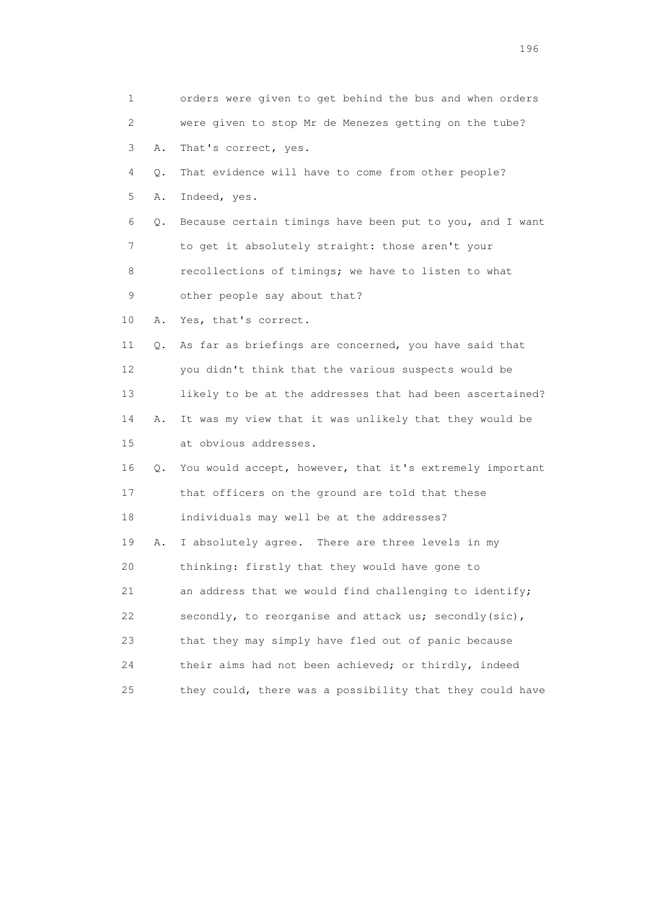1 orders were given to get behind the bus and when orders
2 were given to stop Mr de Menezes getting on the tube?
3 A. That's correct, yes.
4 Q. That evidence will have to come from other people?
5 A. Indeed, yes.
6 Q. Because certain timings have been put to you, and I want
7 to get it absolutely straight: those aren't your
8 recollections of timings; we have to listen to what
9 other people say about that?
10 A. Yes, that's correct.
11 Q. As far as briefings are concerned, you have said that
12 you didn't think that the various suspects would be
13 likely to be at the addresses that had been ascertained?
14 A. It was my view that it was unlikely that they would be
15 at obvious addresses.
16 Q. You would accept, however, that it's extremely important
17 that officers on the ground are told that these
18 individuals may well be at the addresses?
19 A. I absolutely agree. There are three levels in my
20 thinking: firstly that they would have gone to
21 an address that we would find challenging to identify;
22 secondly, to reorganise and attack us; secondly(sic),
23 that they may simply have fled out of panic because
24 their aims had not been achieved; or thirdly, indeed
25 they could, there was a possibility that they could have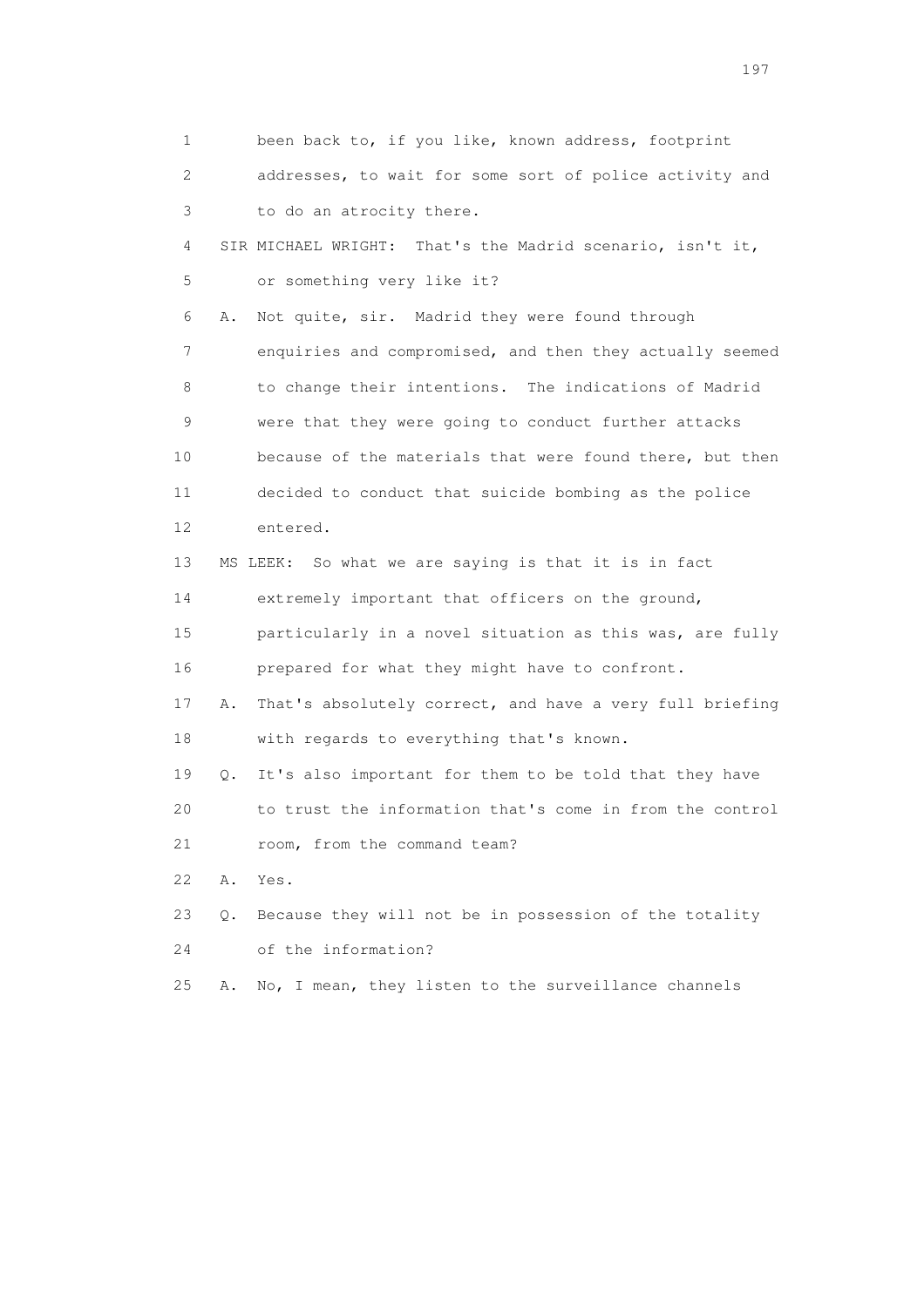1 been back to, if you like, known address, footprint
2 addresses, to wait for some sort of police activity and
3 to do an atrocity there.

4 SIR MICHAEL WRIGHT: That's the Madrid scenario, isn't it,
5 or something very like it?

6 A. Not quite, sir. Madrid they were found through
7 enquiries and compromised, and then they actually seemed
8 to change their intentions. The indications of Madrid
9 were that they were going to conduct further attacks
10 because of the materials that were found there, but then
11 decided to conduct that suicide bombing as the police
12 entered.

13 MS LEEK: So what we are saying is that it is in fact
14 extremely important that officers on the ground,
15 particularly in a novel situation as this was, are fully
16 prepared for what they might have to confront.

17 A. That's absolutely correct, and have a very full briefing
18 with regards to everything that's known.

19 Q. It's also important for them to be told that they have
20 to trust the information that's come in from the control
21 room, from the command team?

22 A. Yes.

23 Q. Because they will not be in possession of the totality
24 of the information?

25 A. No, I mean, they listen to the surveillance channels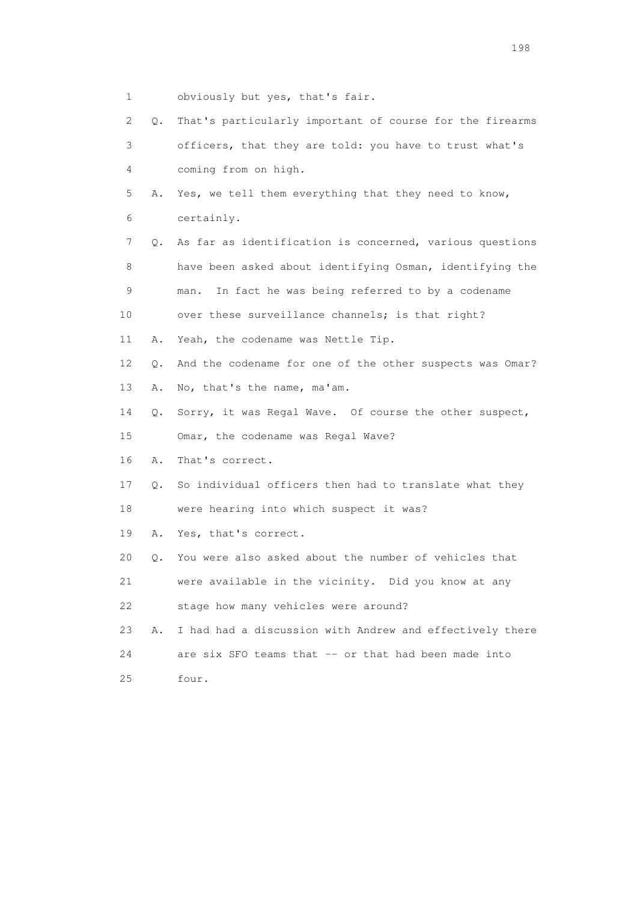1 obviously but yes, that's fair.

2 Q. That's particularly important of course for the firearms

3 officers, that they are told: you have to trust what's

4 coming from on high.

5 A. Yes, we tell them everything that they need to know,

6 certainly.

7 Q. As far as identification is concerned, various questions

8 have been asked about identifying Osman, identifying the

9 man. In fact he was being referred to by a codename

10 over these surveillance channels; is that right?

11 A. Yeah, the codename was Nettle Tip.

12 Q. And the codename for one of the other suspects was Omar?

13 A. No, that's the name, ma'am.

14 Q. Sorry, it was Regal Wave. Of course the other suspect,

15 Omar, the codename was Regal Wave?

16 A. That's correct.

17 Q. So individual officers then had to translate what they

18 were hearing into which suspect it was?

19 A. Yes, that's correct.

20 Q. You were also asked about the number of vehicles that

21 were available in the vicinity. Did you know at any

22 stage how many vehicles were around?

23 A. I had had a discussion with Andrew and effectively there

24 are six SFO teams that -- or that had been made into

25 four.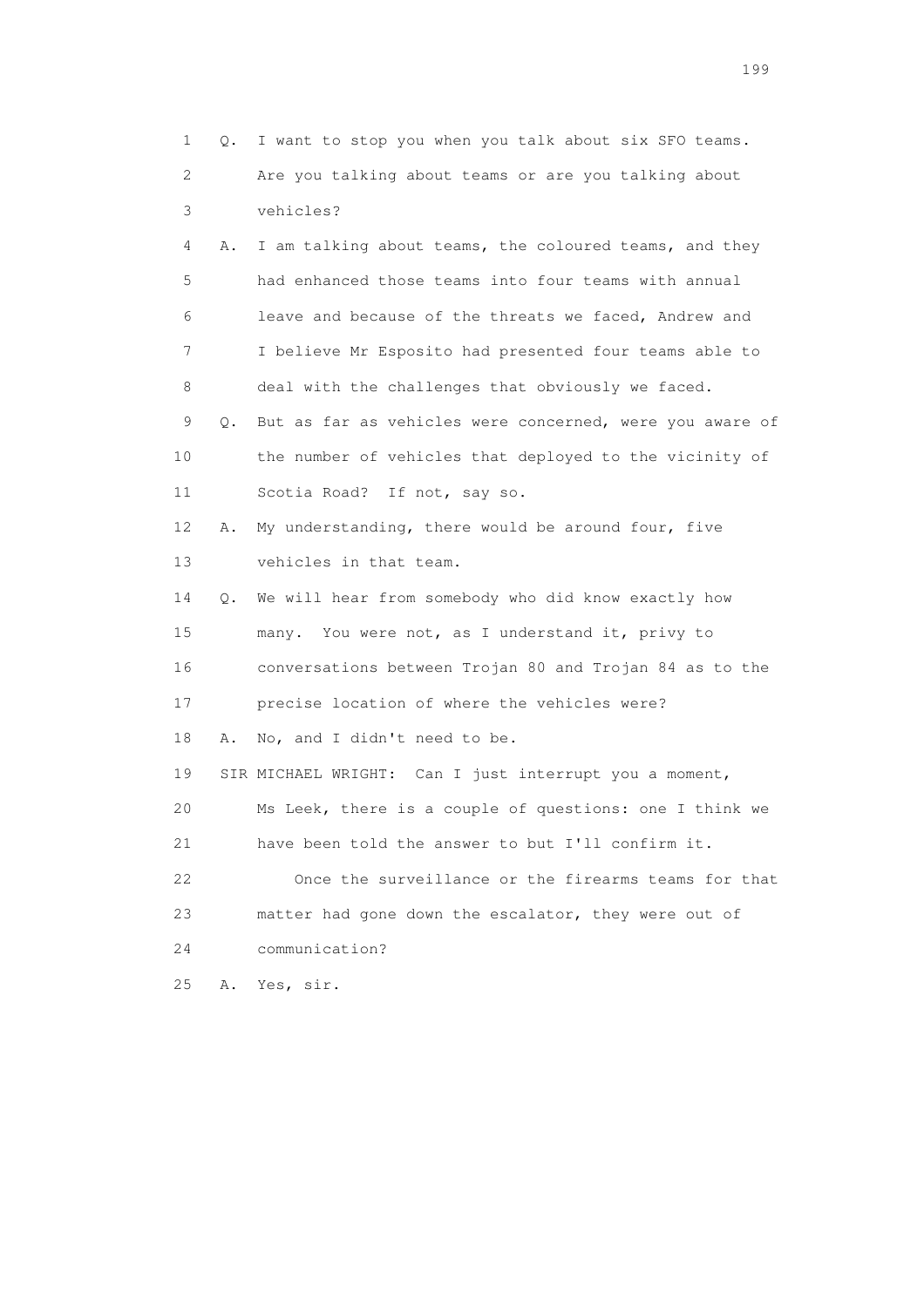1 Q. I want to stop you when you talk about six SFO teams.
2 Are you talking about teams or are you talking about
3 vehicles?
4 A. I am talking about teams, the coloured teams, and they
5 had enhanced those teams into four teams with annual
6 leave and because of the threats we faced, Andrew and
7 I believe Mr Esposito had presented four teams able to
8 deal with the challenges that obviously we faced.
9 Q. But as far as vehicles were concerned, were you aware of
10 the number of vehicles that deployed to the vicinity of
11 Scotia Road? If not, say so.
12 A. My understanding, there would be around four, five
13 vehicles in that team.
14 Q. We will hear from somebody who did know exactly how
15 many. You were not, as I understand it, privy to
16 conversations between Trojan 80 and Trojan 84 as to the
17 precise location of where the vehicles were?
18 A. No, and I didn't need to be.
19 SIR MICHAEL WRIGHT: Can I just interrupt you a moment,
20 Ms Leek, there is a couple of questions: one I think we
21 have been told the answer to but I'll confirm it.
22 Once the surveillance or the firearms teams for that
23 matter had gone down the escalator, they were out of
24 communication?
25 A. Yes, sir.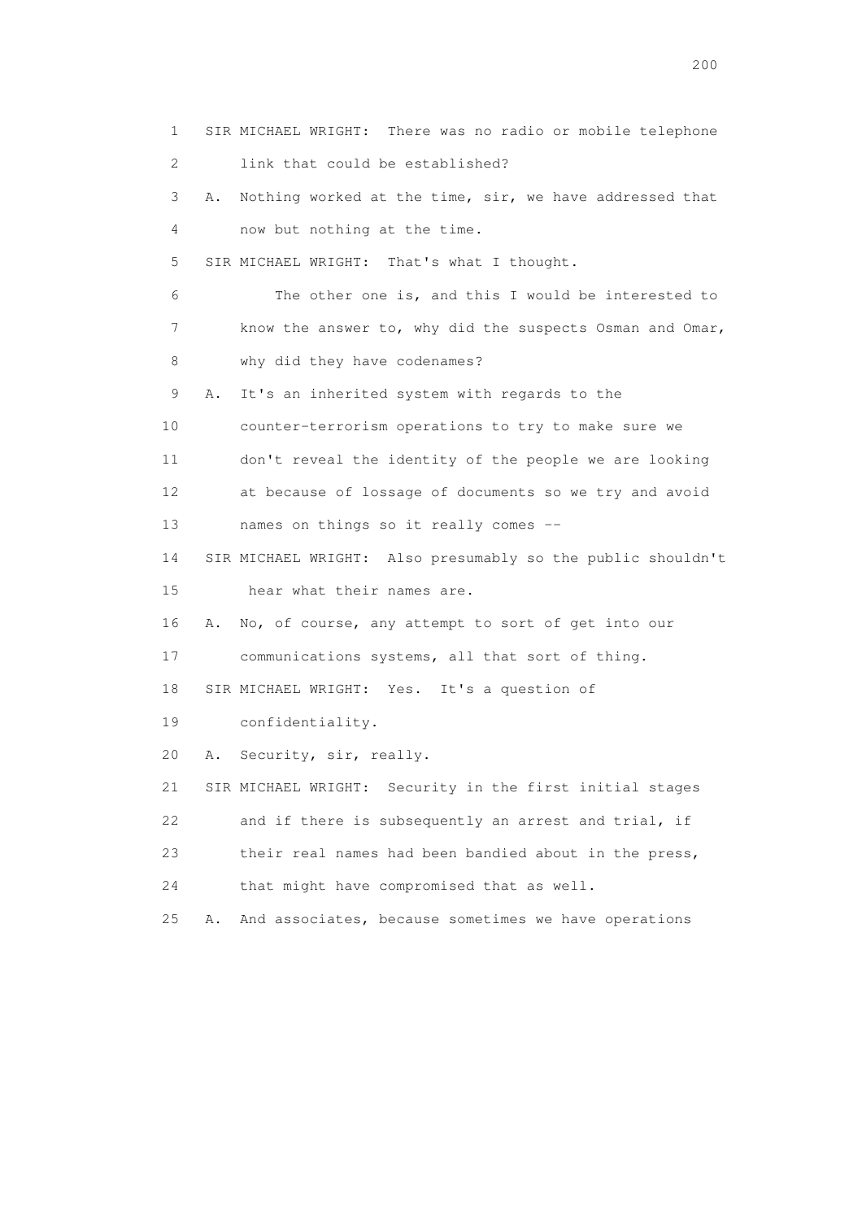1 SIR MICHAEL WRIGHT: There was no radio or mobile telephone
2 link that could be established?
3 A. Nothing worked at the time, sir, we have addressed that
4 now but nothing at the time.
5 SIR MICHAEL WRIGHT: That's what I thought.
6 The other one is, and this I would be interested to
7 know the answer to, why did the suspects Osman and Omar,
8 why did they have codenames?
9 A. It's an inherited system with regards to the
10 counter-terrorism operations to try to make sure we
11 don't reveal the identity of the people we are looking
12 at because of lossage of documents so we try and avoid
13 names on things so it really comes --
14 SIR MICHAEL WRIGHT: Also presumably so the public shouldn't
15 hear what their names are.
16 A. No, of course, any attempt to sort of get into our
17 communications systems, all that sort of thing.
18 SIR MICHAEL WRIGHT: Yes. It's a question of
19 confidentiality.
20 A. Security, sir, really.
21 SIR MICHAEL WRIGHT: Security in the first initial stages
22 and if there is subsequently an arrest and trial, if
23 their real names had been bandied about in the press,
24 that might have compromised that as well.
25 A. And associates, because sometimes we have operations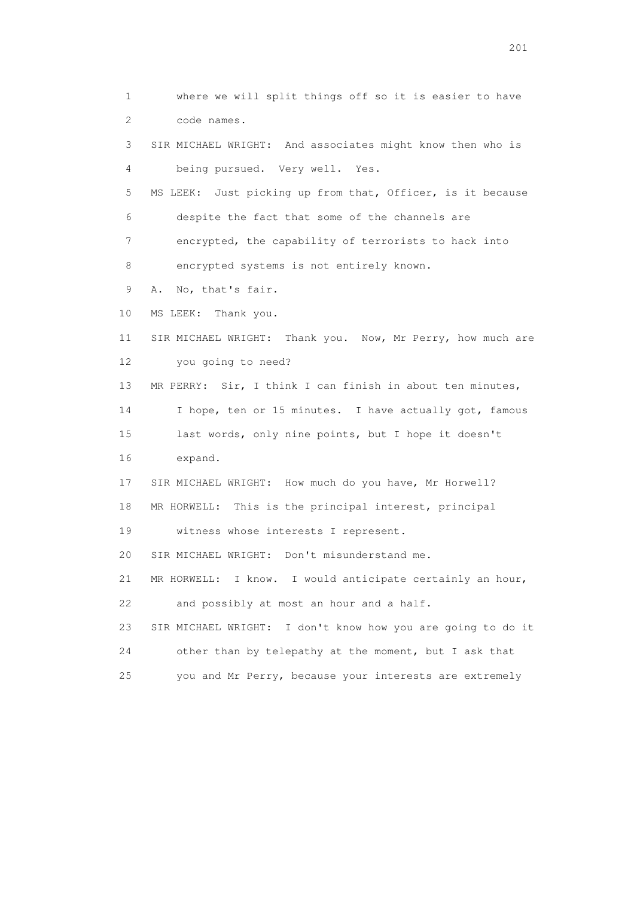1 where we will split things off so it is easier to have
2 code names.
3 SIR MICHAEL WRIGHT: And associates might know then who is
4 being pursued. Very well. Yes.
5 MS LEEK: Just picking up from that, Officer, is it because
6 despite the fact that some of the channels are
7 encrypted, the capability of terrorists to hack into
8 encrypted systems is not entirely known.
9 A. No, that's fair.
10 MS LEEK: Thank you.
11 SIR MICHAEL WRIGHT: Thank you. Now, Mr Perry, how much are
12 you going to need?
13 MR PERRY: Sir, I think I can finish in about ten minutes,
14 I hope, ten or 15 minutes. I have actually got, famous
15 last words, only nine points, but I hope it doesn't
16 expand.
17 SIR MICHAEL WRIGHT: How much do you have, Mr Horwell?
18 MR HORWELL: This is the principal interest, principal
19 witness whose interests I represent.
20 SIR MICHAEL WRIGHT: Don't misunderstand me.
21 MR HORWELL: I know. I would anticipate certainly an hour,
22 and possibly at most an hour and a half.
23 SIR MICHAEL WRIGHT: I don't know how you are going to do it
24 other than by telepathy at the moment, but I ask that
25 you and Mr Perry, because your interests are extremely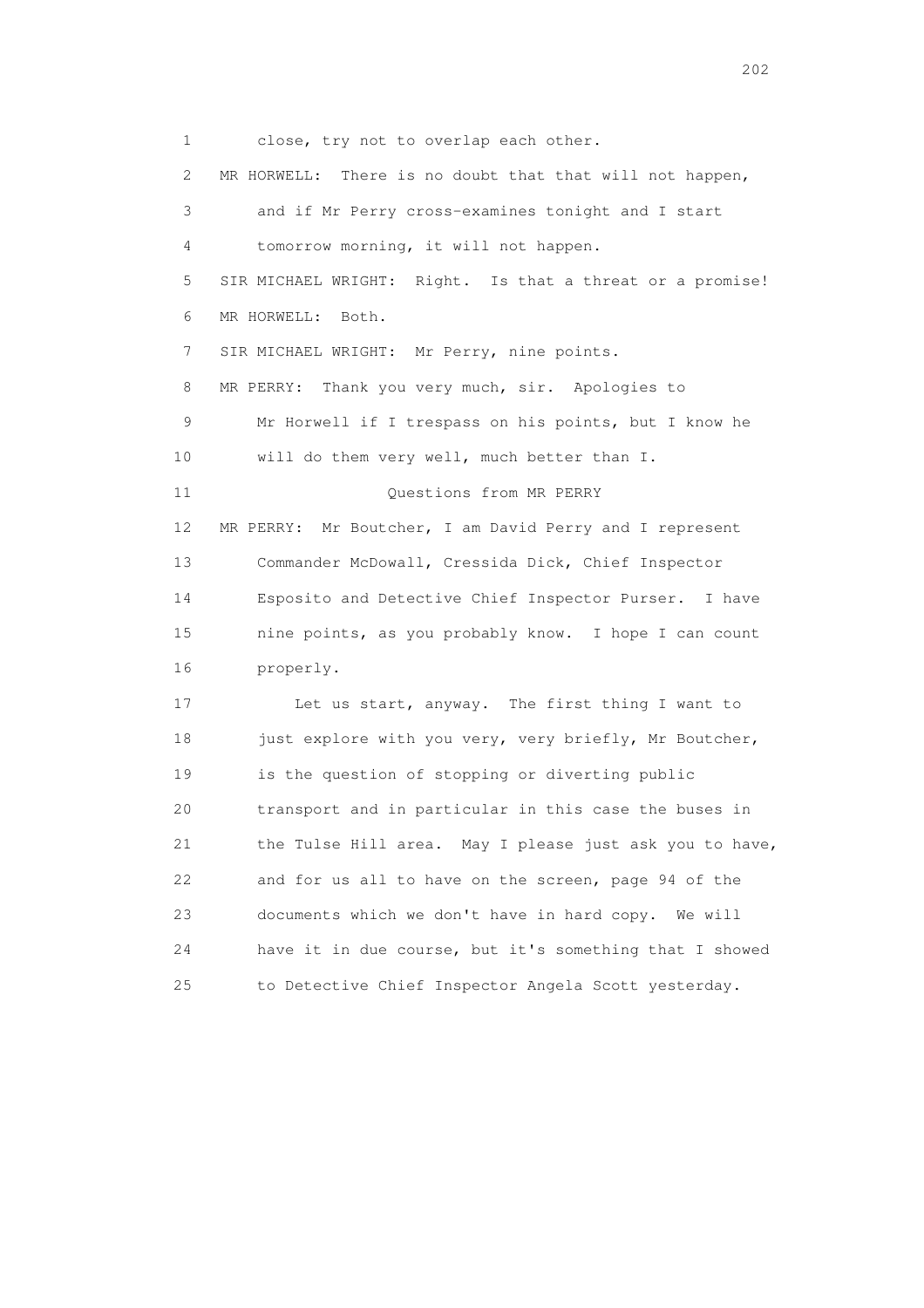1 close, try not to overlap each other.

2 MR HORWELL: There is no doubt that that will not happen,

3 and if Mr Perry cross-examines tonight and I start

4 tomorrow morning, it will not happen.

5 SIR MICHAEL WRIGHT: Right. Is that a threat or a promise!

6 MR HORWELL: Both.

7 SIR MICHAEL WRIGHT: Mr Perry, nine points.

8 MR PERRY: Thank you very much, sir. Apologies to

9 Mr Horwell if I trespass on his points, but I know he

10 will do them very well, much better than I.

11 Questions from MR PERRY

12 MR PERRY: Mr Boutcher, I am David Perry and I represent

13 Commander McDowall, Cressida Dick, Chief Inspector

14 Esposito and Detective Chief Inspector Purser. I have

15 nine points, as you probably know. I hope I can count

16 properly.

17 Let us start, anyway. The first thing I want to

18 just explore with you very, very briefly, Mr Boutcher,

19 is the question of stopping or diverting public

20 transport and in particular in this case the buses in

21 the Tulse Hill area. May I please just ask you to have,

22 and for us all to have on the screen, page 94 of the

23 documents which we don't have in hard copy. We will

24 have it in due course, but it's something that I showed

25 to Detective Chief Inspector Angela Scott yesterday.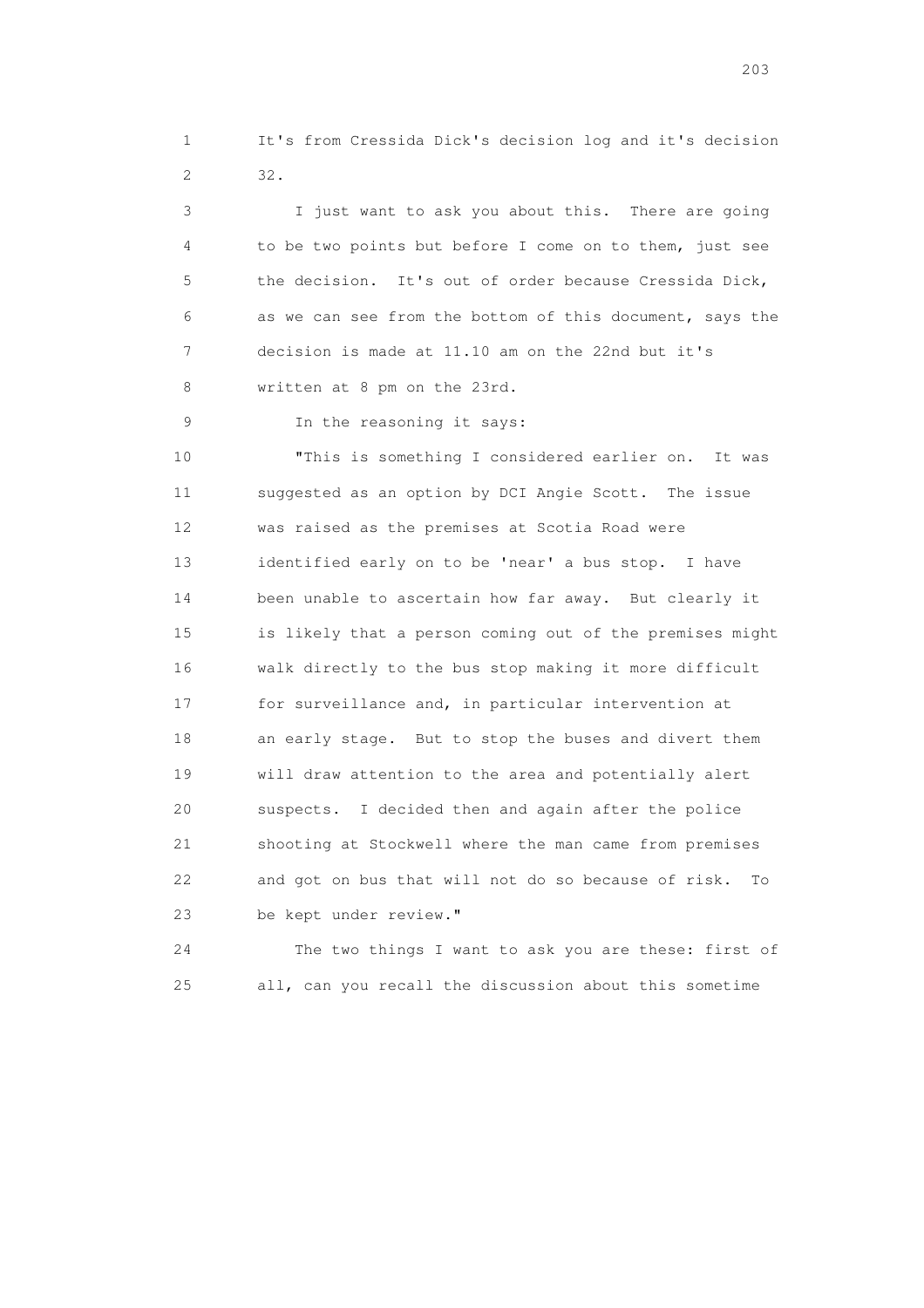1 It's from Cressida Dick's decision log and it's decision
2 32.

3 I just want to ask you about this. There are going
4 to be two points but before I come on to them, just see
5 the decision. It's out of order because Cressida Dick,
6 as we can see from the bottom of this document, says the
7 decision is made at 11.10 am on the 22nd but it's
8 written at 8 pm on the 23rd.

9 In the reasoning it says:

10 "This is something I considered earlier on. It was
11 suggested as an option by DCI Angie Scott. The issue
12 was raised as the premises at Scotia Road were
13 identified early on to be 'near' a bus stop. I have
14 been unable to ascertain how far away. But clearly it
15 is likely that a person coming out of the premises might
16 walk directly to the bus stop making it more difficult
17 for surveillance and, in particular intervention at
18 an early stage. But to stop the buses and divert them
19 will draw attention to the area and potentially alert
20 suspects. I decided then and again after the police
21 shooting at Stockwell where the man came from premises
22 and got on bus that will not do so because of risk. To
23 be kept under review."

24 The two things I want to ask you are these: first of
25 all, can you recall the discussion about this sometime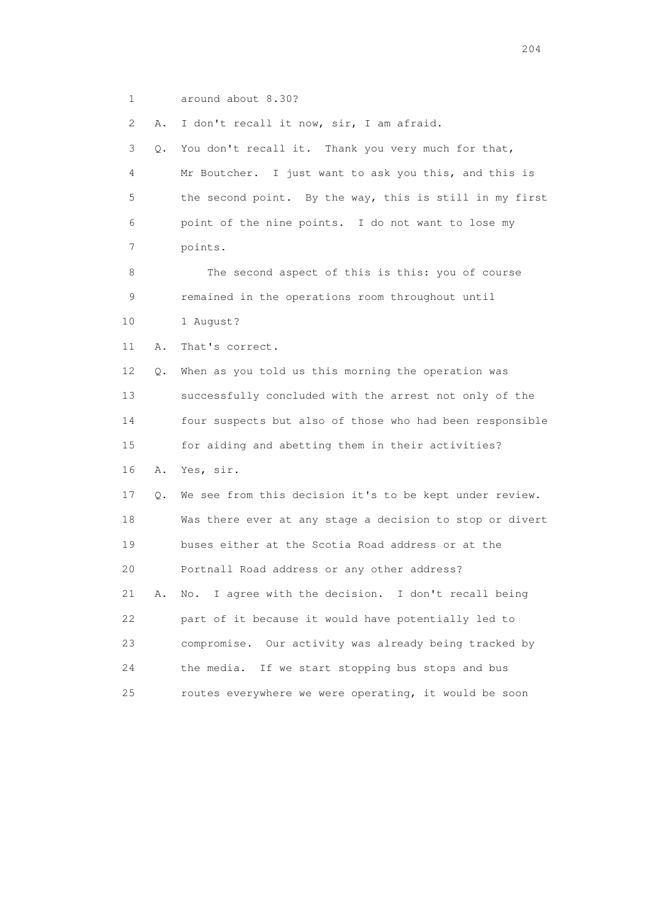1 around about 8.30?

2 A. I don't recall it now, sir, I am afraid.

3 Q. You don't recall it. Thank you very much for that,

4 Mr Boutcher. I just want to ask you this, and this is

5 the second point. By the way, this is still in my first

6 point of the nine points. I do not want to lose my

7 points.

8 The second aspect of this is this: you of course

9 remained in the operations room throughout until

10 1 August?

11 A. That's correct.

12 Q. When as you told us this morning the operation was

13 successfully concluded with the arrest not only of the

14 four suspects but also of those who had been responsible

15 for aiding and abetting them in their activities?

16 A. Yes, sir.

17 Q. We see from this decision it's to be kept under review.

18 Was there ever at any stage a decision to stop or divert

19 buses either at the Scotia Road address or at the

20 Portnall Road address or any other address?

21 A. No. I agree with the decision. I don't recall being

22 part of it because it would have potentially led to

23 compromise. Our activity was already being tracked by

24 the media. If we start stopping bus stops and bus

25 routes everywhere we were operating, it would be soon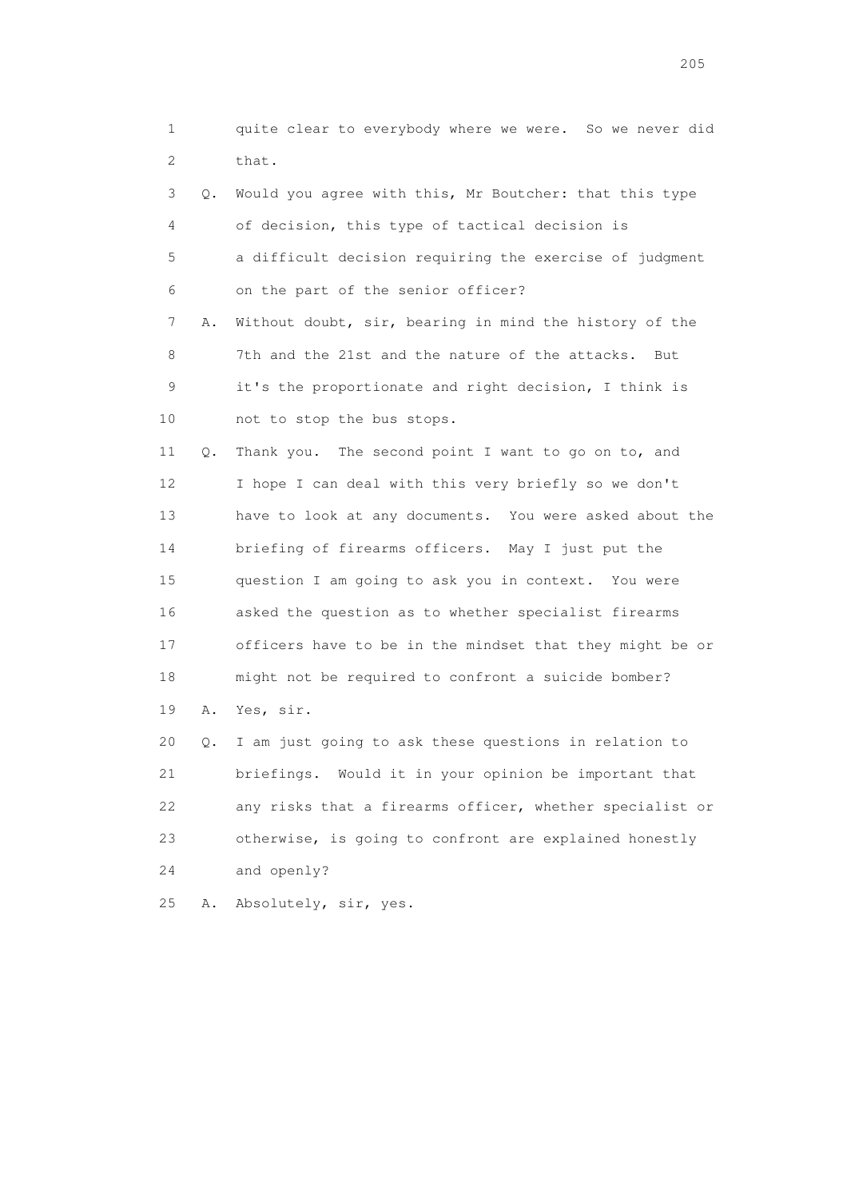1 quite clear to everybody where we were. So we never did
2 that.

3 Q. Would you agree with this, Mr Boutcher: that this type
4 of decision, this type of tactical decision is
5 a difficult decision requiring the exercise of judgment
6 on the part of the senior officer?

7 A. Without doubt, sir, bearing in mind the history of the
8 7th and the 21st and the nature of the attacks. But
9 it's the proportionate and right decision, I think is
10 not to stop the bus stops.

11 Q. Thank you. The second point I want to go on to, and
12 I hope I can deal with this very briefly so we don't
13 have to look at any documents. You were asked about the
14 briefing of firearms officers. May I just put the
15 question I am going to ask you in context. You were
16 asked the question as to whether specialist firearms
17 officers have to be in the mindset that they might be or
18 might not be required to confront a suicide bomber?

19 A. Yes, sir.

20 Q. I am just going to ask these questions in relation to
21 briefings. Would it in your opinion be important that
22 any risks that a firearms officer, whether specialist or
23 otherwise, is going to confront are explained honestly
24 and openly?

25 A. Absolutely, sir, yes.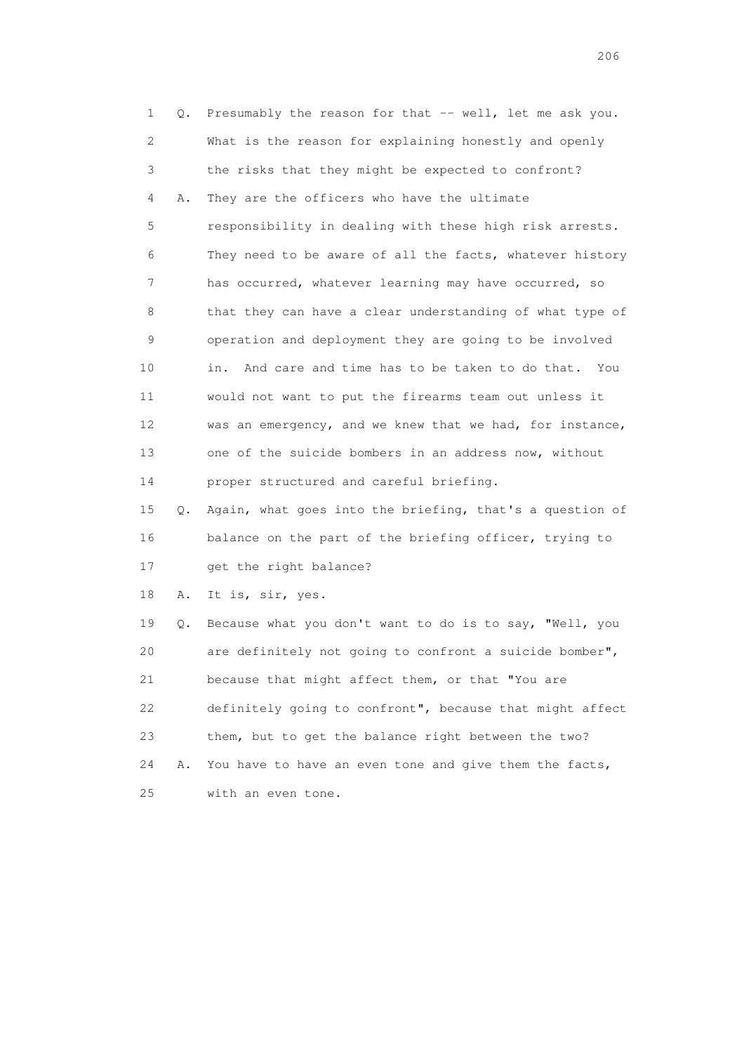1 Q. Presumably the reason for that -- well, let me ask you.
2 What is the reason for explaining honestly and openly
3 the risks that they might be expected to confront?
4 A. They are the officers who have the ultimate
5 responsibility in dealing with these high risk arrests.
6 They need to be aware of all the facts, whatever history
7 has occurred, whatever learning may have occurred, so
8 that they can have a clear understanding of what type of
9 operation and deployment they are going to be involved
10 in. And care and time has to be taken to do that. You
11 would not want to put the firearms team out unless it
12 was an emergency, and we knew that we had, for instance,
13 one of the suicide bombers in an address now, without
14 proper structured and careful briefing.
15 Q. Again, what goes into the briefing, that's a question of
16 balance on the part of the briefing officer, trying to
17 get the right balance?
18 A. It is, sir, yes.
19 Q. Because what you don't want to do is to say, "Well, you
20 are definitely not going to confront a suicide bomber",
21 because that might affect them, or that "You are
22 definitely going to confront", because that might affect
23 them, but to get the balance right between the two?
24 A. You have to have an even tone and give them the facts,
25 with an even tone.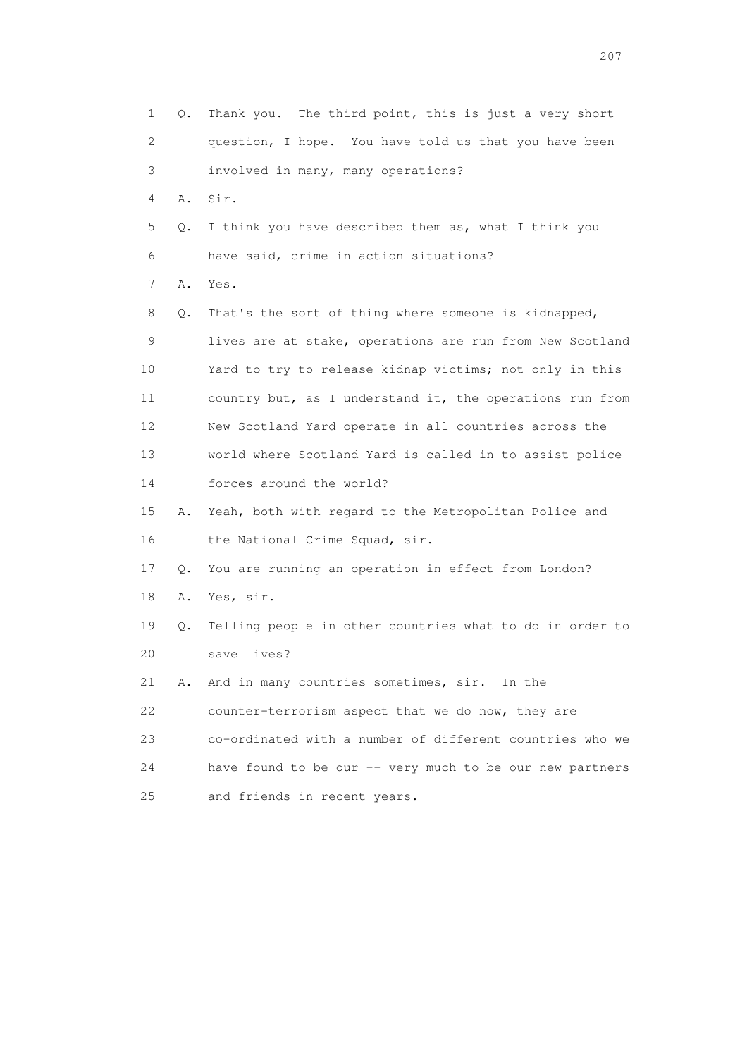1 Q. Thank you. The third point, this is just a very short
2 question, I hope. You have told us that you have been
3 involved in many, many operations?
4 A. Sir.
5 Q. I think you have described them as, what I think you
6 have said, crime in action situations?
7 A. Yes.
8 Q. That's the sort of thing where someone is kidnapped,
9 lives are at stake, operations are run from New Scotland
10 Yard to try to release kidnap victims; not only in this
11 country but, as I understand it, the operations run from
12 New Scotland Yard operate in all countries across the
13 world where Scotland Yard is called in to assist police
14 forces around the world?
15 A. Yeah, both with regard to the Metropolitan Police and
16 the National Crime Squad, sir.
17 Q. You are running an operation in effect from London?
18 A. Yes, sir.
19 Q. Telling people in other countries what to do in order to
20 save lives?
21 A. And in many countries sometimes, sir. In the
22 counter-terrorism aspect that we do now, they are
23 co-ordinated with a number of different countries who we
24 have found to be our -- very much to be our new partners
25 and friends in recent years.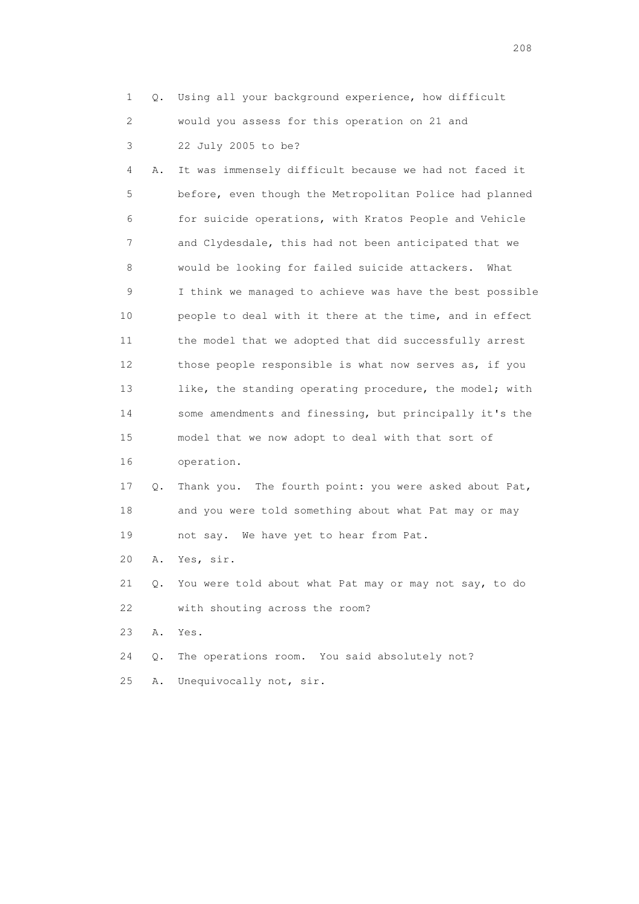1 Q. Using all your background experience, how difficult
2 would you assess for this operation on 21 and
3 22 July 2005 to be?
4 A. It was immensely difficult because we had not faced it
5 before, even though the Metropolitan Police had planned
6 for suicide operations, with Kratos People and Vehicle
7 and Clydesdale, this had not been anticipated that we
8 would be looking for failed suicide attackers. What
9 I think we managed to achieve was have the best possible
10 people to deal with it there at the time, and in effect
11 the model that we adopted that did successfully arrest
12 those people responsible is what now serves as, if you
13 like, the standing operating procedure, the model; with
14 some amendments and finessing, but principally it's the
15 model that we now adopt to deal with that sort of
16 operation.
17 Q. Thank you. The fourth point: you were asked about Pat,
18 and you were told something about what Pat may or may
19 not say. We have yet to hear from Pat.
20 A. Yes, sir.
21 Q. You were told about what Pat may or may not say, to do
22 with shouting across the room?
23 A. Yes.
24 Q. The operations room. You said absolutely not?
25 A. Unequivocally not, sir.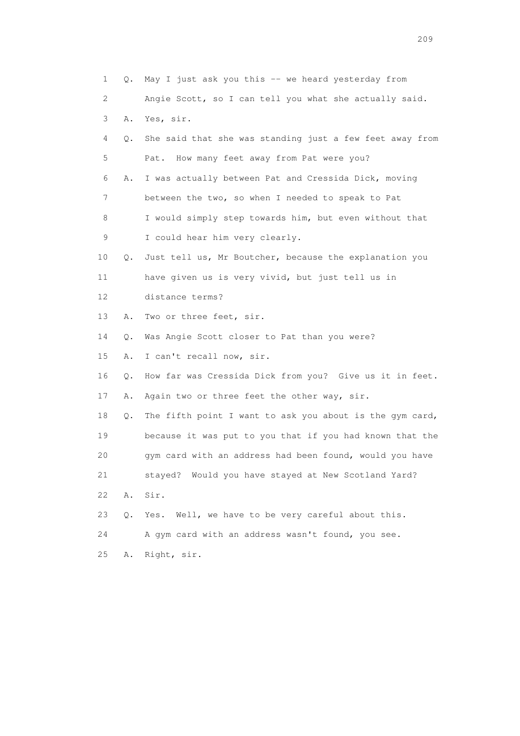1 Q. May I just ask you this -- we heard yesterday from
2 Angie Scott, so I can tell you what she actually said.
3 A. Yes, sir.
4 Q. She said that she was standing just a few feet away from
5 Pat. How many feet away from Pat were you?
6 A. I was actually between Pat and Cressida Dick, moving
7 between the two, so when I needed to speak to Pat
8 I would simply step towards him, but even without that
9 I could hear him very clearly.
10 Q. Just tell us, Mr Boutcher, because the explanation you
11 have given us is very vivid, but just tell us in
12 distance terms?
13 A. Two or three feet, sir.
14 Q. Was Angie Scott closer to Pat than you were?
15 A. I can't recall now, sir.
16 Q. How far was Cressida Dick from you? Give us it in feet.
17 A. Again two or three feet the other way, sir.
18 Q. The fifth point I want to ask you about is the gym card,
19 because it was put to you that if you had known that the
20 gym card with an address had been found, would you have
21 stayed? Would you have stayed at New Scotland Yard?
22 A. Sir.
23 Q. Yes. Well, we have to be very careful about this.
24 A gym card with an address wasn't found, you see.
25 A. Right, sir.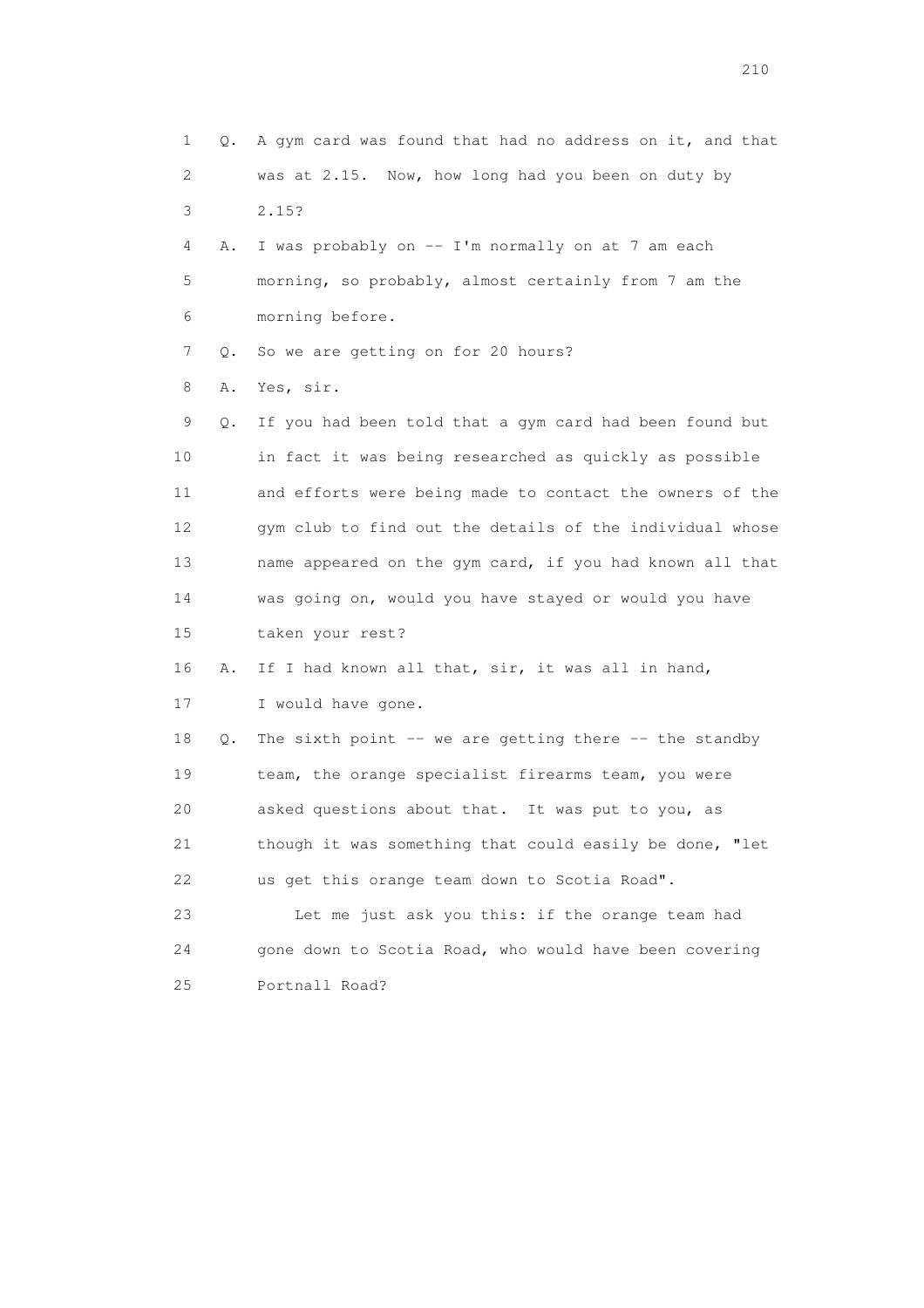1 Q. A gym card was found that had no address on it, and that
2 was at 2.15. Now, how long had you been on duty by
3 2.15?
4 A. I was probably on -- I'm normally on at 7 am each
5 morning, so probably, almost certainly from 7 am the
6 morning before.
7 Q. So we are getting on for 20 hours?
8 A. Yes, sir.
9 Q. If you had been told that a gym card had been found but
10 in fact it was being researched as quickly as possible
11 and efforts were being made to contact the owners of the
12 gym club to find out the details of the individual whose
13 name appeared on the gym card, if you had known all that
14 was going on, would you have stayed or would you have
15 taken your rest?
16 A. If I had known all that, sir, it was all in hand,
17 I would have gone.
18 Q. The sixth point -- we are getting there -- the standby
19 team, the orange specialist firearms team, you were
20 asked questions about that. It was put to you, as
21 though it was something that could easily be done, "let
22 us get this orange team down to Scotia Road".
23 Let me just ask you this: if the orange team had
24 gone down to Scotia Road, who would have been covering
25 Portnall Road?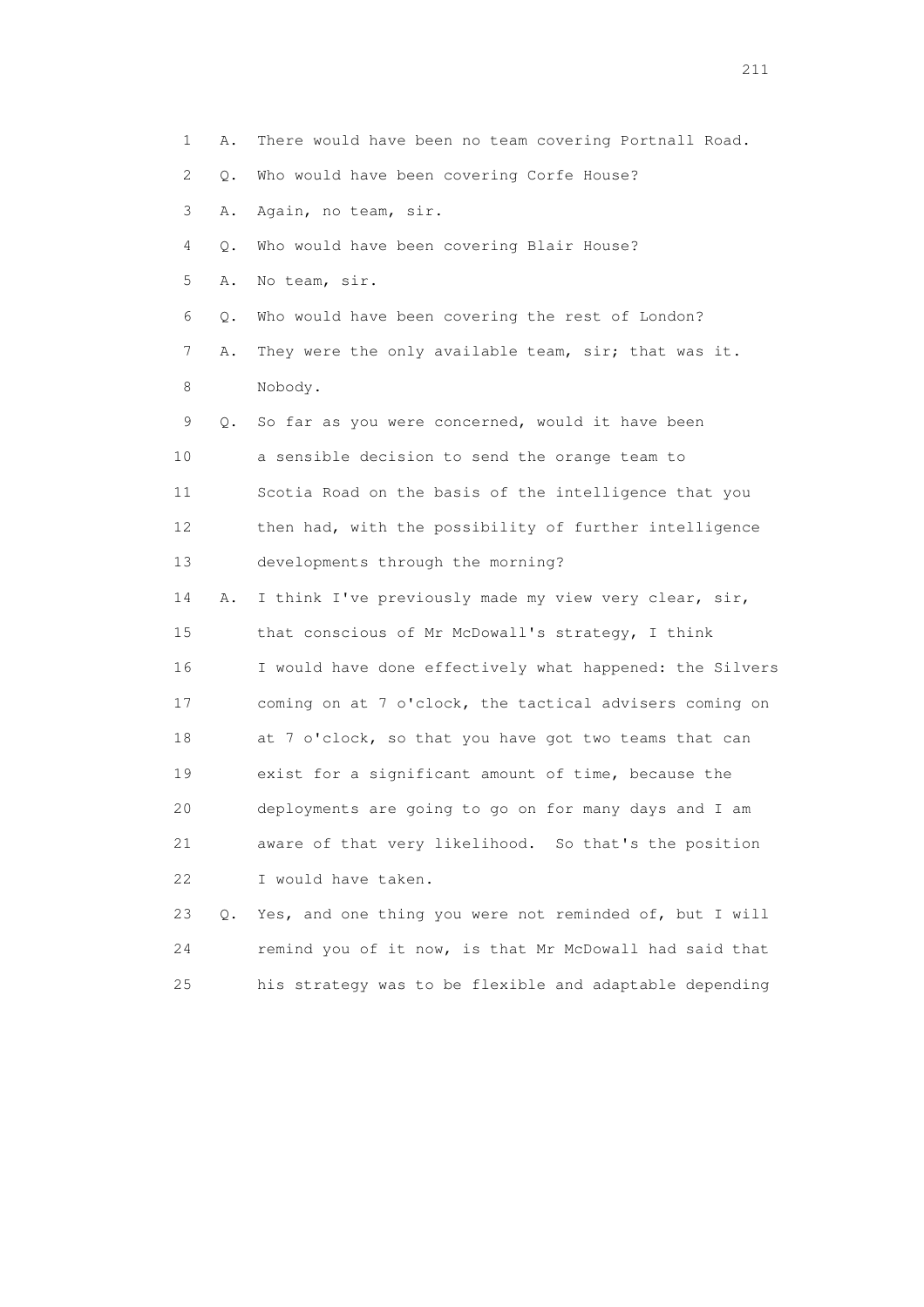1 A. There would have been no team covering Portnall Road.

2 Q. Who would have been covering Corfe House?

3 A. Again, no team, sir.

4 Q. Who would have been covering Blair House?

5 A. No team, sir.

6 Q. Who would have been covering the rest of London?

7 A. They were the only available team, sir; that was it.

8 Nobody.

9 Q. So far as you were concerned, would it have been

10 a sensible decision to send the orange team to

11 Scotia Road on the basis of the intelligence that you

12 then had, with the possibility of further intelligence

13 developments through the morning?

14 A. I think I've previously made my view very clear, sir,

15 that conscious of Mr McDowall's strategy, I think

16 I would have done effectively what happened: the Silvers

17 coming on at 7 o'clock, the tactical advisers coming on

18 at 7 o'clock, so that you have got two teams that can

19 exist for a significant amount of time, because the

20 deployments are going to go on for many days and I am

21 aware of that very likelihood. So that's the position

22 I would have taken.

23 Q. Yes, and one thing you were not reminded of, but I will

24 remind you of it now, is that Mr McDowall had said that

25 his strategy was to be flexible and adaptable depending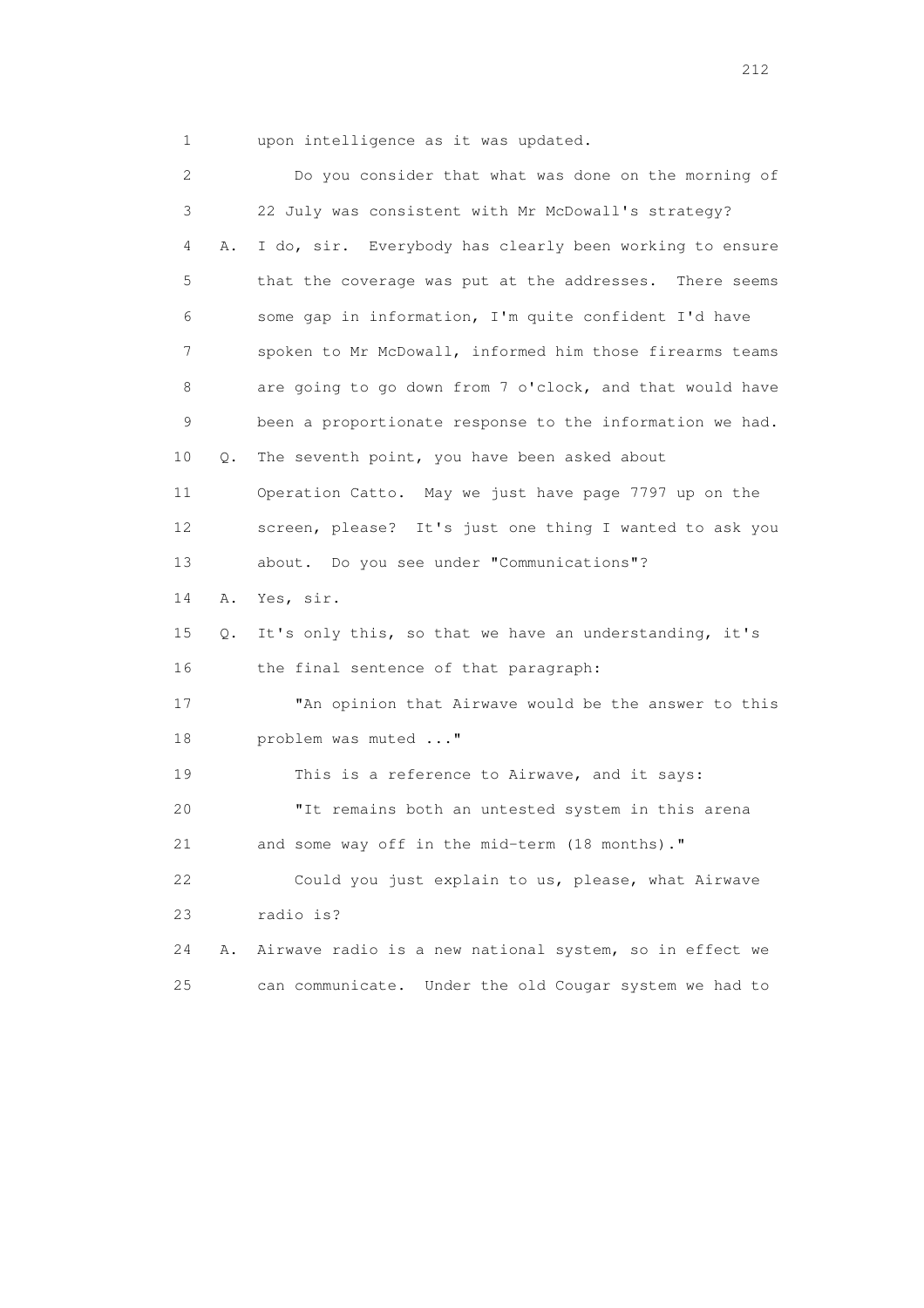1 upon intelligence as it was updated.

2 Do you consider that what was done on the morning of

3 22 July was consistent with Mr McDowall's strategy?

4 A. I do, sir. Everybody has clearly been working to ensure

5 that the coverage was put at the addresses. There seems

6 some gap in information, I'm quite confident I'd have

7 spoken to Mr McDowall, informed him those firearms teams

8 are going to go down from 7 o'clock, and that would have

9 been a proportionate response to the information we had.

10 Q. The seventh point, you have been asked about

11 Operation Catto. May we just have page 7797 up on the

12 screen, please? It's just one thing I wanted to ask you

13 about. Do you see under "Communications"?

14 A. Yes, sir.

15 Q. It's only this, so that we have an understanding, it's

16 the final sentence of that paragraph:

17 "An opinion that Airwave would be the answer to this

18 problem was muted ..."

19 This is a reference to Airwave, and it says:

20 "It remains both an untested system in this arena

21 and some way off in the mid-term (18 months)."

22 Could you just explain to us, please, what Airwave

23 radio is?

24 A. Airwave radio is a new national system, so in effect we

25 can communicate. Under the old Cougar system we had to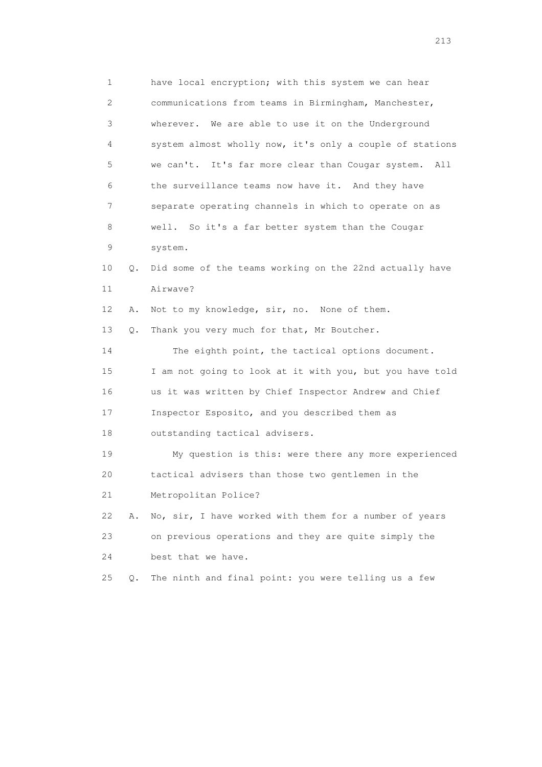1 have local encryption; with this system we can hear
2 communications from teams in Birmingham, Manchester,
3 wherever. We are able to use it on the Underground
4 system almost wholly now, it's only a couple of stations
5 we can't. It's far more clear than Cougar system. All
6 the surveillance teams now have it. And they have
7 separate operating channels in which to operate on as
8 well. So it's a far better system than the Cougar
9 system.

10 Q. Did some of the teams working on the 22nd actually have
11 Airwave?

12 A. Not to my knowledge, sir, no. None of them.

13 Q. Thank you very much for that, Mr Boutcher.

14 The eighth point, the tactical options document.
15 I am not going to look at it with you, but you have told
16 us it was written by Chief Inspector Andrew and Chief
17 Inspector Esposito, and you described them as
18 outstanding tactical advisers.

19 My question is this: were there any more experienced
20 tactical advisers than those two gentlemen in the
21 Metropolitan Police?

22 A. No, sir, I have worked with them for a number of years
23 on previous operations and they are quite simply the
24 best that we have.

25 Q. The ninth and final point: you were telling us a few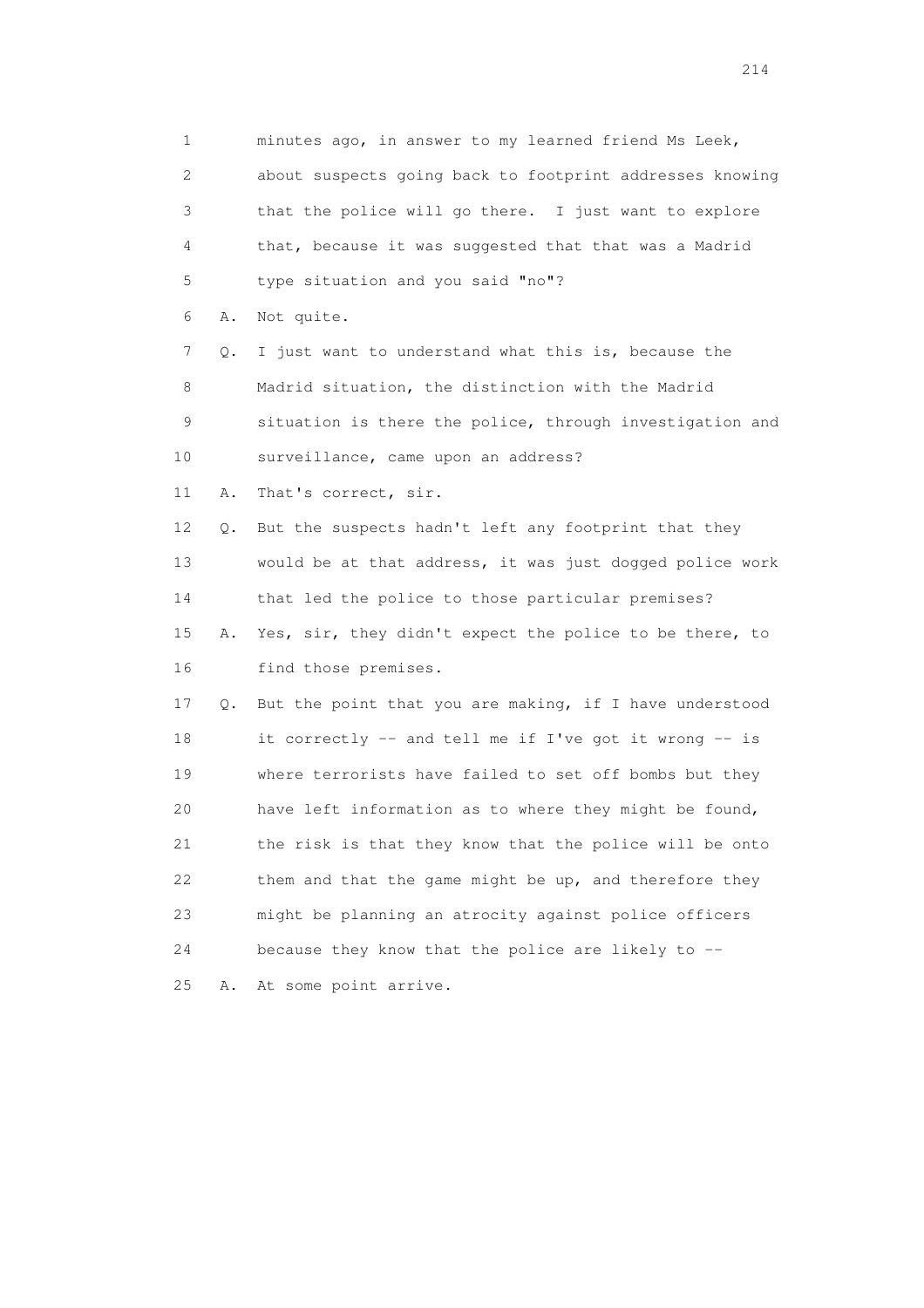1 minutes ago, in answer to my learned friend Ms Leek,
2 about suspects going back to footprint addresses knowing
3 that the police will go there. I just want to explore
4 that, because it was suggested that that was a Madrid
5 type situation and you said "no"?

6 A. Not quite.

7 Q. I just want to understand what this is, because the
8 Madrid situation, the distinction with the Madrid
9 situation is there the police, through investigation and
10 surveillance, came upon an address?

11 A. That's correct, sir.

12 Q. But the suspects hadn't left any footprint that they
13 would be at that address, it was just dogged police work
14 that led the police to those particular premises?

15 A. Yes, sir, they didn't expect the police to be there, to
16 find those premises.

17 Q. But the point that you are making, if I have understood
18 it correctly -- and tell me if I've got it wrong -- is
19 where terrorists have failed to set off bombs but they
20 have left information as to where they might be found,
21 the risk is that they know that the police will be onto
22 them and that the game might be up, and therefore they
23 might be planning an atrocity against police officers
24 because they know that the police are likely to --

25 A. At some point arrive.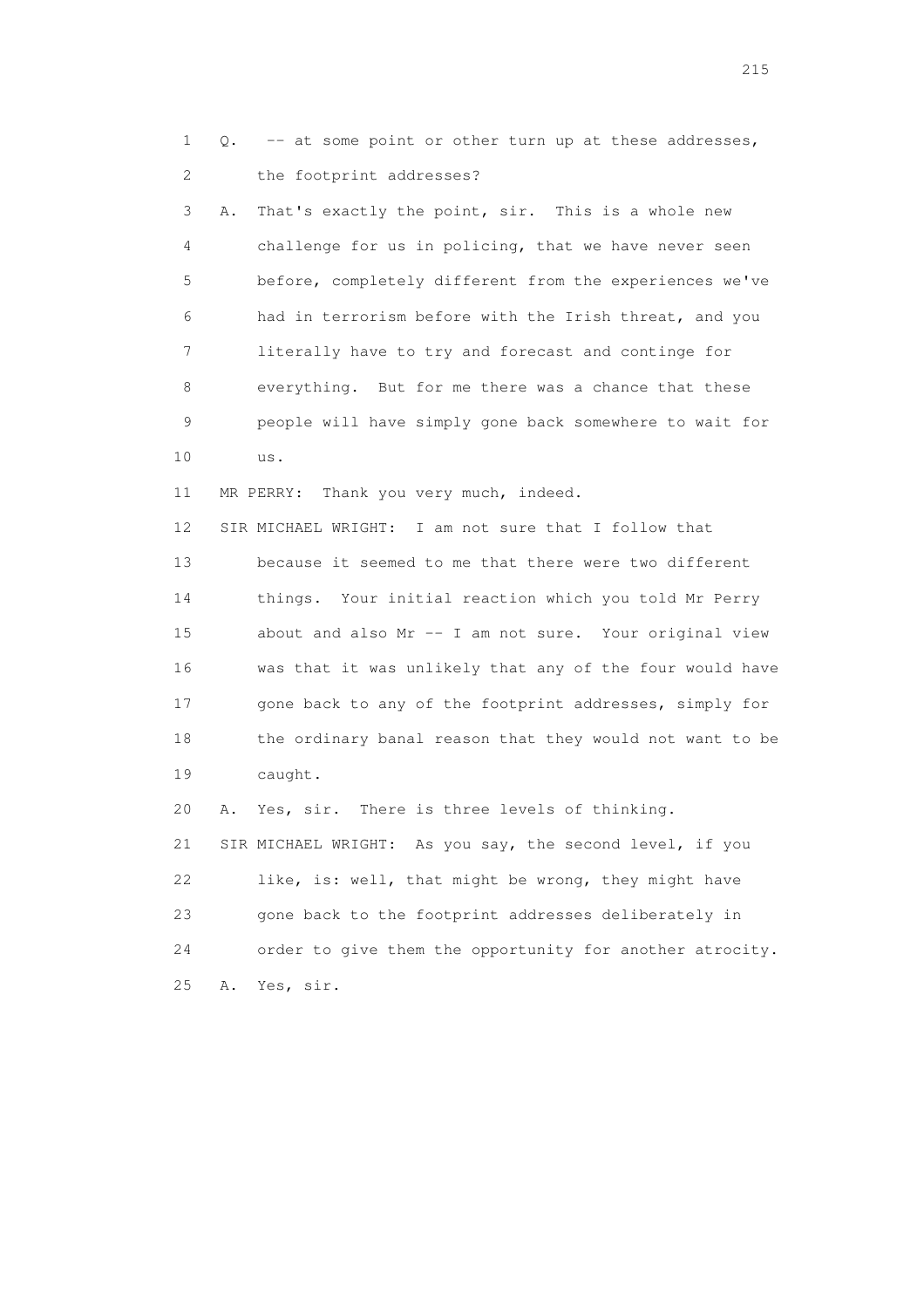1 Q. -- at some point or other turn up at these addresses,
2 the footprint addresses?

3 A. That's exactly the point, sir. This is a whole new
4 challenge for us in policing, that we have never seen
5 before, completely different from the experiences we've
6 had in terrorism before with the Irish threat, and you
7 literally have to try and forecast and continge for
8 everything. But for me there was a chance that these
9 people will have simply gone back somewhere to wait for
10 us.

11 MR PERRY: Thank you very much, indeed.

12 SIR MICHAEL WRIGHT: I am not sure that I follow that
13 because it seemed to me that there were two different
14 things. Your initial reaction which you told Mr Perry
15 about and also Mr -- I am not sure. Your original view
16 was that it was unlikely that any of the four would have
17 gone back to any of the footprint addresses, simply for
18 the ordinary banal reason that they would not want to be
19 caught.

20 A. Yes, sir. There is three levels of thinking.

21 SIR MICHAEL WRIGHT: As you say, the second level, if you
22 like, is: well, that might be wrong, they might have
23 gone back to the footprint addresses deliberately in
24 order to give them the opportunity for another atrocity.

25 A. Yes, sir.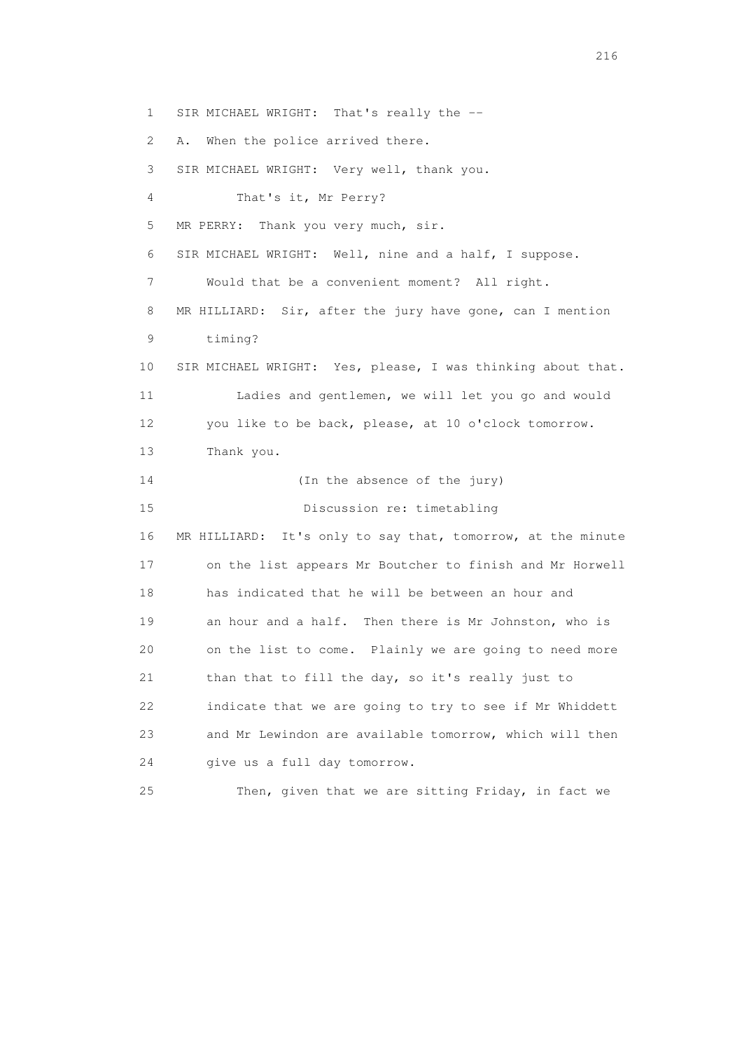1 SIR MICHAEL WRIGHT: That's really the --

2 A. When the police arrived there.

3 SIR MICHAEL WRIGHT: Very well, thank you.

4 That's it, Mr Perry?

5 MR PERRY: Thank you very much, sir.

6 SIR MICHAEL WRIGHT: Well, nine and a half, I suppose.

7 Would that be a convenient moment? All right.

8 MR HILLIARD: Sir, after the jury have gone, can I mention

9 timing?

10 SIR MICHAEL WRIGHT: Yes, please, I was thinking about that.

11 Ladies and gentlemen, we will let you go and would

12 you like to be back, please, at 10 o'clock tomorrow.

13 Thank you.

14 (In the absence of the jury)

15 Discussion re: timetabling

16 MR HILLIARD: It's only to say that, tomorrow, at the minute

17 on the list appears Mr Boutcher to finish and Mr Horwell

18 has indicated that he will be between an hour and

19 an hour and a half. Then there is Mr Johnston, who is

20 on the list to come. Plainly we are going to need more

21 than that to fill the day, so it's really just to

22 indicate that we are going to try to see if Mr Whiddett

23 and Mr Lewindon are available tomorrow, which will then

24 give us a full day tomorrow.

25 Then, given that we are sitting Friday, in fact we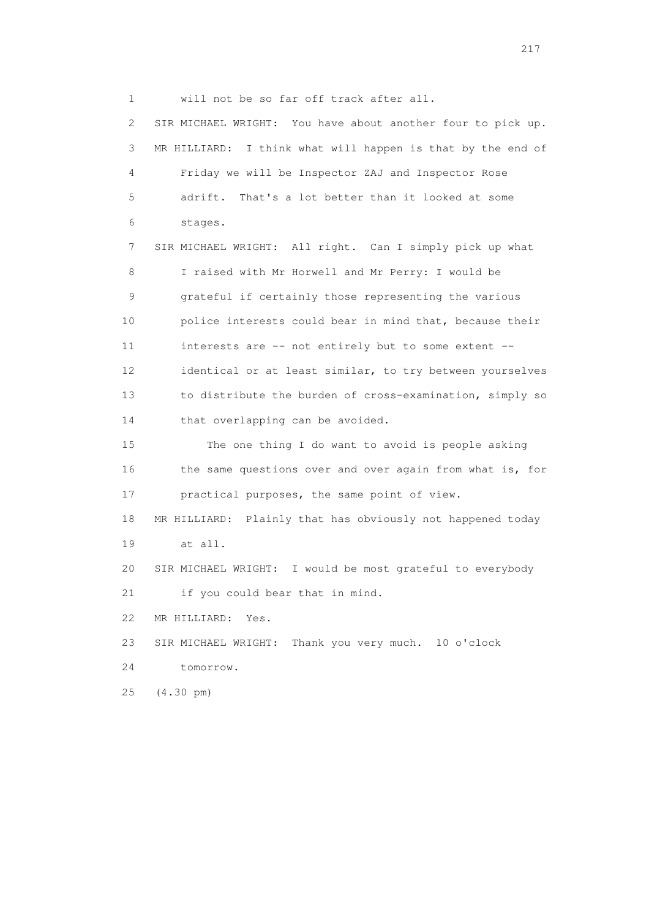1 will not be so far off track after all.

2 SIR MICHAEL WRIGHT: You have about another four to pick up.

3 MR HILLIARD: I think what will happen is that by the end of

4 Friday we will be Inspector ZAJ and Inspector Rose

5 adrift. That's a lot better than it looked at some

6 stages.

7 SIR MICHAEL WRIGHT: All right. Can I simply pick up what

8 I raised with Mr Horwell and Mr Perry: I would be

9 grateful if certainly those representing the various

10 police interests could bear in mind that, because their

11 interests are -- not entirely but to some extent --

12 identical or at least similar, to try between yourselves

13 to distribute the burden of cross-examination, simply so

14 that overlapping can be avoided.

15 The one thing I do want to avoid is people asking

16 the same questions over and over again from what is, for

17 practical purposes, the same point of view.

18 MR HILLIARD: Plainly that has obviously not happened today

19 at all.

20 SIR MICHAEL WRIGHT: I would be most grateful to everybody

21 if you could bear that in mind.

22 MR HILLIARD: Yes.

23 SIR MICHAEL WRIGHT: Thank you very much. 10 o'clock

24 tomorrow.

25 (4.30 pm)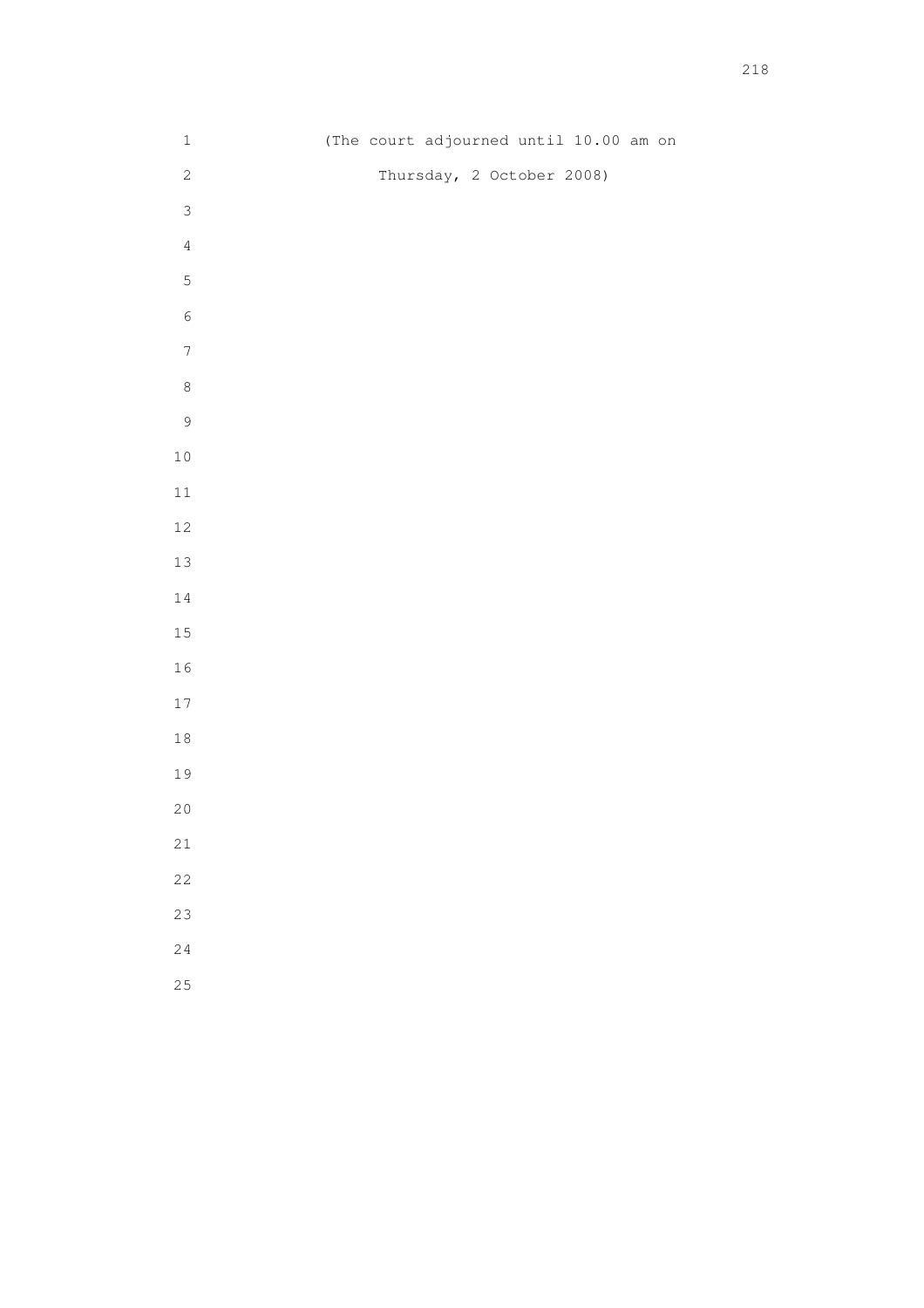(The court adjourned until 10.00 am on

Thursday, 2 October 2008)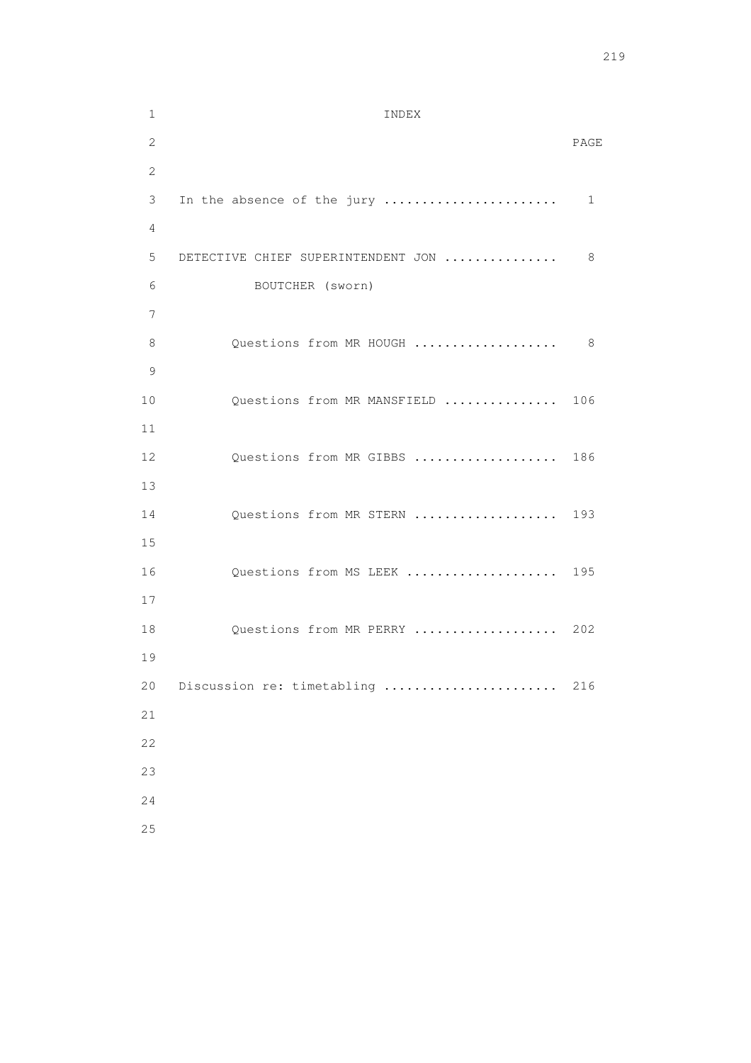# INDEX

| | PAGE |
|---|---|
| In the absence of the jury | 1 |
| DETECTIVE CHIEF SUPERINTENDENT JON BOUTCHER (sworn) | 8 |
| Questions from MR HOUGH | 8 |
| Questions from MR MANSFIELD | 106 |
| Questions from MR GIBBS | 186 |
| Questions from MR STERN | 193 |
| Questions from MS LEEK | 195 |
| Questions from MR PERRY | 202 |
| Discussion re: timetabling | 216 |